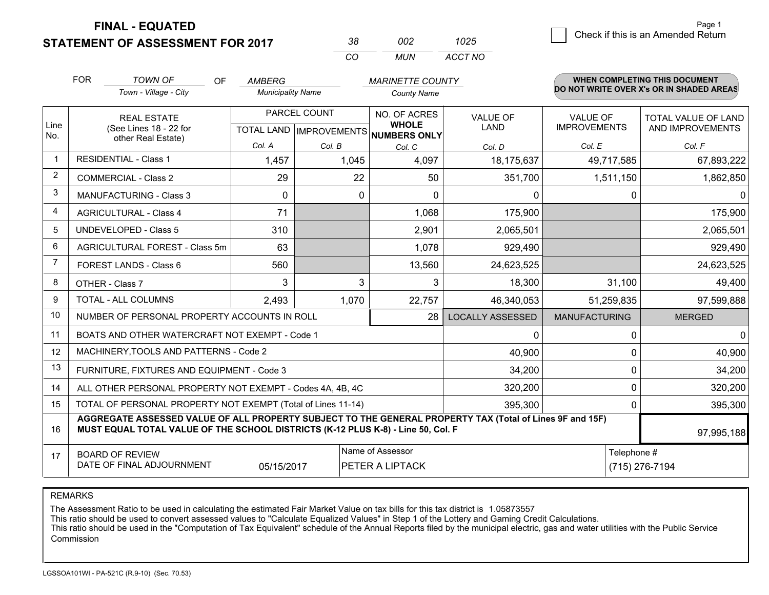# FINAL - EQUATED
## STATEMENT OF ASSESSMENT FOR 2017

| 38 | 002 | 1025 |
|---|---|---|
| CO | MUN | ACCT NO |

☐ Check if this is an Amended Return

Page 1

FOR *TOWN OF* (Town - Village - City) OF *AMBERG* (Municipality Name) *MARINETTE COUNTY* (County Name)

**WHEN COMPLETING THIS DOCUMENT DO NOT WRITE OVER X's OR IN SHADED AREAS**

| Line No. | REAL ESTATE (See Lines 18 - 22 for other Real Estate) | PARCEL COUNT TOTAL LAND Col. A | PARCEL COUNT IMPROVEMENTS Col. B | NO. OF ACRES WHOLE NUMBERS ONLY Col. C | VALUE OF LAND Col. D | VALUE OF IMPROVEMENTS Col. E | TOTAL VALUE OF LAND AND IMPROVEMENTS Col. F |
|---|---|---|---|---|---|---|---|
| 1 | RESIDENTIAL - Class 1 | 1,457 | 1,045 | 4,097 | 18,175,637 | 49,717,585 | 67,893,222 |
| 2 | COMMERCIAL - Class 2 | 29 | 22 | 50 | 351,700 | 1,511,150 | 1,862,850 |
| 3 | MANUFACTURING - Class 3 | 0 | 0 | 0 | 0 | 0 | 0 |
| 4 | AGRICULTURAL - Class 4 | 71 | | 1,068 | 175,900 | | 175,900 |
| 5 | UNDEVELOPED - Class 5 | 310 | | 2,901 | 2,065,501 | | 2,065,501 |
| 6 | AGRICULTURAL FOREST - Class 5m | 63 | | 1,078 | 929,490 | | 929,490 |
| 7 | FOREST LANDS - Class 6 | 560 | | 13,560 | 24,623,525 | | 24,623,525 |
| 8 | OTHER - Class 7 | 3 | 3 | 3 | 18,300 | 31,100 | 49,400 |
| 9 | TOTAL - ALL COLUMNS | 2,493 | 1,070 | 22,757 | 46,340,053 | 51,259,835 | 97,599,888 |
| 10 | NUMBER OF PERSONAL PROPERTY ACCOUNTS IN ROLL | | | 28 | LOCALLY ASSESSED | MANUFACTURING | MERGED |
| 11 | BOATS AND OTHER WATERCRAFT NOT EXEMPT - Code 1 | | | | 0 | 0 | 0 |
| 12 | MACHINERY,TOOLS AND PATTERNS - Code 2 | | | | 40,900 | 0 | 40,900 |
| 13 | FURNITURE, FIXTURES AND EQUIPMENT - Code 3 | | | | 34,200 | 0 | 34,200 |
| 14 | ALL OTHER PERSONAL PROPERTY NOT EXEMPT - Codes 4A, 4B, 4C | | | | 320,200 | 0 | 320,200 |
| 15 | TOTAL OF PERSONAL PROPERTY NOT EXEMPT (Total of Lines 11-14) | | | | 395,300 | 0 | 395,300 |
| 16 | **AGGREGATE ASSESSED VALUE OF ALL PROPERTY SUBJECT TO THE GENERAL PROPERTY TAX (Total of Lines 9F and 15F) MUST EQUAL TOTAL VALUE OF THE SCHOOL DISTRICTS (K-12 PLUS K-8) - Line 50, Col. F** | | | | | | 97,995,188 |
| 17 | BOARD OF REVIEW DATE OF FINAL ADJOURNMENT | 05/15/2017 | Name of Assessor | PETER A LIPTACK | | Telephone # | (715) 276-7194 |

REMARKS

The Assessment Ratio to be used in calculating the estimated Fair Market Value on tax bills for this tax district is 1.05873557
This ratio should be used to convert assessed values to "Calculate Equalized Values" in Step 1 of the Lottery and Gaming Credit Calculations.
This ratio should be used in the "Computation of Tax Equivalent" schedule of the Annual Reports filed by the municipal electric, gas and water utilities with the Public Service Commission

LGSSOA101WI - PA-521C (R.9-10) (Sec. 70.53)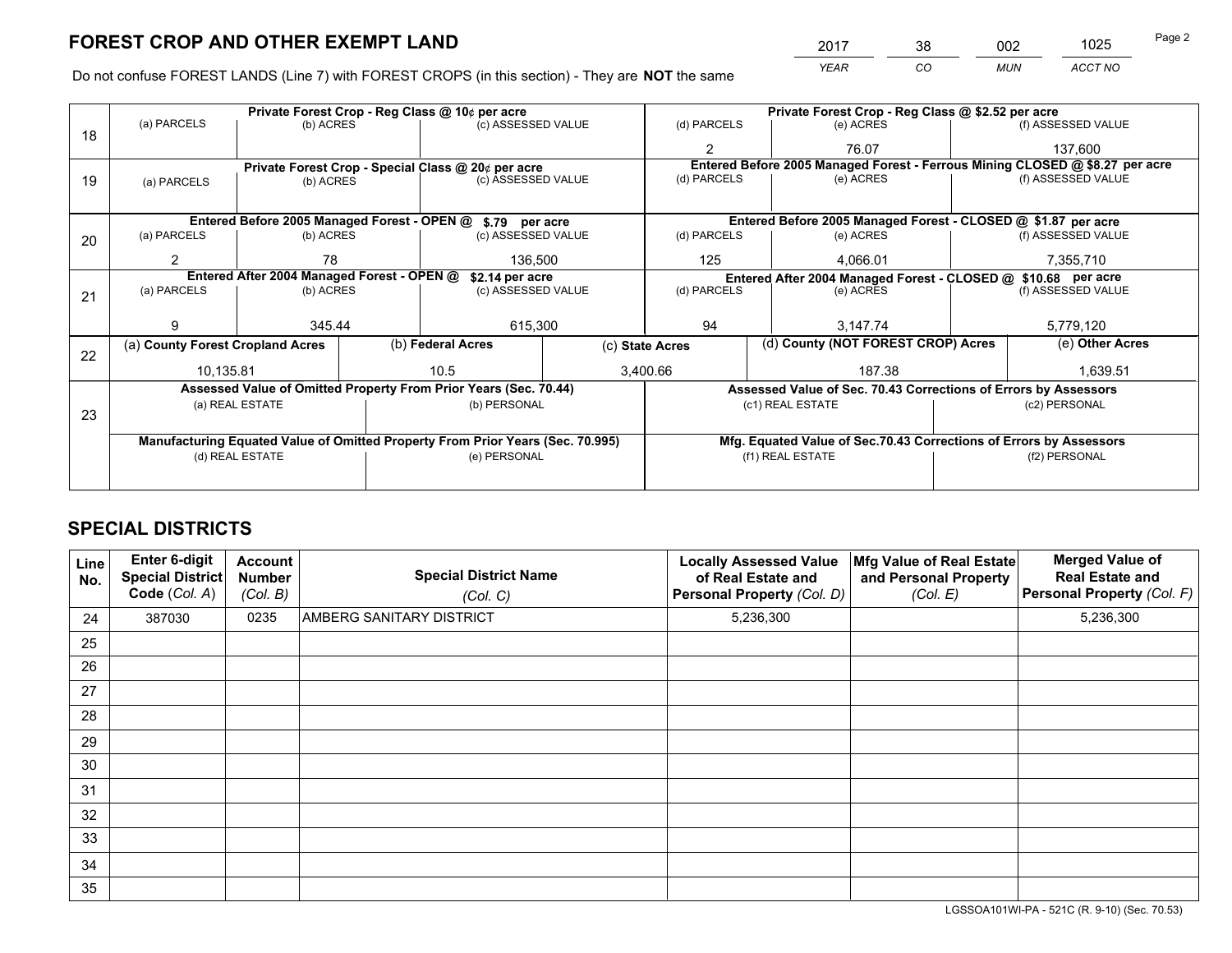# FOREST CROP AND OTHER EXEMPT LAND

| 2017 | 38 | 002 | 1025 |
|---|---|---|---|
| YEAR | CO | MUN | ACCT NO |

Do not confuse FOREST LANDS (Line 7) with FOREST CROPS (in this section) - They are **NOT** the same

| Line | Private Forest Crop - Reg Class @ 10¢ per acre | | | Private Forest Crop - Reg Class @ $2.52 per acre | | |
|---|---|---|---|---|---|---|
| 18 | (a) PARCELS | (b) ACRES | (c) ASSESSED VALUE | (d) PARCELS | (e) ACRES | (f) ASSESSED VALUE |
| | | | | 2 | 76.07 | 137,600 |
| | **Private Forest Crop - Special Class @ 20¢ per acre** | | | **Entered Before 2005 Managed Forest - Ferrous Mining CLOSED @ $8.27 per acre** | | |
| 19 | (a) PARCELS | (b) ACRES | (c) ASSESSED VALUE | (d) PARCELS | (e) ACRES | (f) ASSESSED VALUE |
| | | | | | | |
| | **Entered Before 2005 Managed Forest - OPEN @ $.79 per acre** | | | **Entered Before 2005 Managed Forest - CLOSED @ $1.87 per acre** | | |
| 20 | (a) PARCELS | (b) ACRES | (c) ASSESSED VALUE | (d) PARCELS | (e) ACRES | (f) ASSESSED VALUE |
| | 2 | 78 | 136,500 | 125 | 4,066.01 | 7,355,710 |
| | **Entered After 2004 Managed Forest - OPEN @ $2.14 per acre** | | | **Entered After 2004 Managed Forest - CLOSED @ $10.68 per acre** | | |
| 21 | (a) PARCELS | (b) ACRES | (c) ASSESSED VALUE | (d) PARCELS | (e) ACRES | (f) ASSESSED VALUE |
| | 9 | 345.44 | 615,300 | 94 | 3,147.74 | 5,779,120 |

| Line | (a) County Forest Cropland Acres | (b) Federal Acres | (c) State Acres | (d) County (NOT FOREST CROP) Acres | (e) Other Acres |
|---|---|---|---|---|---|
| 22 | 10,135.81 | 10.5 | 3,400.66 | 187.38 | 1,639.51 |

| Line | Assessed Value of Omitted Property From Prior Years (Sec. 70.44) | | Assessed Value of Sec. 70.43 Corrections of Errors by Assessors | |
|---|---|---|---|---|
| 23 | (a) REAL ESTATE | (b) PERSONAL | (c1) REAL ESTATE | (c2) PERSONAL |
| | | | | |
| | **Manufacturing Equated Value of Omitted Property From Prior Years (Sec. 70.995)** | | **Mfg. Equated Value of Sec.70.43 Corrections of Errors by Assessors** | |
| | (d) REAL ESTATE | (e) PERSONAL | (f1) REAL ESTATE | (f2) PERSONAL |
| | | | | |

# SPECIAL DISTRICTS

| Line No. | Enter 6-digit Special District Code (Col. A) | Account Number (Col. B) | Special District Name (Col. C) | Locally Assessed Value of Real Estate and Personal Property (Col. D) | Mfg Value of Real Estate and Personal Property (Col. E) | Merged Value of Real Estate and Personal Property (Col. F) |
|---|---|---|---|---|---|---|
| 24 | 387030 | 0235 | AMBERG SANITARY DISTRICT | 5,236,300 | | 5,236,300 |
| 25 | | | | | | |
| 26 | | | | | | |
| 27 | | | | | | |
| 28 | | | | | | |
| 29 | | | | | | |
| 30 | | | | | | |
| 31 | | | | | | |
| 32 | | | | | | |
| 33 | | | | | | |
| 34 | | | | | | |
| 35 | | | | | | |

LGSSOA101WI-PA - 521C (R. 9-10) (Sec. 70.53)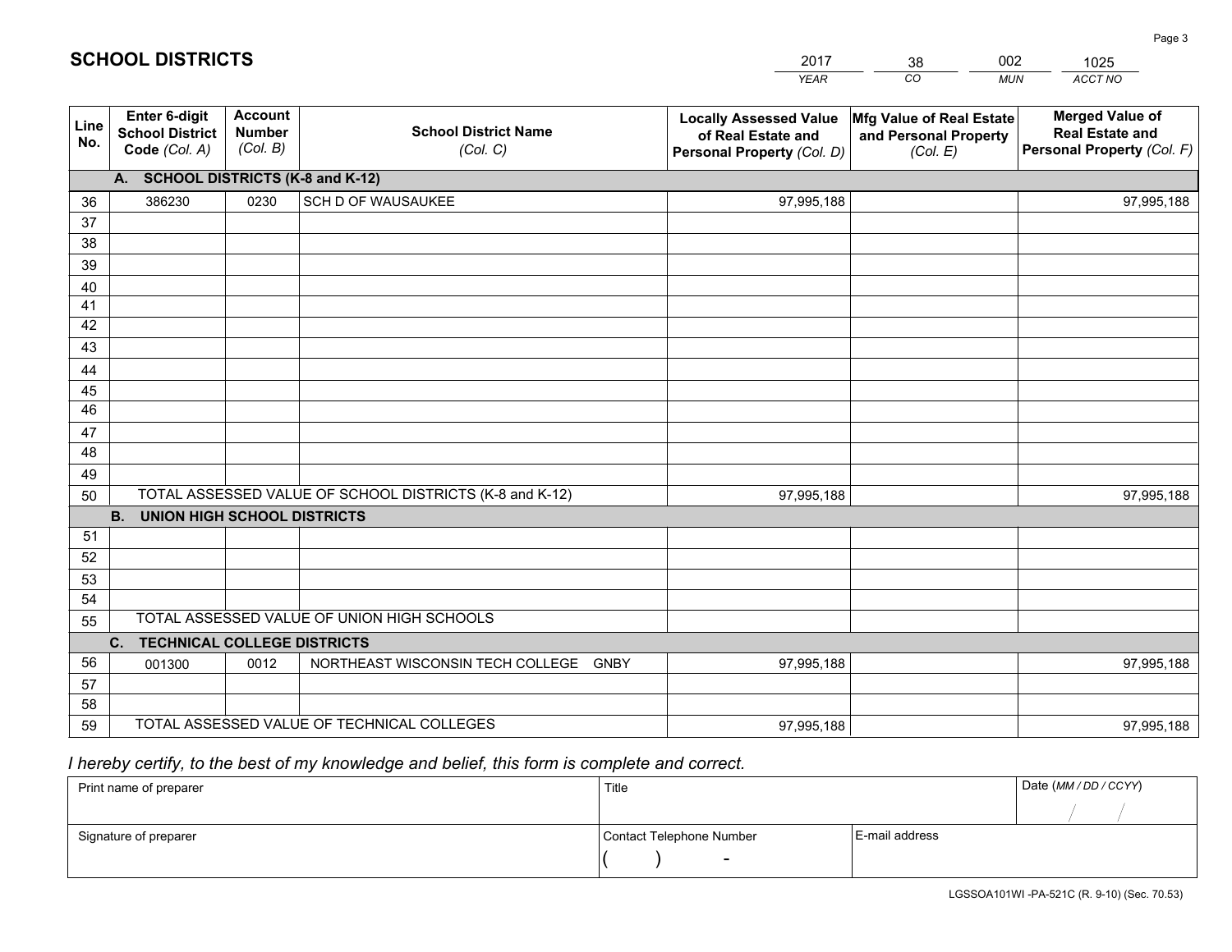# SCHOOL DISTRICTS

| 2017 | 38 | 002 | 1025 |
|---|---|---|---|
| *YEAR* | *CO* | *MUN* | *ACCT NO* |

| Line No. | Enter 6-digit School District Code *(Col. A)* | Account Number *(Col. B)* | School District Name *(Col. C)* | Locally Assessed Value of Real Estate and Personal Property *(Col. D)* | Mfg Value of Real Estate and Personal Property *(Col. E)* | Merged Value of Real Estate and Personal Property *(Col. F)* |
|---|---|---|---|---|---|---|
| **A. SCHOOL DISTRICTS (K-8 and K-12)** | | | | | | |
| 36 | 386230 | 0230 | SCH D OF WAUSAUKEE | 97,995,188 | | 97,995,188 |
| 37 | | | | | | |
| 38 | | | | | | |
| 39 | | | | | | |
| 40 | | | | | | |
| 41 | | | | | | |
| 42 | | | | | | |
| 43 | | | | | | |
| 44 | | | | | | |
| 45 | | | | | | |
| 46 | | | | | | |
| 47 | | | | | | |
| 48 | | | | | | |
| 49 | | | | | | |
| 50 | TOTAL ASSESSED VALUE OF SCHOOL DISTRICTS (K-8 and K-12) | | | 97,995,188 | | 97,995,188 |
| **B. UNION HIGH SCHOOL DISTRICTS** | | | | | | |
| 51 | | | | | | |
| 52 | | | | | | |
| 53 | | | | | | |
| 54 | | | | | | |
| 55 | TOTAL ASSESSED VALUE OF UNION HIGH SCHOOLS | | | | | |
| **C. TECHNICAL COLLEGE DISTRICTS** | | | | | | |
| 56 | 001300 | 0012 | NORTHEAST WISCONSIN TECH COLLEGE GNBY | 97,995,188 | | 97,995,188 |
| 57 | | | | | | |
| 58 | | | | | | |
| 59 | TOTAL ASSESSED VALUE OF TECHNICAL COLLEGES | | | 97,995,188 | | 97,995,188 |

*I hereby certify, to the best of my knowledge and belief, this form is complete and correct.*

| Print name of preparer | Title | | Date *(MM / DD / CCYY)* |
|---|---|---|---|
| | | | / / |
| Signature of preparer | Contact Telephone Number | E-mail address | |
| | ( ) - | | |

LGSSOA101WI -PA-521C (R. 9-10) (Sec. 70.53)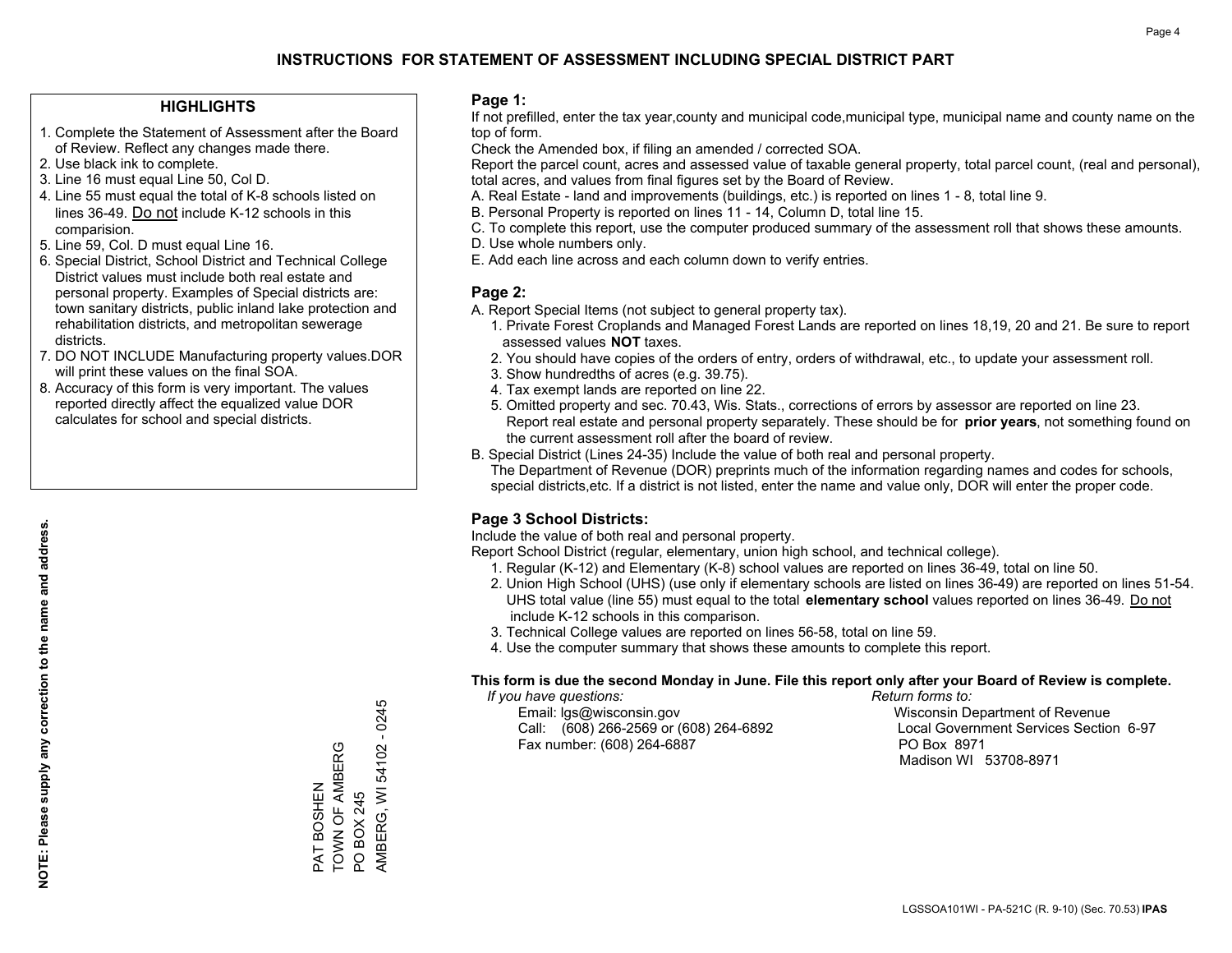# INSTRUCTIONS FOR STATEMENT OF ASSESSMENT INCLUDING SPECIAL DISTRICT PART

## HIGHLIGHTS

1. Complete the Statement of Assessment after the Board of Review. Reflect any changes made there.
2. Use black ink to complete.
3. Line 16 must equal Line 50, Col D.
4. Line 55 must equal the total of K-8 schools listed on lines 36-49. Do not include K-12 schools in this comparision.
5. Line 59, Col. D must equal Line 16.
6. Special District, School District and Technical College District values must include both real estate and personal property. Examples of Special districts are: town sanitary districts, public inland lake protection and rehabilitation districts, and metropolitan sewerage districts.
7. DO NOT INCLUDE Manufacturing property values.DOR will print these values on the final SOA.
8. Accuracy of this form is very important. The values reported directly affect the equalized value DOR calculates for school and special districts.

**NOTE: Please supply any correction to the name and address.**

PAT BOSHEN
TOWN OF AMBERG
PO BOX 245
AMBERG, WI 54102 - 0245

## Page 1:

If not prefilled, enter the tax year,county and municipal code,municipal type, municipal name and county name on the top of form.

Check the Amended box, if filing an amended / corrected SOA.

Report the parcel count, acres and assessed value of taxable general property, total parcel count, (real and personal), total acres, and values from final figures set by the Board of Review.

A. Real Estate - land and improvements (buildings, etc.) is reported on lines 1 - 8, total line 9.
B. Personal Property is reported on lines 11 - 14, Column D, total line 15.
C. To complete this report, use the computer produced summary of the assessment roll that shows these amounts.
D. Use whole numbers only.
E. Add each line across and each column down to verify entries.

## Page 2:

A. Report Special Items (not subject to general property tax).
   1. Private Forest Croplands and Managed Forest Lands are reported on lines 18,19, 20 and 21. Be sure to report assessed values **NOT** taxes.
   2. You should have copies of the orders of entry, orders of withdrawal, etc., to update your assessment roll.
   3. Show hundredths of acres (e.g. 39.75).
   4. Tax exempt lands are reported on line 22.
   5. Omitted property and sec. 70.43, Wis. Stats., corrections of errors by assessor are reported on line 23. Report real estate and personal property separately. These should be for **prior years**, not something found on the current assessment roll after the board of review.
B. Special District (Lines 24-35) Include the value of both real and personal property.
   The Department of Revenue (DOR) preprints much of the information regarding names and codes for schools, special districts,etc. If a district is not listed, enter the name and value only, DOR will enter the proper code.

## Page 3 School Districts:

Include the value of both real and personal property.

Report School District (regular, elementary, union high school, and technical college).

1. Regular (K-12) and Elementary (K-8) school values are reported on lines 36-49, total on line 50.
2. Union High School (UHS) (use only if elementary schools are listed on lines 36-49) are reported on lines 51-54. UHS total value (line 55) must equal to the total **elementary school** values reported on lines 36-49. Do not include K-12 schools in this comparison.
3. Technical College values are reported on lines 56-58, total on line 59.
4. Use the computer summary that shows these amounts to complete this report.

**This form is due the second Monday in June. File this report only after your Board of Review is complete.**

*If you have questions:*
Email: lgs@wisconsin.gov
Call: (608) 266-2569 or (608) 264-6892
Fax number: (608) 264-6887

*Return forms to:*
Wisconsin Department of Revenue
Local Government Services Section 6-97
PO Box 8971
Madison WI 53708-8971

LGSSOA101WI - PA-521C (R. 9-10) (Sec. 70.53) **IPAS**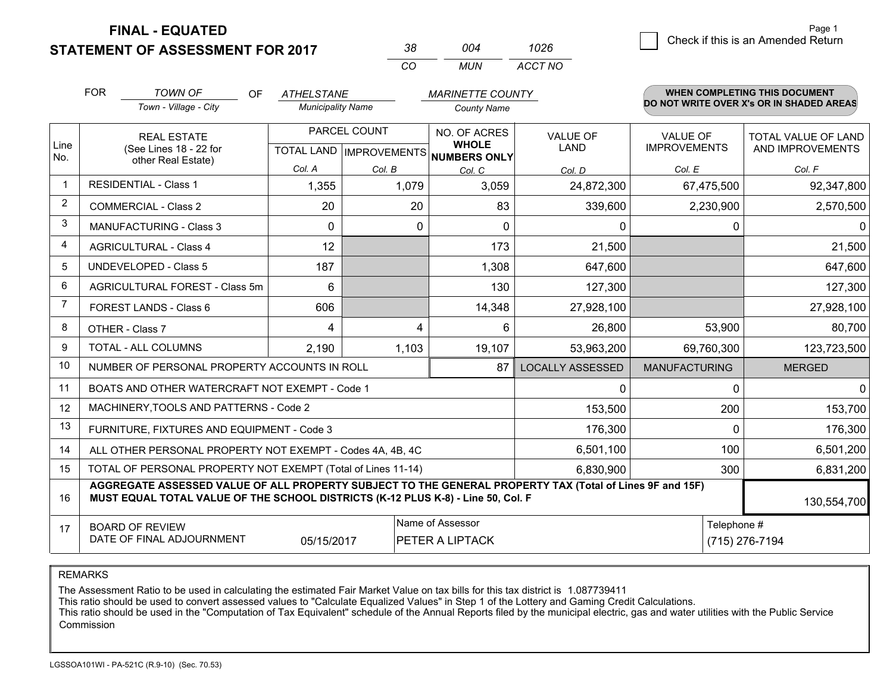# FINAL - EQUATED
## STATEMENT OF ASSESSMENT FOR 2017

| 38 | 004 | 1026 |
|---|---|---|
| CO | MUN | ACCT NO |

☐ Check if this is an Amended Return

FOR *TOWN OF* (Town - Village - City) OF *ATHELSTANE* (Municipality Name) *MARINETTE COUNTY* (County Name)

**WHEN COMPLETING THIS DOCUMENT DO NOT WRITE OVER X's OR IN SHADED AREAS**

| Line No. | REAL ESTATE (See Lines 18 - 22 for other Real Estate) | PARCEL COUNT TOTAL LAND Col. A | PARCEL COUNT IMPROVEMENTS Col. B | NO. OF ACRES WHOLE NUMBERS ONLY Col. C | VALUE OF LAND Col. D | VALUE OF IMPROVEMENTS Col. E | TOTAL VALUE OF LAND AND IMPROVEMENTS Col. F |
|---|---|---|---|---|---|---|---|
| 1 | RESIDENTIAL - Class 1 | 1,355 | 1,079 | 3,059 | 24,872,300 | 67,475,500 | 92,347,800 |
| 2 | COMMERCIAL - Class 2 | 20 | 20 | 83 | 339,600 | 2,230,900 | 2,570,500 |
| 3 | MANUFACTURING - Class 3 | 0 | 0 | 0 | 0 | 0 | 0 |
| 4 | AGRICULTURAL - Class 4 | 12 | | 173 | 21,500 | | 21,500 |
| 5 | UNDEVELOPED - Class 5 | 187 | | 1,308 | 647,600 | | 647,600 |
| 6 | AGRICULTURAL FOREST - Class 5m | 6 | | 130 | 127,300 | | 127,300 |
| 7 | FOREST LANDS - Class 6 | 606 | | 14,348 | 27,928,100 | | 27,928,100 |
| 8 | OTHER - Class 7 | 4 | 4 | 6 | 26,800 | 53,900 | 80,700 |
| 9 | TOTAL - ALL COLUMNS | 2,190 | 1,103 | 19,107 | 53,963,200 | 69,760,300 | 123,723,500 |
| 10 | NUMBER OF PERSONAL PROPERTY ACCOUNTS IN ROLL | | | 87 | LOCALLY ASSESSED | MANUFACTURING | MERGED |
| 11 | BOATS AND OTHER WATERCRAFT NOT EXEMPT - Code 1 | | | | 0 | 0 | 0 |
| 12 | MACHINERY,TOOLS AND PATTERNS - Code 2 | | | | 153,500 | 200 | 153,700 |
| 13 | FURNITURE, FIXTURES AND EQUIPMENT - Code 3 | | | | 176,300 | 0 | 176,300 |
| 14 | ALL OTHER PERSONAL PROPERTY NOT EXEMPT - Codes 4A, 4B, 4C | | | | 6,501,100 | 100 | 6,501,200 |
| 15 | TOTAL OF PERSONAL PROPERTY NOT EXEMPT (Total of Lines 11-14) | | | | 6,830,900 | 300 | 6,831,200 |
| 16 | **AGGREGATE ASSESSED VALUE OF ALL PROPERTY SUBJECT TO THE GENERAL PROPERTY TAX (Total of Lines 9F and 15F) MUST EQUAL TOTAL VALUE OF THE SCHOOL DISTRICTS (K-12 PLUS K-8) - Line 50, Col. F** | | | | | | 130,554,700 |
| 17 | BOARD OF REVIEW DATE OF FINAL ADJOURNMENT | 05/15/2017 | Name of Assessor: PETER A LIPTACK | | | Telephone #: (715) 276-7194 | |

REMARKS

The Assessment Ratio to be used in calculating the estimated Fair Market Value on tax bills for this tax district is 1.087739411
This ratio should be used to convert assessed values to "Calculate Equalized Values" in Step 1 of the Lottery and Gaming Credit Calculations.
This ratio should be used in the "Computation of Tax Equivalent" schedule of the Annual Reports filed by the municipal electric, gas and water utilities with the Public Service Commission

LGSSOA101WI - PA-521C (R.9-10) (Sec. 70.53)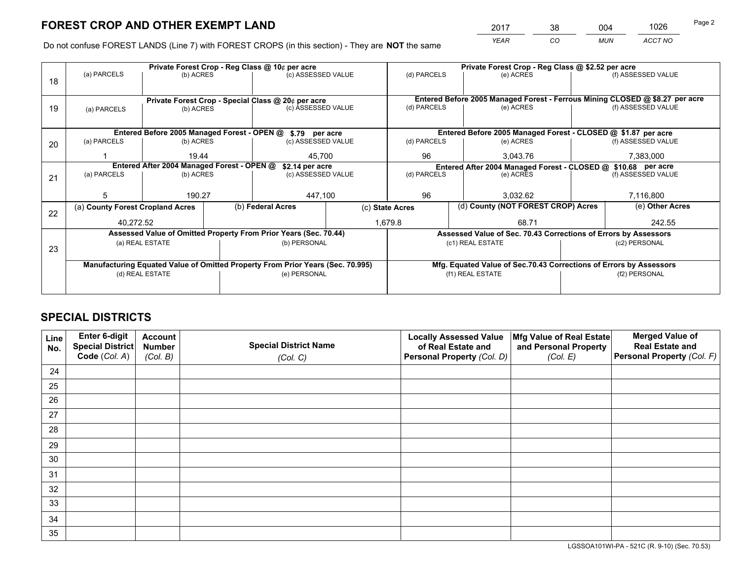# FOREST CROP AND OTHER EXEMPT LAND

| 2017 | 38 | 004 | 1026 |
|---|---|---|---|
| *YEAR* | *CO* | *MUN* | *ACCT NO* |

Do not confuse FOREST LANDS (Line 7) with FOREST CROPS (in this section) - They are **NOT** the same

| Line | Private Forest Crop - Reg Class @ 10¢ per acre | | | Private Forest Crop - Reg Class @ $2.52 per acre | | |
|---|---|---|---|---|---|---|
| 18 | (a) PARCELS | (b) ACRES | (c) ASSESSED VALUE | (d) PARCELS | (e) ACRES | (f) ASSESSED VALUE |
| | | | | | | |
| | **Private Forest Crop - Special Class @ 20¢ per acre** | | | **Entered Before 2005 Managed Forest - Ferrous Mining CLOSED @ $8.27 per acre** | | |
| 19 | (a) PARCELS | (b) ACRES | (c) ASSESSED VALUE | (d) PARCELS | (e) ACRES | (f) ASSESSED VALUE |
| | | | | | | |
| | **Entered Before 2005 Managed Forest - OPEN @ $.79 per acre** | | | **Entered Before 2005 Managed Forest - CLOSED @ $1.87 per acre** | | |
| 20 | (a) PARCELS | (b) ACRES | (c) ASSESSED VALUE | (d) PARCELS | (e) ACRES | (f) ASSESSED VALUE |
| | 1 | 19.44 | 45,700 | 96 | 3,043.76 | 7,383,000 |
| | **Entered After 2004 Managed Forest - OPEN @ $2.14 per acre** | | | **Entered After 2004 Managed Forest - CLOSED @ $10.68 per acre** | | |
| 21 | (a) PARCELS | (b) ACRES | (c) ASSESSED VALUE | (d) PARCELS | (e) ACRES | (f) ASSESSED VALUE |
| | 5 | 190.27 | 447,100 | 96 | 3,032.62 | 7,116,800 |

| Line | (a) County Forest Cropland Acres | (b) Federal Acres | (c) State Acres | (d) County (NOT FOREST CROP) Acres | (e) Other Acres |
|---|---|---|---|---|---|
| 22 | 40,272.52 | | 1,679.8 | 68.71 | 242.55 |

| Line | Assessed Value of Omitted Property From Prior Years (Sec. 70.44) | | Assessed Value of Sec. 70.43 Corrections of Errors by Assessors | |
|---|---|---|---|---|
| 23 | (a) REAL ESTATE | (b) PERSONAL | (c1) REAL ESTATE | (c2) PERSONAL |
| | | | | |
| | **Manufacturing Equated Value of Omitted Property From Prior Years (Sec. 70.995)** | | **Mfg. Equated Value of Sec.70.43 Corrections of Errors by Assessors** | |
| | (d) REAL ESTATE | (e) PERSONAL | (f1) REAL ESTATE | (f2) PERSONAL |
| | | | | |

## SPECIAL DISTRICTS

| Line No. | Enter 6-digit Special District Code (*Col. A*) | Account Number (*Col. B*) | Special District Name (*Col. C*) | Locally Assessed Value of Real Estate and Personal Property (*Col. D*) | Mfg Value of Real Estate and Personal Property (*Col. E*) | Merged Value of Real Estate and Personal Property (*Col. F*) |
|---|---|---|---|---|---|---|
| 24 | | | | | | |
| 25 | | | | | | |
| 26 | | | | | | |
| 27 | | | | | | |
| 28 | | | | | | |
| 29 | | | | | | |
| 30 | | | | | | |
| 31 | | | | | | |
| 32 | | | | | | |
| 33 | | | | | | |
| 34 | | | | | | |
| 35 | | | | | | |

LGSSOA101WI-PA - 521C (R. 9-10) (Sec. 70.53)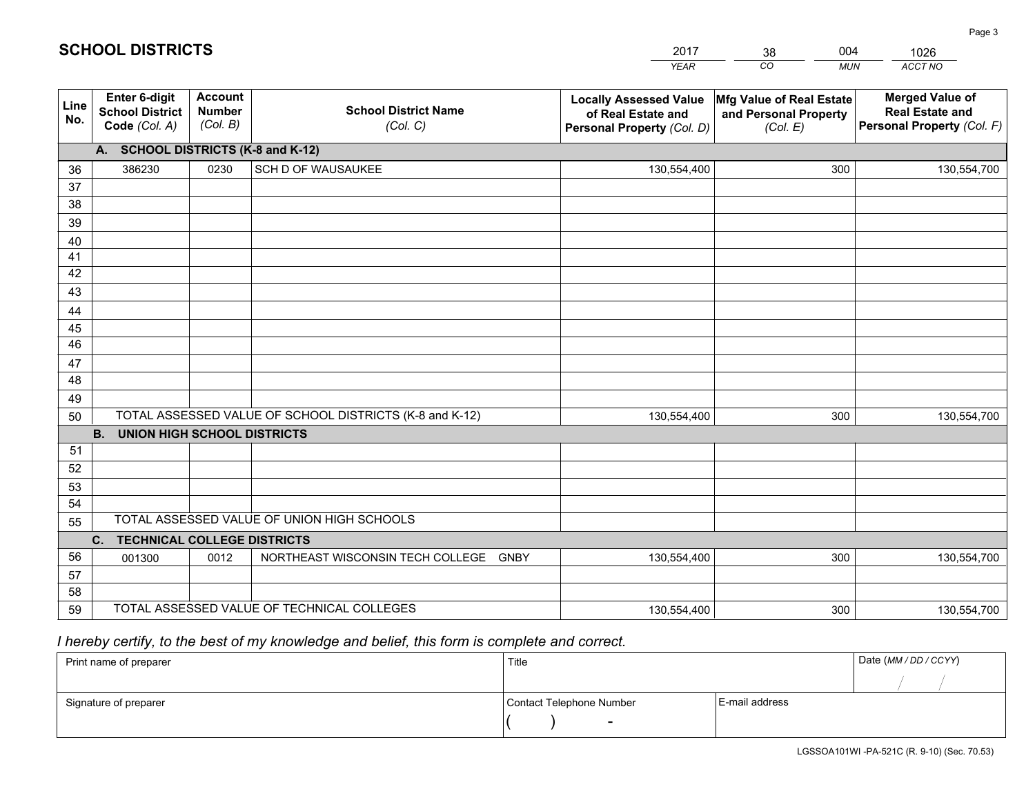# SCHOOL DISTRICTS

| 2017 | 38 | 004 | 1026 |
|---|---|---|---|
| *YEAR* | *CO* | *MUN* | *ACCT NO* |

| Line No. | Enter 6-digit School District Code (Col. A) | Account Number (Col. B) | School District Name (Col. C) | Locally Assessed Value of Real Estate and Personal Property (Col. D) | Mfg Value of Real Estate and Personal Property (Col. E) | Merged Value of Real Estate and Personal Property (Col. F) |
|---|---|---|---|---|---|---|
| | **A. SCHOOL DISTRICTS (K-8 and K-12)** | | | | | |
| 36 | 386230 | 0230 | SCH D OF WAUSAUKEE | 130,554,400 | 300 | 130,554,700 |
| 37 | | | | | | |
| 38 | | | | | | |
| 39 | | | | | | |
| 40 | | | | | | |
| 41 | | | | | | |
| 42 | | | | | | |
| 43 | | | | | | |
| 44 | | | | | | |
| 45 | | | | | | |
| 46 | | | | | | |
| 47 | | | | | | |
| 48 | | | | | | |
| 49 | | | | | | |
| 50 | TOTAL ASSESSED VALUE OF SCHOOL DISTRICTS (K-8 and K-12) | | | 130,554,400 | 300 | 130,554,700 |
| | **B. UNION HIGH SCHOOL DISTRICTS** | | | | | |
| 51 | | | | | | |
| 52 | | | | | | |
| 53 | | | | | | |
| 54 | | | | | | |
| 55 | TOTAL ASSESSED VALUE OF UNION HIGH SCHOOLS | | | | | |
| | **C. TECHNICAL COLLEGE DISTRICTS** | | | | | |
| 56 | 001300 | 0012 | NORTHEAST WISCONSIN TECH COLLEGE GNBY | 130,554,400 | 300 | 130,554,700 |
| 57 | | | | | | |
| 58 | | | | | | |
| 59 | TOTAL ASSESSED VALUE OF TECHNICAL COLLEGES | | | 130,554,400 | 300 | 130,554,700 |

*I hereby certify, to the best of my knowledge and belief, this form is complete and correct.*

| Print name of preparer | Title | | Date (MM / DD / CCYY) |
|---|---|---|---|
| | | | / / |
| Signature of preparer | Contact Telephone Number | E-mail address | |
| | ( ) - | | |

LGSSOA101WI -PA-521C (R. 9-10) (Sec. 70.53)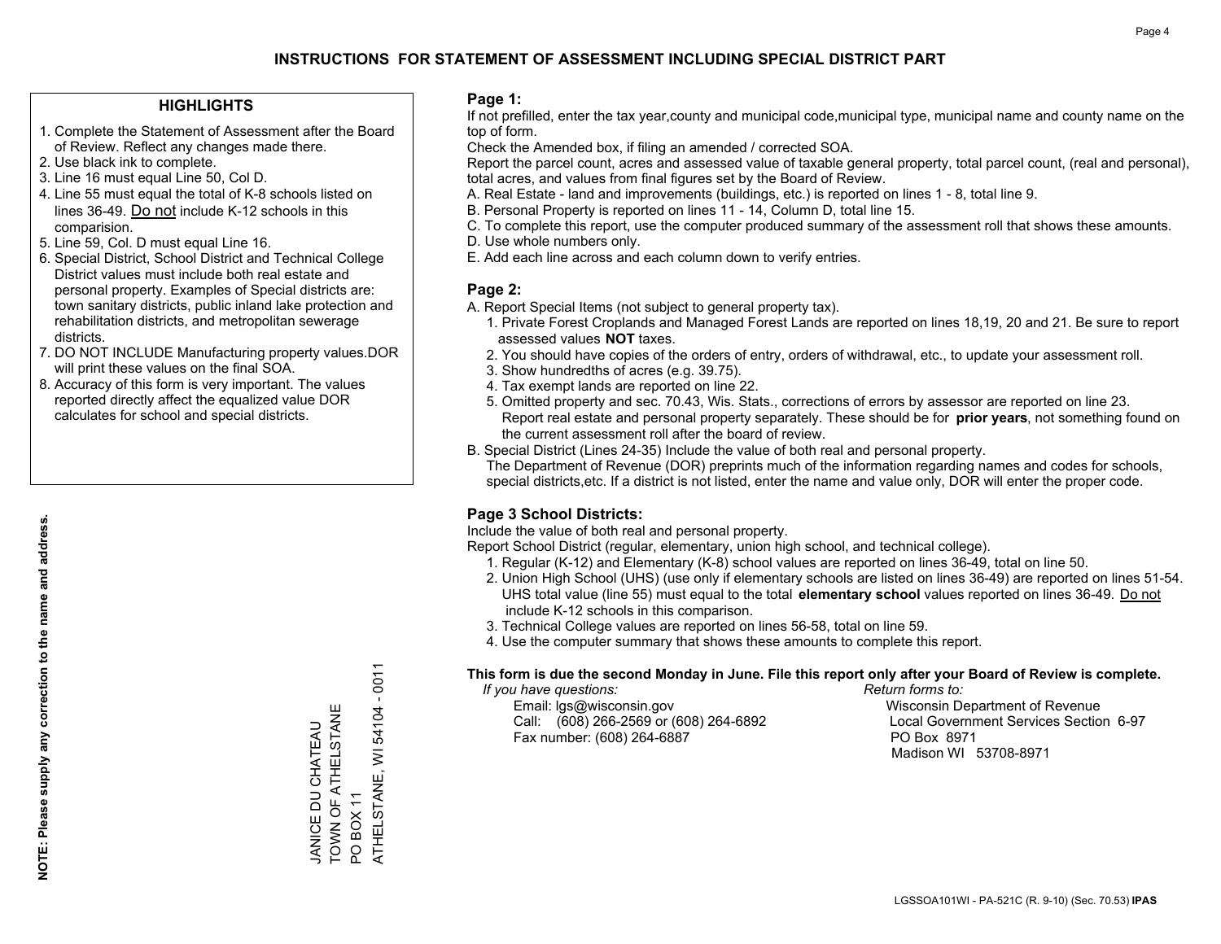# INSTRUCTIONS FOR STATEMENT OF ASSESSMENT INCLUDING SPECIAL DISTRICT PART

## HIGHLIGHTS

1. Complete the Statement of Assessment after the Board of Review. Reflect any changes made there.
2. Use black ink to complete.
3. Line 16 must equal Line 50, Col D.
4. Line 55 must equal the total of K-8 schools listed on lines 36-49. Do not include K-12 schools in this comparision.
5. Line 59, Col. D must equal Line 16.
6. Special District, School District and Technical College District values must include both real estate and personal property. Examples of Special districts are: town sanitary districts, public inland lake protection and rehabilitation districts, and metropolitan sewerage districts.
7. DO NOT INCLUDE Manufacturing property values.DOR will print these values on the final SOA.
8. Accuracy of this form is very important. The values reported directly affect the equalized value DOR calculates for school and special districts.

**NOTE: Please supply any correction to the name and address.**

JANICE DU CHATEAU
TOWN OF ATHELSTANE
PO BOX 11
ATHELSTANE, WI 54104 - 0011

## Page 1:

If not prefilled, enter the tax year,county and municipal code,municipal type, municipal name and county name on the top of form.

Check the Amended box, if filing an amended / corrected SOA.

Report the parcel count, acres and assessed value of taxable general property, total parcel count, (real and personal), total acres, and values from final figures set by the Board of Review.

A. Real Estate - land and improvements (buildings, etc.) is reported on lines 1 - 8, total line 9.
B. Personal Property is reported on lines 11 - 14, Column D, total line 15.
C. To complete this report, use the computer produced summary of the assessment roll that shows these amounts.
D. Use whole numbers only.
E. Add each line across and each column down to verify entries.

## Page 2:

A. Report Special Items (not subject to general property tax).
   1. Private Forest Croplands and Managed Forest Lands are reported on lines 18,19, 20 and 21. Be sure to report assessed values **NOT** taxes.
   2. You should have copies of the orders of entry, orders of withdrawal, etc., to update your assessment roll.
   3. Show hundredths of acres (e.g. 39.75).
   4. Tax exempt lands are reported on line 22.
   5. Omitted property and sec. 70.43, Wis. Stats., corrections of errors by assessor are reported on line 23. Report real estate and personal property separately. These should be for **prior years**, not something found on the current assessment roll after the board of review.
B. Special District (Lines 24-35) Include the value of both real and personal property.
   The Department of Revenue (DOR) preprints much of the information regarding names and codes for schools, special districts,etc. If a district is not listed, enter the name and value only, DOR will enter the proper code.

## Page 3 School Districts:

Include the value of both real and personal property.

Report School District (regular, elementary, union high school, and technical college).

1. Regular (K-12) and Elementary (K-8) school values are reported on lines 36-49, total on line 50.
2. Union High School (UHS) (use only if elementary schools are listed on lines 36-49) are reported on lines 51-54. UHS total value (line 55) must equal to the total **elementary school** values reported on lines 36-49. Do not include K-12 schools in this comparison.
3. Technical College values are reported on lines 56-58, total on line 59.
4. Use the computer summary that shows these amounts to complete this report.

**This form is due the second Monday in June. File this report only after your Board of Review is complete.**

*If you have questions:*
Email: lgs@wisconsin.gov
Call: (608) 266-2569 or (608) 264-6892
Fax number: (608) 264-6887

*Return forms to:*
Wisconsin Department of Revenue
Local Government Services Section 6-97
PO Box 8971
Madison WI 53708-8971

LGSSOA101WI - PA-521C (R. 9-10) (Sec. 70.53) **IPAS**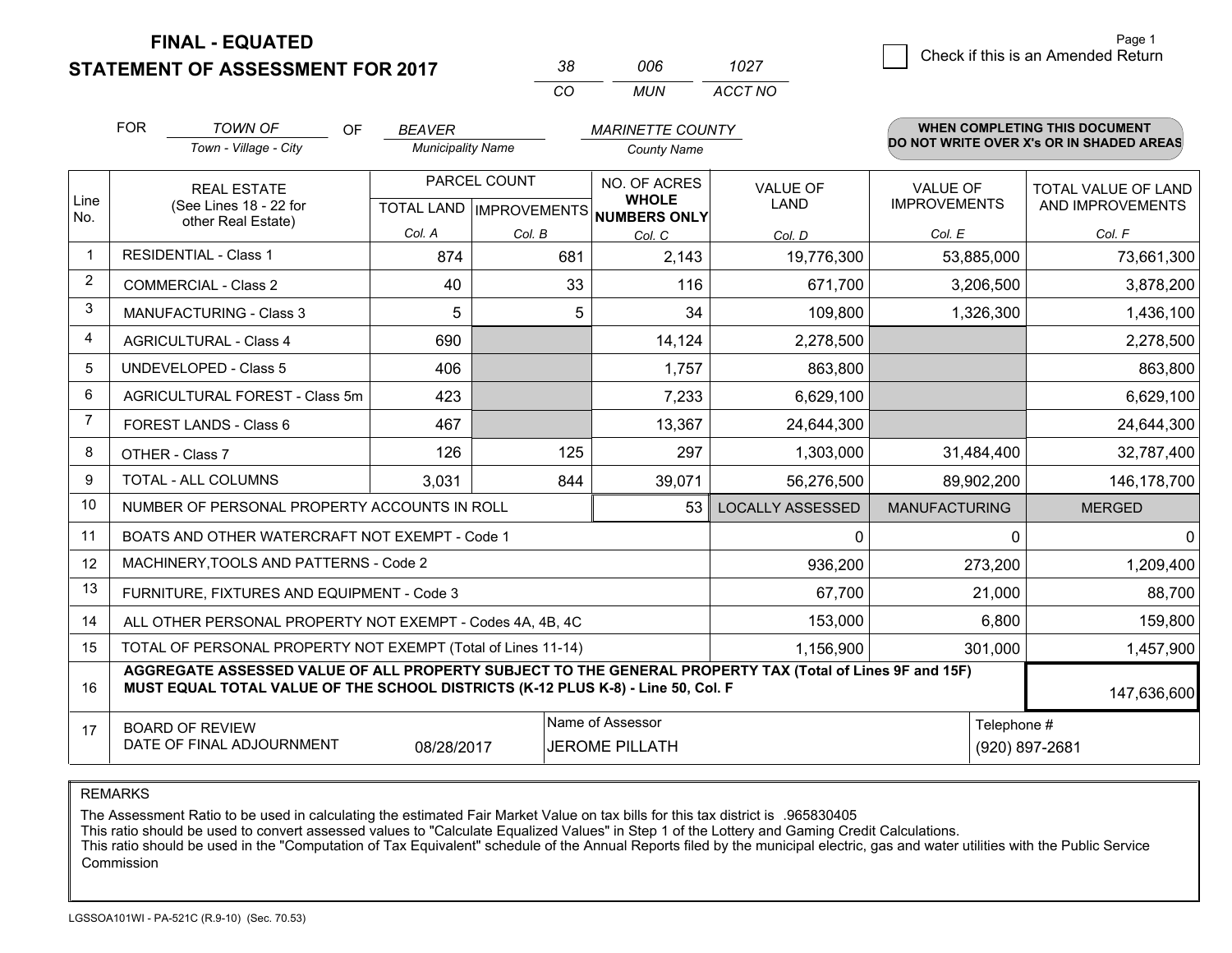# FINAL - EQUATED
# STATEMENT OF ASSESSMENT FOR 2017

| 38 | 006 | 1027 |
|---|---|---|
| CO | MUN | ACCT NO |

Check if this is an Amended Return

Page 1

FOR *TOWN OF* (Town - Village - City) OF *BEAVER* (Municipality Name) *MARINETTE COUNTY* (County Name)

**WHEN COMPLETING THIS DOCUMENT DO NOT WRITE OVER X's OR IN SHADED AREAS**

| Line No. | REAL ESTATE (See Lines 18 - 22 for other Real Estate) | PARCEL COUNT TOTAL LAND Col. A | PARCEL COUNT IMPROVEMENTS Col. B | NO. OF ACRES WHOLE NUMBERS ONLY Col. C | VALUE OF LAND Col. D | VALUE OF IMPROVEMENTS Col. E | TOTAL VALUE OF LAND AND IMPROVEMENTS Col. F |
|---|---|---|---|---|---|---|---|
| 1 | RESIDENTIAL - Class 1 | 874 | 681 | 2,143 | 19,776,300 | 53,885,000 | 73,661,300 |
| 2 | COMMERCIAL - Class 2 | 40 | 33 | 116 | 671,700 | 3,206,500 | 3,878,200 |
| 3 | MANUFACTURING - Class 3 | 5 | 5 | 34 | 109,800 | 1,326,300 | 1,436,100 |
| 4 | AGRICULTURAL - Class 4 | 690 | | 14,124 | 2,278,500 | | 2,278,500 |
| 5 | UNDEVELOPED - Class 5 | 406 | | 1,757 | 863,800 | | 863,800 |
| 6 | AGRICULTURAL FOREST - Class 5m | 423 | | 7,233 | 6,629,100 | | 6,629,100 |
| 7 | FOREST LANDS - Class 6 | 467 | | 13,367 | 24,644,300 | | 24,644,300 |
| 8 | OTHER - Class 7 | 126 | 125 | 297 | 1,303,000 | 31,484,400 | 32,787,400 |
| 9 | TOTAL - ALL COLUMNS | 3,031 | 844 | 39,071 | 56,276,500 | 89,902,200 | 146,178,700 |
| 10 | NUMBER OF PERSONAL PROPERTY ACCOUNTS IN ROLL | | | 53 | LOCALLY ASSESSED | MANUFACTURING | MERGED |
| 11 | BOATS AND OTHER WATERCRAFT NOT EXEMPT - Code 1 | | | | 0 | 0 | 0 |
| 12 | MACHINERY,TOOLS AND PATTERNS - Code 2 | | | | 936,200 | 273,200 | 1,209,400 |
| 13 | FURNITURE, FIXTURES AND EQUIPMENT - Code 3 | | | | 67,700 | 21,000 | 88,700 |
| 14 | ALL OTHER PERSONAL PROPERTY NOT EXEMPT - Codes 4A, 4B, 4C | | | | 153,000 | 6,800 | 159,800 |
| 15 | TOTAL OF PERSONAL PROPERTY NOT EXEMPT (Total of Lines 11-14) | | | | 1,156,900 | 301,000 | 1,457,900 |
| 16 | **AGGREGATE ASSESSED VALUE OF ALL PROPERTY SUBJECT TO THE GENERAL PROPERTY TAX (Total of Lines 9F and 15F) MUST EQUAL TOTAL VALUE OF THE SCHOOL DISTRICTS (K-12 PLUS K-8) - Line 50, Col. F** | | | | | | 147,636,600 |
| 17 | BOARD OF REVIEW DATE OF FINAL ADJOURNMENT | 08/28/2017 | | Name of Assessor: JEROME PILLATH | | Telephone #: (920) 897-2681 | |

REMARKS

The Assessment Ratio to be used in calculating the estimated Fair Market Value on tax bills for this tax district is .965830405
This ratio should be used to convert assessed values to "Calculate Equalized Values" in Step 1 of the Lottery and Gaming Credit Calculations.
This ratio should be used in the "Computation of Tax Equivalent" schedule of the Annual Reports filed by the municipal electric, gas and water utilities with the Public Service Commission

LGSSOA101WI - PA-521C (R.9-10) (Sec. 70.53)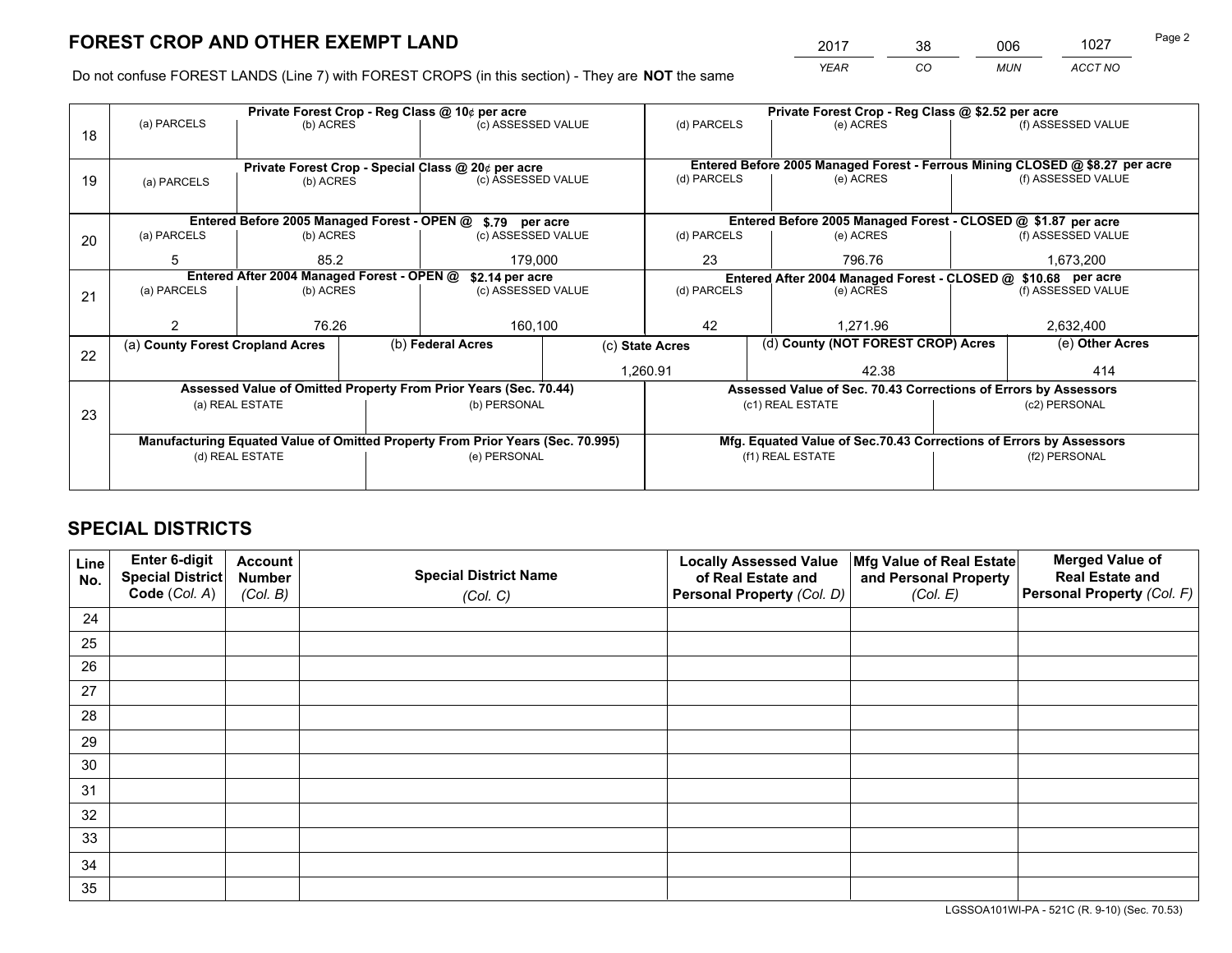# FOREST CROP AND OTHER EXEMPT LAND

| 2017 | 38 | 006 | 1027 |
|---|---|---|---|
| YEAR | CO | MUN | ACCT NO |

Do not confuse FOREST LANDS (Line 7) with FOREST CROPS (in this section) - They are **NOT** the same

| Line | Private Forest Crop - Reg Class @ 10¢ per acre | | | Private Forest Crop - Reg Class @ $2.52 per acre | | |
|---|---|---|---|---|---|---|
| 18 | (a) PARCELS | (b) ACRES | (c) ASSESSED VALUE | (d) PARCELS | (e) ACRES | (f) ASSESSED VALUE |
| | | | | | | |
| | **Private Forest Crop - Special Class @ 20¢ per acre** | | | **Entered Before 2005 Managed Forest - Ferrous Mining CLOSED @ $8.27 per acre** | | |
| 19 | (a) PARCELS | (b) ACRES | (c) ASSESSED VALUE | (d) PARCELS | (e) ACRES | (f) ASSESSED VALUE |
| | | | | | | |
| | **Entered Before 2005 Managed Forest - OPEN @ $.79 per acre** | | | **Entered Before 2005 Managed Forest - CLOSED @ $1.87 per acre** | | |
| 20 | (a) PARCELS | (b) ACRES | (c) ASSESSED VALUE | (d) PARCELS | (e) ACRES | (f) ASSESSED VALUE |
| | 5 | 85.2 | 179,000 | 23 | 796.76 | 1,673,200 |
| | **Entered After 2004 Managed Forest - OPEN @ $2.14 per acre** | | | **Entered After 2004 Managed Forest - CLOSED @ $10.68 per acre** | | |
| 21 | (a) PARCELS | (b) ACRES | (c) ASSESSED VALUE | (d) PARCELS | (e) ACRES | (f) ASSESSED VALUE |
| | 2 | 76.26 | 160,100 | 42 | 1,271.96 | 2,632,400 |

| Line | (a) County Forest Cropland Acres | (b) Federal Acres | (c) State Acres | (d) County (NOT FOREST CROP) Acres | (e) Other Acres |
|---|---|---|---|---|---|
| 22 | | | 1,260.91 | 42.38 | 414 |

| Line | Assessed Value of Omitted Property From Prior Years (Sec. 70.44) | | Assessed Value of Sec. 70.43 Corrections of Errors by Assessors | |
|---|---|---|---|---|
| 23 | (a) REAL ESTATE | (b) PERSONAL | (c1) REAL ESTATE | (c2) PERSONAL |
| | | | | |
| | **Manufacturing Equated Value of Omitted Property From Prior Years (Sec. 70.995)** | | **Mfg. Equated Value of Sec.70.43 Corrections of Errors by Assessors** | |
| | (d) REAL ESTATE | (e) PERSONAL | (f1) REAL ESTATE | (f2) PERSONAL |
| | | | | |

# SPECIAL DISTRICTS

| Line No. | Enter 6-digit Special District Code (Col. A) | Account Number (Col. B) | Special District Name (Col. C) | Locally Assessed Value of Real Estate and Personal Property (Col. D) | Mfg Value of Real Estate and Personal Property (Col. E) | Merged Value of Real Estate and Personal Property (Col. F) |
|---|---|---|---|---|---|---|
| 24 | | | | | | |
| 25 | | | | | | |
| 26 | | | | | | |
| 27 | | | | | | |
| 28 | | | | | | |
| 29 | | | | | | |
| 30 | | | | | | |
| 31 | | | | | | |
| 32 | | | | | | |
| 33 | | | | | | |
| 34 | | | | | | |
| 35 | | | | | | |

LGSSOA101WI-PA - 521C (R. 9-10) (Sec. 70.53)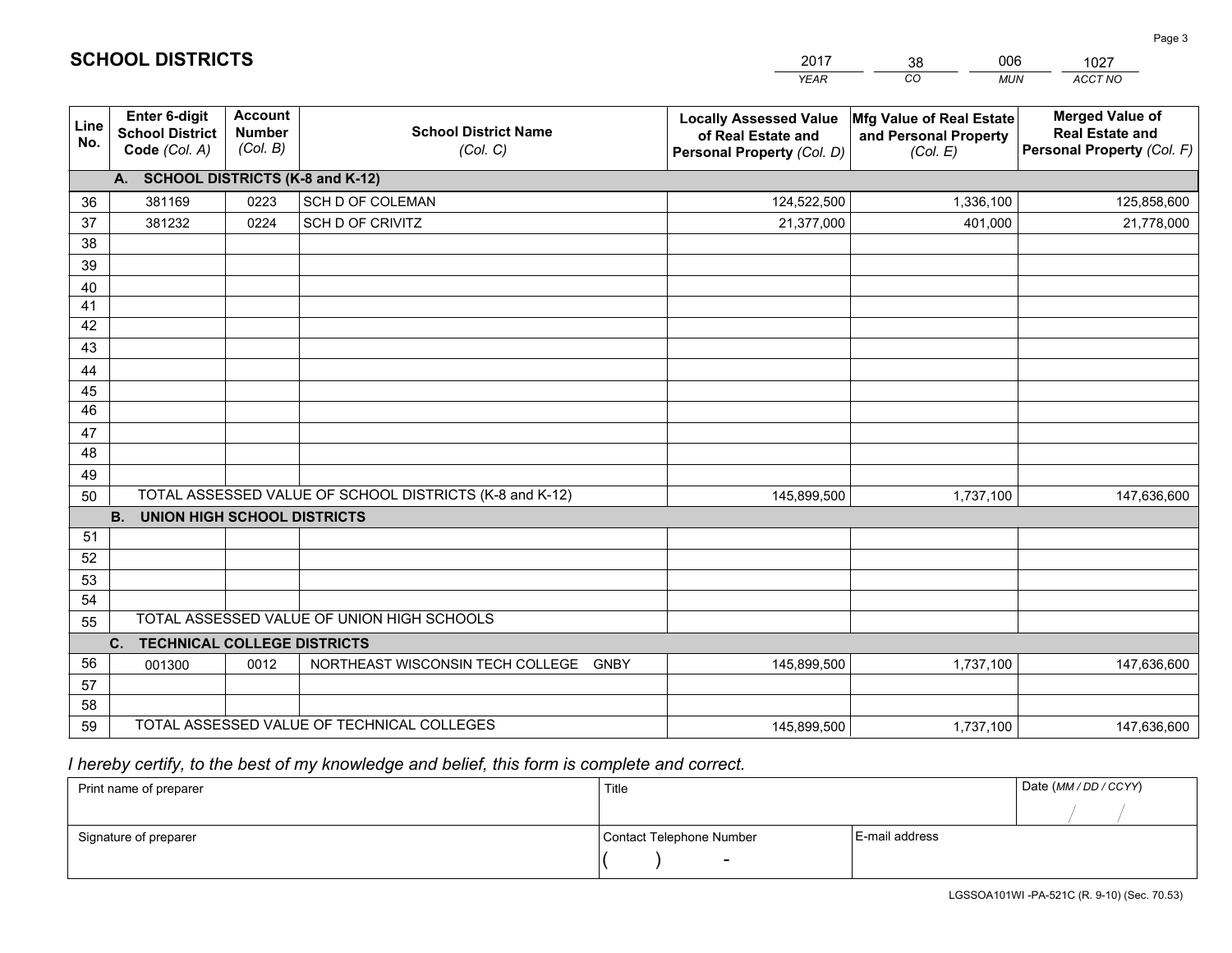# SCHOOL DISTRICTS

| 2017 | 38 | 006 | 1027 |
|---|---|---|---|
| *YEAR* | *CO* | *MUN* | *ACCT NO* |

| Line No. | Enter 6-digit School District Code *(Col. A)* | Account Number *(Col. B)* | School District Name *(Col. C)* | Locally Assessed Value of Real Estate and Personal Property *(Col. D)* | Mfg Value of Real Estate and Personal Property *(Col. E)* | Merged Value of Real Estate and Personal Property *(Col. F)* |
|---|---|---|---|---|---|---|
| | **A. SCHOOL DISTRICTS (K-8 and K-12)** | | | | | |
| 36 | 381169 | 0223 | SCH D OF COLEMAN | 124,522,500 | 1,336,100 | 125,858,600 |
| 37 | 381232 | 0224 | SCH D OF CRIVITZ | 21,377,000 | 401,000 | 21,778,000 |
| 38 | | | | | | |
| 39 | | | | | | |
| 40 | | | | | | |
| 41 | | | | | | |
| 42 | | | | | | |
| 43 | | | | | | |
| 44 | | | | | | |
| 45 | | | | | | |
| 46 | | | | | | |
| 47 | | | | | | |
| 48 | | | | | | |
| 49 | | | | | | |
| 50 | TOTAL ASSESSED VALUE OF SCHOOL DISTRICTS (K-8 and K-12) | | | 145,899,500 | 1,737,100 | 147,636,600 |
| | **B. UNION HIGH SCHOOL DISTRICTS** | | | | | |
| 51 | | | | | | |
| 52 | | | | | | |
| 53 | | | | | | |
| 54 | | | | | | |
| 55 | TOTAL ASSESSED VALUE OF UNION HIGH SCHOOLS | | | | | |
| | **C. TECHNICAL COLLEGE DISTRICTS** | | | | | |
| 56 | 001300 | 0012 | NORTHEAST WISCONSIN TECH COLLEGE GNBY | 145,899,500 | 1,737,100 | 147,636,600 |
| 57 | | | | | | |
| 58 | | | | | | |
| 59 | TOTAL ASSESSED VALUE OF TECHNICAL COLLEGES | | | 145,899,500 | 1,737,100 | 147,636,600 |

*I hereby certify, to the best of my knowledge and belief, this form is complete and correct.*

| Print name of preparer | Title | | Date *(MM / DD / CCYY)* |
|---|---|---|---|
| | | | / / |
| Signature of preparer | Contact Telephone Number | E-mail address | |
| | ( ) - | | |

LGSSOA101WI -PA-521C (R. 9-10) (Sec. 70.53)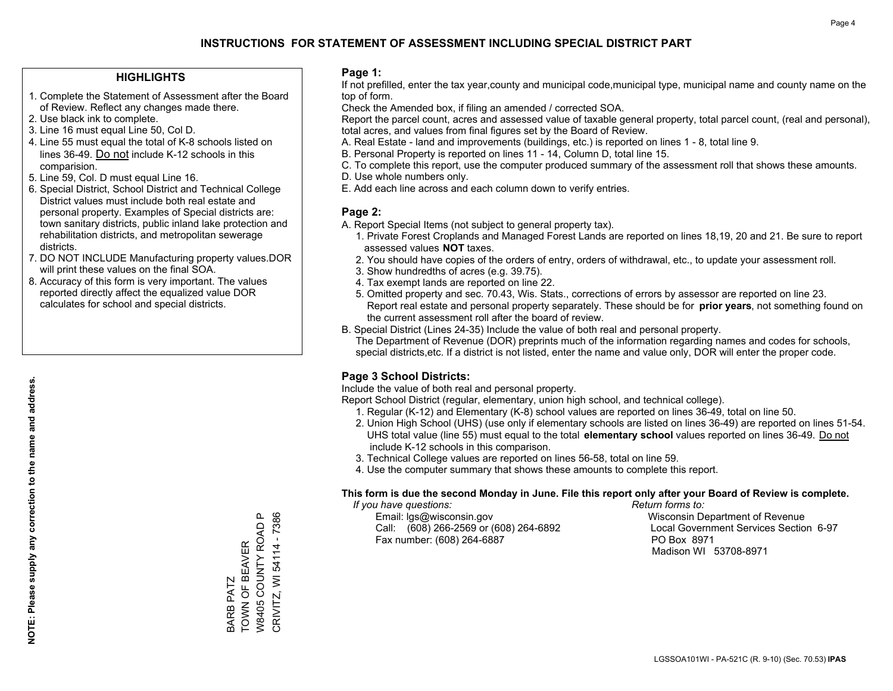# INSTRUCTIONS FOR STATEMENT OF ASSESSMENT INCLUDING SPECIAL DISTRICT PART

## HIGHLIGHTS

1. Complete the Statement of Assessment after the Board of Review. Reflect any changes made there.
2. Use black ink to complete.
3. Line 16 must equal Line 50, Col D.
4. Line 55 must equal the total of K-8 schools listed on lines 36-49. Do not include K-12 schools in this comparision.
5. Line 59, Col. D must equal Line 16.
6. Special District, School District and Technical College District values must include both real estate and personal property. Examples of Special districts are: town sanitary districts, public inland lake protection and rehabilitation districts, and metropolitan sewerage districts.
7. DO NOT INCLUDE Manufacturing property values.DOR will print these values on the final SOA.
8. Accuracy of this form is very important. The values reported directly affect the equalized value DOR calculates for school and special districts.

**NOTE: Please supply any correction to the name and address.**

BARB PATZ
TOWN OF BEAVER
W8405 COUNTY ROAD P
CRIVITZ, WI 54114 - 7386

## Page 1:

If not prefilled, enter the tax year,county and municipal code,municipal type, municipal name and county name on the top of form.

Check the Amended box, if filing an amended / corrected SOA.

Report the parcel count, acres and assessed value of taxable general property, total parcel count, (real and personal), total acres, and values from final figures set by the Board of Review.

A. Real Estate - land and improvements (buildings, etc.) is reported on lines 1 - 8, total line 9.
B. Personal Property is reported on lines 11 - 14, Column D, total line 15.
C. To complete this report, use the computer produced summary of the assessment roll that shows these amounts.
D. Use whole numbers only.
E. Add each line across and each column down to verify entries.

## Page 2:

A. Report Special Items (not subject to general property tax).
   1. Private Forest Croplands and Managed Forest Lands are reported on lines 18,19, 20 and 21. Be sure to report assessed values **NOT** taxes.
   2. You should have copies of the orders of entry, orders of withdrawal, etc., to update your assessment roll.
   3. Show hundredths of acres (e.g. 39.75).
   4. Tax exempt lands are reported on line 22.
   5. Omitted property and sec. 70.43, Wis. Stats., corrections of errors by assessor are reported on line 23. Report real estate and personal property separately. These should be for **prior years**, not something found on the current assessment roll after the board of review.
B. Special District (Lines 24-35) Include the value of both real and personal property. The Department of Revenue (DOR) preprints much of the information regarding names and codes for schools, special districts,etc. If a district is not listed, enter the name and value only, DOR will enter the proper code.

## Page 3 School Districts:

Include the value of both real and personal property.

Report School District (regular, elementary, union high school, and technical college).

1. Regular (K-12) and Elementary (K-8) school values are reported on lines 36-49, total on line 50.
2. Union High School (UHS) (use only if elementary schools are listed on lines 36-49) are reported on lines 51-54. UHS total value (line 55) must equal to the total **elementary school** values reported on lines 36-49. Do not include K-12 schools in this comparison.
3. Technical College values are reported on lines 56-58, total on line 59.
4. Use the computer summary that shows these amounts to complete this report.

**This form is due the second Monday in June. File this report only after your Board of Review is complete.**

*If you have questions:*
Email: lgs@wisconsin.gov
Call: (608) 266-2569 or (608) 264-6892
Fax number: (608) 264-6887

*Return forms to:*
Wisconsin Department of Revenue
Local Government Services Section 6-97
PO Box 8971
Madison WI 53708-8971

LGSSOA101WI - PA-521C (R. 9-10) (Sec. 70.53) **IPAS**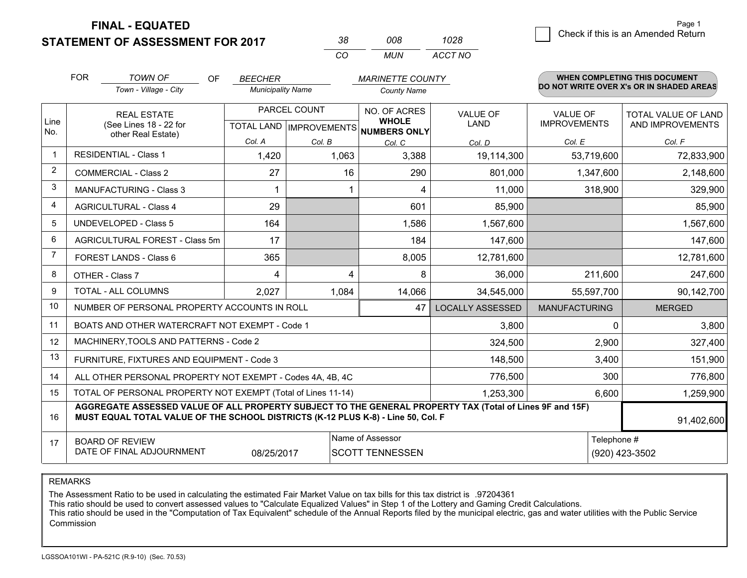# FINAL - EQUATED
# STATEMENT OF ASSESSMENT FOR 2017

| 38 | 008 | 1028 |
|---|---|---|
| CO | MUN | ACCT NO |

☐ Check if this is an Amended Return

FOR *TOWN OF* (Town - Village - City) OF *BEECHER* (Municipality Name) *MARINETTE COUNTY* (County Name)

**WHEN COMPLETING THIS DOCUMENT DO NOT WRITE OVER X's OR IN SHADED AREAS**

| Line No. | REAL ESTATE (See Lines 18 - 22 for other Real Estate) | PARCEL COUNT TOTAL LAND Col. A | PARCEL COUNT IMPROVEMENTS Col. B | NO. OF ACRES WHOLE NUMBERS ONLY Col. C | VALUE OF LAND Col. D | VALUE OF IMPROVEMENTS Col. E | TOTAL VALUE OF LAND AND IMPROVEMENTS Col. F |
|---|---|---|---|---|---|---|---|
| 1 | RESIDENTIAL - Class 1 | 1,420 | 1,063 | 3,388 | 19,114,300 | 53,719,600 | 72,833,900 |
| 2 | COMMERCIAL - Class 2 | 27 | 16 | 290 | 801,000 | 1,347,600 | 2,148,600 |
| 3 | MANUFACTURING - Class 3 | 1 | 1 | 4 | 11,000 | 318,900 | 329,900 |
| 4 | AGRICULTURAL - Class 4 | 29 | | 601 | 85,900 | | 85,900 |
| 5 | UNDEVELOPED - Class 5 | 164 | | 1,586 | 1,567,600 | | 1,567,600 |
| 6 | AGRICULTURAL FOREST - Class 5m | 17 | | 184 | 147,600 | | 147,600 |
| 7 | FOREST LANDS - Class 6 | 365 | | 8,005 | 12,781,600 | | 12,781,600 |
| 8 | OTHER - Class 7 | 4 | 4 | 8 | 36,000 | 211,600 | 247,600 |
| 9 | TOTAL - ALL COLUMNS | 2,027 | 1,084 | 14,066 | 34,545,000 | 55,597,700 | 90,142,700 |
| 10 | NUMBER OF PERSONAL PROPERTY ACCOUNTS IN ROLL | | | 47 | LOCALLY ASSESSED | MANUFACTURING | MERGED |
| 11 | BOATS AND OTHER WATERCRAFT NOT EXEMPT - Code 1 | | | | 3,800 | 0 | 3,800 |
| 12 | MACHINERY,TOOLS AND PATTERNS - Code 2 | | | | 324,500 | 2,900 | 327,400 |
| 13 | FURNITURE, FIXTURES AND EQUIPMENT - Code 3 | | | | 148,500 | 3,400 | 151,900 |
| 14 | ALL OTHER PERSONAL PROPERTY NOT EXEMPT - Codes 4A, 4B, 4C | | | | 776,500 | 300 | 776,800 |
| 15 | TOTAL OF PERSONAL PROPERTY NOT EXEMPT (Total of Lines 11-14) | | | | 1,253,300 | 6,600 | 1,259,900 |
| 16 | **AGGREGATE ASSESSED VALUE OF ALL PROPERTY SUBJECT TO THE GENERAL PROPERTY TAX (Total of Lines 9F and 15F) MUST EQUAL TOTAL VALUE OF THE SCHOOL DISTRICTS (K-12 PLUS K-8) - Line 50, Col. F** | | | | | | 91,402,600 |
| 17 | BOARD OF REVIEW DATE OF FINAL ADJOURNMENT | 08/25/2017 | Name of Assessor | SCOTT TENNESSEN | | Telephone # | (920) 423-3502 |

REMARKS

The Assessment Ratio to be used in calculating the estimated Fair Market Value on tax bills for this tax district is .97204361
This ratio should be used to convert assessed values to "Calculate Equalized Values" in Step 1 of the Lottery and Gaming Credit Calculations.
This ratio should be used in the "Computation of Tax Equivalent" schedule of the Annual Reports filed by the municipal electric, gas and water utilities with the Public Service Commission

LGSSOA101WI - PA-521C (R.9-10) (Sec. 70.53)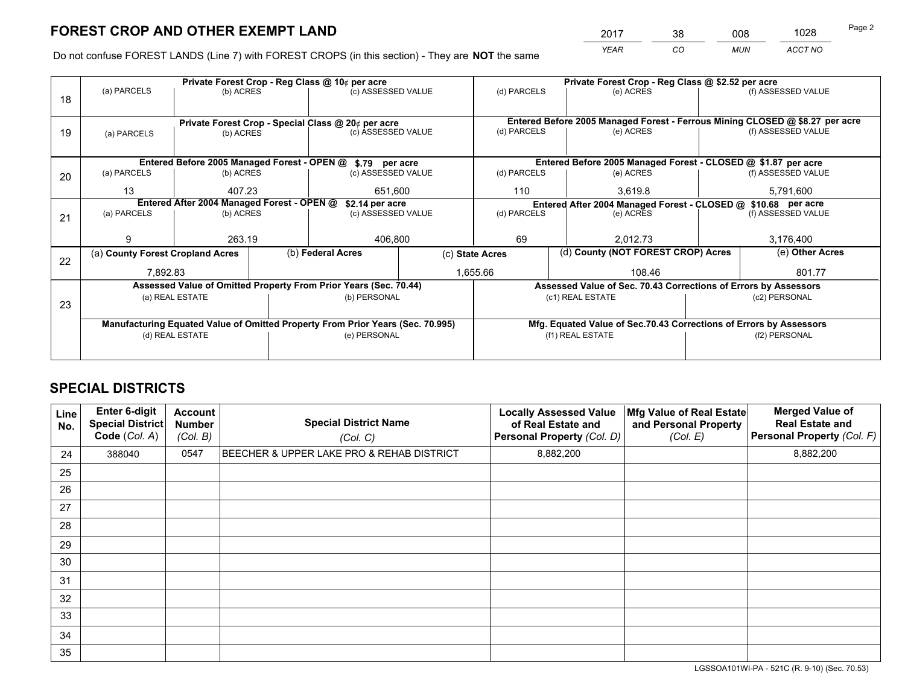# FOREST CROP AND OTHER EXEMPT LAND

| 2017 | 38 | 008 | 1028 |
|---|---|---|---|
| *YEAR* | *CO* | *MUN* | *ACCT NO* |

Do not confuse FOREST LANDS (Line 7) with FOREST CROPS (in this section) - They are **NOT** the same

| Line | Private Forest Crop - Reg Class @ 10¢ per acre | | | Private Forest Crop - Reg Class @ $2.52 per acre | | |
|---|---|---|---|---|---|---|
| 18 | (a) PARCELS | (b) ACRES | (c) ASSESSED VALUE | (d) PARCELS | (e) ACRES | (f) ASSESSED VALUE |
| | | | | | | |
| | **Private Forest Crop - Special Class @ 20¢ per acre** | | | **Entered Before 2005 Managed Forest - Ferrous Mining CLOSED @ $8.27 per acre** | | |
| 19 | (a) PARCELS | (b) ACRES | (c) ASSESSED VALUE | (d) PARCELS | (e) ACRES | (f) ASSESSED VALUE |
| | | | | | | |
| | **Entered Before 2005 Managed Forest - OPEN @ $.79 per acre** | | | **Entered Before 2005 Managed Forest - CLOSED @ $1.87 per acre** | | |
| 20 | (a) PARCELS | (b) ACRES | (c) ASSESSED VALUE | (d) PARCELS | (e) ACRES | (f) ASSESSED VALUE |
| | 13 | 407.23 | 651,600 | 110 | 3,619.8 | 5,791,600 |
| | **Entered After 2004 Managed Forest - OPEN @ $2.14 per acre** | | | **Entered After 2004 Managed Forest - CLOSED @ $10.68 per acre** | | |
| 21 | (a) PARCELS | (b) ACRES | (c) ASSESSED VALUE | (d) PARCELS | (e) ACRES | (f) ASSESSED VALUE |
| | 9 | 263.19 | 406,800 | 69 | 2,012.73 | 3,176,400 |

| Line | (a) County Forest Cropland Acres | (b) Federal Acres | (c) State Acres | (d) County (NOT FOREST CROP) Acres | (e) Other Acres |
|---|---|---|---|---|---|
| 22 | 7,892.83 | | 1,655.66 | 108.46 | 801.77 |

| Line | Assessed Value of Omitted Property From Prior Years (Sec. 70.44) | | Assessed Value of Sec. 70.43 Corrections of Errors by Assessors | |
|---|---|---|---|---|
| 23 | (a) REAL ESTATE | (b) PERSONAL | (c1) REAL ESTATE | (c2) PERSONAL |
| | | | | |
| | **Manufacturing Equated Value of Omitted Property From Prior Years (Sec. 70.995)** | | **Mfg. Equated Value of Sec.70.43 Corrections of Errors by Assessors** | |
| | (d) REAL ESTATE | (e) PERSONAL | (f1) REAL ESTATE | (f2) PERSONAL |
| | | | | |

# SPECIAL DISTRICTS

| Line No. | Enter 6-digit Special District Code (*Col. A*) | Account Number (*Col. B*) | Special District Name (*Col. C*) | Locally Assessed Value of Real Estate and Personal Property (*Col. D*) | Mfg Value of Real Estate and Personal Property (*Col. E*) | Merged Value of Real Estate and Personal Property (*Col. F*) |
|---|---|---|---|---|---|---|
| 24 | 388040 | 0547 | BEECHER & UPPER LAKE PRO & REHAB DISTRICT | 8,882,200 | | 8,882,200 |
| 25 | | | | | | |
| 26 | | | | | | |
| 27 | | | | | | |
| 28 | | | | | | |
| 29 | | | | | | |
| 30 | | | | | | |
| 31 | | | | | | |
| 32 | | | | | | |
| 33 | | | | | | |
| 34 | | | | | | |
| 35 | | | | | | |

LGSSOA101WI-PA - 521C (R. 9-10) (Sec. 70.53)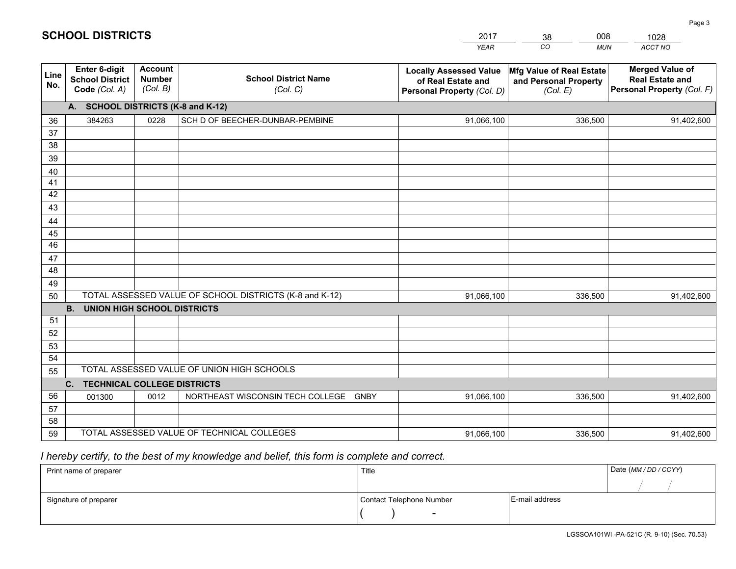# SCHOOL DISTRICTS

| 2017 | 38 | 008 | 1028 |
|---|---|---|---|
| *YEAR* | *CO* | *MUN* | *ACCT NO* |

| Line No. | Enter 6-digit School District Code *(Col. A)* | Account Number *(Col. B)* | School District Name *(Col. C)* | Locally Assessed Value of Real Estate and Personal Property *(Col. D)* | Mfg Value of Real Estate and Personal Property *(Col. E)* | Merged Value of Real Estate and Personal Property *(Col. F)* |
|---|---|---|---|---|---|---|
| **A.** | **SCHOOL DISTRICTS (K-8 and K-12)** | | | | | |
| 36 | 384263 | 0228 | SCH D OF BEECHER-DUNBAR-PEMBINE | 91,066,100 | 336,500 | 91,402,600 |
| 37 | | | | | | |
| 38 | | | | | | |
| 39 | | | | | | |
| 40 | | | | | | |
| 41 | | | | | | |
| 42 | | | | | | |
| 43 | | | | | | |
| 44 | | | | | | |
| 45 | | | | | | |
| 46 | | | | | | |
| 47 | | | | | | |
| 48 | | | | | | |
| 49 | | | | | | |
| 50 | TOTAL ASSESSED VALUE OF SCHOOL DISTRICTS (K-8 and K-12) | | | 91,066,100 | 336,500 | 91,402,600 |
| **B.** | **UNION HIGH SCHOOL DISTRICTS** | | | | | |
| 51 | | | | | | |
| 52 | | | | | | |
| 53 | | | | | | |
| 54 | | | | | | |
| 55 | TOTAL ASSESSED VALUE OF UNION HIGH SCHOOLS | | | | | |
| **C.** | **TECHNICAL COLLEGE DISTRICTS** | | | | | |
| 56 | 001300 | 0012 | NORTHEAST WISCONSIN TECH COLLEGE GNBY | 91,066,100 | 336,500 | 91,402,600 |
| 57 | | | | | | |
| 58 | | | | | | |
| 59 | TOTAL ASSESSED VALUE OF TECHNICAL COLLEGES | | | 91,066,100 | 336,500 | 91,402,600 |

*I hereby certify, to the best of my knowledge and belief, this form is complete and correct.*

| Print name of preparer | Title | | Date *(MM / DD / CCYY)* |
|---|---|---|---|
| | | | / / |
| Signature of preparer | Contact Telephone Number | E-mail address | |
| | ( ) - | | |

LGSSOA101WI -PA-521C (R. 9-10) (Sec. 70.53)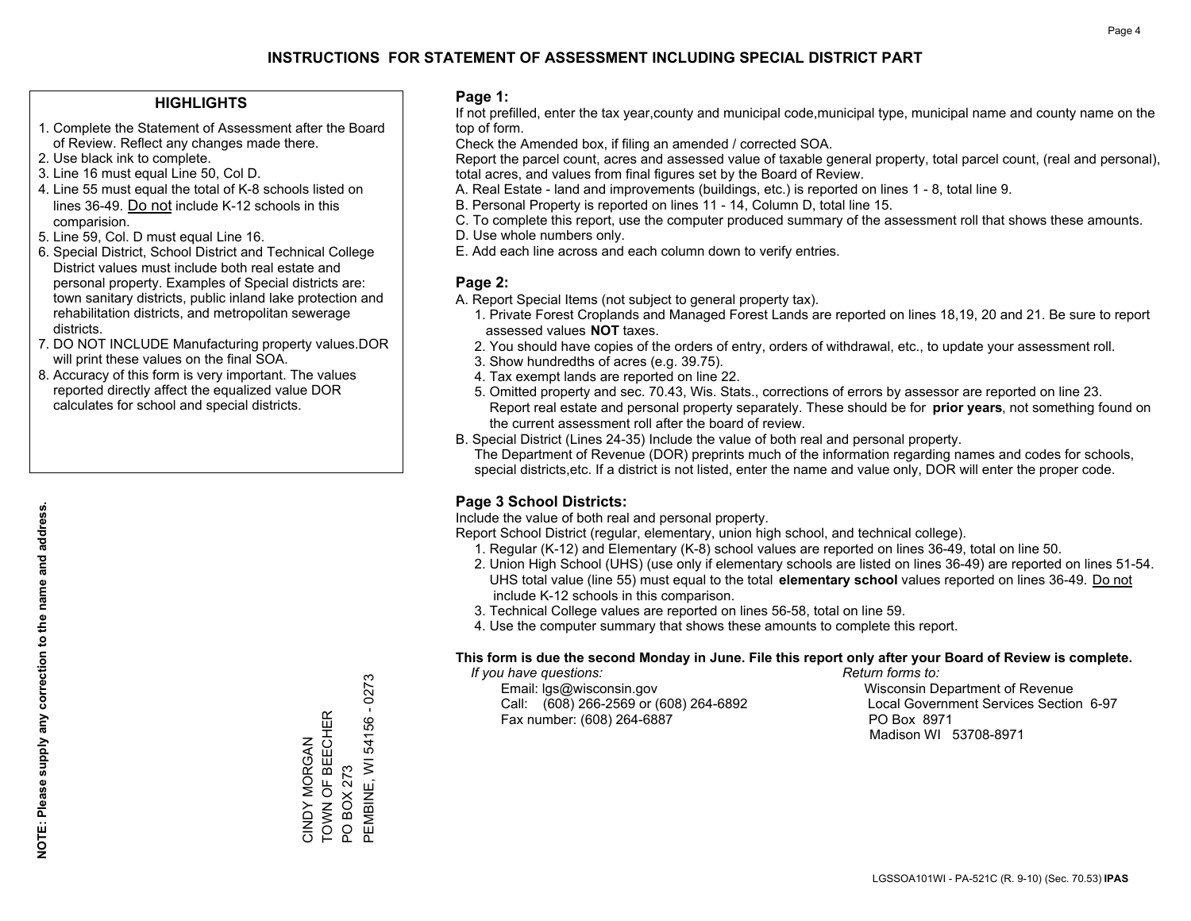# INSTRUCTIONS FOR STATEMENT OF ASSESSMENT INCLUDING SPECIAL DISTRICT PART

## HIGHLIGHTS

1. Complete the Statement of Assessment after the Board of Review. Reflect any changes made there.
2. Use black ink to complete.
3. Line 16 must equal Line 50, Col D.
4. Line 55 must equal the total of K-8 schools listed on lines 36-49. Do not include K-12 schools in this comparision.
5. Line 59, Col. D must equal Line 16.
6. Special District, School District and Technical College District values must include both real estate and personal property. Examples of Special districts are: town sanitary districts, public inland lake protection and rehabilitation districts, and metropolitan sewerage districts.
7. DO NOT INCLUDE Manufacturing property values.DOR will print these values on the final SOA.
8. Accuracy of this form is very important. The values reported directly affect the equalized value DOR calculates for school and special districts.

**NOTE: Please supply any correction to the name and address.**

CINDY MORGAN
TOWN OF BEECHER
PO BOX 273
PEMBINE, WI 54156 - 0273

## Page 1:

If not prefilled, enter the tax year,county and municipal code,municipal type, municipal name and county name on the top of form.

Check the Amended box, if filing an amended / corrected SOA.

Report the parcel count, acres and assessed value of taxable general property, total parcel count, (real and personal), total acres, and values from final figures set by the Board of Review.

A. Real Estate - land and improvements (buildings, etc.) is reported on lines 1 - 8, total line 9.
B. Personal Property is reported on lines 11 - 14, Column D, total line 15.
C. To complete this report, use the computer produced summary of the assessment roll that shows these amounts.
D. Use whole numbers only.
E. Add each line across and each column down to verify entries.

## Page 2:

A. Report Special Items (not subject to general property tax).
   1. Private Forest Croplands and Managed Forest Lands are reported on lines 18,19, 20 and 21. Be sure to report assessed values **NOT** taxes.
   2. You should have copies of the orders of entry, orders of withdrawal, etc., to update your assessment roll.
   3. Show hundredths of acres (e.g. 39.75).
   4. Tax exempt lands are reported on line 22.
   5. Omitted property and sec. 70.43, Wis. Stats., corrections of errors by assessor are reported on line 23. Report real estate and personal property separately. These should be for **prior years**, not something found on the current assessment roll after the board of review.
B. Special District (Lines 24-35) Include the value of both real and personal property.
   The Department of Revenue (DOR) preprints much of the information regarding names and codes for schools, special districts,etc. If a district is not listed, enter the name and value only, DOR will enter the proper code.

## Page 3 School Districts:

Include the value of both real and personal property.

Report School District (regular, elementary, union high school, and technical college).

1. Regular (K-12) and Elementary (K-8) school values are reported on lines 36-49, total on line 50.
2. Union High School (UHS) (use only if elementary schools are listed on lines 36-49) are reported on lines 51-54. UHS total value (line 55) must equal to the total **elementary school** values reported on lines 36-49. Do not include K-12 schools in this comparison.
3. Technical College values are reported on lines 56-58, total on line 59.
4. Use the computer summary that shows these amounts to complete this report.

**This form is due the second Monday in June. File this report only after your Board of Review is complete.**

*If you have questions:*
Email: lgs@wisconsin.gov
Call: (608) 266-2569 or (608) 264-6892
Fax number: (608) 264-6887

*Return forms to:*
Wisconsin Department of Revenue
Local Government Services Section 6-97
PO Box 8971
Madison WI 53708-8971

LGSSOA101WI - PA-521C (R. 9-10) (Sec. 70.53) **IPAS**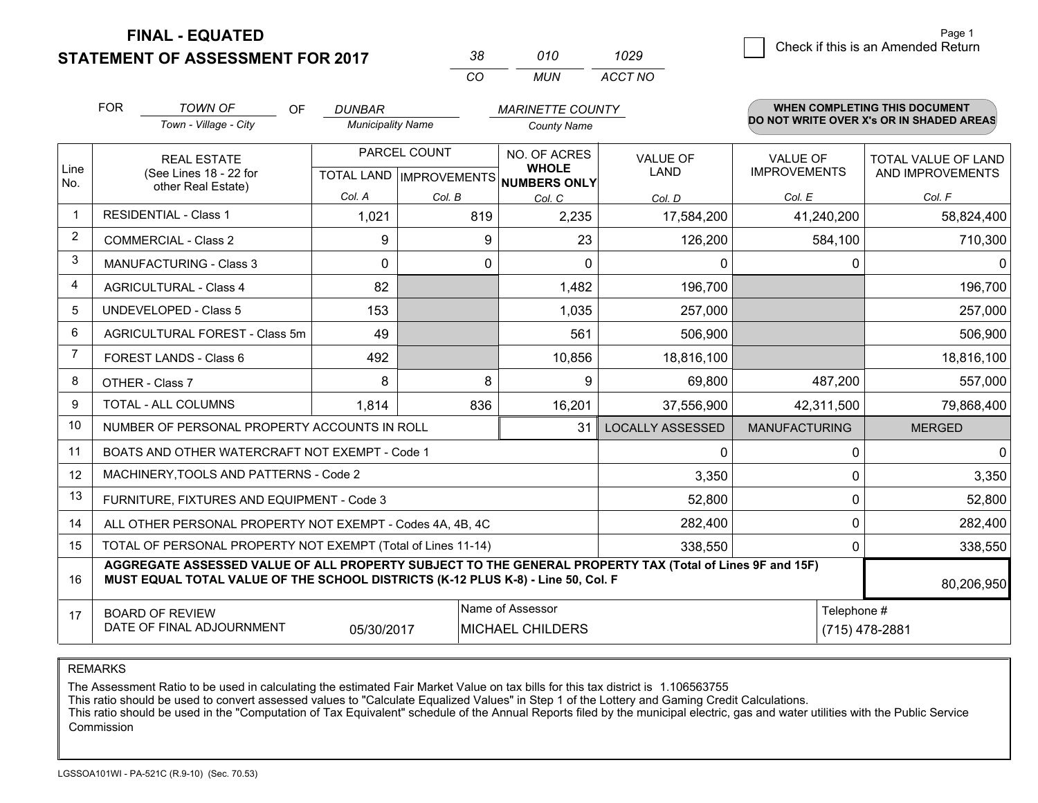**FINAL - EQUATED**
**STATEMENT OF ASSESSMENT FOR 2017**

| 38 | 010 | 1029 |
|---|---|---|
| CO | MUN | ACCT NO |

Page 1

☐ Check if this is an Amended Return

FOR *TOWN OF* (Town - Village - City) OF *DUNBAR* (Municipality Name) *MARINETTE COUNTY* (County Name)

**WHEN COMPLETING THIS DOCUMENT DO NOT WRITE OVER X's OR IN SHADED AREAS**

| Line No. | REAL ESTATE (See Lines 18 - 22 for other Real Estate) | PARCEL COUNT TOTAL LAND Col. A | PARCEL COUNT IMPROVEMENTS Col. B | NO. OF ACRES WHOLE NUMBERS ONLY Col. C | VALUE OF LAND Col. D | VALUE OF IMPROVEMENTS Col. E | TOTAL VALUE OF LAND AND IMPROVEMENTS Col. F |
|---|---|---|---|---|---|---|---|
| 1 | RESIDENTIAL - Class 1 | 1,021 | 819 | 2,235 | 17,584,200 | 41,240,200 | 58,824,400 |
| 2 | COMMERCIAL - Class 2 | 9 | 9 | 23 | 126,200 | 584,100 | 710,300 |
| 3 | MANUFACTURING - Class 3 | 0 | 0 | 0 | 0 | 0 | 0 |
| 4 | AGRICULTURAL - Class 4 | 82 | | 1,482 | 196,700 | | 196,700 |
| 5 | UNDEVELOPED - Class 5 | 153 | | 1,035 | 257,000 | | 257,000 |
| 6 | AGRICULTURAL FOREST - Class 5m | 49 | | 561 | 506,900 | | 506,900 |
| 7 | FOREST LANDS - Class 6 | 492 | | 10,856 | 18,816,100 | | 18,816,100 |
| 8 | OTHER - Class 7 | 8 | 8 | 9 | 69,800 | 487,200 | 557,000 |
| 9 | TOTAL - ALL COLUMNS | 1,814 | 836 | 16,201 | 37,556,900 | 42,311,500 | 79,868,400 |
| 10 | NUMBER OF PERSONAL PROPERTY ACCOUNTS IN ROLL | | | 31 | LOCALLY ASSESSED | MANUFACTURING | MERGED |
| 11 | BOATS AND OTHER WATERCRAFT NOT EXEMPT - Code 1 | | | | 0 | 0 | 0 |
| 12 | MACHINERY,TOOLS AND PATTERNS - Code 2 | | | | 3,350 | 0 | 3,350 |
| 13 | FURNITURE, FIXTURES AND EQUIPMENT - Code 3 | | | | 52,800 | 0 | 52,800 |
| 14 | ALL OTHER PERSONAL PROPERTY NOT EXEMPT - Codes 4A, 4B, 4C | | | | 282,400 | 0 | 282,400 |
| 15 | TOTAL OF PERSONAL PROPERTY NOT EXEMPT (Total of Lines 11-14) | | | | 338,550 | 0 | 338,550 |
| 16 | **AGGREGATE ASSESSED VALUE OF ALL PROPERTY SUBJECT TO THE GENERAL PROPERTY TAX (Total of Lines 9F and 15F) MUST EQUAL TOTAL VALUE OF THE SCHOOL DISTRICTS (K-12 PLUS K-8) - Line 50, Col. F** | | | | | | 80,206,950 |
| 17 | BOARD OF REVIEW DATE OF FINAL ADJOURNMENT | 05/30/2017 | Name of Assessor: MICHAEL CHILDERS | | | Telephone #: (715) 478-2881 | |

REMARKS

The Assessment Ratio to be used in calculating the estimated Fair Market Value on tax bills for this tax district is 1.106563755
This ratio should be used to convert assessed values to "Calculate Equalized Values" in Step 1 of the Lottery and Gaming Credit Calculations.
This ratio should be used in the "Computation of Tax Equivalent" schedule of the Annual Reports filed by the municipal electric, gas and water utilities with the Public Service Commission

LGSSOA101WI - PA-521C (R.9-10) (Sec. 70.53)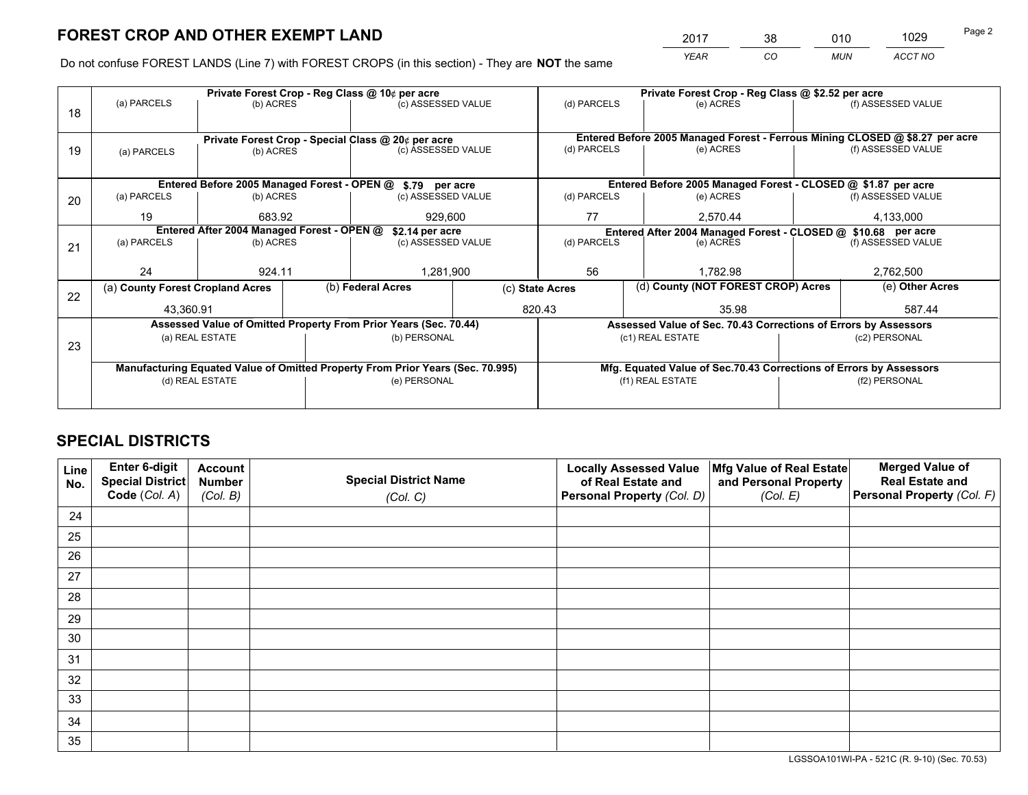# FOREST CROP AND OTHER EXEMPT LAND

| 2017 | 38 | 010 | 1029 |
|---|---|---|---|
| *YEAR* | *CO* | *MUN* | *ACCT NO* |

Do not confuse FOREST LANDS (Line 7) with FOREST CROPS (in this section) - They are **NOT** the same

| Line | Private Forest Crop - Reg Class @ 10¢ per acre | | | Private Forest Crop - Reg Class @ $2.52 per acre | | |
|---|---|---|---|---|---|---|
| 18 | (a) PARCELS | (b) ACRES | (c) ASSESSED VALUE | (d) PARCELS | (e) ACRES | (f) ASSESSED VALUE |
| | | | | | | |
| | **Private Forest Crop - Special Class @ 20¢ per acre** | | | **Entered Before 2005 Managed Forest - Ferrous Mining CLOSED @ $8.27 per acre** | | |
| 19 | (a) PARCELS | (b) ACRES | (c) ASSESSED VALUE | (d) PARCELS | (e) ACRES | (f) ASSESSED VALUE |
| | | | | | | |
| | **Entered Before 2005 Managed Forest - OPEN @ $.79 per acre** | | | **Entered Before 2005 Managed Forest - CLOSED @ $1.87 per acre** | | |
| 20 | (a) PARCELS | (b) ACRES | (c) ASSESSED VALUE | (d) PARCELS | (e) ACRES | (f) ASSESSED VALUE |
| | 19 | 683.92 | 929,600 | 77 | 2,570.44 | 4,133,000 |
| | **Entered After 2004 Managed Forest - OPEN @ $2.14 per acre** | | | **Entered After 2004 Managed Forest - CLOSED @ $10.68 per acre** | | |
| 21 | (a) PARCELS | (b) ACRES | (c) ASSESSED VALUE | (d) PARCELS | (e) ACRES | (f) ASSESSED VALUE |
| | 24 | 924.11 | 1,281,900 | 56 | 1,782.98 | 2,762,500 |

| Line | (a) County Forest Cropland Acres | (b) Federal Acres | (c) State Acres | (d) County (NOT FOREST CROP) Acres | (e) Other Acres |
|---|---|---|---|---|---|
| 22 | 43,360.91 | | 820.43 | 35.98 | 587.44 |

| Line | Assessed Value of Omitted Property From Prior Years (Sec. 70.44) | | Assessed Value of Sec. 70.43 Corrections of Errors by Assessors | |
|---|---|---|---|---|
| 23 | (a) REAL ESTATE | (b) PERSONAL | (c1) REAL ESTATE | (c2) PERSONAL |
| | | | | |
| | **Manufacturing Equated Value of Omitted Property From Prior Years (Sec. 70.995)** | | **Mfg. Equated Value of Sec.70.43 Corrections of Errors by Assessors** | |
| | (d) REAL ESTATE | (e) PERSONAL | (f1) REAL ESTATE | (f2) PERSONAL |
| | | | | |

# SPECIAL DISTRICTS

| Line No. | Enter 6-digit Special District Code (*Col. A*) | Account Number (*Col. B*) | Special District Name (*Col. C*) | Locally Assessed Value of Real Estate and Personal Property (*Col. D*) | Mfg Value of Real Estate and Personal Property (*Col. E*) | Merged Value of Real Estate and Personal Property (*Col. F*) |
|---|---|---|---|---|---|---|
| 24 | | | | | | |
| 25 | | | | | | |
| 26 | | | | | | |
| 27 | | | | | | |
| 28 | | | | | | |
| 29 | | | | | | |
| 30 | | | | | | |
| 31 | | | | | | |
| 32 | | | | | | |
| 33 | | | | | | |
| 34 | | | | | | |
| 35 | | | | | | |

LGSSOA101WI-PA - 521C (R. 9-10) (Sec. 70.53)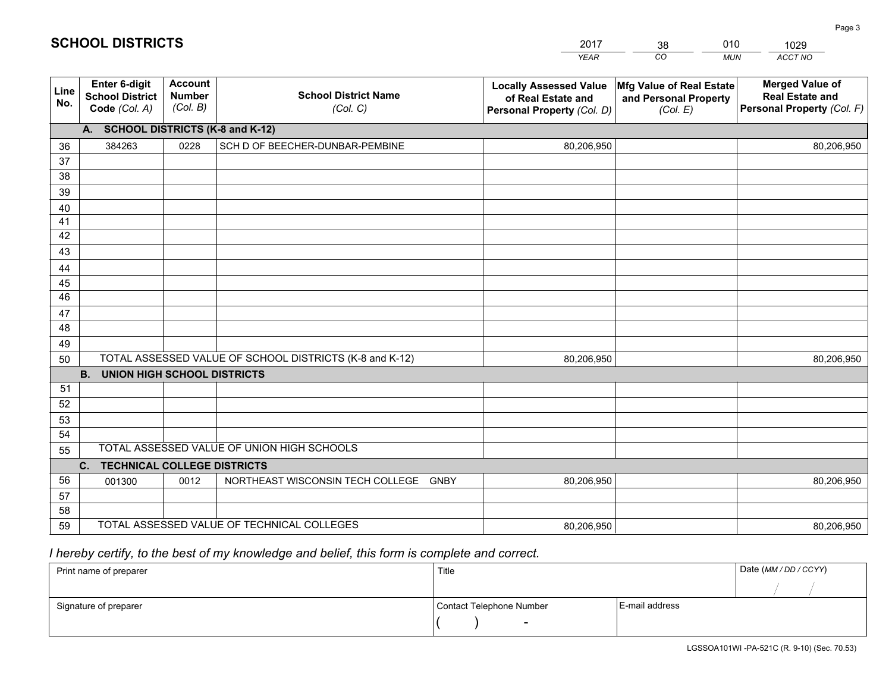# SCHOOL DISTRICTS

| 2017 | 38 | 010 | 1029 |
|---|---|---|---|
| *YEAR* | *CO* | *MUN* | *ACCT NO* |

| Line No. | Enter 6-digit School District Code *(Col. A)* | Account Number *(Col. B)* | School District Name *(Col. C)* | Locally Assessed Value of Real Estate and Personal Property *(Col. D)* | Mfg Value of Real Estate and Personal Property *(Col. E)* | Merged Value of Real Estate and Personal Property *(Col. F)* |
|---|---|---|---|---|---|---|
| **A. SCHOOL DISTRICTS (K-8 and K-12)** | | | | | | |
| 36 | 384263 | 0228 | SCH D OF BEECHER-DUNBAR-PEMBINE | 80,206,950 | | 80,206,950 |
| 37 | | | | | | |
| 38 | | | | | | |
| 39 | | | | | | |
| 40 | | | | | | |
| 41 | | | | | | |
| 42 | | | | | | |
| 43 | | | | | | |
| 44 | | | | | | |
| 45 | | | | | | |
| 46 | | | | | | |
| 47 | | | | | | |
| 48 | | | | | | |
| 49 | | | | | | |
| 50 | TOTAL ASSESSED VALUE OF SCHOOL DISTRICTS (K-8 and K-12) | | | 80,206,950 | | 80,206,950 |
| **B. UNION HIGH SCHOOL DISTRICTS** | | | | | | |
| 51 | | | | | | |
| 52 | | | | | | |
| 53 | | | | | | |
| 54 | | | | | | |
| 55 | TOTAL ASSESSED VALUE OF UNION HIGH SCHOOLS | | | | | |
| **C. TECHNICAL COLLEGE DISTRICTS** | | | | | | |
| 56 | 001300 | 0012 | NORTHEAST WISCONSIN TECH COLLEGE GNBY | 80,206,950 | | 80,206,950 |
| 57 | | | | | | |
| 58 | | | | | | |
| 59 | TOTAL ASSESSED VALUE OF TECHNICAL COLLEGES | | | 80,206,950 | | 80,206,950 |

*I hereby certify, to the best of my knowledge and belief, this form is complete and correct.*

| Print name of preparer | Title | | Date *(MM / DD / CCYY)* |
|---|---|---|---|
| | | | / / |
| Signature of preparer | Contact Telephone Number | E-mail address | |
| | ( ) - | | |

LGSSOA101WI -PA-521C (R. 9-10) (Sec. 70.53)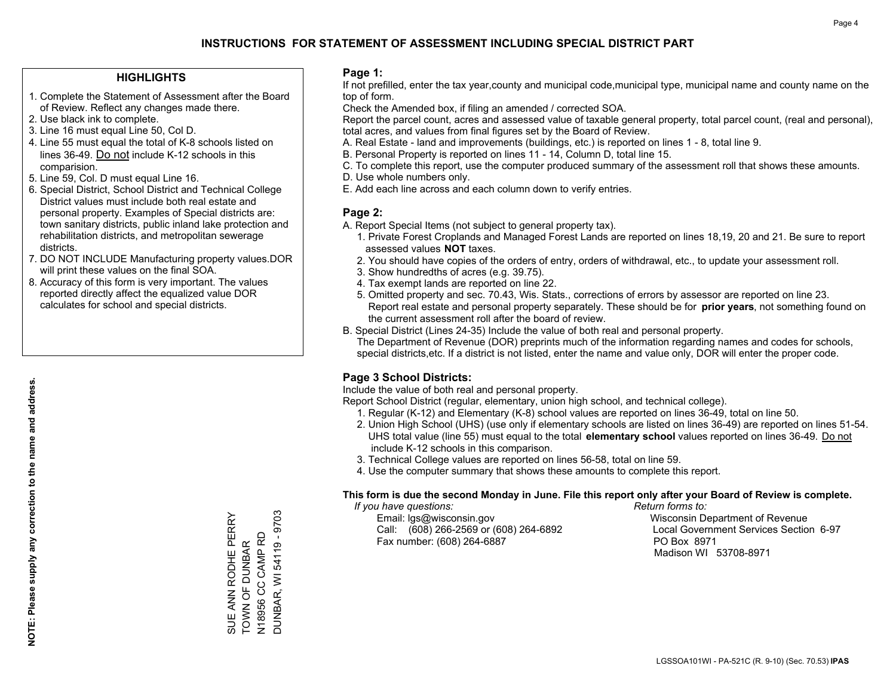# INSTRUCTIONS FOR STATEMENT OF ASSESSMENT INCLUDING SPECIAL DISTRICT PART

## HIGHLIGHTS

1. Complete the Statement of Assessment after the Board of Review. Reflect any changes made there.
2. Use black ink to complete.
3. Line 16 must equal Line 50, Col D.
4. Line 55 must equal the total of K-8 schools listed on lines 36-49. Do not include K-12 schools in this comparision.
5. Line 59, Col. D must equal Line 16.
6. Special District, School District and Technical College District values must include both real estate and personal property. Examples of Special districts are: town sanitary districts, public inland lake protection and rehabilitation districts, and metropolitan sewerage districts.
7. DO NOT INCLUDE Manufacturing property values.DOR will print these values on the final SOA.
8. Accuracy of this form is very important. The values reported directly affect the equalized value DOR calculates for school and special districts.

**NOTE: Please supply any correction to the name and address.**

SUE ANN RODHE PERRY
TOWN OF DUNBAR
N18956 CC CAMP RD
DUNBAR, WI 54119 - 9703

## Page 1:

If not prefilled, enter the tax year,county and municipal code,municipal type, municipal name and county name on the top of form.

Check the Amended box, if filing an amended / corrected SOA.

Report the parcel count, acres and assessed value of taxable general property, total parcel count, (real and personal), total acres, and values from final figures set by the Board of Review.

A. Real Estate - land and improvements (buildings, etc.) is reported on lines 1 - 8, total line 9.
B. Personal Property is reported on lines 11 - 14, Column D, total line 15.
C. To complete this report, use the computer produced summary of the assessment roll that shows these amounts.
D. Use whole numbers only.
E. Add each line across and each column down to verify entries.

## Page 2:

A. Report Special Items (not subject to general property tax).
1. Private Forest Croplands and Managed Forest Lands are reported on lines 18,19, 20 and 21. Be sure to report assessed values **NOT** taxes.
2. You should have copies of the orders of entry, orders of withdrawal, etc., to update your assessment roll.
3. Show hundredths of acres (e.g. 39.75).
4. Tax exempt lands are reported on line 22.
5. Omitted property and sec. 70.43, Wis. Stats., corrections of errors by assessor are reported on line 23. Report real estate and personal property separately. These should be for **prior years**, not something found on the current assessment roll after the board of review.

B. Special District (Lines 24-35) Include the value of both real and personal property.
The Department of Revenue (DOR) preprints much of the information regarding names and codes for schools, special districts,etc. If a district is not listed, enter the name and value only, DOR will enter the proper code.

## Page 3 School Districts:

Include the value of both real and personal property.

Report School District (regular, elementary, union high school, and technical college).

1. Regular (K-12) and Elementary (K-8) school values are reported on lines 36-49, total on line 50.
2. Union High School (UHS) (use only if elementary schools are listed on lines 36-49) are reported on lines 51-54. UHS total value (line 55) must equal to the total **elementary school** values reported on lines 36-49. Do not include K-12 schools in this comparison.
3. Technical College values are reported on lines 56-58, total on line 59.
4. Use the computer summary that shows these amounts to complete this report.

**This form is due the second Monday in June. File this report only after your Board of Review is complete.**

*If you have questions:*
Email: lgs@wisconsin.gov
Call: (608) 266-2569 or (608) 264-6892
Fax number: (608) 264-6887

*Return forms to:*
Wisconsin Department of Revenue
Local Government Services Section 6-97
PO Box 8971
Madison WI 53708-8971

LGSSOA101WI - PA-521C (R. 9-10) (Sec. 70.53) **IPAS**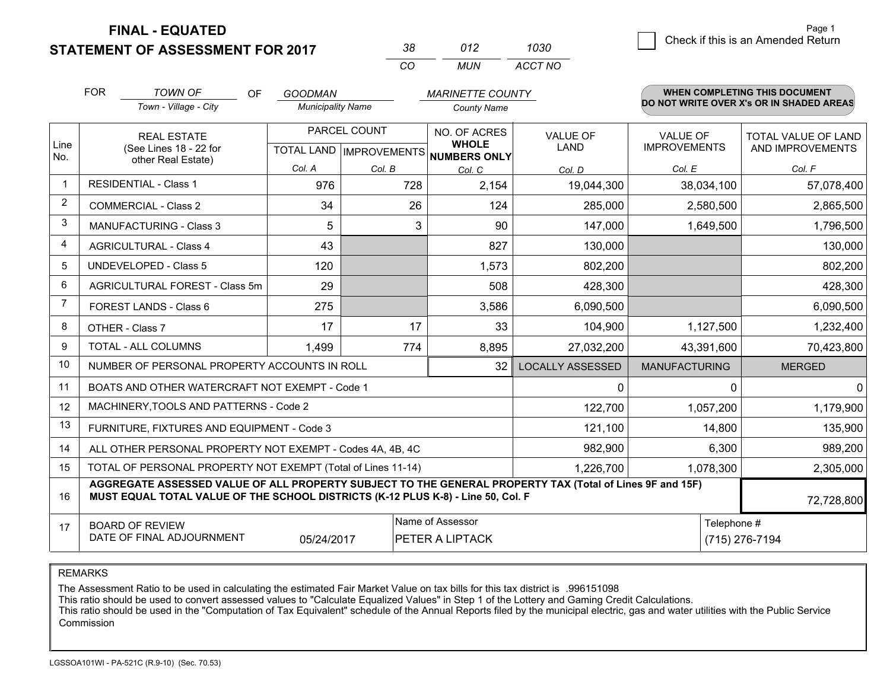**FINAL - EQUATED**
**STATEMENT OF ASSESSMENT FOR 2017**

| 38 | 012 | 1030 |
|---|---|---|
| CO | MUN | ACCT NO |

Page 1

☐ Check if this is an Amended Return

FOR *TOWN OF* OF *GOODMAN* *MARINETTE COUNTY*
Town - Village - City / Municipality Name / County Name

**WHEN COMPLETING THIS DOCUMENT DO NOT WRITE OVER X's OR IN SHADED AREAS**

| Line No. | REAL ESTATE (See Lines 18 - 22 for other Real Estate) | PARCEL COUNT TOTAL LAND Col. A | IMPROVEMENTS Col. B | NO. OF ACRES WHOLE NUMBERS ONLY Col. C | VALUE OF LAND Col. D | VALUE OF IMPROVEMENTS Col. E | TOTAL VALUE OF LAND AND IMPROVEMENTS Col. F |
|---|---|---|---|---|---|---|---|
| 1 | RESIDENTIAL - Class 1 | 976 | 728 | 2,154 | 19,044,300 | 38,034,100 | 57,078,400 |
| 2 | COMMERCIAL - Class 2 | 34 | 26 | 124 | 285,000 | 2,580,500 | 2,865,500 |
| 3 | MANUFACTURING - Class 3 | 5 | 3 | 90 | 147,000 | 1,649,500 | 1,796,500 |
| 4 | AGRICULTURAL - Class 4 | 43 | | 827 | 130,000 | | 130,000 |
| 5 | UNDEVELOPED - Class 5 | 120 | | 1,573 | 802,200 | | 802,200 |
| 6 | AGRICULTURAL FOREST - Class 5m | 29 | | 508 | 428,300 | | 428,300 |
| 7 | FOREST LANDS - Class 6 | 275 | | 3,586 | 6,090,500 | | 6,090,500 |
| 8 | OTHER - Class 7 | 17 | 17 | 33 | 104,900 | 1,127,500 | 1,232,400 |
| 9 | TOTAL - ALL COLUMNS | 1,499 | 774 | 8,895 | 27,032,200 | 43,391,600 | 70,423,800 |
| 10 | NUMBER OF PERSONAL PROPERTY ACCOUNTS IN ROLL | | | 32 | LOCALLY ASSESSED | MANUFACTURING | MERGED |
| 11 | BOATS AND OTHER WATERCRAFT NOT EXEMPT - Code 1 | | | | 0 | 0 | 0 |
| 12 | MACHINERY,TOOLS AND PATTERNS - Code 2 | | | | 122,700 | 1,057,200 | 1,179,900 |
| 13 | FURNITURE, FIXTURES AND EQUIPMENT - Code 3 | | | | 121,100 | 14,800 | 135,900 |
| 14 | ALL OTHER PERSONAL PROPERTY NOT EXEMPT - Codes 4A, 4B, 4C | | | | 982,900 | 6,300 | 989,200 |
| 15 | TOTAL OF PERSONAL PROPERTY NOT EXEMPT (Total of Lines 11-14) | | | | 1,226,700 | 1,078,300 | 2,305,000 |
| 16 | **AGGREGATE ASSESSED VALUE OF ALL PROPERTY SUBJECT TO THE GENERAL PROPERTY TAX (Total of Lines 9F and 15F) MUST EQUAL TOTAL VALUE OF THE SCHOOL DISTRICTS (K-12 PLUS K-8) - Line 50, Col. F** | | | | | | 72,728,800 |
| 17 | BOARD OF REVIEW DATE OF FINAL ADJOURNMENT | 05/24/2017 | | Name of Assessor: PETER A LIPTACK | | Telephone #: (715) 276-7194 | |

REMARKS

The Assessment Ratio to be used in calculating the estimated Fair Market Value on tax bills for this tax district is .996151098
This ratio should be used to convert assessed values to "Calculate Equalized Values" in Step 1 of the Lottery and Gaming Credit Calculations.
This ratio should be used in the "Computation of Tax Equivalent" schedule of the Annual Reports filed by the municipal electric, gas and water utilities with the Public Service Commission

LGSSOA101WI - PA-521C (R.9-10) (Sec. 70.53)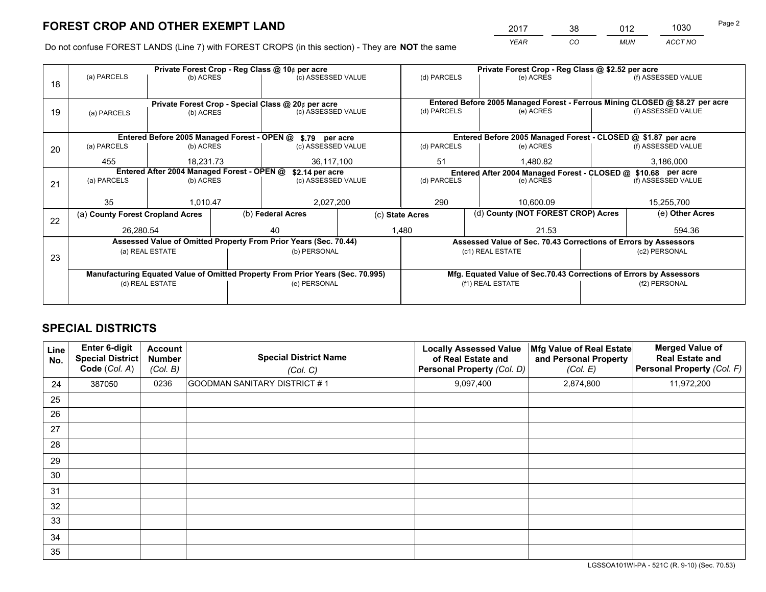# FOREST CROP AND OTHER EXEMPT LAND

| 2017 | 38 | 012 | 1030 |
|---|---|---|---|
| *YEAR* | *CO* | *MUN* | *ACCT NO* |

Do not confuse FOREST LANDS (Line 7) with FOREST CROPS (in this section) - They are **NOT** the same

| Line | | | | | | |
|---|---|---|---|---|---|---|
| 18 | Private Forest Crop - Reg Class @ 10¢ per acre | | | Private Forest Crop - Reg Class @ $2.52 per acre | | |
| | (a) PARCELS | (b) ACRES | (c) ASSESSED VALUE | (d) PARCELS | (e) ACRES | (f) ASSESSED VALUE |
| | | | | | | |
| 19 | Private Forest Crop - Special Class @ 20¢ per acre | | | Entered Before 2005 Managed Forest - Ferrous Mining CLOSED @ $8.27 per acre | | |
| | (a) PARCELS | (b) ACRES | (c) ASSESSED VALUE | (d) PARCELS | (e) ACRES | (f) ASSESSED VALUE |
| | | | | | | |
| 20 | Entered Before 2005 Managed Forest - OPEN @ $.79 per acre | | | Entered Before 2005 Managed Forest - CLOSED @ $1.87 per acre | | |
| | (a) PARCELS | (b) ACRES | (c) ASSESSED VALUE | (d) PARCELS | (e) ACRES | (f) ASSESSED VALUE |
| | 455 | 18,231.73 | 36,117,100 | 51 | 1,480.82 | 3,186,000 |
| 21 | Entered After 2004 Managed Forest - OPEN @ $2.14 per acre | | | Entered After 2004 Managed Forest - CLOSED @ $10.68 per acre | | |
| | (a) PARCELS | (b) ACRES | (c) ASSESSED VALUE | (d) PARCELS | (e) ACRES | (f) ASSESSED VALUE |
| | 35 | 1,010.47 | 2,027,200 | 290 | 10,600.09 | 15,255,700 |

| Line | (a) County Forest Cropland Acres | (b) Federal Acres | (c) State Acres | (d) County (NOT FOREST CROP) Acres | (e) Other Acres |
|---|---|---|---|---|---|
| 22 | 26,280.54 | 40 | 1,480 | 21.53 | 594.36 |

| Line | Assessed Value of Omitted Property From Prior Years (Sec. 70.44) | | Assessed Value of Sec. 70.43 Corrections of Errors by Assessors | |
|---|---|---|---|---|
| 23 | (a) REAL ESTATE | (b) PERSONAL | (c1) REAL ESTATE | (c2) PERSONAL |
| | | | | |
| | **Manufacturing Equated Value of Omitted Property From Prior Years (Sec. 70.995)** | | **Mfg. Equated Value of Sec.70.43 Corrections of Errors by Assessors** | |
| | (d) REAL ESTATE | (e) PERSONAL | (f1) REAL ESTATE | (f2) PERSONAL |
| | | | | |

# SPECIAL DISTRICTS

| Line No. | Enter 6-digit Special District Code (*Col. A*) | Account Number (*Col. B*) | Special District Name (*Col. C*) | Locally Assessed Value of Real Estate and Personal Property (*Col. D*) | Mfg Value of Real Estate and Personal Property (*Col. E*) | Merged Value of Real Estate and Personal Property (*Col. F*) |
|---|---|---|---|---|---|---|
| 24 | 387050 | 0236 | GOODMAN SANITARY DISTRICT # 1 | 9,097,400 | 2,874,800 | 11,972,200 |
| 25 | | | | | | |
| 26 | | | | | | |
| 27 | | | | | | |
| 28 | | | | | | |
| 29 | | | | | | |
| 30 | | | | | | |
| 31 | | | | | | |
| 32 | | | | | | |
| 33 | | | | | | |
| 34 | | | | | | |
| 35 | | | | | | |

LGSSOA101WI-PA - 521C (R. 9-10) (Sec. 70.53)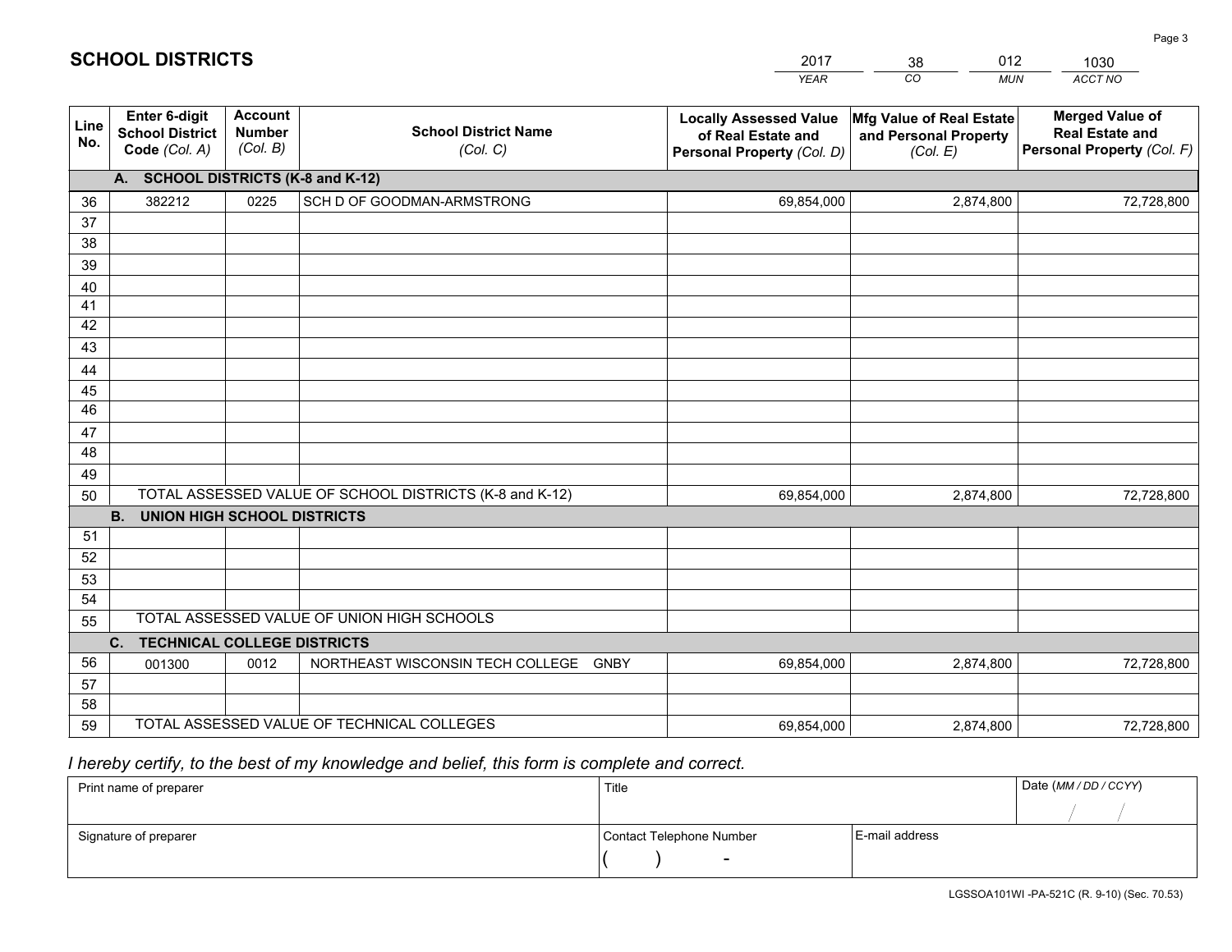# SCHOOL DISTRICTS

| 2017 | 38 | 012 | 1030 |
|---|---|---|---|
| *YEAR* | *CO* | *MUN* | *ACCT NO* |

| Line No. | Enter 6-digit School District Code *(Col. A)* | Account Number *(Col. B)* | School District Name *(Col. C)* | Locally Assessed Value of Real Estate and Personal Property *(Col. D)* | Mfg Value of Real Estate and Personal Property *(Col. E)* | Merged Value of Real Estate and Personal Property *(Col. F)* |
|---|---|---|---|---|---|---|
| **A. SCHOOL DISTRICTS (K-8 and K-12)** | | | | | | |
| 36 | 382212 | 0225 | SCH D OF GOODMAN-ARMSTRONG | 69,854,000 | 2,874,800 | 72,728,800 |
| 37 | | | | | | |
| 38 | | | | | | |
| 39 | | | | | | |
| 40 | | | | | | |
| 41 | | | | | | |
| 42 | | | | | | |
| 43 | | | | | | |
| 44 | | | | | | |
| 45 | | | | | | |
| 46 | | | | | | |
| 47 | | | | | | |
| 48 | | | | | | |
| 49 | | | | | | |
| 50 | TOTAL ASSESSED VALUE OF SCHOOL DISTRICTS (K-8 and K-12) | | | 69,854,000 | 2,874,800 | 72,728,800 |
| **B. UNION HIGH SCHOOL DISTRICTS** | | | | | | |
| 51 | | | | | | |
| 52 | | | | | | |
| 53 | | | | | | |
| 54 | | | | | | |
| 55 | TOTAL ASSESSED VALUE OF UNION HIGH SCHOOLS | | | | | |
| **C. TECHNICAL COLLEGE DISTRICTS** | | | | | | |
| 56 | 001300 | 0012 | NORTHEAST WISCONSIN TECH COLLEGE GNBY | 69,854,000 | 2,874,800 | 72,728,800 |
| 57 | | | | | | |
| 58 | | | | | | |
| 59 | TOTAL ASSESSED VALUE OF TECHNICAL COLLEGES | | | 69,854,000 | 2,874,800 | 72,728,800 |

*I hereby certify, to the best of my knowledge and belief, this form is complete and correct.*

| Print name of preparer | Title | | Date *(MM / DD / CCYY)* |
|---|---|---|---|
| | | | / / |
| Signature of preparer | Contact Telephone Number | E-mail address | |
| | ( ) - | | |

LGSSOA101WI -PA-521C (R. 9-10) (Sec. 70.53)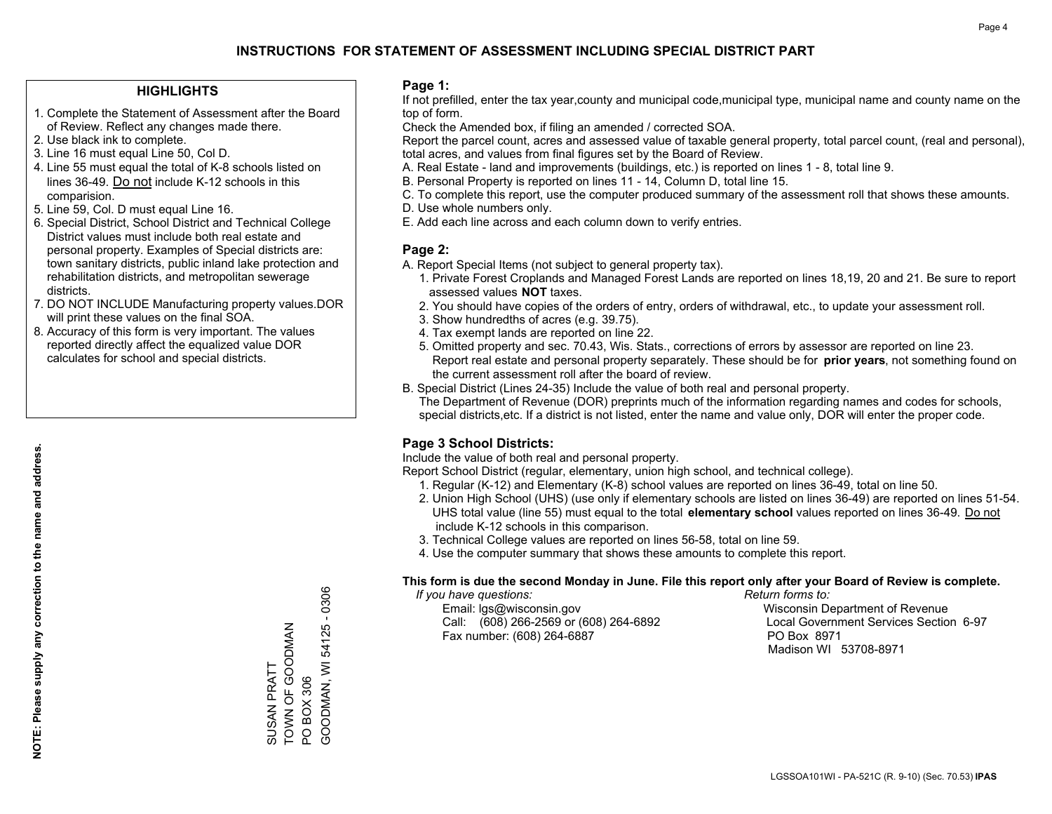# INSTRUCTIONS FOR STATEMENT OF ASSESSMENT INCLUDING SPECIAL DISTRICT PART

## HIGHLIGHTS

1. Complete the Statement of Assessment after the Board of Review. Reflect any changes made there.
2. Use black ink to complete.
3. Line 16 must equal Line 50, Col D.
4. Line 55 must equal the total of K-8 schools listed on lines 36-49. Do not include K-12 schools in this comparision.
5. Line 59, Col. D must equal Line 16.
6. Special District, School District and Technical College District values must include both real estate and personal property. Examples of Special districts are: town sanitary districts, public inland lake protection and rehabilitation districts, and metropolitan sewerage districts.
7. DO NOT INCLUDE Manufacturing property values.DOR will print these values on the final SOA.
8. Accuracy of this form is very important. The values reported directly affect the equalized value DOR calculates for school and special districts.

**NOTE: Please supply any correction to the name and address.**

SUSAN PRATT
TOWN OF GOODMAN
PO BOX 306
GOODMAN, WI 54125 - 0306

## Page 1:

If not prefilled, enter the tax year,county and municipal code,municipal type, municipal name and county name on the top of form.

Check the Amended box, if filing an amended / corrected SOA.

Report the parcel count, acres and assessed value of taxable general property, total parcel count, (real and personal), total acres, and values from final figures set by the Board of Review.

A. Real Estate - land and improvements (buildings, etc.) is reported on lines 1 - 8, total line 9.
B. Personal Property is reported on lines 11 - 14, Column D, total line 15.
C. To complete this report, use the computer produced summary of the assessment roll that shows these amounts.
D. Use whole numbers only.
E. Add each line across and each column down to verify entries.

## Page 2:

A. Report Special Items (not subject to general property tax).
   1. Private Forest Croplands and Managed Forest Lands are reported on lines 18,19, 20 and 21. Be sure to report assessed values **NOT** taxes.
   2. You should have copies of the orders of entry, orders of withdrawal, etc., to update your assessment roll.
   3. Show hundredths of acres (e.g. 39.75).
   4. Tax exempt lands are reported on line 22.
   5. Omitted property and sec. 70.43, Wis. Stats., corrections of errors by assessor are reported on line 23. Report real estate and personal property separately. These should be for **prior years**, not something found on the current assessment roll after the board of review.

B. Special District (Lines 24-35) Include the value of both real and personal property.
   The Department of Revenue (DOR) preprints much of the information regarding names and codes for schools, special districts,etc. If a district is not listed, enter the name and value only, DOR will enter the proper code.

## Page 3 School Districts:

Include the value of both real and personal property.

Report School District (regular, elementary, union high school, and technical college).

1. Regular (K-12) and Elementary (K-8) school values are reported on lines 36-49, total on line 50.
2. Union High School (UHS) (use only if elementary schools are listed on lines 36-49) are reported on lines 51-54. UHS total value (line 55) must equal to the total **elementary school** values reported on lines 36-49. Do not include K-12 schools in this comparison.
3. Technical College values are reported on lines 56-58, total on line 59.
4. Use the computer summary that shows these amounts to complete this report.

**This form is due the second Monday in June. File this report only after your Board of Review is complete.**

*If you have questions:*
Email: lgs@wisconsin.gov
Call: (608) 266-2569 or (608) 264-6892
Fax number: (608) 264-6887

*Return forms to:*
Wisconsin Department of Revenue
Local Government Services Section 6-97
PO Box 8971
Madison WI 53708-8971

LGSSOA101WI - PA-521C (R. 9-10) (Sec. 70.53) **IPAS**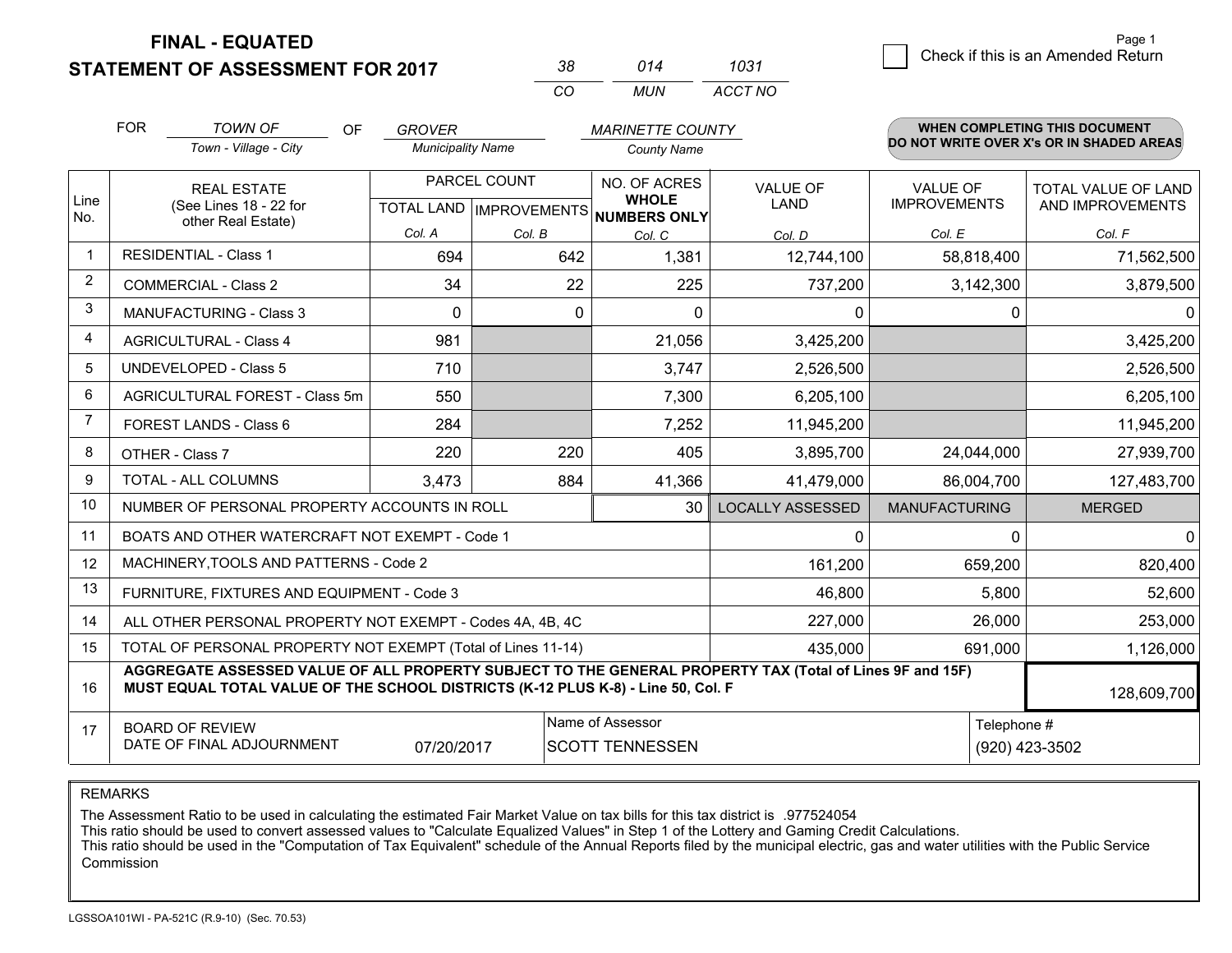# FINAL - EQUATED
# STATEMENT OF ASSESSMENT FOR 2017

| 38 | 014 | 1031 |
|---|---|---|
| CO | MUN | ACCT NO |

Page 1

☐ Check if this is an Amended Return

FOR *TOWN OF* (Town - Village - City) OF *GROVER* (Municipality Name) *MARINETTE COUNTY* (County Name)

**WHEN COMPLETING THIS DOCUMENT DO NOT WRITE OVER X's OR IN SHADED AREAS**

| Line No. | REAL ESTATE (See Lines 18 - 22 for other Real Estate) | PARCEL COUNT TOTAL LAND Col. A | IMPROVEMENTS Col. B | NO. OF ACRES WHOLE NUMBERS ONLY Col. C | VALUE OF LAND Col. D | VALUE OF IMPROVEMENTS Col. E | TOTAL VALUE OF LAND AND IMPROVEMENTS Col. F |
|---|---|---|---|---|---|---|---|
| 1 | RESIDENTIAL - Class 1 | 694 | 642 | 1,381 | 12,744,100 | 58,818,400 | 71,562,500 |
| 2 | COMMERCIAL - Class 2 | 34 | 22 | 225 | 737,200 | 3,142,300 | 3,879,500 |
| 3 | MANUFACTURING - Class 3 | 0 | 0 | 0 | 0 | 0 | 0 |
| 4 | AGRICULTURAL - Class 4 | 981 | | 21,056 | 3,425,200 | | 3,425,200 |
| 5 | UNDEVELOPED - Class 5 | 710 | | 3,747 | 2,526,500 | | 2,526,500 |
| 6 | AGRICULTURAL FOREST - Class 5m | 550 | | 7,300 | 6,205,100 | | 6,205,100 |
| 7 | FOREST LANDS - Class 6 | 284 | | 7,252 | 11,945,200 | | 11,945,200 |
| 8 | OTHER - Class 7 | 220 | 220 | 405 | 3,895,700 | 24,044,000 | 27,939,700 |
| 9 | TOTAL - ALL COLUMNS | 3,473 | 884 | 41,366 | 41,479,000 | 86,004,700 | 127,483,700 |
| 10 | NUMBER OF PERSONAL PROPERTY ACCOUNTS IN ROLL | | | 30 | LOCALLY ASSESSED | MANUFACTURING | MERGED |
| 11 | BOATS AND OTHER WATERCRAFT NOT EXEMPT - Code 1 | | | | 0 | 0 | 0 |
| 12 | MACHINERY,TOOLS AND PATTERNS - Code 2 | | | | 161,200 | 659,200 | 820,400 |
| 13 | FURNITURE, FIXTURES AND EQUIPMENT - Code 3 | | | | 46,800 | 5,800 | 52,600 |
| 14 | ALL OTHER PERSONAL PROPERTY NOT EXEMPT - Codes 4A, 4B, 4C | | | | 227,000 | 26,000 | 253,000 |
| 15 | TOTAL OF PERSONAL PROPERTY NOT EXEMPT (Total of Lines 11-14) | | | | 435,000 | 691,000 | 1,126,000 |
| 16 | **AGGREGATE ASSESSED VALUE OF ALL PROPERTY SUBJECT TO THE GENERAL PROPERTY TAX (Total of Lines 9F and 15F) MUST EQUAL TOTAL VALUE OF THE SCHOOL DISTRICTS (K-12 PLUS K-8) - Line 50, Col. F** | | | | | | 128,609,700 |
| 17 | BOARD OF REVIEW DATE OF FINAL ADJOURNMENT | 07/20/2017 | | Name of Assessor: SCOTT TENNESSEN | | Telephone #: (920) 423-3502 | |

REMARKS

The Assessment Ratio to be used in calculating the estimated Fair Market Value on tax bills for this tax district is .977524054
This ratio should be used to convert assessed values to "Calculate Equalized Values" in Step 1 of the Lottery and Gaming Credit Calculations.
This ratio should be used in the "Computation of Tax Equivalent" schedule of the Annual Reports filed by the municipal electric, gas and water utilities with the Public Service Commission

LGSSOA101WI - PA-521C (R.9-10) (Sec. 70.53)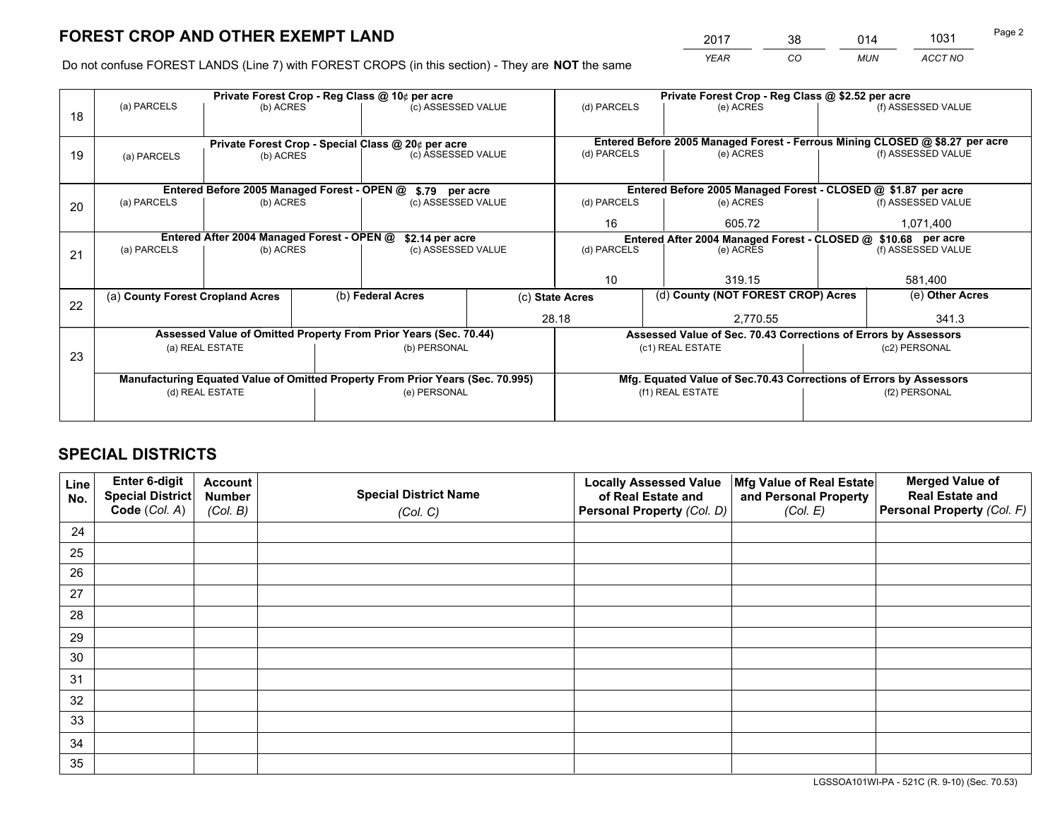# FOREST CROP AND OTHER EXEMPT LAND

| 2017 | 38 | 014 | 1031 |
|---|---|---|---|
| YEAR | CO | MUN | ACCT NO |

Do not confuse FOREST LANDS (Line 7) with FOREST CROPS (in this section) - They are **NOT** the same

| Line | Private Forest Crop - Reg Class @ 10¢ per acre | | | Private Forest Crop - Reg Class @ $2.52 per acre | | |
|---|---|---|---|---|---|---|
| 18 | (a) PARCELS | (b) ACRES | (c) ASSESSED VALUE | (d) PARCELS | (e) ACRES | (f) ASSESSED VALUE |
| | | | | | | |
| | **Private Forest Crop - Special Class @ 20¢ per acre** | | | **Entered Before 2005 Managed Forest - Ferrous Mining CLOSED @ $8.27 per acre** | | |
| 19 | (a) PARCELS | (b) ACRES | (c) ASSESSED VALUE | (d) PARCELS | (e) ACRES | (f) ASSESSED VALUE |
| | | | | | | |
| | **Entered Before 2005 Managed Forest - OPEN @ $.79 per acre** | | | **Entered Before 2005 Managed Forest - CLOSED @ $1.87 per acre** | | |
| 20 | (a) PARCELS | (b) ACRES | (c) ASSESSED VALUE | (d) PARCELS | (e) ACRES | (f) ASSESSED VALUE |
| | | | | 16 | 605.72 | 1,071,400 |
| | **Entered After 2004 Managed Forest - OPEN @ $2.14 per acre** | | | **Entered After 2004 Managed Forest - CLOSED @ $10.68 per acre** | | |
| 21 | (a) PARCELS | (b) ACRES | (c) ASSESSED VALUE | (d) PARCELS | (e) ACRES | (f) ASSESSED VALUE |
| | | | | 10 | 319.15 | 581,400 |

| Line | (a) County Forest Cropland Acres | (b) Federal Acres | (c) State Acres | (d) County (NOT FOREST CROP) Acres | (e) Other Acres |
|---|---|---|---|---|---|
| 22 | | | 28.18 | 2,770.55 | 341.3 |

| Line | Assessed Value of Omitted Property From Prior Years (Sec. 70.44) | | Assessed Value of Sec. 70.43 Corrections of Errors by Assessors | |
|---|---|---|---|---|
| 23 | (a) REAL ESTATE | (b) PERSONAL | (c1) REAL ESTATE | (c2) PERSONAL |
| | | | | |
| | **Manufacturing Equated Value of Omitted Property From Prior Years (Sec. 70.995)** | | **Mfg. Equated Value of Sec.70.43 Corrections of Errors by Assessors** | |
| | (d) REAL ESTATE | (e) PERSONAL | (f1) REAL ESTATE | (f2) PERSONAL |
| | | | | |

# SPECIAL DISTRICTS

| Line No. | Enter 6-digit Special District Code (Col. A) | Account Number (Col. B) | Special District Name (Col. C) | Locally Assessed Value of Real Estate and Personal Property (Col. D) | Mfg Value of Real Estate and Personal Property (Col. E) | Merged Value of Real Estate and Personal Property (Col. F) |
|---|---|---|---|---|---|---|
| 24 | | | | | | |
| 25 | | | | | | |
| 26 | | | | | | |
| 27 | | | | | | |
| 28 | | | | | | |
| 29 | | | | | | |
| 30 | | | | | | |
| 31 | | | | | | |
| 32 | | | | | | |
| 33 | | | | | | |
| 34 | | | | | | |
| 35 | | | | | | |

LGSSOA101WI-PA - 521C (R. 9-10) (Sec. 70.53)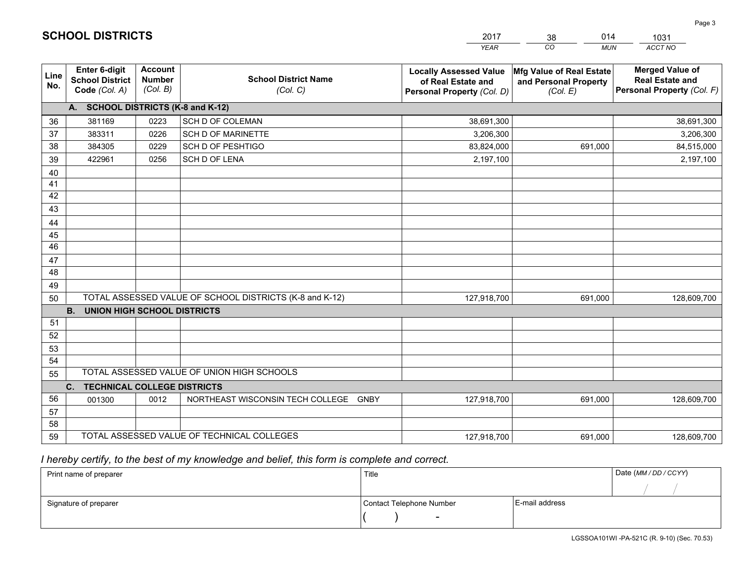## SCHOOL DISTRICTS

| 2017 | 38 | 014 | 1031 |
|---|---|---|---|
| *YEAR* | *CO* | *MUN* | *ACCT NO* |

| Line No. | Enter 6-digit School District Code *(Col. A)* | Account Number *(Col. B)* | School District Name *(Col. C)* | Locally Assessed Value of Real Estate and Personal Property *(Col. D)* | Mfg Value of Real Estate and Personal Property *(Col. E)* | Merged Value of Real Estate and Personal Property *(Col. F)* |
|---|---|---|---|---|---|---|
| | **A. SCHOOL DISTRICTS (K-8 and K-12)** | | | | | |
| 36 | 381169 | 0223 | SCH D OF COLEMAN | 38,691,300 | | 38,691,300 |
| 37 | 383311 | 0226 | SCH D OF MARINETTE | 3,206,300 | | 3,206,300 |
| 38 | 384305 | 0229 | SCH D OF PESHTIGO | 83,824,000 | 691,000 | 84,515,000 |
| 39 | 422961 | 0256 | SCH D OF LENA | 2,197,100 | | 2,197,100 |
| 40 | | | | | | |
| 41 | | | | | | |
| 42 | | | | | | |
| 43 | | | | | | |
| 44 | | | | | | |
| 45 | | | | | | |
| 46 | | | | | | |
| 47 | | | | | | |
| 48 | | | | | | |
| 49 | | | | | | |
| 50 | TOTAL ASSESSED VALUE OF SCHOOL DISTRICTS (K-8 and K-12) | | | 127,918,700 | 691,000 | 128,609,700 |
| | **B. UNION HIGH SCHOOL DISTRICTS** | | | | | |
| 51 | | | | | | |
| 52 | | | | | | |
| 53 | | | | | | |
| 54 | | | | | | |
| 55 | TOTAL ASSESSED VALUE OF UNION HIGH SCHOOLS | | | | | |
| | **C. TECHNICAL COLLEGE DISTRICTS** | | | | | |
| 56 | 001300 | 0012 | NORTHEAST WISCONSIN TECH COLLEGE GNBY | 127,918,700 | 691,000 | 128,609,700 |
| 57 | | | | | | |
| 58 | | | | | | |
| 59 | TOTAL ASSESSED VALUE OF TECHNICAL COLLEGES | | | 127,918,700 | 691,000 | 128,609,700 |

*I hereby certify, to the best of my knowledge and belief, this form is complete and correct.*

| Print name of preparer | Title | | Date *(MM / DD / CCYY)* |
|---|---|---|---|
| | | | / / |
| Signature of preparer | Contact Telephone Number | E-mail address | |
| | ( ) - | | |

LGSSOA101WI -PA-521C (R. 9-10) (Sec. 70.53)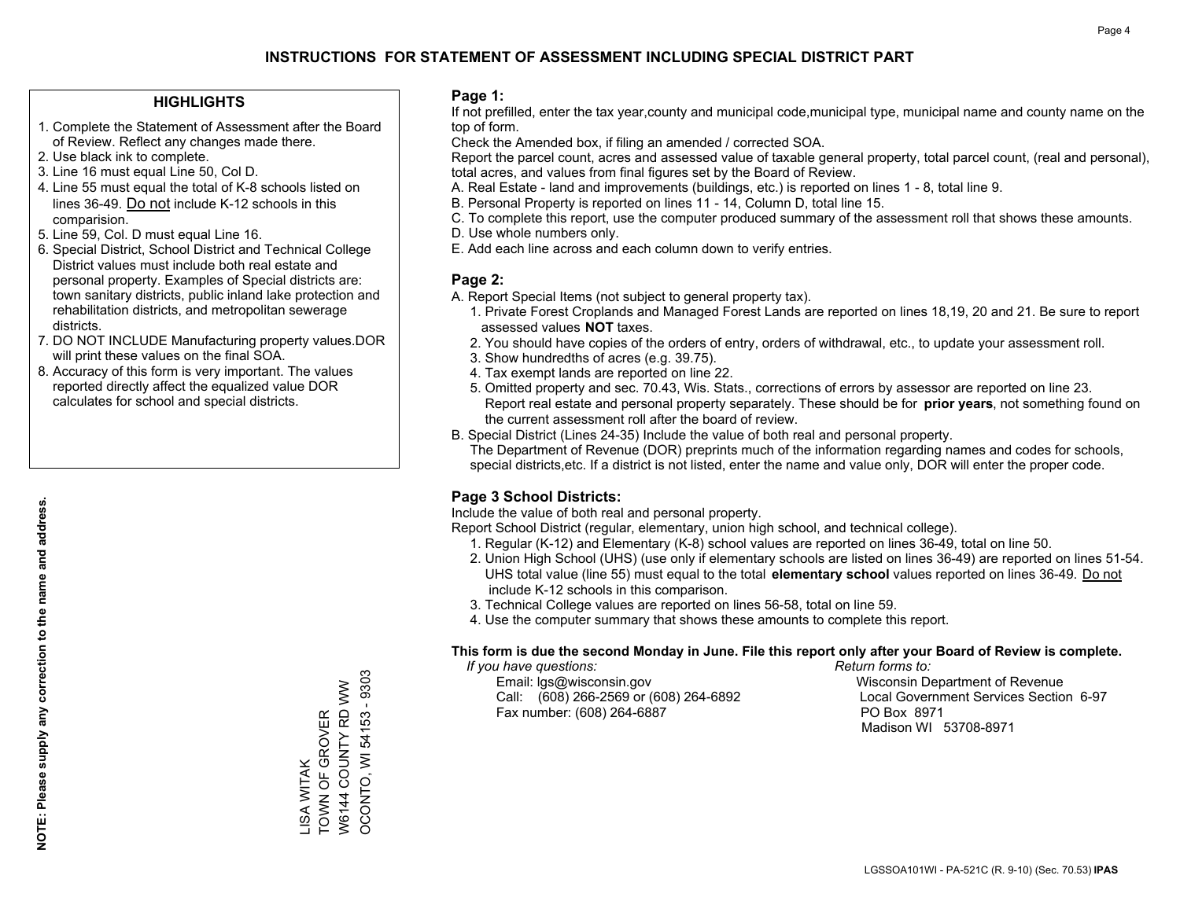# INSTRUCTIONS FOR STATEMENT OF ASSESSMENT INCLUDING SPECIAL DISTRICT PART

## HIGHLIGHTS

1. Complete the Statement of Assessment after the Board of Review. Reflect any changes made there.
2. Use black ink to complete.
3. Line 16 must equal Line 50, Col D.
4. Line 55 must equal the total of K-8 schools listed on lines 36-49. Do not include K-12 schools in this comparision.
5. Line 59, Col. D must equal Line 16.
6. Special District, School District and Technical College District values must include both real estate and personal property. Examples of Special districts are: town sanitary districts, public inland lake protection and rehabilitation districts, and metropolitan sewerage districts.
7. DO NOT INCLUDE Manufacturing property values.DOR will print these values on the final SOA.
8. Accuracy of this form is very important. The values reported directly affect the equalized value DOR calculates for school and special districts.

**NOTE: Please supply any correction to the name and address.**

LISA WITAK
TOWN OF GROVER
W6144 COUNTY RD WW
OCONTO, WI 54153 - 9303

## Page 1:

If not prefilled, enter the tax year,county and municipal code,municipal type, municipal name and county name on the top of form.

Check the Amended box, if filing an amended / corrected SOA.

Report the parcel count, acres and assessed value of taxable general property, total parcel count, (real and personal), total acres, and values from final figures set by the Board of Review.

A. Real Estate - land and improvements (buildings, etc.) is reported on lines 1 - 8, total line 9.
B. Personal Property is reported on lines 11 - 14, Column D, total line 15.
C. To complete this report, use the computer produced summary of the assessment roll that shows these amounts.
D. Use whole numbers only.
E. Add each line across and each column down to verify entries.

## Page 2:

A. Report Special Items (not subject to general property tax).
   1. Private Forest Croplands and Managed Forest Lands are reported on lines 18,19, 20 and 21. Be sure to report assessed values **NOT** taxes.
   2. You should have copies of the orders of entry, orders of withdrawal, etc., to update your assessment roll.
   3. Show hundredths of acres (e.g. 39.75).
   4. Tax exempt lands are reported on line 22.
   5. Omitted property and sec. 70.43, Wis. Stats., corrections of errors by assessor are reported on line 23. Report real estate and personal property separately. These should be for **prior years**, not something found on the current assessment roll after the board of review.
B. Special District (Lines 24-35) Include the value of both real and personal property.
   The Department of Revenue (DOR) preprints much of the information regarding names and codes for schools, special districts,etc. If a district is not listed, enter the name and value only, DOR will enter the proper code.

## Page 3 School Districts:

Include the value of both real and personal property.

Report School District (regular, elementary, union high school, and technical college).

1. Regular (K-12) and Elementary (K-8) school values are reported on lines 36-49, total on line 50.
2. Union High School (UHS) (use only if elementary schools are listed on lines 36-49) are reported on lines 51-54. UHS total value (line 55) must equal to the total **elementary school** values reported on lines 36-49. Do not include K-12 schools in this comparison.
3. Technical College values are reported on lines 56-58, total on line 59.
4. Use the computer summary that shows these amounts to complete this report.

**This form is due the second Monday in June. File this report only after your Board of Review is complete.**

*If you have questions:*
Email: lgs@wisconsin.gov
Call: (608) 266-2569 or (608) 264-6892
Fax number: (608) 264-6887

*Return forms to:*
Wisconsin Department of Revenue
Local Government Services Section 6-97
PO Box 8971
Madison WI 53708-8971

LGSSOA101WI - PA-521C (R. 9-10) (Sec. 70.53) **IPAS**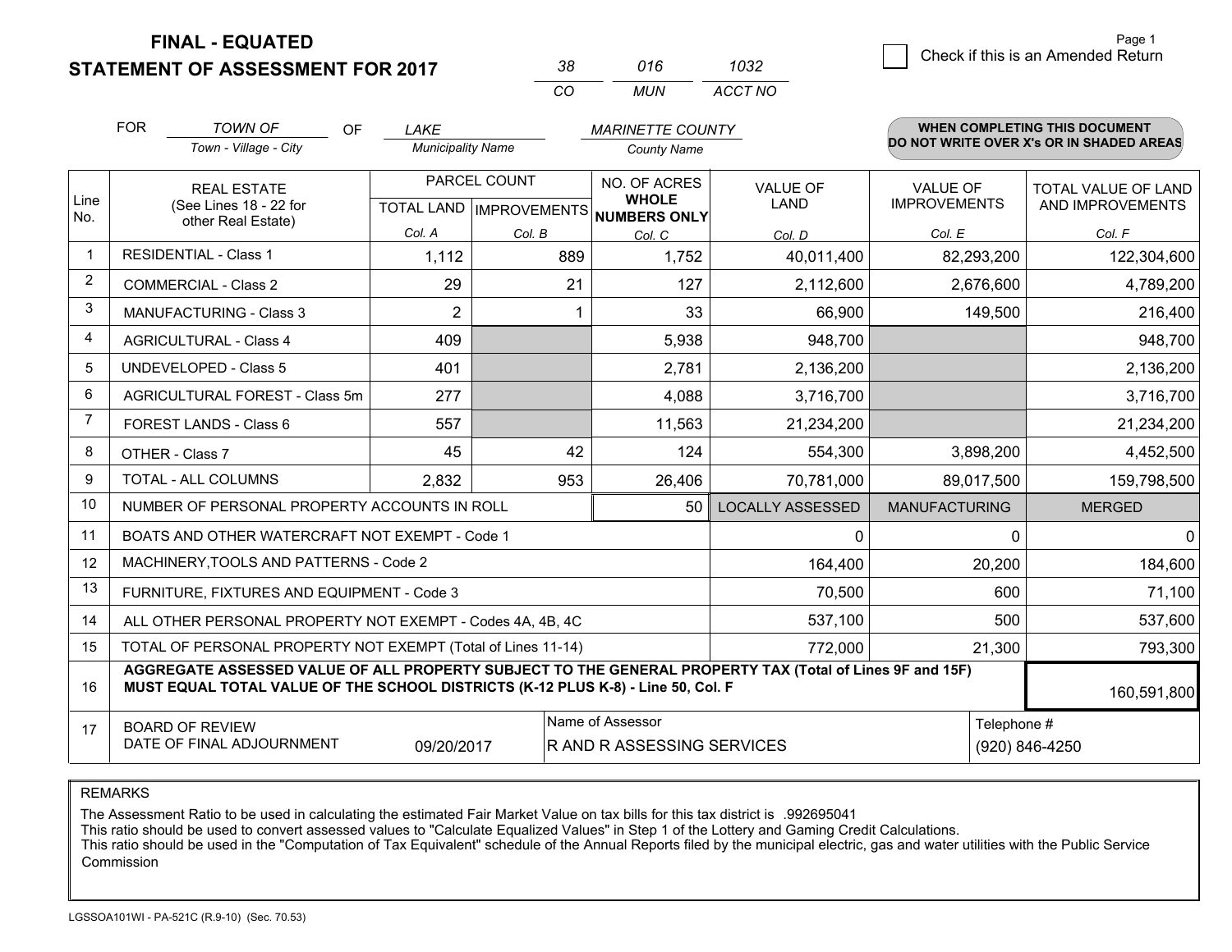# FINAL - EQUATED
# STATEMENT OF ASSESSMENT FOR 2017

| 38 | 016 | 1032 |
|---|---|---|
| CO | MUN | ACCT NO |

Page 1

☐ Check if this is an Amended Return

FOR *TOWN OF* (Town - Village - City) OF *LAKE* (Municipality Name) *MARINETTE COUNTY* (County Name)

**WHEN COMPLETING THIS DOCUMENT DO NOT WRITE OVER X's OR IN SHADED AREAS**

| Line No. | REAL ESTATE (See Lines 18 - 22 for other Real Estate) | PARCEL COUNT TOTAL LAND Col. A | PARCEL COUNT IMPROVEMENTS Col. B | NO. OF ACRES WHOLE NUMBERS ONLY Col. C | VALUE OF LAND Col. D | VALUE OF IMPROVEMENTS Col. E | TOTAL VALUE OF LAND AND IMPROVEMENTS Col. F |
|---|---|---|---|---|---|---|---|
| 1 | RESIDENTIAL - Class 1 | 1,112 | 889 | 1,752 | 40,011,400 | 82,293,200 | 122,304,600 |
| 2 | COMMERCIAL - Class 2 | 29 | 21 | 127 | 2,112,600 | 2,676,600 | 4,789,200 |
| 3 | MANUFACTURING - Class 3 | 2 | 1 | 33 | 66,900 | 149,500 | 216,400 |
| 4 | AGRICULTURAL - Class 4 | 409 | | 5,938 | 948,700 | | 948,700 |
| 5 | UNDEVELOPED - Class 5 | 401 | | 2,781 | 2,136,200 | | 2,136,200 |
| 6 | AGRICULTURAL FOREST - Class 5m | 277 | | 4,088 | 3,716,700 | | 3,716,700 |
| 7 | FOREST LANDS - Class 6 | 557 | | 11,563 | 21,234,200 | | 21,234,200 |
| 8 | OTHER - Class 7 | 45 | 42 | 124 | 554,300 | 3,898,200 | 4,452,500 |
| 9 | TOTAL - ALL COLUMNS | 2,832 | 953 | 26,406 | 70,781,000 | 89,017,500 | 159,798,500 |
| 10 | NUMBER OF PERSONAL PROPERTY ACCOUNTS IN ROLL | | | 50 | LOCALLY ASSESSED | MANUFACTURING | MERGED |
| 11 | BOATS AND OTHER WATERCRAFT NOT EXEMPT - Code 1 | | | | 0 | 0 | 0 |
| 12 | MACHINERY,TOOLS AND PATTERNS - Code 2 | | | | 164,400 | 20,200 | 184,600 |
| 13 | FURNITURE, FIXTURES AND EQUIPMENT - Code 3 | | | | 70,500 | 600 | 71,100 |
| 14 | ALL OTHER PERSONAL PROPERTY NOT EXEMPT - Codes 4A, 4B, 4C | | | | 537,100 | 500 | 537,600 |
| 15 | TOTAL OF PERSONAL PROPERTY NOT EXEMPT (Total of Lines 11-14) | | | | 772,000 | 21,300 | 793,300 |
| 16 | **AGGREGATE ASSESSED VALUE OF ALL PROPERTY SUBJECT TO THE GENERAL PROPERTY TAX (Total of Lines 9F and 15F) MUST EQUAL TOTAL VALUE OF THE SCHOOL DISTRICTS (K-12 PLUS K-8) - Line 50, Col. F** | | | | | | 160,591,800 |
| 17 | BOARD OF REVIEW DATE OF FINAL ADJOURNMENT | 09/20/2017 | Name of Assessor | R AND R ASSESSING SERVICES | | Telephone # | (920) 846-4250 |

REMARKS

The Assessment Ratio to be used in calculating the estimated Fair Market Value on tax bills for this tax district is .992695041
This ratio should be used to convert assessed values to "Calculate Equalized Values" in Step 1 of the Lottery and Gaming Credit Calculations.
This ratio should be used in the "Computation of Tax Equivalent" schedule of the Annual Reports filed by the municipal electric, gas and water utilities with the Public Service Commission

LGSSOA101WI - PA-521C (R.9-10) (Sec. 70.53)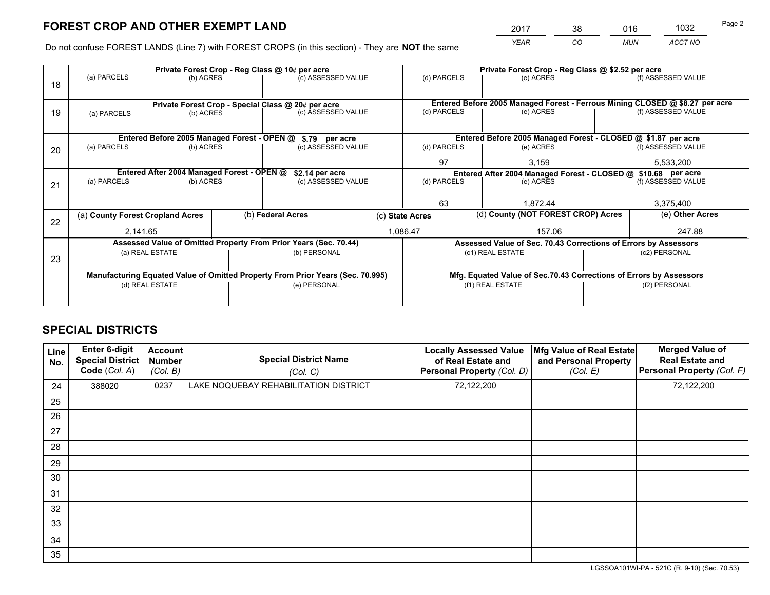# FOREST CROP AND OTHER EXEMPT LAND

| 2017 | 38 | 016 | 1032 |
|---|---|---|---|
| YEAR | CO | MUN | ACCT NO |

Do not confuse FOREST LANDS (Line 7) with FOREST CROPS (in this section) - They are **NOT** the same

| Line | Private Forest Crop - Reg Class @ 10¢ per acre | | | Private Forest Crop - Reg Class @ $2.52 per acre | | |
|---|---|---|---|---|---|---|
| 18 | (a) PARCELS | (b) ACRES | (c) ASSESSED VALUE | (d) PARCELS | (e) ACRES | (f) ASSESSED VALUE |
| | | | | | | |
| | **Private Forest Crop - Special Class @ 20¢ per acre** | | | **Entered Before 2005 Managed Forest - Ferrous Mining CLOSED @ $8.27 per acre** | | |
| 19 | (a) PARCELS | (b) ACRES | (c) ASSESSED VALUE | (d) PARCELS | (e) ACRES | (f) ASSESSED VALUE |
| | | | | | | |
| | **Entered Before 2005 Managed Forest - OPEN @ $.79 per acre** | | | **Entered Before 2005 Managed Forest - CLOSED @ $1.87 per acre** | | |
| 20 | (a) PARCELS | (b) ACRES | (c) ASSESSED VALUE | (d) PARCELS | (e) ACRES | (f) ASSESSED VALUE |
| | | | | 97 | 3,159 | 5,533,200 |
| | **Entered After 2004 Managed Forest - OPEN @ $2.14 per acre** | | | **Entered After 2004 Managed Forest - CLOSED @ $10.68 per acre** | | |
| 21 | (a) PARCELS | (b) ACRES | (c) ASSESSED VALUE | (d) PARCELS | (e) ACRES | (f) ASSESSED VALUE |
| | | | | 63 | 1,872.44 | 3,375,400 |

| Line | (a) County Forest Cropland Acres | (b) Federal Acres | (c) State Acres | (d) County (NOT FOREST CROP) Acres | (e) Other Acres |
|---|---|---|---|---|---|
| 22 | 2,141.65 | | 1,086.47 | 157.06 | 247.88 |

| Line | Assessed Value of Omitted Property From Prior Years (Sec. 70.44) | | Assessed Value of Sec. 70.43 Corrections of Errors by Assessors | |
|---|---|---|---|---|
| 23 | (a) REAL ESTATE | (b) PERSONAL | (c1) REAL ESTATE | (c2) PERSONAL |
| | | | | |
| | **Manufacturing Equated Value of Omitted Property From Prior Years (Sec. 70.995)** | | **Mfg. Equated Value of Sec.70.43 Corrections of Errors by Assessors** | |
| | (d) REAL ESTATE | (e) PERSONAL | (f1) REAL ESTATE | (f2) PERSONAL |
| | | | | |

# SPECIAL DISTRICTS

| Line No. | Enter 6-digit Special District Code (Col. A) | Account Number (Col. B) | Special District Name (Col. C) | Locally Assessed Value of Real Estate and Personal Property (Col. D) | Mfg Value of Real Estate and Personal Property (Col. E) | Merged Value of Real Estate and Personal Property (Col. F) |
|---|---|---|---|---|---|---|
| 24 | 388020 | 0237 | LAKE NOQUEBAY REHABILITATION DISTRICT | 72,122,200 | | 72,122,200 |
| 25 | | | | | | |
| 26 | | | | | | |
| 27 | | | | | | |
| 28 | | | | | | |
| 29 | | | | | | |
| 30 | | | | | | |
| 31 | | | | | | |
| 32 | | | | | | |
| 33 | | | | | | |
| 34 | | | | | | |
| 35 | | | | | | |

LGSSOA101WI-PA - 521C (R. 9-10) (Sec. 70.53)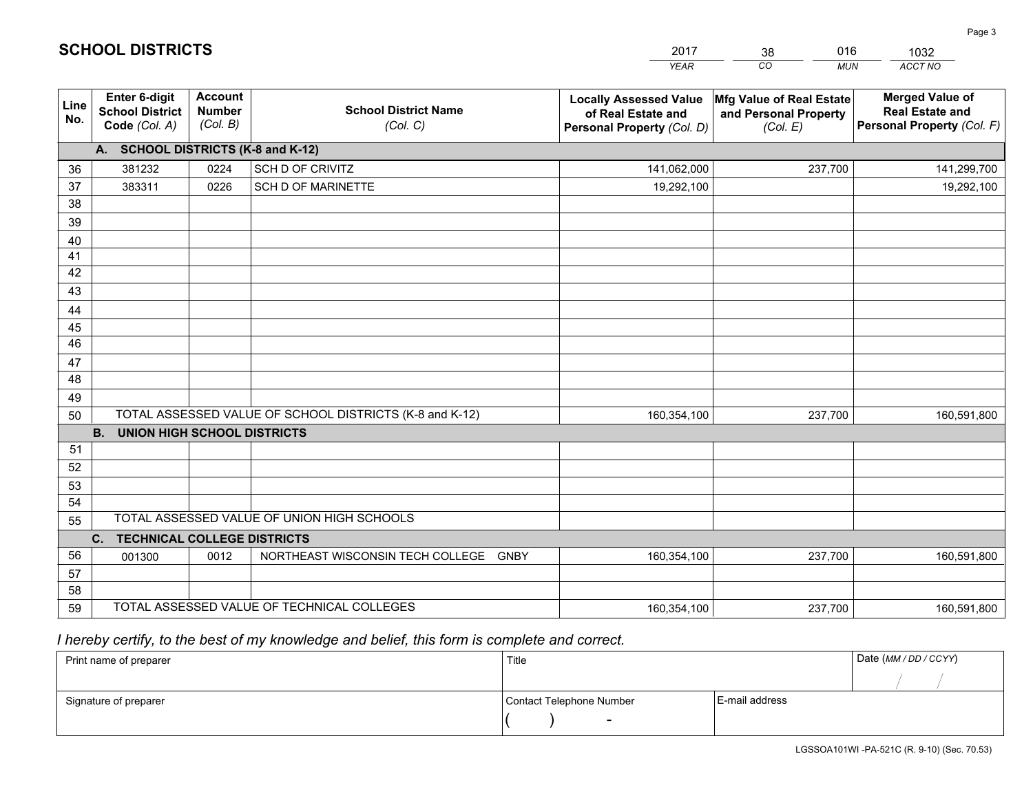## SCHOLL DISTRICTS

| 2017 | 38 | 016 | 1032 |
|---|---|---|---|
| *YEAR* | *CO* | *MUN* | *ACCT NO* |

| Line No. | Enter 6-digit School District Code *(Col. A)* | Account Number *(Col. B)* | School District Name *(Col. C)* | Locally Assessed Value of Real Estate and Personal Property *(Col. D)* | Mfg Value of Real Estate and Personal Property *(Col. E)* | Merged Value of Real Estate and Personal Property *(Col. F)* |
|---|---|---|---|---|---|---|
| | **A. SCHOOL DISTRICTS (K-8 and K-12)** | | | | | |
| 36 | 381232 | 0224 | SCH D OF CRIVITZ | 141,062,000 | 237,700 | 141,299,700 |
| 37 | 383311 | 0226 | SCH D OF MARINETTE | 19,292,100 | | 19,292,100 |
| 38 | | | | | | |
| 39 | | | | | | |
| 40 | | | | | | |
| 41 | | | | | | |
| 42 | | | | | | |
| 43 | | | | | | |
| 44 | | | | | | |
| 45 | | | | | | |
| 46 | | | | | | |
| 47 | | | | | | |
| 48 | | | | | | |
| 49 | | | | | | |
| 50 | TOTAL ASSESSED VALUE OF SCHOOL DISTRICTS (K-8 and K-12) | | | 160,354,100 | 237,700 | 160,591,800 |
| | **B. UNION HIGH SCHOOL DISTRICTS** | | | | | |
| 51 | | | | | | |
| 52 | | | | | | |
| 53 | | | | | | |
| 54 | | | | | | |
| 55 | TOTAL ASSESSED VALUE OF UNION HIGH SCHOOLS | | | | | |
| | **C. TECHNICAL COLLEGE DISTRICTS** | | | | | |
| 56 | 001300 | 0012 | NORTHEAST WISCONSIN TECH COLLEGE GNBY | 160,354,100 | 237,700 | 160,591,800 |
| 57 | | | | | | |
| 58 | | | | | | |
| 59 | TOTAL ASSESSED VALUE OF TECHNICAL COLLEGES | | | 160,354,100 | 237,700 | 160,591,800 |

*I hereby certify, to the best of my knowledge and belief, this form is complete and correct.*

| Print name of preparer | Title | | Date *(MM / DD / CCYY)* |
|---|---|---|---|
| | | | / / |
| Signature of preparer | Contact Telephone Number | E-mail address | |
| | ( ) - | | |

LGSSOA101WI -PA-521C (R. 9-10) (Sec. 70.53)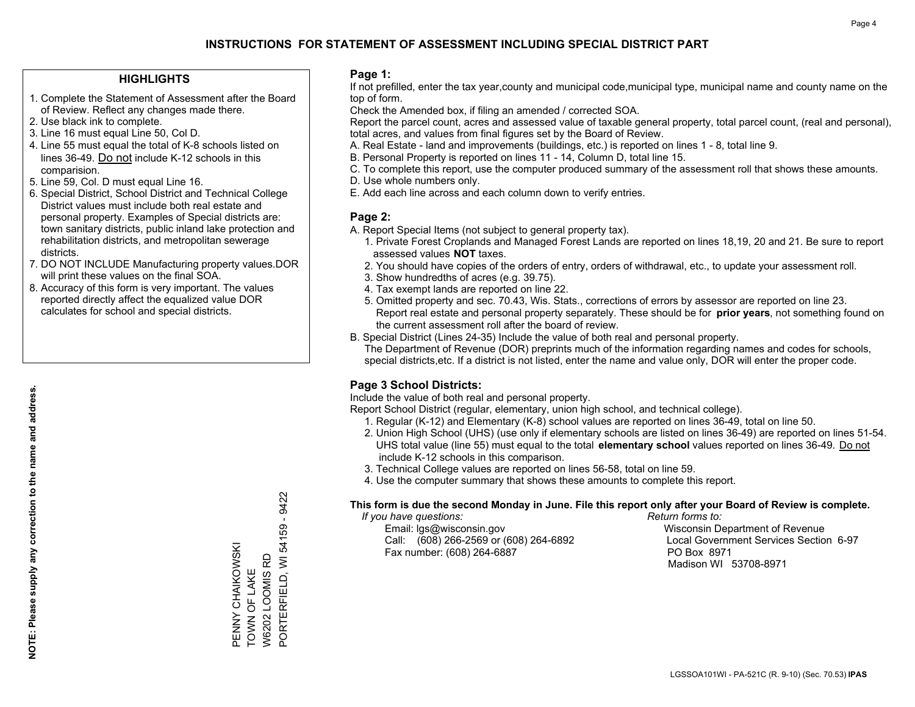# INSTRUCTIONS FOR STATEMENT OF ASSESSMENT INCLUDING SPECIAL DISTRICT PART

## HIGHLIGHTS

1. Complete the Statement of Assessment after the Board of Review. Reflect any changes made there.
2. Use black ink to complete.
3. Line 16 must equal Line 50, Col D.
4. Line 55 must equal the total of K-8 schools listed on lines 36-49. Do not include K-12 schools in this comparision.
5. Line 59, Col. D must equal Line 16.
6. Special District, School District and Technical College District values must include both real estate and personal property. Examples of Special districts are: town sanitary districts, public inland lake protection and rehabilitation districts, and metropolitan sewerage districts.
7. DO NOT INCLUDE Manufacturing property values.DOR will print these values on the final SOA.
8. Accuracy of this form is very important. The values reported directly affect the equalized value DOR calculates for school and special districts.

**NOTE: Please supply any correction to the name and address.**

PENNY CHAIKOWSKI
TOWN OF LAKE
W6202 LOOMIS RD
PORTERFIELD, WI 54159 - 9422

## Page 1:

If not prefilled, enter the tax year,county and municipal code,municipal type, municipal name and county name on the top of form.

Check the Amended box, if filing an amended / corrected SOA.

Report the parcel count, acres and assessed value of taxable general property, total parcel count, (real and personal), total acres, and values from final figures set by the Board of Review.

A. Real Estate - land and improvements (buildings, etc.) is reported on lines 1 - 8, total line 9.
B. Personal Property is reported on lines 11 - 14, Column D, total line 15.
C. To complete this report, use the computer produced summary of the assessment roll that shows these amounts.
D. Use whole numbers only.
E. Add each line across and each column down to verify entries.

## Page 2:

A. Report Special Items (not subject to general property tax).
   1. Private Forest Croplands and Managed Forest Lands are reported on lines 18,19, 20 and 21. Be sure to report assessed values **NOT** taxes.
   2. You should have copies of the orders of entry, orders of withdrawal, etc., to update your assessment roll.
   3. Show hundredths of acres (e.g. 39.75).
   4. Tax exempt lands are reported on line 22.
   5. Omitted property and sec. 70.43, Wis. Stats., corrections of errors by assessor are reported on line 23. Report real estate and personal property separately. These should be for **prior years**, not something found on the current assessment roll after the board of review.
B. Special District (Lines 24-35) Include the value of both real and personal property.
   The Department of Revenue (DOR) preprints much of the information regarding names and codes for schools, special districts,etc. If a district is not listed, enter the name and value only, DOR will enter the proper code.

## Page 3 School Districts:

Include the value of both real and personal property.

Report School District (regular, elementary, union high school, and technical college).

1. Regular (K-12) and Elementary (K-8) school values are reported on lines 36-49, total on line 50.
2. Union High School (UHS) (use only if elementary schools are listed on lines 36-49) are reported on lines 51-54. UHS total value (line 55) must equal to the total **elementary school** values reported on lines 36-49. Do not include K-12 schools in this comparison.
3. Technical College values are reported on lines 56-58, total on line 59.
4. Use the computer summary that shows these amounts to complete this report.

**This form is due the second Monday in June. File this report only after your Board of Review is complete.**

*If you have questions:*
Email: lgs@wisconsin.gov
Call: (608) 266-2569 or (608) 264-6892
Fax number: (608) 264-6887

*Return forms to:*
Wisconsin Department of Revenue
Local Government Services Section 6-97
PO Box 8971
Madison WI 53708-8971

LGSSOA101WI - PA-521C (R. 9-10) (Sec. 70.53) **IPAS**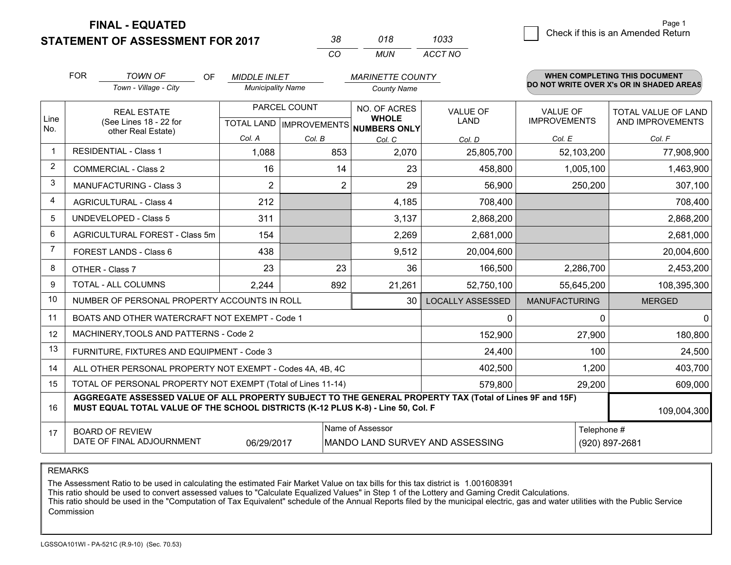**FINAL - EQUATED**
**STATEMENT OF ASSESSMENT FOR 2017**

| 38 | 018 | 1033 |
|---|---|---|
| CO | MUN | ACCT NO |

Page 1

☐ Check if this is an Amended Return

FOR *TOWN OF* (Town - Village - City) OF *MIDDLE INLET* (Municipality Name) *MARINETTE COUNTY* (County Name)

**WHEN COMPLETING THIS DOCUMENT DO NOT WRITE OVER X's OR IN SHADED AREAS**

| Line No. | REAL ESTATE (See Lines 18 - 22 for other Real Estate) | PARCEL COUNT | | NO. OF ACRES **WHOLE NUMBERS ONLY** | VALUE OF LAND | VALUE OF IMPROVEMENTS | TOTAL VALUE OF LAND AND IMPROVEMENTS |
|---|---|---|---|---|---|---|---|
| | | TOTAL LAND | IMPROVEMENTS | | | | |
| | | Col. A | Col. B | Col. C | Col. D | Col. E | Col. F |
| 1 | RESIDENTIAL - Class 1 | 1,088 | 853 | 2,070 | 25,805,700 | 52,103,200 | 77,908,900 |
| 2 | COMMERCIAL - Class 2 | 16 | 14 | 23 | 458,800 | 1,005,100 | 1,463,900 |
| 3 | MANUFACTURING - Class 3 | 2 | 2 | 29 | 56,900 | 250,200 | 307,100 |
| 4 | AGRICULTURAL - Class 4 | 212 | | 4,185 | 708,400 | | 708,400 |
| 5 | UNDEVELOPED - Class 5 | 311 | | 3,137 | 2,868,200 | | 2,868,200 |
| 6 | AGRICULTURAL FOREST - Class 5m | 154 | | 2,269 | 2,681,000 | | 2,681,000 |
| 7 | FOREST LANDS - Class 6 | 438 | | 9,512 | 20,004,600 | | 20,004,600 |
| 8 | OTHER - Class 7 | 23 | 23 | 36 | 166,500 | 2,286,700 | 2,453,200 |
| 9 | TOTAL - ALL COLUMNS | 2,244 | 892 | 21,261 | 52,750,100 | 55,645,200 | 108,395,300 |
| 10 | NUMBER OF PERSONAL PROPERTY ACCOUNTS IN ROLL | | | 30 | LOCALLY ASSESSED | MANUFACTURING | MERGED |
| 11 | BOATS AND OTHER WATERCRAFT NOT EXEMPT - Code 1 | | | | 0 | 0 | 0 |
| 12 | MACHINERY,TOOLS AND PATTERNS - Code 2 | | | | 152,900 | 27,900 | 180,800 |
| 13 | FURNITURE, FIXTURES AND EQUIPMENT - Code 3 | | | | 24,400 | 100 | 24,500 |
| 14 | ALL OTHER PERSONAL PROPERTY NOT EXEMPT - Codes 4A, 4B, 4C | | | | 402,500 | 1,200 | 403,700 |
| 15 | TOTAL OF PERSONAL PROPERTY NOT EXEMPT (Total of Lines 11-14) | | | | 579,800 | 29,200 | 609,000 |
| 16 | **AGGREGATE ASSESSED VALUE OF ALL PROPERTY SUBJECT TO THE GENERAL PROPERTY TAX (Total of Lines 9F and 15F) MUST EQUAL TOTAL VALUE OF THE SCHOOL DISTRICTS (K-12 PLUS K-8) - Line 50, Col. F** | | | | | | 109,004,300 |
| 17 | BOARD OF REVIEW DATE OF FINAL ADJOURNMENT | 06/29/2017 | | Name of Assessor: MANDO LAND SURVEY AND ASSESSING | | | Telephone #: (920) 897-2681 |

REMARKS

The Assessment Ratio to be used in calculating the estimated Fair Market Value on tax bills for this tax district is 1.001608391
This ratio should be used to convert assessed values to "Calculate Equalized Values" in Step 1 of the Lottery and Gaming Credit Calculations.
This ratio should be used in the "Computation of Tax Equivalent" schedule of the Annual Reports filed by the municipal electric, gas and water utilities with the Public Service Commission

LGSSOA101WI - PA-521C (R.9-10) (Sec. 70.53)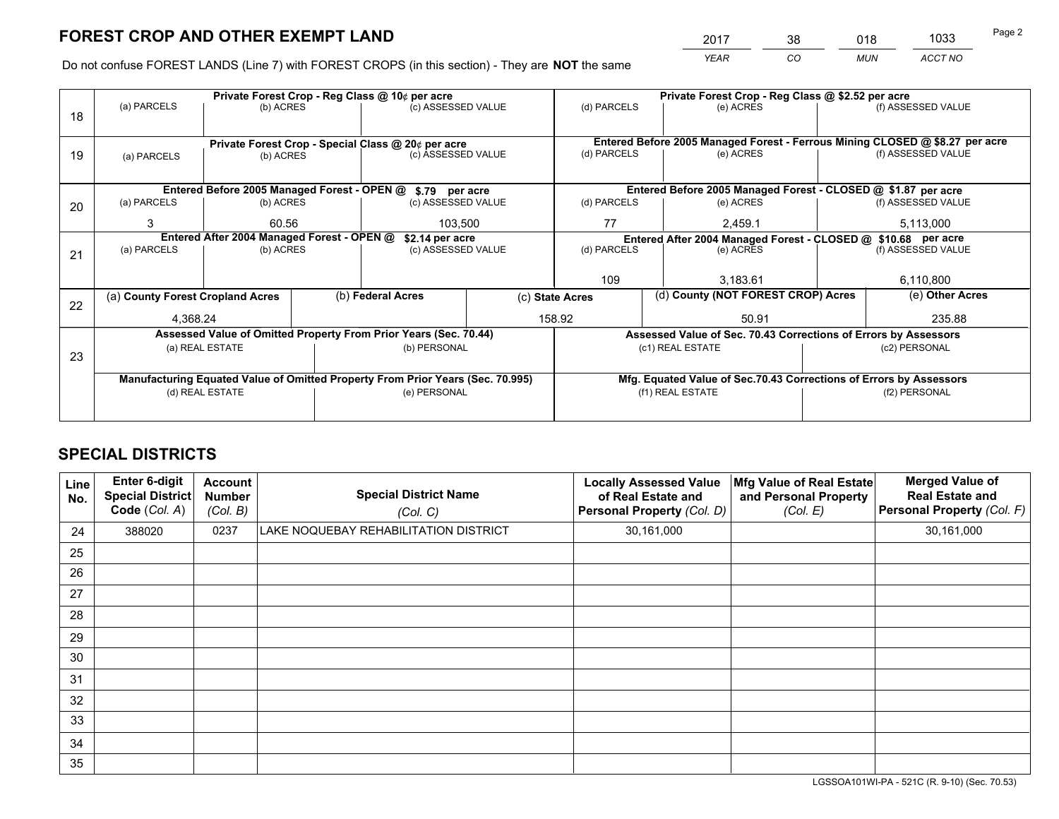# FOREST CROP AND OTHER EXEMPT LAND

| 2017 | 38 | 018 | 1033 |
|---|---|---|---|
| YEAR | CO | MUN | ACCT NO |

Do not confuse FOREST LANDS (Line 7) with FOREST CROPS (in this section) - They are **NOT** the same

| Line | Private Forest Crop - Reg Class @ 10¢ per acre | | | Private Forest Crop - Reg Class @ $2.52 per acre | | |
|---|---|---|---|---|---|---|
| 18 | (a) PARCELS | (b) ACRES | (c) ASSESSED VALUE | (d) PARCELS | (e) ACRES | (f) ASSESSED VALUE |
| | | | | | | |
| | **Private Forest Crop - Special Class @ 20¢ per acre** | | | **Entered Before 2005 Managed Forest - Ferrous Mining CLOSED @ $8.27 per acre** | | |
| 19 | (a) PARCELS | (b) ACRES | (c) ASSESSED VALUE | (d) PARCELS | (e) ACRES | (f) ASSESSED VALUE |
| | | | | | | |
| | **Entered Before 2005 Managed Forest - OPEN @ $.79 per acre** | | | **Entered Before 2005 Managed Forest - CLOSED @ $1.87 per acre** | | |
| 20 | (a) PARCELS | (b) ACRES | (c) ASSESSED VALUE | (d) PARCELS | (e) ACRES | (f) ASSESSED VALUE |
| | 3 | 60.56 | 103,500 | 77 | 2,459.1 | 5,113,000 |
| | **Entered After 2004 Managed Forest - OPEN @ $2.14 per acre** | | | **Entered After 2004 Managed Forest - CLOSED @ $10.68 per acre** | | |
| 21 | (a) PARCELS | (b) ACRES | (c) ASSESSED VALUE | (d) PARCELS | (e) ACRES | (f) ASSESSED VALUE |
| | | | | 109 | 3,183.61 | 6,110,800 |

| Line | (a) County Forest Cropland Acres | (b) Federal Acres | (c) State Acres | (d) County (NOT FOREST CROP) Acres | (e) Other Acres |
|---|---|---|---|---|---|
| 22 | 4,368.24 | | 158.92 | 50.91 | 235.88 |

| Line | Assessed Value of Omitted Property From Prior Years (Sec. 70.44) | | Assessed Value of Sec. 70.43 Corrections of Errors by Assessors | |
|---|---|---|---|---|
| 23 | (a) REAL ESTATE | (b) PERSONAL | (c1) REAL ESTATE | (c2) PERSONAL |
| | | | | |
| | **Manufacturing Equated Value of Omitted Property From Prior Years (Sec. 70.995)** | | **Mfg. Equated Value of Sec.70.43 Corrections of Errors by Assessors** | |
| | (d) REAL ESTATE | (e) PERSONAL | (f1) REAL ESTATE | (f2) PERSONAL |
| | | | | |

# SPECIAL DISTRICTS

| Line No. | Enter 6-digit Special District Code (Col. A) | Account Number (Col. B) | Special District Name (Col. C) | Locally Assessed Value of Real Estate and Personal Property (Col. D) | Mfg Value of Real Estate and Personal Property (Col. E) | Merged Value of Real Estate and Personal Property (Col. F) |
|---|---|---|---|---|---|---|
| 24 | 388020 | 0237 | LAKE NOQUEBAY REHABILITATION DISTRICT | 30,161,000 | | 30,161,000 |
| 25 | | | | | | |
| 26 | | | | | | |
| 27 | | | | | | |
| 28 | | | | | | |
| 29 | | | | | | |
| 30 | | | | | | |
| 31 | | | | | | |
| 32 | | | | | | |
| 33 | | | | | | |
| 34 | | | | | | |
| 35 | | | | | | |

LGSSOA101WI-PA - 521C (R. 9-10) (Sec. 70.53)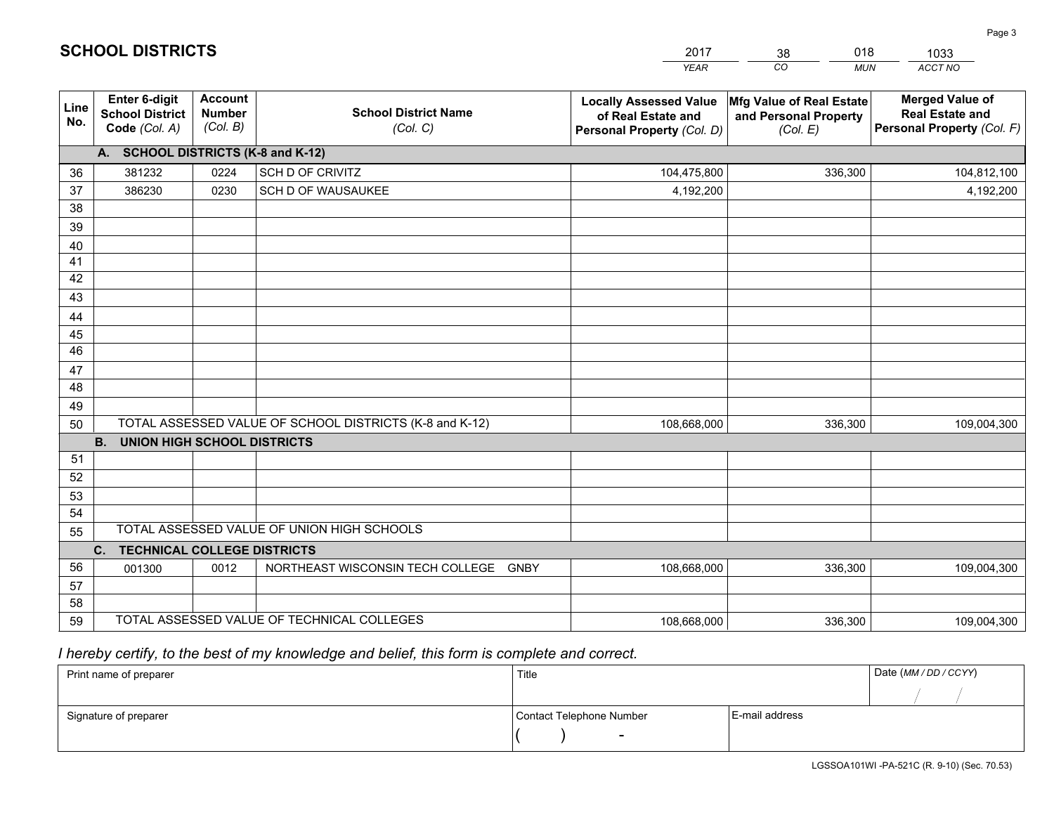# SCHOOL DISTRICTS

| 2017 | 38 | 018 | 1033 |
|---|---|---|---|
| *YEAR* | *CO* | *MUN* | *ACCT NO* |

| Line No. | Enter 6-digit School District Code *(Col. A)* | Account Number *(Col. B)* | School District Name *(Col. C)* | Locally Assessed Value of Real Estate and Personal Property *(Col. D)* | Mfg Value of Real Estate and Personal Property *(Col. E)* | Merged Value of Real Estate and Personal Property *(Col. F)* |
|---|---|---|---|---|---|---|
| | **A. SCHOOL DISTRICTS (K-8 and K-12)** | | | | | |
| 36 | 381232 | 0224 | SCH D OF CRIVITZ | 104,475,800 | 336,300 | 104,812,100 |
| 37 | 386230 | 0230 | SCH D OF WAUSAUKEE | 4,192,200 | | 4,192,200 |
| 38 | | | | | | |
| 39 | | | | | | |
| 40 | | | | | | |
| 41 | | | | | | |
| 42 | | | | | | |
| 43 | | | | | | |
| 44 | | | | | | |
| 45 | | | | | | |
| 46 | | | | | | |
| 47 | | | | | | |
| 48 | | | | | | |
| 49 | | | | | | |
| 50 | TOTAL ASSESSED VALUE OF SCHOOL DISTRICTS (K-8 and K-12) | | | 108,668,000 | 336,300 | 109,004,300 |
| | **B. UNION HIGH SCHOOL DISTRICTS** | | | | | |
| 51 | | | | | | |
| 52 | | | | | | |
| 53 | | | | | | |
| 54 | | | | | | |
| 55 | TOTAL ASSESSED VALUE OF UNION HIGH SCHOOLS | | | | | |
| | **C. TECHNICAL COLLEGE DISTRICTS** | | | | | |
| 56 | 001300 | 0012 | NORTHEAST WISCONSIN TECH COLLEGE GNBY | 108,668,000 | 336,300 | 109,004,300 |
| 57 | | | | | | |
| 58 | | | | | | |
| 59 | TOTAL ASSESSED VALUE OF TECHNICAL COLLEGES | | | 108,668,000 | 336,300 | 109,004,300 |

*I hereby certify, to the best of my knowledge and belief, this form is complete and correct.*

| Print name of preparer | Title | | Date *(MM / DD / CCYY)* |
|---|---|---|---|
| | | | / / |
| Signature of preparer | Contact Telephone Number | E-mail address | |
| | ( ) - | | |

LGSSOA101WI -PA-521C (R. 9-10) (Sec. 70.53)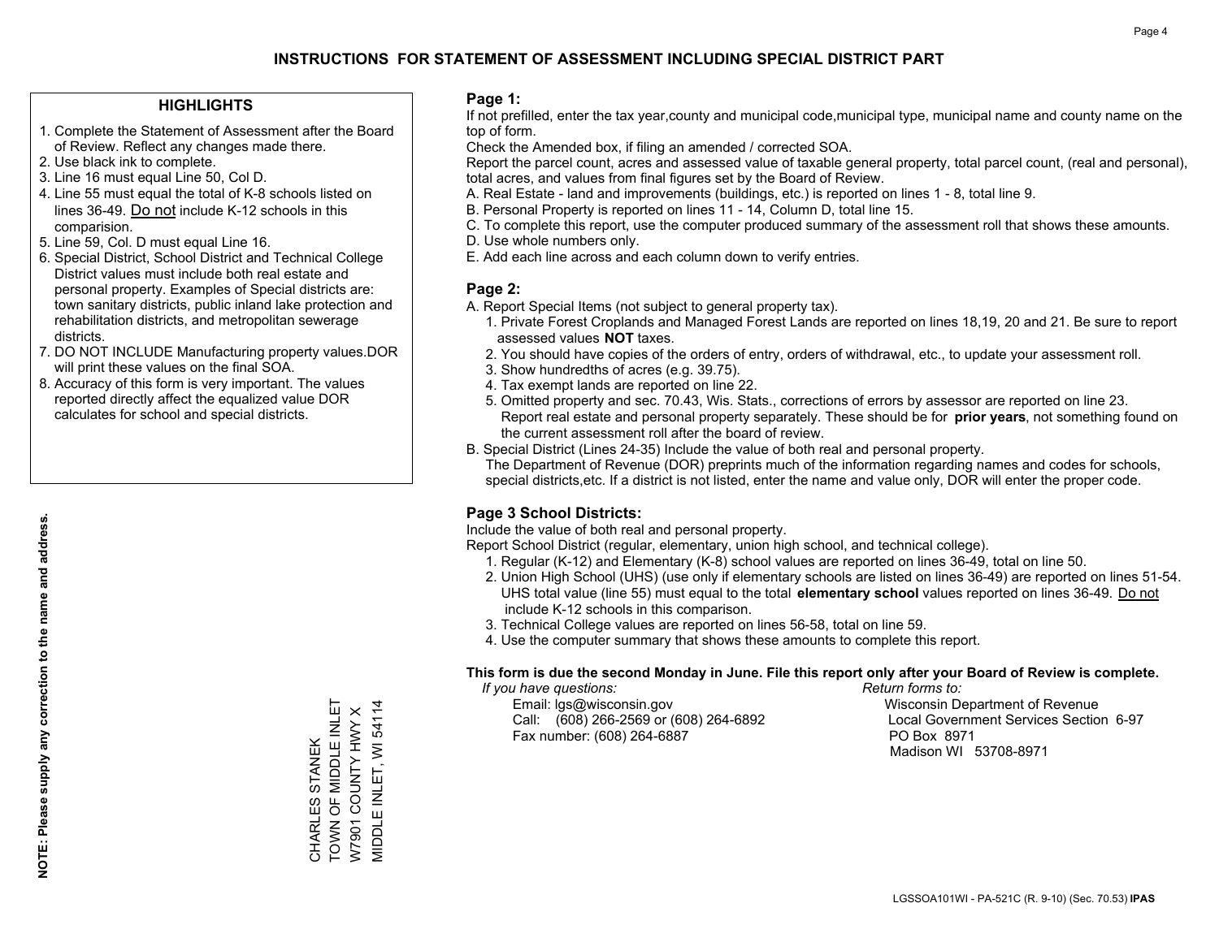# INSTRUCTIONS FOR STATEMENT OF ASSESSMENT INCLUDING SPECIAL DISTRICT PART

## HIGHLIGHTS

1. Complete the Statement of Assessment after the Board of Review. Reflect any changes made there.
2. Use black ink to complete.
3. Line 16 must equal Line 50, Col D.
4. Line 55 must equal the total of K-8 schools listed on lines 36-49. Do not include K-12 schools in this comparision.
5. Line 59, Col. D must equal Line 16.
6. Special District, School District and Technical College District values must include both real estate and personal property. Examples of Special districts are: town sanitary districts, public inland lake protection and rehabilitation districts, and metropolitan sewerage districts.
7. DO NOT INCLUDE Manufacturing property values.DOR will print these values on the final SOA.
8. Accuracy of this form is very important. The values reported directly affect the equalized value DOR calculates for school and special districts.

**NOTE: Please supply any correction to the name and address.**

CHARLES STANEK
TOWN OF MIDDLE INLET
W7901 COUNTY HWY X
MIDDLE INLET, WI 54114

## Page 1:

If not prefilled, enter the tax year,county and municipal code,municipal type, municipal name and county name on the top of form.

Check the Amended box, if filing an amended / corrected SOA.

Report the parcel count, acres and assessed value of taxable general property, total parcel count, (real and personal), total acres, and values from final figures set by the Board of Review.

A. Real Estate - land and improvements (buildings, etc.) is reported on lines 1 - 8, total line 9.
B. Personal Property is reported on lines 11 - 14, Column D, total line 15.
C. To complete this report, use the computer produced summary of the assessment roll that shows these amounts.
D. Use whole numbers only.
E. Add each line across and each column down to verify entries.

## Page 2:

A. Report Special Items (not subject to general property tax).
   1. Private Forest Croplands and Managed Forest Lands are reported on lines 18,19, 20 and 21. Be sure to report assessed values **NOT** taxes.
   2. You should have copies of the orders of entry, orders of withdrawal, etc., to update your assessment roll.
   3. Show hundredths of acres (e.g. 39.75).
   4. Tax exempt lands are reported on line 22.
   5. Omitted property and sec. 70.43, Wis. Stats., corrections of errors by assessor are reported on line 23. Report real estate and personal property separately. These should be for **prior years**, not something found on the current assessment roll after the board of review.
B. Special District (Lines 24-35) Include the value of both real and personal property.
   The Department of Revenue (DOR) preprints much of the information regarding names and codes for schools, special districts,etc. If a district is not listed, enter the name and value only, DOR will enter the proper code.

## Page 3 School Districts:

Include the value of both real and personal property.

Report School District (regular, elementary, union high school, and technical college).

1. Regular (K-12) and Elementary (K-8) school values are reported on lines 36-49, total on line 50.
2. Union High School (UHS) (use only if elementary schools are listed on lines 36-49) are reported on lines 51-54. UHS total value (line 55) must equal to the total **elementary school** values reported on lines 36-49. Do not include K-12 schools in this comparison.
3. Technical College values are reported on lines 56-58, total on line 59.
4. Use the computer summary that shows these amounts to complete this report.

**This form is due the second Monday in June. File this report only after your Board of Review is complete.**

*If you have questions:*
Email: lgs@wisconsin.gov
Call: (608) 266-2569 or (608) 264-6892
Fax number: (608) 264-6887

*Return forms to:*
Wisconsin Department of Revenue
Local Government Services Section 6-97
PO Box 8971
Madison WI 53708-8971

LGSSOA101WI - PA-521C (R. 9-10) (Sec. 70.53) **IPAS**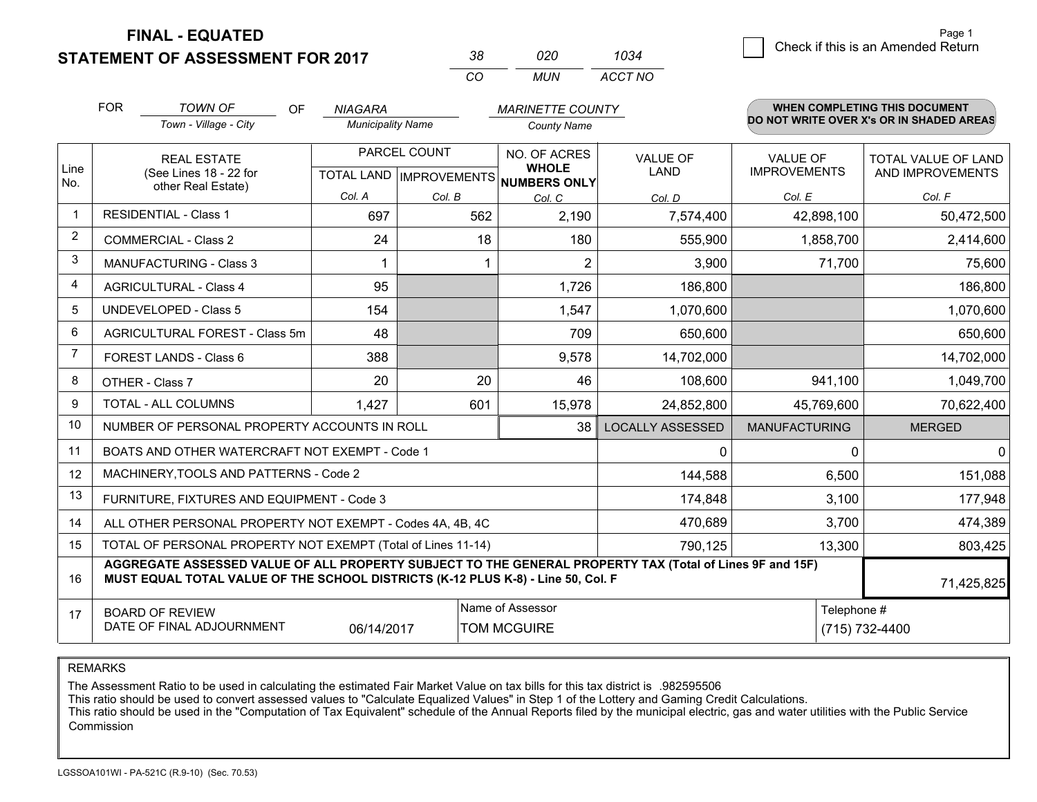**FINAL - EQUATED**
**STATEMENT OF ASSESSMENT FOR 2017**

| 38 | 020 | 1034 |
|---|---|---|
| CO | MUN | ACCT NO |

Page 1

☐ Check if this is an Amended Return

FOR *TOWN OF* (Town - Village - City) OF *NIAGARA* (Municipality Name) *MARINETTE COUNTY* (County Name)

**WHEN COMPLETING THIS DOCUMENT DO NOT WRITE OVER X's OR IN SHADED AREAS**

| Line No. | REAL ESTATE (See Lines 18 - 22 for other Real Estate) | PARCEL COUNT | | NO. OF ACRES WHOLE NUMBERS ONLY | VALUE OF LAND | VALUE OF IMPROVEMENTS | TOTAL VALUE OF LAND AND IMPROVEMENTS |
|---|---|---|---|---|---|---|---|
| | | TOTAL LAND | IMPROVEMENTS | | | | |
| | | Col. A | Col. B | Col. C | Col. D | Col. E | Col. F |
| 1 | RESIDENTIAL - Class 1 | 697 | 562 | 2,190 | 7,574,400 | 42,898,100 | 50,472,500 |
| 2 | COMMERCIAL - Class 2 | 24 | 18 | 180 | 555,900 | 1,858,700 | 2,414,600 |
| 3 | MANUFACTURING - Class 3 | 1 | 1 | 2 | 3,900 | 71,700 | 75,600 |
| 4 | AGRICULTURAL - Class 4 | 95 | | 1,726 | 186,800 | | 186,800 |
| 5 | UNDEVELOPED - Class 5 | 154 | | 1,547 | 1,070,600 | | 1,070,600 |
| 6 | AGRICULTURAL FOREST - Class 5m | 48 | | 709 | 650,600 | | 650,600 |
| 7 | FOREST LANDS - Class 6 | 388 | | 9,578 | 14,702,000 | | 14,702,000 |
| 8 | OTHER - Class 7 | 20 | 20 | 46 | 108,600 | 941,100 | 1,049,700 |
| 9 | TOTAL - ALL COLUMNS | 1,427 | 601 | 15,978 | 24,852,800 | 45,769,600 | 70,622,400 |
| 10 | NUMBER OF PERSONAL PROPERTY ACCOUNTS IN ROLL | | | 38 | LOCALLY ASSESSED | MANUFACTURING | MERGED |
| 11 | BOATS AND OTHER WATERCRAFT NOT EXEMPT - Code 1 | | | | 0 | 0 | 0 |
| 12 | MACHINERY,TOOLS AND PATTERNS - Code 2 | | | | 144,588 | 6,500 | 151,088 |
| 13 | FURNITURE, FIXTURES AND EQUIPMENT - Code 3 | | | | 174,848 | 3,100 | 177,948 |
| 14 | ALL OTHER PERSONAL PROPERTY NOT EXEMPT - Codes 4A, 4B, 4C | | | | 470,689 | 3,700 | 474,389 |
| 15 | TOTAL OF PERSONAL PROPERTY NOT EXEMPT (Total of Lines 11-14) | | | | 790,125 | 13,300 | 803,425 |
| 16 | **AGGREGATE ASSESSED VALUE OF ALL PROPERTY SUBJECT TO THE GENERAL PROPERTY TAX (Total of Lines 9F and 15F) MUST EQUAL TOTAL VALUE OF THE SCHOOL DISTRICTS (K-12 PLUS K-8) - Line 50, Col. F** | | | | | | 71,425,825 |
| 17 | BOARD OF REVIEW DATE OF FINAL ADJOURNMENT | 06/14/2017 | | Name of Assessor: TOM MCGUIRE | | Telephone #: (715) 732-4400 | |

REMARKS

The Assessment Ratio to be used in calculating the estimated Fair Market Value on tax bills for this tax district is .982595506
This ratio should be used to convert assessed values to "Calculate Equalized Values" in Step 1 of the Lottery and Gaming Credit Calculations.
This ratio should be used in the "Computation of Tax Equivalent" schedule of the Annual Reports filed by the municipal electric, gas and water utilities with the Public Service Commission

LGSSOA101WI - PA-521C (R.9-10) (Sec. 70.53)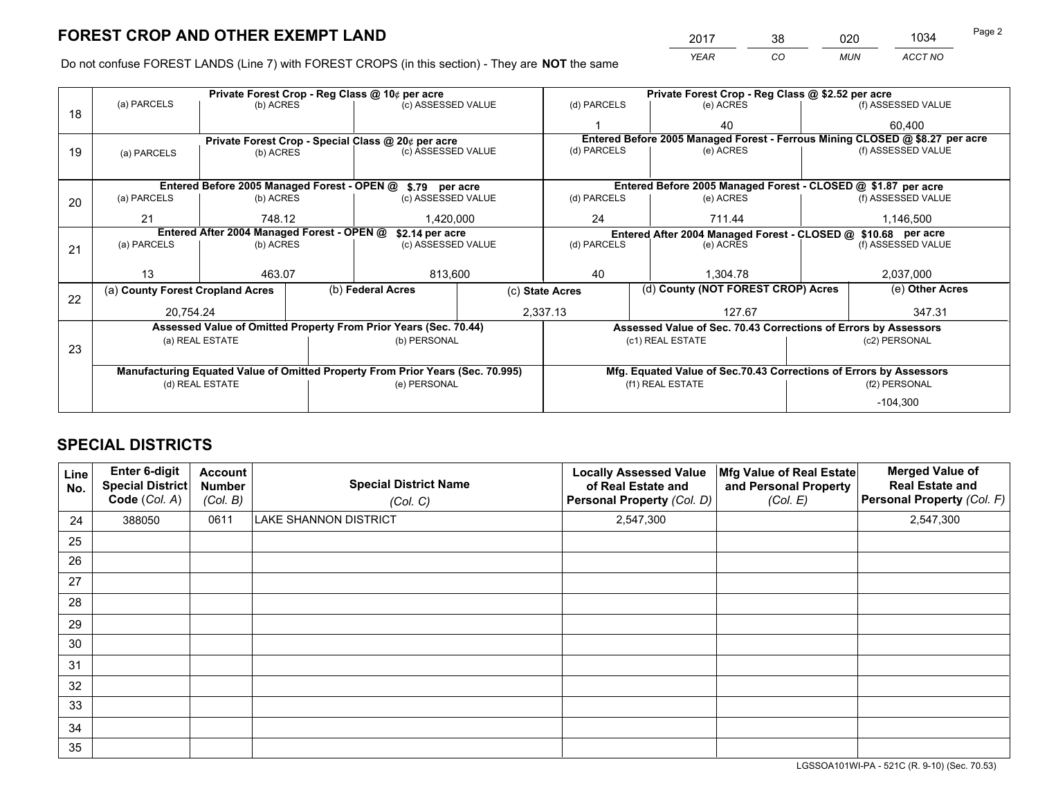# FOREST CROP AND OTHER EXEMPT LAND

| 2017 | 38 | 020 | 1034 |
|---|---|---|---|
| *YEAR* | *CO* | *MUN* | *ACCT NO* |

Do not confuse FOREST LANDS (Line 7) with FOREST CROPS (in this section) - They are **NOT** the same

| Line | Private Forest Crop - Reg Class @ 10¢ per acre | | | Private Forest Crop - Reg Class @ $2.52 per acre | | |
|---|---|---|---|---|---|---|
| 18 | (a) PARCELS | (b) ACRES | (c) ASSESSED VALUE | (d) PARCELS | (e) ACRES | (f) ASSESSED VALUE |
| | | | | 1 | 40 | 60,400 |
| | **Private Forest Crop - Special Class @ 20¢ per acre** | | | **Entered Before 2005 Managed Forest - Ferrous Mining CLOSED @ $8.27 per acre** | | |
| 19 | (a) PARCELS | (b) ACRES | (c) ASSESSED VALUE | (d) PARCELS | (e) ACRES | (f) ASSESSED VALUE |
| | | | | | | |
| | **Entered Before 2005 Managed Forest - OPEN @ $.79 per acre** | | | **Entered Before 2005 Managed Forest - CLOSED @ $1.87 per acre** | | |
| 20 | (a) PARCELS | (b) ACRES | (c) ASSESSED VALUE | (d) PARCELS | (e) ACRES | (f) ASSESSED VALUE |
| | 21 | 748.12 | 1,420,000 | 24 | 711.44 | 1,146,500 |
| | **Entered After 2004 Managed Forest - OPEN @ $2.14 per acre** | | | **Entered After 2004 Managed Forest - CLOSED @ $10.68 per acre** | | |
| 21 | (a) PARCELS | (b) ACRES | (c) ASSESSED VALUE | (d) PARCELS | (e) ACRES | (f) ASSESSED VALUE |
| | 13 | 463.07 | 813,600 | 40 | 1,304.78 | 2,037,000 |

| Line | (a) County Forest Cropland Acres | (b) Federal Acres | (c) State Acres | (d) County (NOT FOREST CROP) Acres | (e) Other Acres |
|---|---|---|---|---|---|
| 22 | 20,754.24 | | 2,337.13 | 127.67 | 347.31 |

| Line | Assessed Value of Omitted Property From Prior Years (Sec. 70.44) | | Assessed Value of Sec. 70.43 Corrections of Errors by Assessors | |
|---|---|---|---|---|
| 23 | (a) REAL ESTATE | (b) PERSONAL | (c1) REAL ESTATE | (c2) PERSONAL |
| | | | | |
| | **Manufacturing Equated Value of Omitted Property From Prior Years (Sec. 70.995)** | | **Mfg. Equated Value of Sec.70.43 Corrections of Errors by Assessors** | |
| | (d) REAL ESTATE | (e) PERSONAL | (f1) REAL ESTATE | (f2) PERSONAL |
| | | | | -104,300 |

# SPECIAL DISTRICTS

| Line No. | Enter 6-digit Special District Code (Col. A) | Account Number (Col. B) | Special District Name (Col. C) | Locally Assessed Value of Real Estate and Personal Property (Col. D) | Mfg Value of Real Estate and Personal Property (Col. E) | Merged Value of Real Estate and Personal Property (Col. F) |
|---|---|---|---|---|---|---|
| 24 | 388050 | 0611 | LAKE SHANNON DISTRICT | 2,547,300 | | 2,547,300 |
| 25 | | | | | | |
| 26 | | | | | | |
| 27 | | | | | | |
| 28 | | | | | | |
| 29 | | | | | | |
| 30 | | | | | | |
| 31 | | | | | | |
| 32 | | | | | | |
| 33 | | | | | | |
| 34 | | | | | | |
| 35 | | | | | | |

LGSSOA101WI-PA - 521C (R. 9-10) (Sec. 70.53)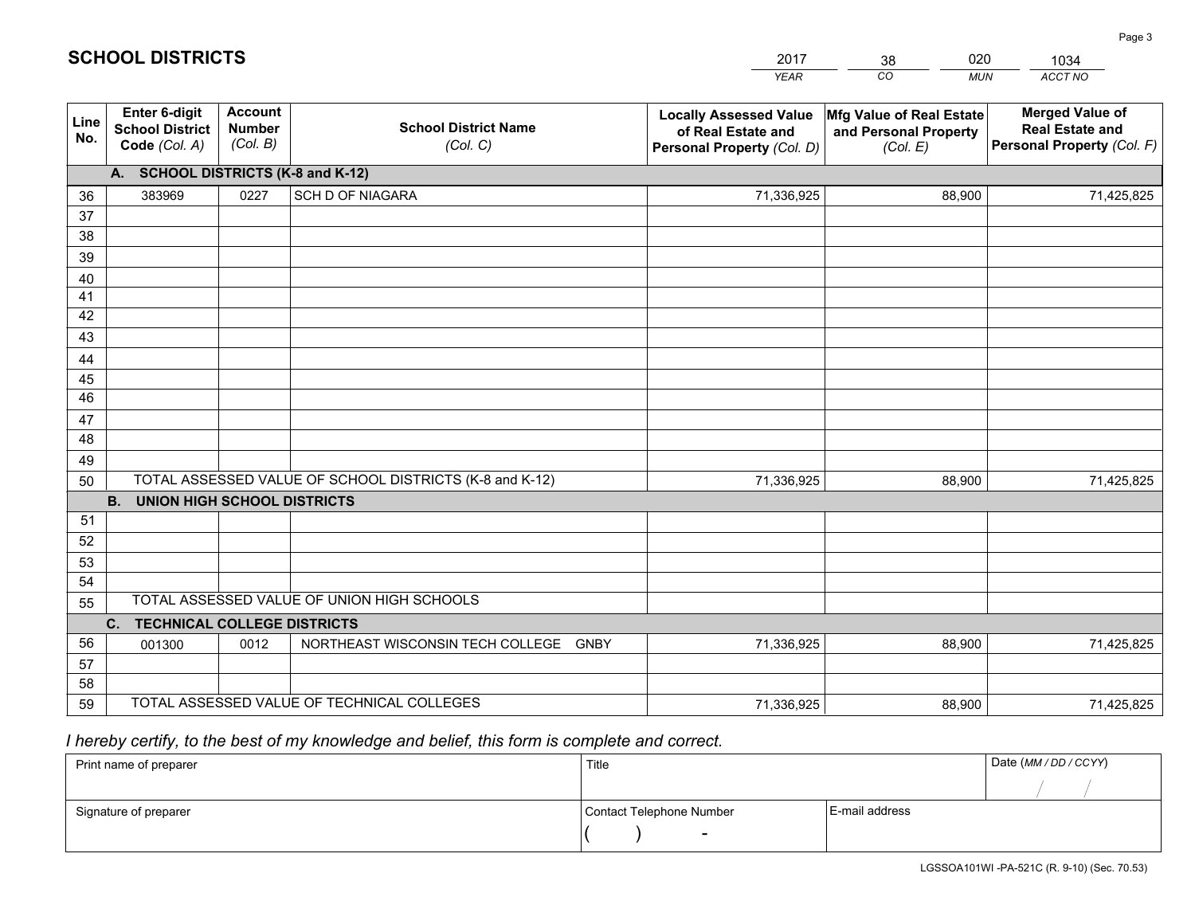# SCHOOL DISTRICTS

| 2017 | 38 | 020 | 1034 |
|---|---|---|---|
| YEAR | CO | MUN | ACCT NO |

| Line No. | Enter 6-digit School District Code (Col. A) | Account Number (Col. B) | School District Name (Col. C) | Locally Assessed Value of Real Estate and Personal Property (Col. D) | Mfg Value of Real Estate and Personal Property (Col. E) | Merged Value of Real Estate and Personal Property (Col. F) |
|---|---|---|---|---|---|---|
| | **A. SCHOOL DISTRICTS (K-8 and K-12)** | | | | | |
| 36 | 383969 | 0227 | SCH D OF NIAGARA | 71,336,925 | 88,900 | 71,425,825 |
| 37 | | | | | | |
| 38 | | | | | | |
| 39 | | | | | | |
| 40 | | | | | | |
| 41 | | | | | | |
| 42 | | | | | | |
| 43 | | | | | | |
| 44 | | | | | | |
| 45 | | | | | | |
| 46 | | | | | | |
| 47 | | | | | | |
| 48 | | | | | | |
| 49 | | | | | | |
| 50 | TOTAL ASSESSED VALUE OF SCHOOL DISTRICTS (K-8 and K-12) | | | 71,336,925 | 88,900 | 71,425,825 |
| | **B. UNION HIGH SCHOOL DISTRICTS** | | | | | |
| 51 | | | | | | |
| 52 | | | | | | |
| 53 | | | | | | |
| 54 | | | | | | |
| 55 | TOTAL ASSESSED VALUE OF UNION HIGH SCHOOLS | | | | | |
| | **C. TECHNICAL COLLEGE DISTRICTS** | | | | | |
| 56 | 001300 | 0012 | NORTHEAST WISCONSIN TECH COLLEGE GNBY | 71,336,925 | 88,900 | 71,425,825 |
| 57 | | | | | | |
| 58 | | | | | | |
| 59 | TOTAL ASSESSED VALUE OF TECHNICAL COLLEGES | | | 71,336,925 | 88,900 | 71,425,825 |

*I hereby certify, to the best of my knowledge and belief, this form is complete and correct.*

| Print name of preparer | Title | | Date (MM / DD / CCYY) |
|---|---|---|---|
| | | | / / |
| Signature of preparer | Contact Telephone Number | E-mail address | |
| | ( ) - | | |

LGSSOA101WI -PA-521C (R. 9-10) (Sec. 70.53)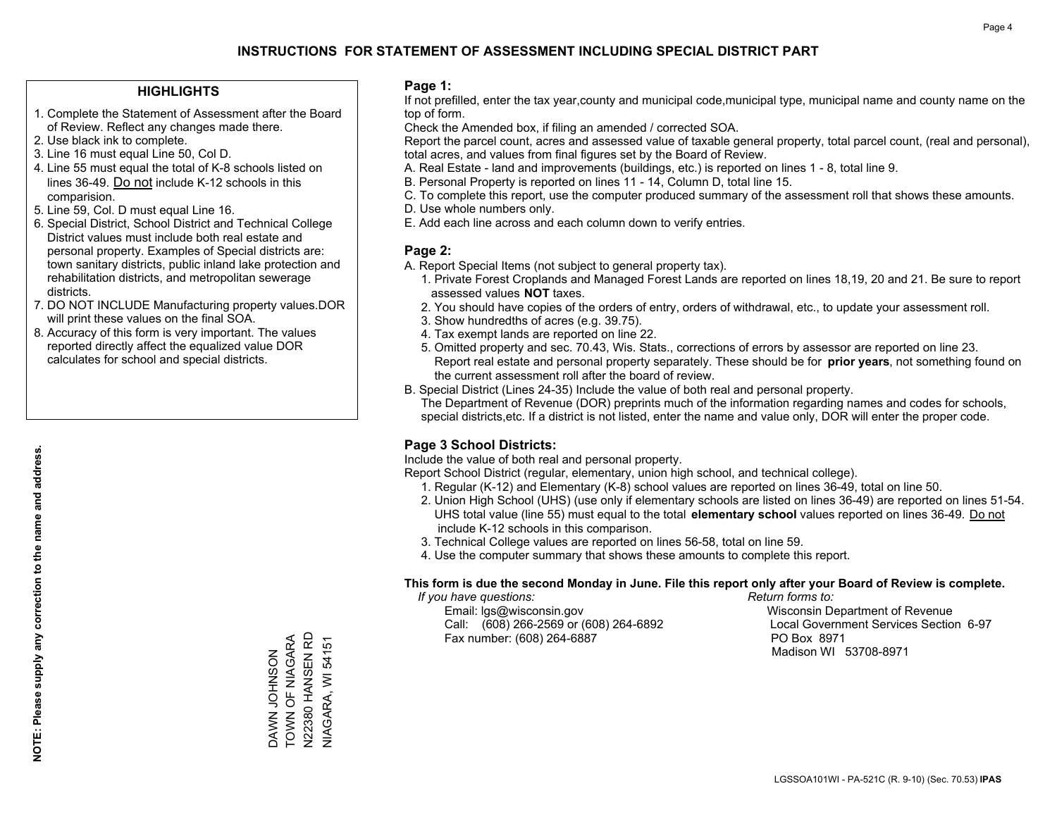# INSTRUCTIONS FOR STATEMENT OF ASSESSMENT INCLUDING SPECIAL DISTRICT PART

## HIGHLIGHTS

1. Complete the Statement of Assessment after the Board of Review. Reflect any changes made there.
2. Use black ink to complete.
3. Line 16 must equal Line 50, Col D.
4. Line 55 must equal the total of K-8 schools listed on lines 36-49. Do not include K-12 schools in this comparision.
5. Line 59, Col. D must equal Line 16.
6. Special District, School District and Technical College District values must include both real estate and personal property. Examples of Special districts are: town sanitary districts, public inland lake protection and rehabilitation districts, and metropolitan sewerage districts.
7. DO NOT INCLUDE Manufacturing property values.DOR will print these values on the final SOA.
8. Accuracy of this form is very important. The values reported directly affect the equalized value DOR calculates for school and special districts.

**NOTE: Please supply any correction to the name and address.**

DAWN JOHNSON
TOWN OF NIAGARA
N22380 HANSEN RD
NIAGARA, WI 54151

## Page 1:

If not prefilled, enter the tax year,county and municipal code,municipal type, municipal name and county name on the top of form.

Check the Amended box, if filing an amended / corrected SOA.

Report the parcel count, acres and assessed value of taxable general property, total parcel count, (real and personal), total acres, and values from final figures set by the Board of Review.

A. Real Estate - land and improvements (buildings, etc.) is reported on lines 1 - 8, total line 9.
B. Personal Property is reported on lines 11 - 14, Column D, total line 15.
C. To complete this report, use the computer produced summary of the assessment roll that shows these amounts.
D. Use whole numbers only.
E. Add each line across and each column down to verify entries.

## Page 2:

A. Report Special Items (not subject to general property tax).
   1. Private Forest Croplands and Managed Forest Lands are reported on lines 18,19, 20 and 21. Be sure to report assessed values **NOT** taxes.
   2. You should have copies of the orders of entry, orders of withdrawal, etc., to update your assessment roll.
   3. Show hundredths of acres (e.g. 39.75).
   4. Tax exempt lands are reported on line 22.
   5. Omitted property and sec. 70.43, Wis. Stats., corrections of errors by assessor are reported on line 23. Report real estate and personal property separately. These should be for **prior years**, not something found on the current assessment roll after the board of review.
B. Special District (Lines 24-35) Include the value of both real and personal property.
   The Department of Revenue (DOR) preprints much of the information regarding names and codes for schools, special districts,etc. If a district is not listed, enter the name and value only, DOR will enter the proper code.

## Page 3 School Districts:

Include the value of both real and personal property.

Report School District (regular, elementary, union high school, and technical college).

1. Regular (K-12) and Elementary (K-8) school values are reported on lines 36-49, total on line 50.
2. Union High School (UHS) (use only if elementary schools are listed on lines 36-49) are reported on lines 51-54. UHS total value (line 55) must equal to the total **elementary school** values reported on lines 36-49. Do not include K-12 schools in this comparison.
3. Technical College values are reported on lines 56-58, total on line 59.
4. Use the computer summary that shows these amounts to complete this report.

**This form is due the second Monday in June. File this report only after your Board of Review is complete.**

*If you have questions:*
Email: lgs@wisconsin.gov
Call: (608) 266-2569 or (608) 264-6892
Fax number: (608) 264-6887

*Return forms to:*
Wisconsin Department of Revenue
Local Government Services Section 6-97
PO Box 8971
Madison WI 53708-8971

LGSSOA101WI - PA-521C (R. 9-10) (Sec. 70.53) **IPAS**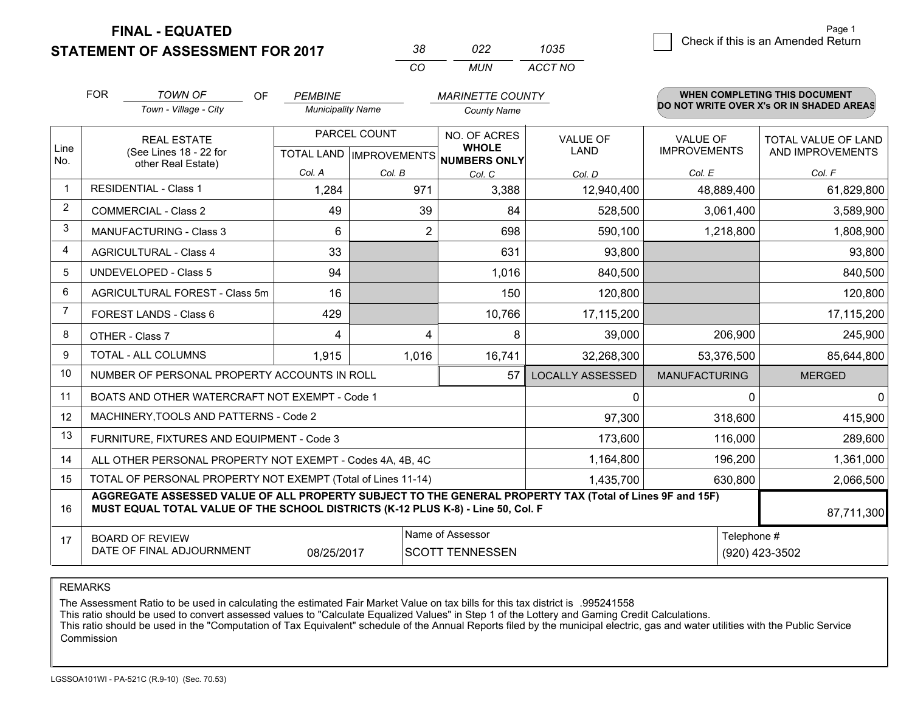**FINAL - EQUATED**
**STATEMENT OF ASSESSMENT FOR 2017**

| 38 | 022 | 1035 |
|---|---|---|
| CO | MUN | ACCT NO |

☐ Check if this is an Amended Return

FOR *TOWN OF* (Town - Village - City) OF *PEMBINE* (Municipality Name) *MARINETTE COUNTY* (County Name)

**WHEN COMPLETING THIS DOCUMENT DO NOT WRITE OVER X's OR IN SHADED AREAS**

| Line No. | REAL ESTATE (See Lines 18 - 22 for other Real Estate) | PARCEL COUNT TOTAL LAND Col. A | PARCEL COUNT IMPROVEMENTS Col. B | NO. OF ACRES WHOLE NUMBERS ONLY Col. C | VALUE OF LAND Col. D | VALUE OF IMPROVEMENTS Col. E | TOTAL VALUE OF LAND AND IMPROVEMENTS Col. F |
|---|---|---|---|---|---|---|---|
| 1 | RESIDENTIAL - Class 1 | 1,284 | 971 | 3,388 | 12,940,400 | 48,889,400 | 61,829,800 |
| 2 | COMMERCIAL - Class 2 | 49 | 39 | 84 | 528,500 | 3,061,400 | 3,589,900 |
| 3 | MANUFACTURING - Class 3 | 6 | 2 | 698 | 590,100 | 1,218,800 | 1,808,900 |
| 4 | AGRICULTURAL - Class 4 | 33 | | 631 | 93,800 | | 93,800 |
| 5 | UNDEVELOPED - Class 5 | 94 | | 1,016 | 840,500 | | 840,500 |
| 6 | AGRICULTURAL FOREST - Class 5m | 16 | | 150 | 120,800 | | 120,800 |
| 7 | FOREST LANDS - Class 6 | 429 | | 10,766 | 17,115,200 | | 17,115,200 |
| 8 | OTHER - Class 7 | 4 | 4 | 8 | 39,000 | 206,900 | 245,900 |
| 9 | TOTAL - ALL COLUMNS | 1,915 | 1,016 | 16,741 | 32,268,300 | 53,376,500 | 85,644,800 |
| 10 | NUMBER OF PERSONAL PROPERTY ACCOUNTS IN ROLL | | | 57 | LOCALLY ASSESSED | MANUFACTURING | MERGED |
| 11 | BOATS AND OTHER WATERCRAFT NOT EXEMPT - Code 1 | | | | 0 | 0 | 0 |
| 12 | MACHINERY,TOOLS AND PATTERNS - Code 2 | | | | 97,300 | 318,600 | 415,900 |
| 13 | FURNITURE, FIXTURES AND EQUIPMENT - Code 3 | | | | 173,600 | 116,000 | 289,600 |
| 14 | ALL OTHER PERSONAL PROPERTY NOT EXEMPT - Codes 4A, 4B, 4C | | | | 1,164,800 | 196,200 | 1,361,000 |
| 15 | TOTAL OF PERSONAL PROPERTY NOT EXEMPT (Total of Lines 11-14) | | | | 1,435,700 | 630,800 | 2,066,500 |
| 16 | **AGGREGATE ASSESSED VALUE OF ALL PROPERTY SUBJECT TO THE GENERAL PROPERTY TAX (Total of Lines 9F and 15F) MUST EQUAL TOTAL VALUE OF THE SCHOOL DISTRICTS (K-12 PLUS K-8) - Line 50, Col. F** | | | | | | 87,711,300 |
| 17 | BOARD OF REVIEW DATE OF FINAL ADJOURNMENT | 08/25/2017 | Name of Assessor | SCOTT TENNESSEN | | Telephone # | (920) 423-3502 |

REMARKS

The Assessment Ratio to be used in calculating the estimated Fair Market Value on tax bills for this tax district is .995241558
This ratio should be used to convert assessed values to "Calculate Equalized Values" in Step 1 of the Lottery and Gaming Credit Calculations.
This ratio should be used in the "Computation of Tax Equivalent" schedule of the Annual Reports filed by the municipal electric, gas and water utilities with the Public Service Commission

LGSSOA101WI - PA-521C (R.9-10) (Sec. 70.53)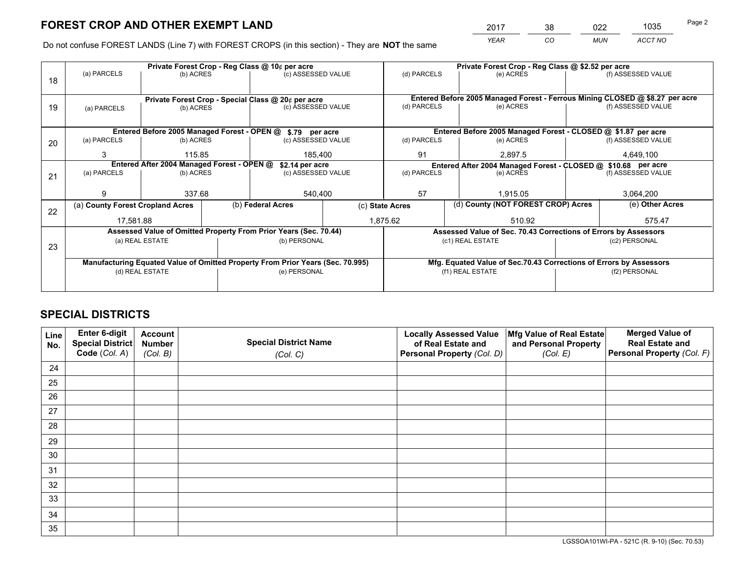# FOREST CROP AND OTHER EXEMPT LAND

| 2017 | 38 | 022 | 1035 |
|---|---|---|---|
| *YEAR* | *CO* | *MUN* | *ACCT NO* |

Do not confuse FOREST LANDS (Line 7) with FOREST CROPS (in this section) - They are **NOT** the same

| Line | Private Forest Crop - Reg Class @ 10¢ per acre | | | Private Forest Crop - Reg Class @ $2.52 per acre | | |
|---|---|---|---|---|---|---|
| 18 | (a) PARCELS | (b) ACRES | (c) ASSESSED VALUE | (d) PARCELS | (e) ACRES | (f) ASSESSED VALUE |
| | | | | | | |
| | **Private Forest Crop - Special Class @ 20¢ per acre** | | | **Entered Before 2005 Managed Forest - Ferrous Mining CLOSED @ $8.27 per acre** | | |
| 19 | (a) PARCELS | (b) ACRES | (c) ASSESSED VALUE | (d) PARCELS | (e) ACRES | (f) ASSESSED VALUE |
| | | | | | | |
| | **Entered Before 2005 Managed Forest - OPEN @ $.79 per acre** | | | **Entered Before 2005 Managed Forest - CLOSED @ $1.87 per acre** | | |
| 20 | (a) PARCELS | (b) ACRES | (c) ASSESSED VALUE | (d) PARCELS | (e) ACRES | (f) ASSESSED VALUE |
| | 3 | 115.85 | 185,400 | 91 | 2,897.5 | 4,649,100 |
| | **Entered After 2004 Managed Forest - OPEN @ $2.14 per acre** | | | **Entered After 2004 Managed Forest - CLOSED @ $10.68 per acre** | | |
| 21 | (a) PARCELS | (b) ACRES | (c) ASSESSED VALUE | (d) PARCELS | (e) ACRES | (f) ASSESSED VALUE |
| | 9 | 337.68 | 540,400 | 57 | 1,915.05 | 3,064,200 |

| Line | (a) County Forest Cropland Acres | (b) Federal Acres | (c) State Acres | (d) County (NOT FOREST CROP) Acres | (e) Other Acres |
|---|---|---|---|---|---|
| 22 | 17,581.88 | | 1,875.62 | 510.92 | 575.47 |

| Line | Assessed Value of Omitted Property From Prior Years (Sec. 70.44) | | Assessed Value of Sec. 70.43 Corrections of Errors by Assessors | |
|---|---|---|---|---|
| 23 | (a) REAL ESTATE | (b) PERSONAL | (c1) REAL ESTATE | (c2) PERSONAL |
| | | | | |
| | **Manufacturing Equated Value of Omitted Property From Prior Years (Sec. 70.995)** | | **Mfg. Equated Value of Sec.70.43 Corrections of Errors by Assessors** | |
| | (d) REAL ESTATE | (e) PERSONAL | (f1) REAL ESTATE | (f2) PERSONAL |
| | | | | |

# SPECIAL DISTRICTS

| Line No. | Enter 6-digit Special District Code (*Col. A*) | Account Number (*Col. B*) | Special District Name (*Col. C*) | Locally Assessed Value of Real Estate and Personal Property (*Col. D*) | Mfg Value of Real Estate and Personal Property (*Col. E*) | Merged Value of Real Estate and Personal Property (*Col. F*) |
|---|---|---|---|---|---|---|
| 24 | | | | | | |
| 25 | | | | | | |
| 26 | | | | | | |
| 27 | | | | | | |
| 28 | | | | | | |
| 29 | | | | | | |
| 30 | | | | | | |
| 31 | | | | | | |
| 32 | | | | | | |
| 33 | | | | | | |
| 34 | | | | | | |
| 35 | | | | | | |

LGSSOA101WI-PA - 521C (R. 9-10) (Sec. 70.53)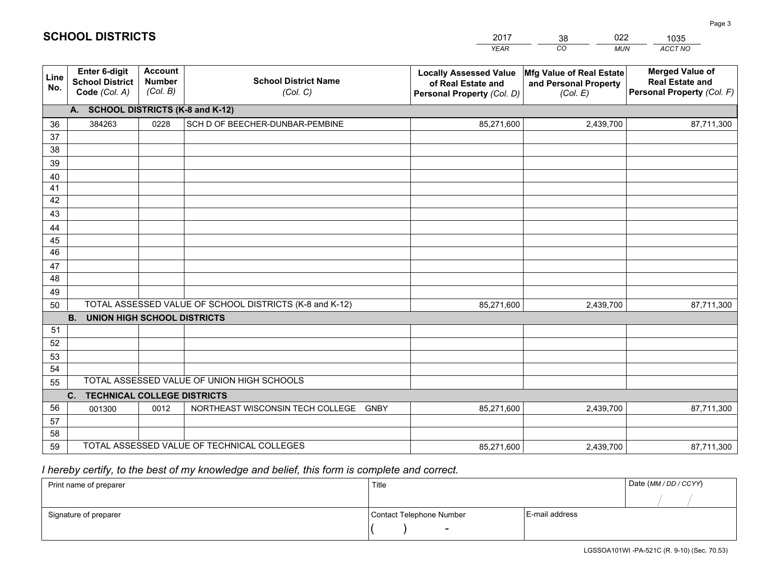## SCHOOL DISTRICTS

| 2017 | 38 | 022 | 1035 |
|---|---|---|---|
| *YEAR* | *CO* | *MUN* | *ACCT NO* |

| Line No. | Enter 6-digit School District Code *(Col. A)* | Account Number *(Col. B)* | School District Name *(Col. C)* | Locally Assessed Value of Real Estate and Personal Property *(Col. D)* | Mfg Value of Real Estate and Personal Property *(Col. E)* | Merged Value of Real Estate and Personal Property *(Col. F)* |
|---|---|---|---|---|---|---|
| **A. SCHOOL DISTRICTS (K-8 and K-12)** | | | | | | |
| 36 | 384263 | 0228 | SCH D OF BEECHER-DUNBAR-PEMBINE | 85,271,600 | 2,439,700 | 87,711,300 |
| 37 | | | | | | |
| 38 | | | | | | |
| 39 | | | | | | |
| 40 | | | | | | |
| 41 | | | | | | |
| 42 | | | | | | |
| 43 | | | | | | |
| 44 | | | | | | |
| 45 | | | | | | |
| 46 | | | | | | |
| 47 | | | | | | |
| 48 | | | | | | |
| 49 | | | | | | |
| 50 | TOTAL ASSESSED VALUE OF SCHOOL DISTRICTS (K-8 and K-12) | | | 85,271,600 | 2,439,700 | 87,711,300 |
| **B. UNION HIGH SCHOOL DISTRICTS** | | | | | | |
| 51 | | | | | | |
| 52 | | | | | | |
| 53 | | | | | | |
| 54 | | | | | | |
| 55 | TOTAL ASSESSED VALUE OF UNION HIGH SCHOOLS | | | | | |
| **C. TECHNICAL COLLEGE DISTRICTS** | | | | | | |
| 56 | 001300 | 0012 | NORTHEAST WISCONSIN TECH COLLEGE GNBY | 85,271,600 | 2,439,700 | 87,711,300 |
| 57 | | | | | | |
| 58 | | | | | | |
| 59 | TOTAL ASSESSED VALUE OF TECHNICAL COLLEGES | | | 85,271,600 | 2,439,700 | 87,711,300 |

*I hereby certify, to the best of my knowledge and belief, this form is complete and correct.*

| Print name of preparer | Title | | Date *(MM / DD / CCYY)* |
|---|---|---|---|
| | | | / / |
| Signature of preparer | Contact Telephone Number | E-mail address | |
| | ( ) - | | |

LGSSOA101WI -PA-521C (R. 9-10) (Sec. 70.53)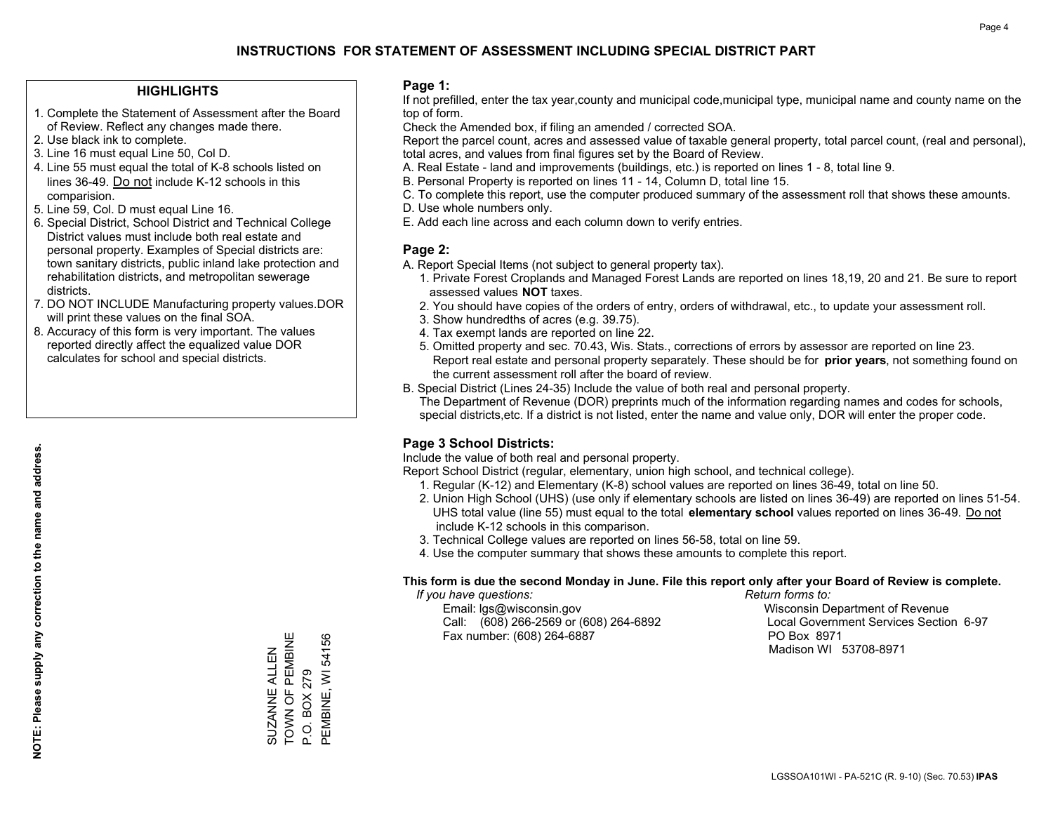# INSTRUCTIONS FOR STATEMENT OF ASSESSMENT INCLUDING SPECIAL DISTRICT PART

## HIGHLIGHTS

1. Complete the Statement of Assessment after the Board of Review. Reflect any changes made there.
2. Use black ink to complete.
3. Line 16 must equal Line 50, Col D.
4. Line 55 must equal the total of K-8 schools listed on lines 36-49. Do not include K-12 schools in this comparision.
5. Line 59, Col. D must equal Line 16.
6. Special District, School District and Technical College District values must include both real estate and personal property. Examples of Special districts are: town sanitary districts, public inland lake protection and rehabilitation districts, and metropolitan sewerage districts.
7. DO NOT INCLUDE Manufacturing property values.DOR will print these values on the final SOA.
8. Accuracy of this form is very important. The values reported directly affect the equalized value DOR calculates for school and special districts.

**NOTE: Please supply any correction to the name and address.**

SUZANNE ALLEN
TOWN OF PEMBINE
P.O. BOX 279
PEMBINE, WI 54156

## Page 1:

If not prefilled, enter the tax year,county and municipal code,municipal type, municipal name and county name on the top of form.

Check the Amended box, if filing an amended / corrected SOA.

Report the parcel count, acres and assessed value of taxable general property, total parcel count, (real and personal), total acres, and values from final figures set by the Board of Review.

A. Real Estate - land and improvements (buildings, etc.) is reported on lines 1 - 8, total line 9.
B. Personal Property is reported on lines 11 - 14, Column D, total line 15.
C. To complete this report, use the computer produced summary of the assessment roll that shows these amounts.
D. Use whole numbers only.
E. Add each line across and each column down to verify entries.

## Page 2:

A. Report Special Items (not subject to general property tax).
   1. Private Forest Croplands and Managed Forest Lands are reported on lines 18,19, 20 and 21. Be sure to report assessed values **NOT** taxes.
   2. You should have copies of the orders of entry, orders of withdrawal, etc., to update your assessment roll.
   3. Show hundredths of acres (e.g. 39.75).
   4. Tax exempt lands are reported on line 22.
   5. Omitted property and sec. 70.43, Wis. Stats., corrections of errors by assessor are reported on line 23. Report real estate and personal property separately. These should be for **prior years**, not something found on the current assessment roll after the board of review.
B. Special District (Lines 24-35) Include the value of both real and personal property.
   The Department of Revenue (DOR) preprints much of the information regarding names and codes for schools, special districts,etc. If a district is not listed, enter the name and value only, DOR will enter the proper code.

## Page 3 School Districts:

Include the value of both real and personal property.

Report School District (regular, elementary, union high school, and technical college).

1. Regular (K-12) and Elementary (K-8) school values are reported on lines 36-49, total on line 50.
2. Union High School (UHS) (use only if elementary schools are listed on lines 36-49) are reported on lines 51-54. UHS total value (line 55) must equal to the total **elementary school** values reported on lines 36-49. Do not include K-12 schools in this comparison.
3. Technical College values are reported on lines 56-58, total on line 59.
4. Use the computer summary that shows these amounts to complete this report.

**This form is due the second Monday in June. File this report only after your Board of Review is complete.**

*If you have questions:*
Email: lgs@wisconsin.gov
Call: (608) 266-2569 or (608) 264-6892
Fax number: (608) 264-6887

*Return forms to:*
Wisconsin Department of Revenue
Local Government Services Section 6-97
PO Box 8971
Madison WI 53708-8971

LGSSOA101WI - PA-521C (R. 9-10) (Sec. 70.53) **IPAS**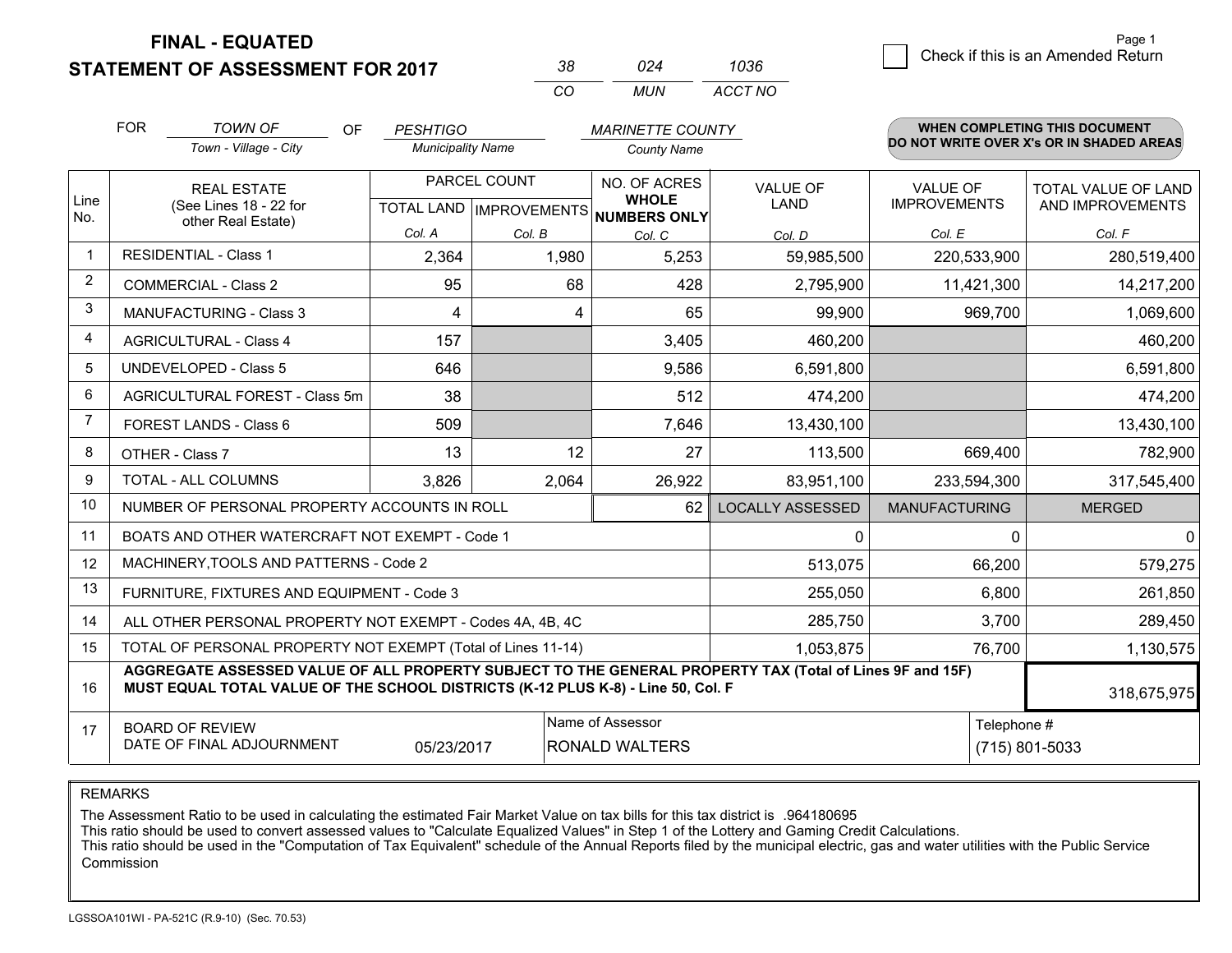# FINAL - EQUATED
## STATEMENT OF ASSESSMENT FOR 2017

| 38 | 024 | 1036 |
|---|---|---|
| CO | MUN | ACCT NO |

Page 1

☐ Check if this is an Amended Return

FOR *TOWN OF* (Town - Village - City) OF *PESHTIGO* (Municipality Name) *MARINETTE COUNTY* (County Name)

**WHEN COMPLETING THIS DOCUMENT DO NOT WRITE OVER X's OR IN SHADED AREAS**

| Line No. | REAL ESTATE (See Lines 18 - 22 for other Real Estate) | PARCEL COUNT TOTAL LAND Col. A | PARCEL COUNT IMPROVEMENTS Col. B | NO. OF ACRES WHOLE NUMBERS ONLY Col. C | VALUE OF LAND Col. D | VALUE OF IMPROVEMENTS Col. E | TOTAL VALUE OF LAND AND IMPROVEMENTS Col. F |
|---|---|---|---|---|---|---|---|
| 1 | RESIDENTIAL - Class 1 | 2,364 | 1,980 | 5,253 | 59,985,500 | 220,533,900 | 280,519,400 |
| 2 | COMMERCIAL - Class 2 | 95 | 68 | 428 | 2,795,900 | 11,421,300 | 14,217,200 |
| 3 | MANUFACTURING - Class 3 | 4 | 4 | 65 | 99,900 | 969,700 | 1,069,600 |
| 4 | AGRICULTURAL - Class 4 | 157 | | 3,405 | 460,200 | | 460,200 |
| 5 | UNDEVELOPED - Class 5 | 646 | | 9,586 | 6,591,800 | | 6,591,800 |
| 6 | AGRICULTURAL FOREST - Class 5m | 38 | | 512 | 474,200 | | 474,200 |
| 7 | FOREST LANDS - Class 6 | 509 | | 7,646 | 13,430,100 | | 13,430,100 |
| 8 | OTHER - Class 7 | 13 | 12 | 27 | 113,500 | 669,400 | 782,900 |
| 9 | TOTAL - ALL COLUMNS | 3,826 | 2,064 | 26,922 | 83,951,100 | 233,594,300 | 317,545,400 |
| 10 | NUMBER OF PERSONAL PROPERTY ACCOUNTS IN ROLL | | | 62 | LOCALLY ASSESSED | MANUFACTURING | MERGED |
| 11 | BOATS AND OTHER WATERCRAFT NOT EXEMPT - Code 1 | | | | 0 | 0 | 0 |
| 12 | MACHINERY,TOOLS AND PATTERNS - Code 2 | | | | 513,075 | 66,200 | 579,275 |
| 13 | FURNITURE, FIXTURES AND EQUIPMENT - Code 3 | | | | 255,050 | 6,800 | 261,850 |
| 14 | ALL OTHER PERSONAL PROPERTY NOT EXEMPT - Codes 4A, 4B, 4C | | | | 285,750 | 3,700 | 289,450 |
| 15 | TOTAL OF PERSONAL PROPERTY NOT EXEMPT (Total of Lines 11-14) | | | | 1,053,875 | 76,700 | 1,130,575 |
| 16 | **AGGREGATE ASSESSED VALUE OF ALL PROPERTY SUBJECT TO THE GENERAL PROPERTY TAX (Total of Lines 9F and 15F) MUST EQUAL TOTAL VALUE OF THE SCHOOL DISTRICTS (K-12 PLUS K-8) - Line 50, Col. F** | | | | | | 318,675,975 |
| 17 | BOARD OF REVIEW DATE OF FINAL ADJOURNMENT | 05/23/2017 | Name of Assessor | RONALD WALTERS | | Telephone # | (715) 801-5033 |

REMARKS

The Assessment Ratio to be used in calculating the estimated Fair Market Value on tax bills for this tax district is .964180695
This ratio should be used to convert assessed values to "Calculate Equalized Values" in Step 1 of the Lottery and Gaming Credit Calculations.
This ratio should be used in the "Computation of Tax Equivalent" schedule of the Annual Reports filed by the municipal electric, gas and water utilities with the Public Service Commission

LGSSOA101WI - PA-521C (R.9-10) (Sec. 70.53)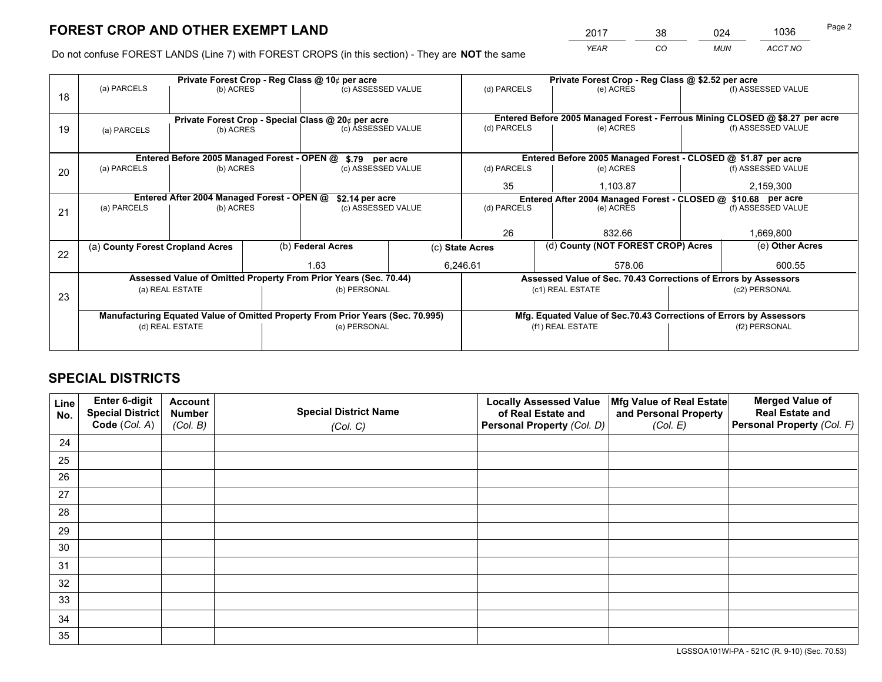# FOREST CROP AND OTHER EXEMPT LAND

| 2017 | 38 | 024 | 1036 |
|---|---|---|---|
| *YEAR* | *CO* | *MUN* | *ACCT NO* |

Do not confuse FOREST LANDS (Line 7) with FOREST CROPS (in this section) - They are **NOT** the same

| Line | Private Forest Crop - Reg Class @ 10¢ per acre | | | Private Forest Crop - Reg Class @ $2.52 per acre | | |
|---|---|---|---|---|---|---|
| 18 | (a) PARCELS | (b) ACRES | (c) ASSESSED VALUE | (d) PARCELS | (e) ACRES | (f) ASSESSED VALUE |
| | | | | | | |
| | **Private Forest Crop - Special Class @ 20¢ per acre** | | | **Entered Before 2005 Managed Forest - Ferrous Mining CLOSED @ $8.27 per acre** | | |
| 19 | (a) PARCELS | (b) ACRES | (c) ASSESSED VALUE | (d) PARCELS | (e) ACRES | (f) ASSESSED VALUE |
| | | | | | | |
| | **Entered Before 2005 Managed Forest - OPEN @ $.79 per acre** | | | **Entered Before 2005 Managed Forest - CLOSED @ $1.87 per acre** | | |
| 20 | (a) PARCELS | (b) ACRES | (c) ASSESSED VALUE | (d) PARCELS | (e) ACRES | (f) ASSESSED VALUE |
| | | | | 35 | 1,103.87 | 2,159,300 |
| | **Entered After 2004 Managed Forest - OPEN @ $2.14 per acre** | | | **Entered After 2004 Managed Forest - CLOSED @ $10.68 per acre** | | |
| 21 | (a) PARCELS | (b) ACRES | (c) ASSESSED VALUE | (d) PARCELS | (e) ACRES | (f) ASSESSED VALUE |
| | | | | 26 | 832.66 | 1,669,800 |

| Line | (a) County Forest Cropland Acres | (b) Federal Acres | (c) State Acres | (d) County (NOT FOREST CROP) Acres | (e) Other Acres |
|---|---|---|---|---|---|
| 22 | | 1.63 | 6,246.61 | 578.06 | 600.55 |

| Line | Assessed Value of Omitted Property From Prior Years (Sec. 70.44) | | Assessed Value of Sec. 70.43 Corrections of Errors by Assessors | |
|---|---|---|---|---|
| 23 | (a) REAL ESTATE | (b) PERSONAL | (c1) REAL ESTATE | (c2) PERSONAL |
| | | | | |
| | **Manufacturing Equated Value of Omitted Property From Prior Years (Sec. 70.995)** | | **Mfg. Equated Value of Sec.70.43 Corrections of Errors by Assessors** | |
| | (d) REAL ESTATE | (e) PERSONAL | (f1) REAL ESTATE | (f2) PERSONAL |
| | | | | |

# SPECIAL DISTRICTS

| Line No. | Enter 6-digit Special District Code (Col. A) | Account Number (Col. B) | Special District Name (Col. C) | Locally Assessed Value of Real Estate and Personal Property (Col. D) | Mfg Value of Real Estate and Personal Property (Col. E) | Merged Value of Real Estate and Personal Property (Col. F) |
|---|---|---|---|---|---|---|
| 24 | | | | | | |
| 25 | | | | | | |
| 26 | | | | | | |
| 27 | | | | | | |
| 28 | | | | | | |
| 29 | | | | | | |
| 30 | | | | | | |
| 31 | | | | | | |
| 32 | | | | | | |
| 33 | | | | | | |
| 34 | | | | | | |
| 35 | | | | | | |

LGSSOA101WI-PA - 521C (R. 9-10) (Sec. 70.53)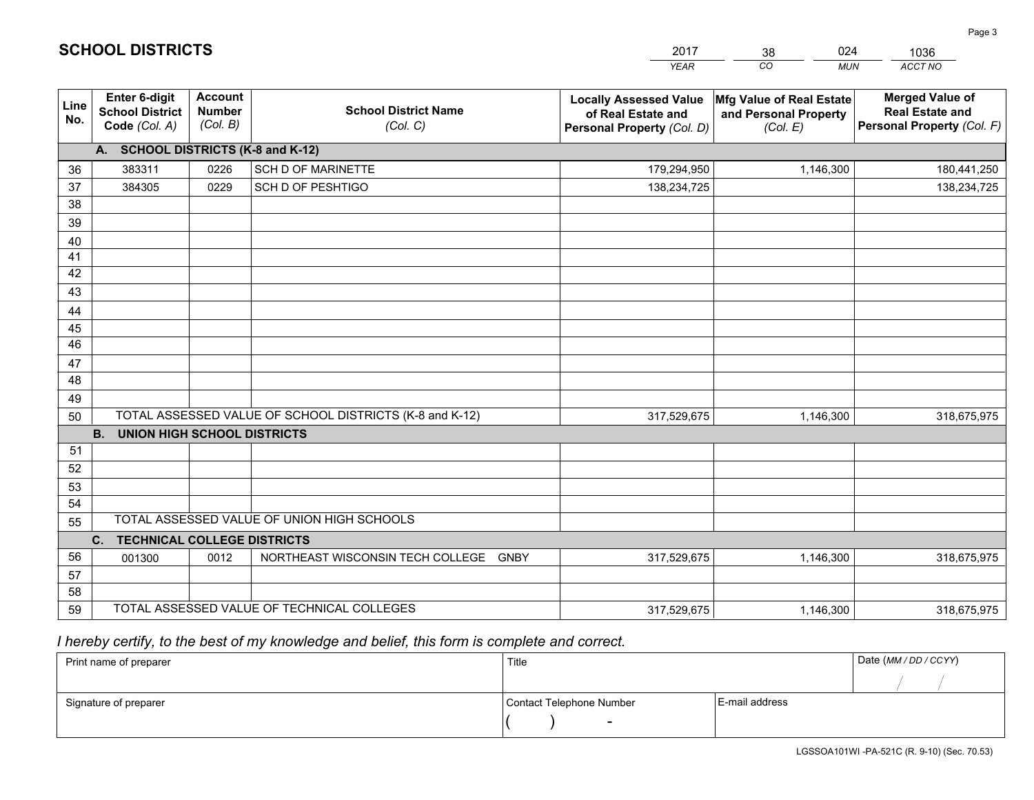# SCHOOL DISTRICTS

| 2017 | 38 | 024 | 1036 |
|---|---|---|---|
| YEAR | CO | MUN | ACCT NO |

| Line No. | Enter 6-digit School District Code (Col. A) | Account Number (Col. B) | School District Name (Col. C) | Locally Assessed Value of Real Estate and Personal Property (Col. D) | Mfg Value of Real Estate and Personal Property (Col. E) | Merged Value of Real Estate and Personal Property (Col. F) |
|---|---|---|---|---|---|---|
| | **A. SCHOOL DISTRICTS (K-8 and K-12)** | | | | | |
| 36 | 383311 | 0226 | SCH D OF MARINETTE | 179,294,950 | 1,146,300 | 180,441,250 |
| 37 | 384305 | 0229 | SCH D OF PESHTIGO | 138,234,725 | | 138,234,725 |
| 38 | | | | | | |
| 39 | | | | | | |
| 40 | | | | | | |
| 41 | | | | | | |
| 42 | | | | | | |
| 43 | | | | | | |
| 44 | | | | | | |
| 45 | | | | | | |
| 46 | | | | | | |
| 47 | | | | | | |
| 48 | | | | | | |
| 49 | | | | | | |
| 50 | TOTAL ASSESSED VALUE OF SCHOOL DISTRICTS (K-8 and K-12) | | | 317,529,675 | 1,146,300 | 318,675,975 |
| | **B. UNION HIGH SCHOOL DISTRICTS** | | | | | |
| 51 | | | | | | |
| 52 | | | | | | |
| 53 | | | | | | |
| 54 | | | | | | |
| 55 | TOTAL ASSESSED VALUE OF UNION HIGH SCHOOLS | | | | | |
| | **C. TECHNICAL COLLEGE DISTRICTS** | | | | | |
| 56 | 001300 | 0012 | NORTHEAST WISCONSIN TECH COLLEGE GNBY | 317,529,675 | 1,146,300 | 318,675,975 |
| 57 | | | | | | |
| 58 | | | | | | |
| 59 | TOTAL ASSESSED VALUE OF TECHNICAL COLLEGES | | | 317,529,675 | 1,146,300 | 318,675,975 |

*I hereby certify, to the best of my knowledge and belief, this form is complete and correct.*

| Print name of preparer | Title | | Date (MM / DD / CCYY) |
|---|---|---|---|
| | | | / / |
| Signature of preparer | Contact Telephone Number | E-mail address | |
| | ( ) - | | |

LGSSOA101WI -PA-521C (R. 9-10) (Sec. 70.53)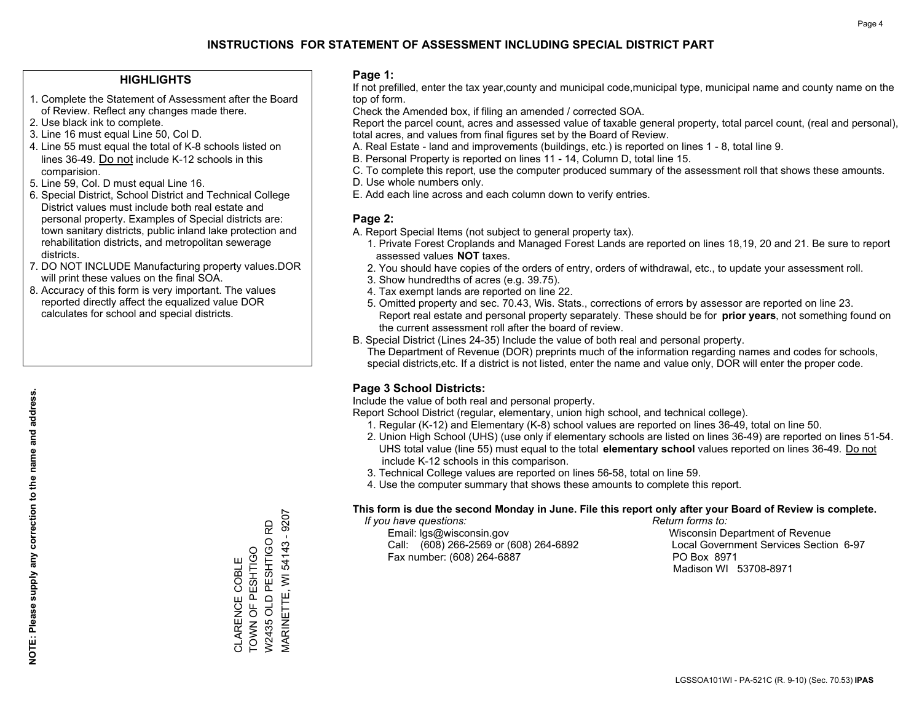# INSTRUCTIONS FOR STATEMENT OF ASSESSMENT INCLUDING SPECIAL DISTRICT PART

## HIGHLIGHTS

1. Complete the Statement of Assessment after the Board of Review. Reflect any changes made there.
2. Use black ink to complete.
3. Line 16 must equal Line 50, Col D.
4. Line 55 must equal the total of K-8 schools listed on lines 36-49. Do not include K-12 schools in this comparision.
5. Line 59, Col. D must equal Line 16.
6. Special District, School District and Technical College District values must include both real estate and personal property. Examples of Special districts are: town sanitary districts, public inland lake protection and rehabilitation districts, and metropolitan sewerage districts.
7. DO NOT INCLUDE Manufacturing property values.DOR will print these values on the final SOA.
8. Accuracy of this form is very important. The values reported directly affect the equalized value DOR calculates for school and special districts.

**NOTE: Please supply any correction to the name and address.**

CLARENCE COBLE
TOWN OF PESHTIGO
W2435 OLD PESHTIGO RD
MARINETTE, WI 54143 - 9207

## Page 1:

If not prefilled, enter the tax year,county and municipal code,municipal type, municipal name and county name on the top of form.

Check the Amended box, if filing an amended / corrected SOA.

Report the parcel count, acres and assessed value of taxable general property, total parcel count, (real and personal), total acres, and values from final figures set by the Board of Review.

A. Real Estate - land and improvements (buildings, etc.) is reported on lines 1 - 8, total line 9.
B. Personal Property is reported on lines 11 - 14, Column D, total line 15.
C. To complete this report, use the computer produced summary of the assessment roll that shows these amounts.
D. Use whole numbers only.
E. Add each line across and each column down to verify entries.

## Page 2:

A. Report Special Items (not subject to general property tax).
   1. Private Forest Croplands and Managed Forest Lands are reported on lines 18,19, 20 and 21. Be sure to report assessed values **NOT** taxes.
   2. You should have copies of the orders of entry, orders of withdrawal, etc., to update your assessment roll.
   3. Show hundredths of acres (e.g. 39.75).
   4. Tax exempt lands are reported on line 22.
   5. Omitted property and sec. 70.43, Wis. Stats., corrections of errors by assessor are reported on line 23. Report real estate and personal property separately. These should be for **prior years**, not something found on the current assessment roll after the board of review.
B. Special District (Lines 24-35) Include the value of both real and personal property.
   The Department of Revenue (DOR) preprints much of the information regarding names and codes for schools, special districts,etc. If a district is not listed, enter the name and value only, DOR will enter the proper code.

## Page 3 School Districts:

Include the value of both real and personal property.

Report School District (regular, elementary, union high school, and technical college).

1. Regular (K-12) and Elementary (K-8) school values are reported on lines 36-49, total on line 50.
2. Union High School (UHS) (use only if elementary schools are listed on lines 36-49) are reported on lines 51-54. UHS total value (line 55) must equal to the total **elementary school** values reported on lines 36-49. Do not include K-12 schools in this comparison.
3. Technical College values are reported on lines 56-58, total on line 59.
4. Use the computer summary that shows these amounts to complete this report.

**This form is due the second Monday in June. File this report only after your Board of Review is complete.**

*If you have questions:*
Email: lgs@wisconsin.gov
Call: (608) 266-2569 or (608) 264-6892
Fax number: (608) 264-6887

*Return forms to:*
Wisconsin Department of Revenue
Local Government Services Section 6-97
PO Box 8971
Madison WI 53708-8971

LGSSOA101WI - PA-521C (R. 9-10) (Sec. 70.53) **IPAS**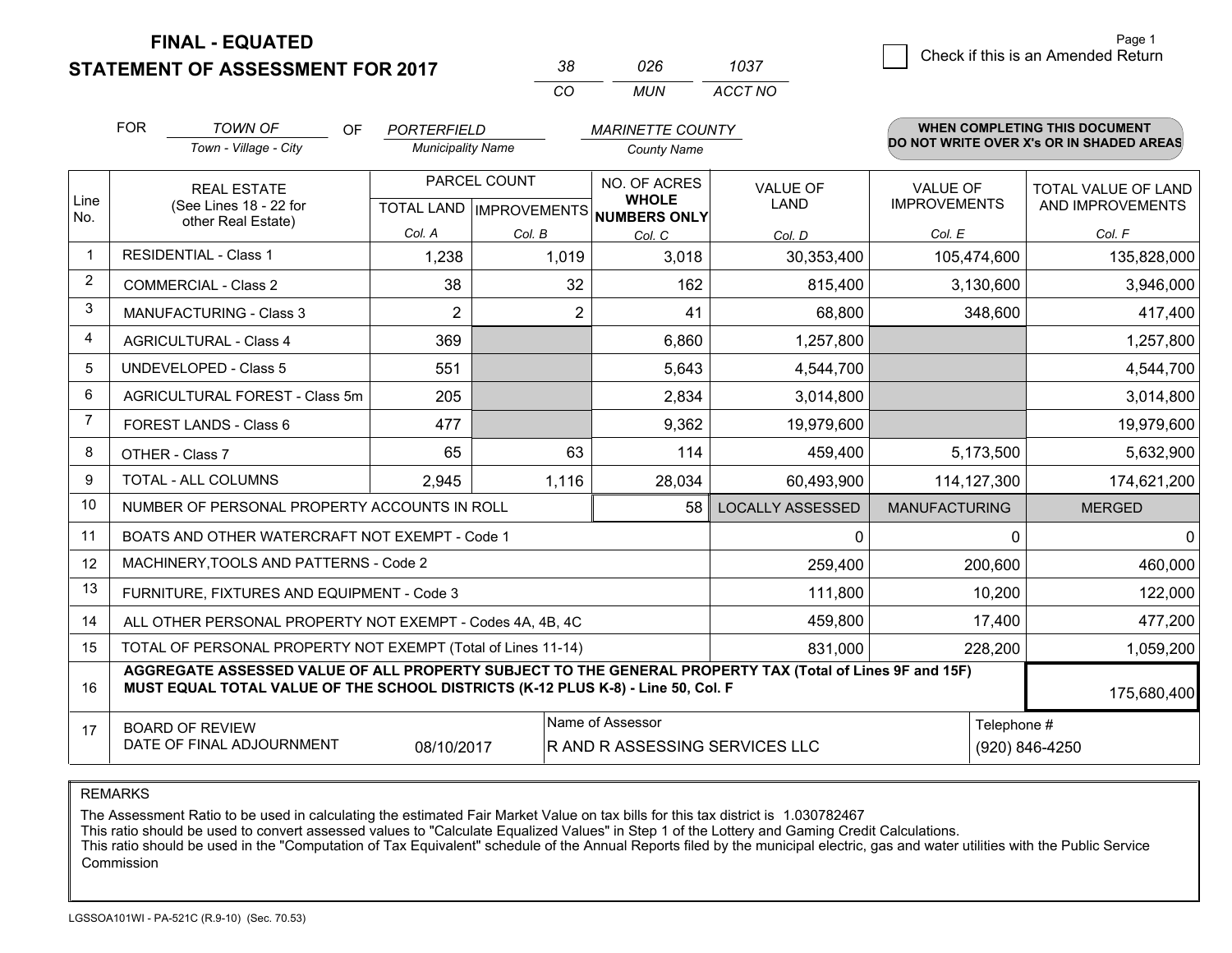**FINAL - EQUATED**
**STATEMENT OF ASSESSMENT FOR 2017**

| 38 | 026 | 1037 |
|---|---|---|
| CO | MUN | ACCT NO |

☐ Check if this is an Amended Return

FOR *TOWN OF* (Town - Village - City) OF *PORTERFIELD* (Municipality Name) *MARINETTE COUNTY* (County Name)

**WHEN COMPLETING THIS DOCUMENT DO NOT WRITE OVER X's OR IN SHADED AREAS**

| Line No. | REAL ESTATE (See Lines 18 - 22 for other Real Estate) | PARCEL COUNT | | NO. OF ACRES **WHOLE NUMBERS ONLY** | VALUE OF LAND | VALUE OF IMPROVEMENTS | TOTAL VALUE OF LAND AND IMPROVEMENTS |
|---|---|---|---|---|---|---|---|
| | | TOTAL LAND | IMPROVEMENTS | | | | |
| | | Col. A | Col. B | Col. C | Col. D | Col. E | Col. F |
| 1 | RESIDENTIAL - Class 1 | 1,238 | 1,019 | 3,018 | 30,353,400 | 105,474,600 | 135,828,000 |
| 2 | COMMERCIAL - Class 2 | 38 | 32 | 162 | 815,400 | 3,130,600 | 3,946,000 |
| 3 | MANUFACTURING - Class 3 | 2 | 2 | 41 | 68,800 | 348,600 | 417,400 |
| 4 | AGRICULTURAL - Class 4 | 369 | | 6,860 | 1,257,800 | | 1,257,800 |
| 5 | UNDEVELOPED - Class 5 | 551 | | 5,643 | 4,544,700 | | 4,544,700 |
| 6 | AGRICULTURAL FOREST - Class 5m | 205 | | 2,834 | 3,014,800 | | 3,014,800 |
| 7 | FOREST LANDS - Class 6 | 477 | | 9,362 | 19,979,600 | | 19,979,600 |
| 8 | OTHER - Class 7 | 65 | 63 | 114 | 459,400 | 5,173,500 | 5,632,900 |
| 9 | TOTAL - ALL COLUMNS | 2,945 | 1,116 | 28,034 | 60,493,900 | 114,127,300 | 174,621,200 |
| 10 | NUMBER OF PERSONAL PROPERTY ACCOUNTS IN ROLL | | | 58 | LOCALLY ASSESSED | MANUFACTURING | MERGED |
| 11 | BOATS AND OTHER WATERCRAFT NOT EXEMPT - Code 1 | | | | 0 | 0 | 0 |
| 12 | MACHINERY,TOOLS AND PATTERNS - Code 2 | | | | 259,400 | 200,600 | 460,000 |
| 13 | FURNITURE, FIXTURES AND EQUIPMENT - Code 3 | | | | 111,800 | 10,200 | 122,000 |
| 14 | ALL OTHER PERSONAL PROPERTY NOT EXEMPT - Codes 4A, 4B, 4C | | | | 459,800 | 17,400 | 477,200 |
| 15 | TOTAL OF PERSONAL PROPERTY NOT EXEMPT (Total of Lines 11-14) | | | | 831,000 | 228,200 | 1,059,200 |
| 16 | **AGGREGATE ASSESSED VALUE OF ALL PROPERTY SUBJECT TO THE GENERAL PROPERTY TAX (Total of Lines 9F and 15F) MUST EQUAL TOTAL VALUE OF THE SCHOOL DISTRICTS (K-12 PLUS K-8) - Line 50, Col. F** | | | | | | 175,680,400 |
| 17 | BOARD OF REVIEW DATE OF FINAL ADJOURNMENT | 08/10/2017 | | Name of Assessor: R AND R ASSESSING SERVICES LLC | | | Telephone #: (920) 846-4250 |

REMARKS

The Assessment Ratio to be used in calculating the estimated Fair Market Value on tax bills for this tax district is 1.030782467
This ratio should be used to convert assessed values to "Calculate Equalized Values" in Step 1 of the Lottery and Gaming Credit Calculations.
This ratio should be used in the "Computation of Tax Equivalent" schedule of the Annual Reports filed by the municipal electric, gas and water utilities with the Public Service Commission

LGSSOA101WI - PA-521C (R.9-10) (Sec. 70.53)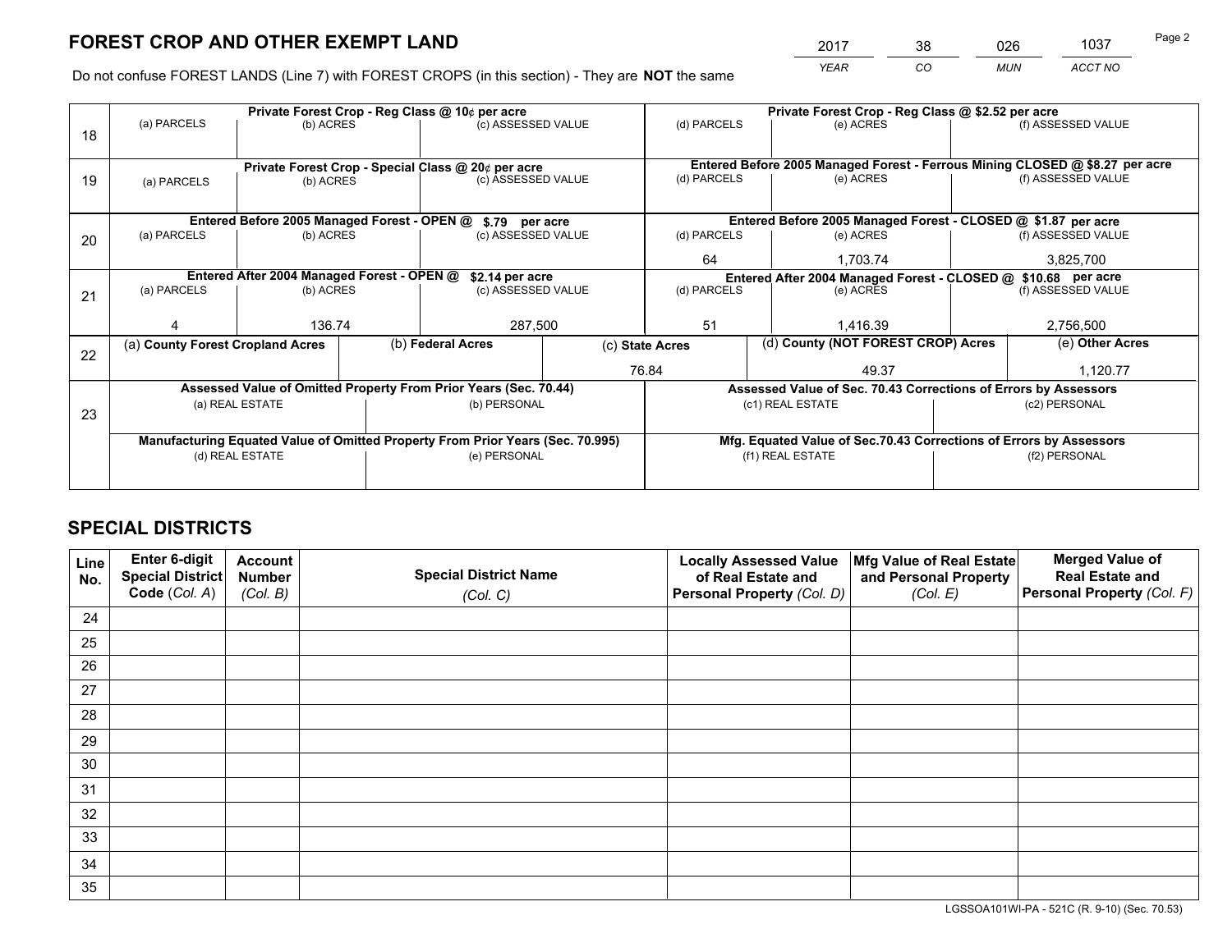# FOREST CROP AND OTHER EXEMPT LAND

| 2017 | 38 | 026 | 1037 |
|---|---|---|---|
| *YEAR* | *CO* | *MUN* | *ACCT NO* |

Do not confuse FOREST LANDS (Line 7) with FOREST CROPS (in this section) - They are **NOT** the same

| Line | Private Forest Crop - Reg Class @ 10¢ per acre | | | Private Forest Crop - Reg Class @ $2.52 per acre | | |
|---|---|---|---|---|---|---|
| 18 | (a) PARCELS | (b) ACRES | (c) ASSESSED VALUE | (d) PARCELS | (e) ACRES | (f) ASSESSED VALUE |
| | | | | | | |
| | **Private Forest Crop - Special Class @ 20¢ per acre** | | | **Entered Before 2005 Managed Forest - Ferrous Mining CLOSED @ $8.27 per acre** | | |
| 19 | (a) PARCELS | (b) ACRES | (c) ASSESSED VALUE | (d) PARCELS | (e) ACRES | (f) ASSESSED VALUE |
| | | | | | | |
| | **Entered Before 2005 Managed Forest - OPEN @ $.79 per acre** | | | **Entered Before 2005 Managed Forest - CLOSED @ $1.87 per acre** | | |
| 20 | (a) PARCELS | (b) ACRES | (c) ASSESSED VALUE | (d) PARCELS | (e) ACRES | (f) ASSESSED VALUE |
| | | | | 64 | 1,703.74 | 3,825,700 |
| | **Entered After 2004 Managed Forest - OPEN @ $2.14 per acre** | | | **Entered After 2004 Managed Forest - CLOSED @ $10.68 per acre** | | |
| 21 | (a) PARCELS | (b) ACRES | (c) ASSESSED VALUE | (d) PARCELS | (e) ACRES | (f) ASSESSED VALUE |
| | 4 | 136.74 | 287,500 | 51 | 1,416.39 | 2,756,500 |

| Line | (a) County Forest Cropland Acres | (b) Federal Acres | (c) State Acres | (d) County (NOT FOREST CROP) Acres | (e) Other Acres |
|---|---|---|---|---|---|
| 22 | | | 76.84 | 49.37 | 1,120.77 |

| Line | Assessed Value of Omitted Property From Prior Years (Sec. 70.44) | | Assessed Value of Sec. 70.43 Corrections of Errors by Assessors | |
|---|---|---|---|---|
| 23 | (a) REAL ESTATE | (b) PERSONAL | (c1) REAL ESTATE | (c2) PERSONAL |
| | | | | |
| | **Manufacturing Equated Value of Omitted Property From Prior Years (Sec. 70.995)** | | **Mfg. Equated Value of Sec.70.43 Corrections of Errors by Assessors** | |
| | (d) REAL ESTATE | (e) PERSONAL | (f1) REAL ESTATE | (f2) PERSONAL |
| | | | | |

## SPECIAL DISTRICTS

| Line No. | Enter 6-digit Special District Code (*Col. A*) | Account Number (*Col. B*) | Special District Name (*Col. C*) | Locally Assessed Value of Real Estate and Personal Property (*Col. D*) | Mfg Value of Real Estate and Personal Property (*Col. E*) | Merged Value of Real Estate and Personal Property (*Col. F*) |
|---|---|---|---|---|---|---|
| 24 | | | | | | |
| 25 | | | | | | |
| 26 | | | | | | |
| 27 | | | | | | |
| 28 | | | | | | |
| 29 | | | | | | |
| 30 | | | | | | |
| 31 | | | | | | |
| 32 | | | | | | |
| 33 | | | | | | |
| 34 | | | | | | |
| 35 | | | | | | |

LGSSOA101WI-PA - 521C (R. 9-10) (Sec. 70.53)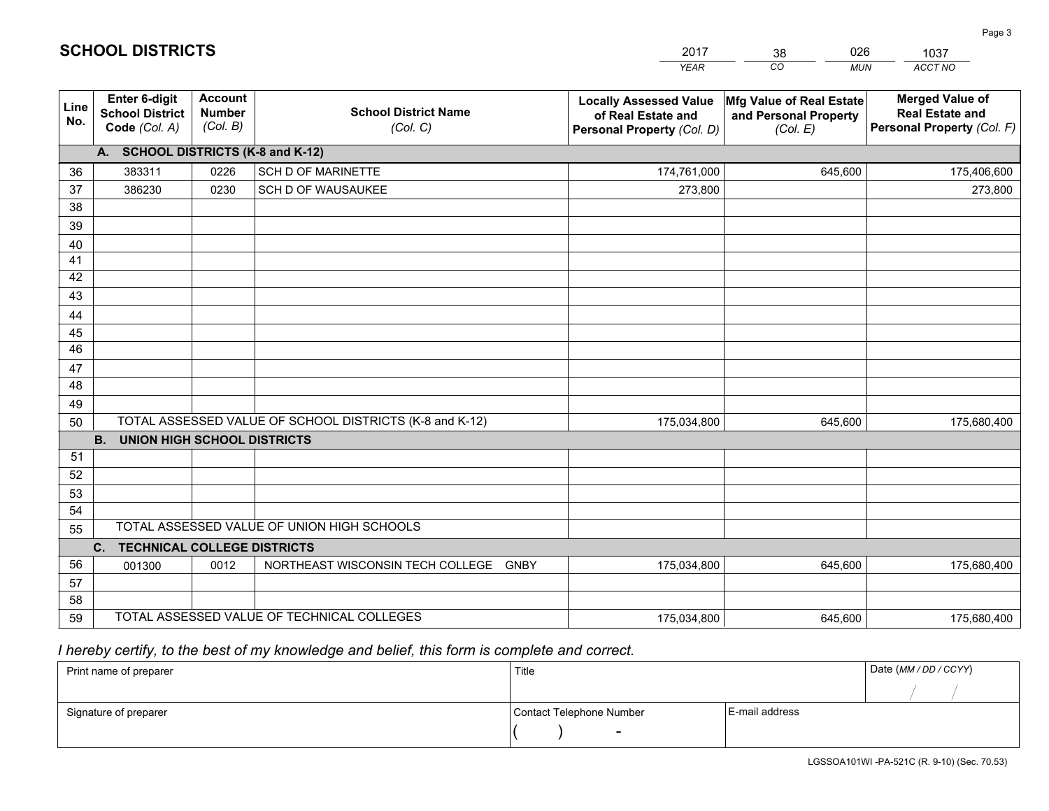# SCHOOL DISTRICTS

| 2017 | 38 | 026 | 1037 |
|---|---|---|---|
| *YEAR* | *CO* | *MUN* | *ACCT NO* |

| Line No. | Enter 6-digit School District Code *(Col. A)* | Account Number *(Col. B)* | School District Name *(Col. C)* | Locally Assessed Value of Real Estate and Personal Property *(Col. D)* | Mfg Value of Real Estate and Personal Property *(Col. E)* | Merged Value of Real Estate and Personal Property *(Col. F)* |
|---|---|---|---|---|---|---|
| **A. SCHOOL DISTRICTS (K-8 and K-12)** | | | | | | |
| 36 | 383311 | 0226 | SCH D OF MARINETTE | 174,761,000 | 645,600 | 175,406,600 |
| 37 | 386230 | 0230 | SCH D OF WAUSAUKEE | 273,800 | | 273,800 |
| 38 | | | | | | |
| 39 | | | | | | |
| 40 | | | | | | |
| 41 | | | | | | |
| 42 | | | | | | |
| 43 | | | | | | |
| 44 | | | | | | |
| 45 | | | | | | |
| 46 | | | | | | |
| 47 | | | | | | |
| 48 | | | | | | |
| 49 | | | | | | |
| 50 | TOTAL ASSESSED VALUE OF SCHOOL DISTRICTS (K-8 and K-12) | | | 175,034,800 | 645,600 | 175,680,400 |
| **B. UNION HIGH SCHOOL DISTRICTS** | | | | | | |
| 51 | | | | | | |
| 52 | | | | | | |
| 53 | | | | | | |
| 54 | | | | | | |
| 55 | TOTAL ASSESSED VALUE OF UNION HIGH SCHOOLS | | | | | |
| **C. TECHNICAL COLLEGE DISTRICTS** | | | | | | |
| 56 | 001300 | 0012 | NORTHEAST WISCONSIN TECH COLLEGE GNBY | 175,034,800 | 645,600 | 175,680,400 |
| 57 | | | | | | |
| 58 | | | | | | |
| 59 | TOTAL ASSESSED VALUE OF TECHNICAL COLLEGES | | | 175,034,800 | 645,600 | 175,680,400 |

*I hereby certify, to the best of my knowledge and belief, this form is complete and correct.*

| Print name of preparer | Title | | Date *(MM / DD / CCYY)* |
|---|---|---|---|
| | | | / / |
| Signature of preparer | Contact Telephone Number | E-mail address | |
| | ( ) - | | |

LGSSOA101WI -PA-521C (R. 9-10) (Sec. 70.53)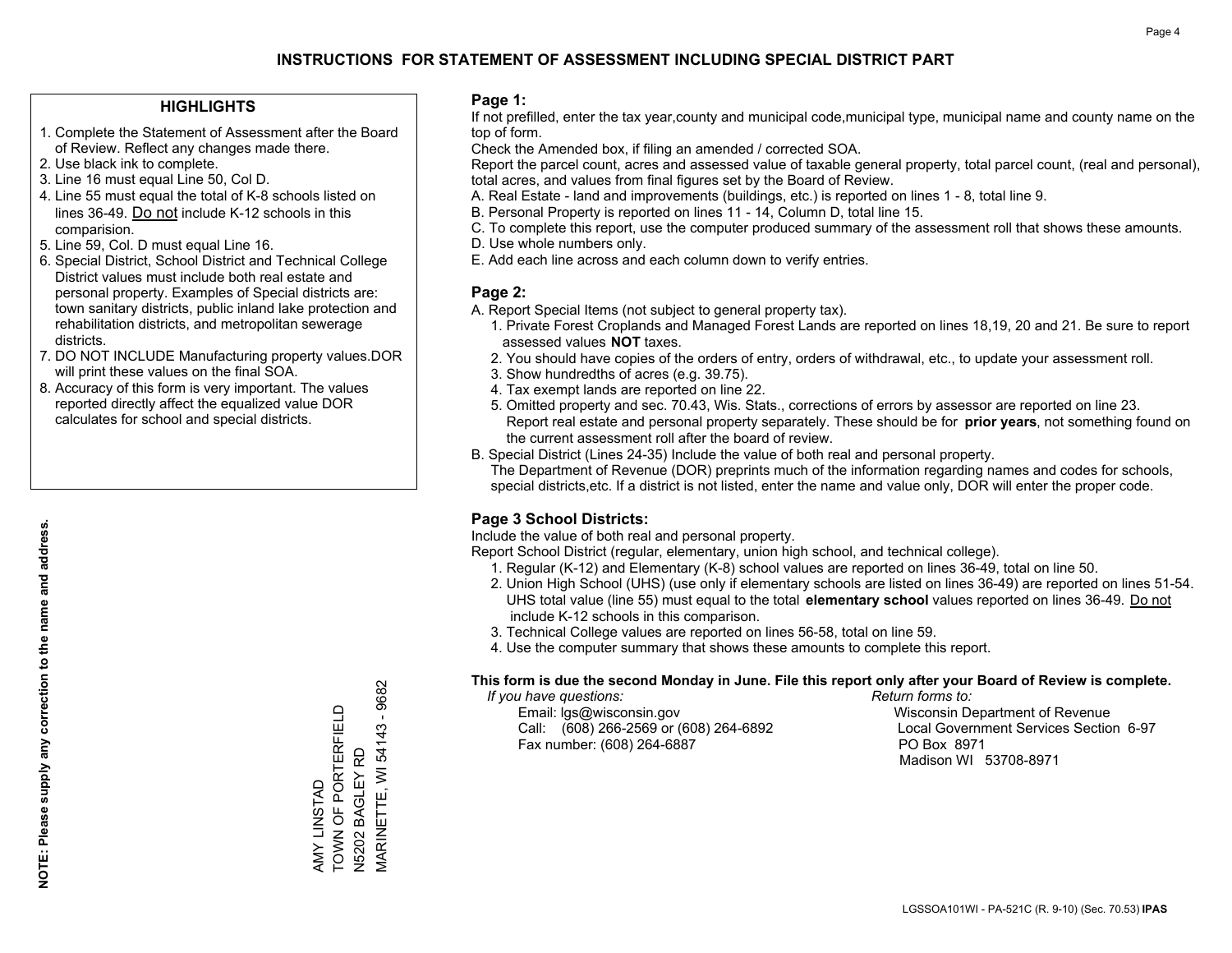# INSTRUCTIONS FOR STATEMENT OF ASSESSMENT INCLUDING SPECIAL DISTRICT PART

## HIGHLIGHTS

1. Complete the Statement of Assessment after the Board of Review. Reflect any changes made there.
2. Use black ink to complete.
3. Line 16 must equal Line 50, Col D.
4. Line 55 must equal the total of K-8 schools listed on lines 36-49. Do not include K-12 schools in this comparision.
5. Line 59, Col. D must equal Line 16.
6. Special District, School District and Technical College District values must include both real estate and personal property. Examples of Special districts are: town sanitary districts, public inland lake protection and rehabilitation districts, and metropolitan sewerage districts.
7. DO NOT INCLUDE Manufacturing property values.DOR will print these values on the final SOA.
8. Accuracy of this form is very important. The values reported directly affect the equalized value DOR calculates for school and special districts.

**NOTE: Please supply any correction to the name and address.**

AMY LINSTAD
TOWN OF PORTERFIELD
N5202 BAGLEY RD
MARINETTE, WI 54143 - 9682

## Page 1:

If not prefilled, enter the tax year,county and municipal code,municipal type, municipal name and county name on the top of form.

Check the Amended box, if filing an amended / corrected SOA.

Report the parcel count, acres and assessed value of taxable general property, total parcel count, (real and personal), total acres, and values from final figures set by the Board of Review.

A. Real Estate - land and improvements (buildings, etc.) is reported on lines 1 - 8, total line 9.
B. Personal Property is reported on lines 11 - 14, Column D, total line 15.
C. To complete this report, use the computer produced summary of the assessment roll that shows these amounts.
D. Use whole numbers only.
E. Add each line across and each column down to verify entries.

## Page 2:

A. Report Special Items (not subject to general property tax).
   1. Private Forest Croplands and Managed Forest Lands are reported on lines 18,19, 20 and 21. Be sure to report assessed values **NOT** taxes.
   2. You should have copies of the orders of entry, orders of withdrawal, etc., to update your assessment roll.
   3. Show hundredths of acres (e.g. 39.75).
   4. Tax exempt lands are reported on line 22.
   5. Omitted property and sec. 70.43, Wis. Stats., corrections of errors by assessor are reported on line 23. Report real estate and personal property separately. These should be for **prior years**, not something found on the current assessment roll after the board of review.
B. Special District (Lines 24-35) Include the value of both real and personal property.
   The Department of Revenue (DOR) preprints much of the information regarding names and codes for schools, special districts,etc. If a district is not listed, enter the name and value only, DOR will enter the proper code.

## Page 3 School Districts:

Include the value of both real and personal property.

Report School District (regular, elementary, union high school, and technical college).

1. Regular (K-12) and Elementary (K-8) school values are reported on lines 36-49, total on line 50.
2. Union High School (UHS) (use only if elementary schools are listed on lines 36-49) are reported on lines 51-54. UHS total value (line 55) must equal to the total **elementary school** values reported on lines 36-49. Do not include K-12 schools in this comparison.
3. Technical College values are reported on lines 56-58, total on line 59.
4. Use the computer summary that shows these amounts to complete this report.

**This form is due the second Monday in June. File this report only after your Board of Review is complete.**

*If you have questions:*
Email: lgs@wisconsin.gov
Call: (608) 266-2569 or (608) 264-6892
Fax number: (608) 264-6887

*Return forms to:*
Wisconsin Department of Revenue
Local Government Services Section 6-97
PO Box 8971
Madison WI 53708-8971

LGSSOA101WI - PA-521C (R. 9-10) (Sec. 70.53) **IPAS**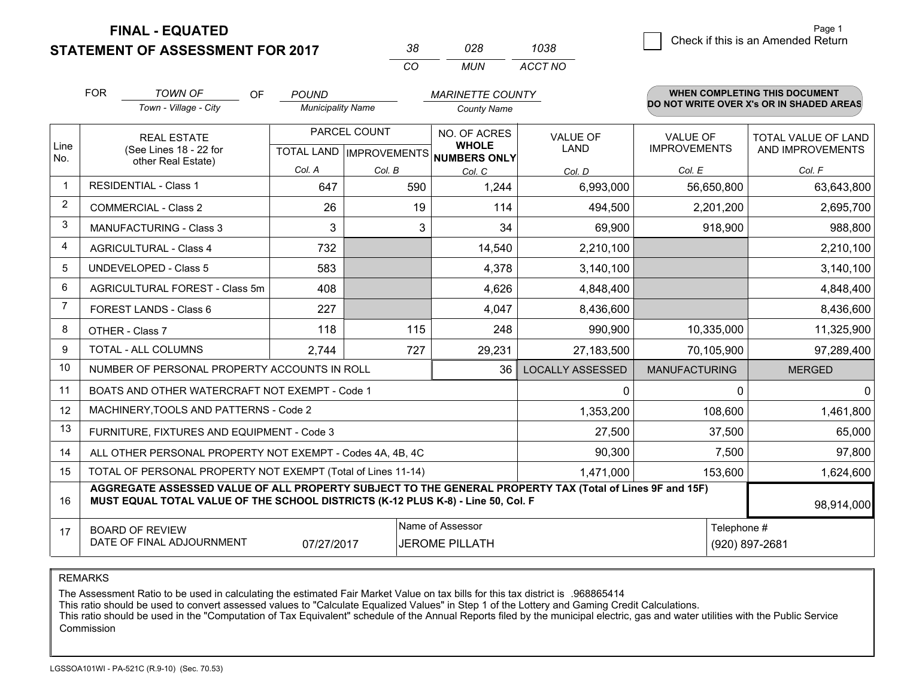**FINAL - EQUATED**
**STATEMENT OF ASSESSMENT FOR 2017**

| 38 | 028 | 1038 |
|---|---|---|
| CO | MUN | ACCT NO |

Page 1

☐ Check if this is an Amended Return

FOR *TOWN OF* (Town - Village - City) OF *POUND* (Municipality Name) *MARINETTE COUNTY* (County Name)

**WHEN COMPLETING THIS DOCUMENT DO NOT WRITE OVER X's OR IN SHADED AREAS**

| Line No. | REAL ESTATE (See Lines 18 - 22 for other Real Estate) | PARCEL COUNT TOTAL LAND Col. A | PARCEL COUNT IMPROVEMENTS Col. B | NO. OF ACRES WHOLE NUMBERS ONLY Col. C | VALUE OF LAND Col. D | VALUE OF IMPROVEMENTS Col. E | TOTAL VALUE OF LAND AND IMPROVEMENTS Col. F |
|---|---|---|---|---|---|---|---|
| 1 | RESIDENTIAL - Class 1 | 647 | 590 | 1,244 | 6,993,000 | 56,650,800 | 63,643,800 |
| 2 | COMMERCIAL - Class 2 | 26 | 19 | 114 | 494,500 | 2,201,200 | 2,695,700 |
| 3 | MANUFACTURING - Class 3 | 3 | 3 | 34 | 69,900 | 918,900 | 988,800 |
| 4 | AGRICULTURAL - Class 4 | 732 | | 14,540 | 2,210,100 | | 2,210,100 |
| 5 | UNDEVELOPED - Class 5 | 583 | | 4,378 | 3,140,100 | | 3,140,100 |
| 6 | AGRICULTURAL FOREST - Class 5m | 408 | | 4,626 | 4,848,400 | | 4,848,400 |
| 7 | FOREST LANDS - Class 6 | 227 | | 4,047 | 8,436,600 | | 8,436,600 |
| 8 | OTHER - Class 7 | 118 | 115 | 248 | 990,900 | 10,335,000 | 11,325,900 |
| 9 | TOTAL - ALL COLUMNS | 2,744 | 727 | 29,231 | 27,183,500 | 70,105,900 | 97,289,400 |
| 10 | NUMBER OF PERSONAL PROPERTY ACCOUNTS IN ROLL | | | 36 | LOCALLY ASSESSED | MANUFACTURING | MERGED |
| 11 | BOATS AND OTHER WATERCRAFT NOT EXEMPT - Code 1 | | | | 0 | 0 | 0 |
| 12 | MACHINERY,TOOLS AND PATTERNS - Code 2 | | | | 1,353,200 | 108,600 | 1,461,800 |
| 13 | FURNITURE, FIXTURES AND EQUIPMENT - Code 3 | | | | 27,500 | 37,500 | 65,000 |
| 14 | ALL OTHER PERSONAL PROPERTY NOT EXEMPT - Codes 4A, 4B, 4C | | | | 90,300 | 7,500 | 97,800 |
| 15 | TOTAL OF PERSONAL PROPERTY NOT EXEMPT (Total of Lines 11-14) | | | | 1,471,000 | 153,600 | 1,624,600 |
| 16 | **AGGREGATE ASSESSED VALUE OF ALL PROPERTY SUBJECT TO THE GENERAL PROPERTY TAX (Total of Lines 9F and 15F) MUST EQUAL TOTAL VALUE OF THE SCHOOL DISTRICTS (K-12 PLUS K-8) - Line 50, Col. F** | | | | | | 98,914,000 |
| 17 | BOARD OF REVIEW DATE OF FINAL ADJOURNMENT | 07/27/2017 | | Name of Assessor: JEROME PILLATH | | Telephone #: (920) 897-2681 | |

REMARKS

The Assessment Ratio to be used in calculating the estimated Fair Market Value on tax bills for this tax district is .968865414
This ratio should be used to convert assessed values to "Calculate Equalized Values" in Step 1 of the Lottery and Gaming Credit Calculations.
This ratio should be used in the "Computation of Tax Equivalent" schedule of the Annual Reports filed by the municipal electric, gas and water utilities with the Public Service Commission

LGSSOA101WI - PA-521C (R.9-10) (Sec. 70.53)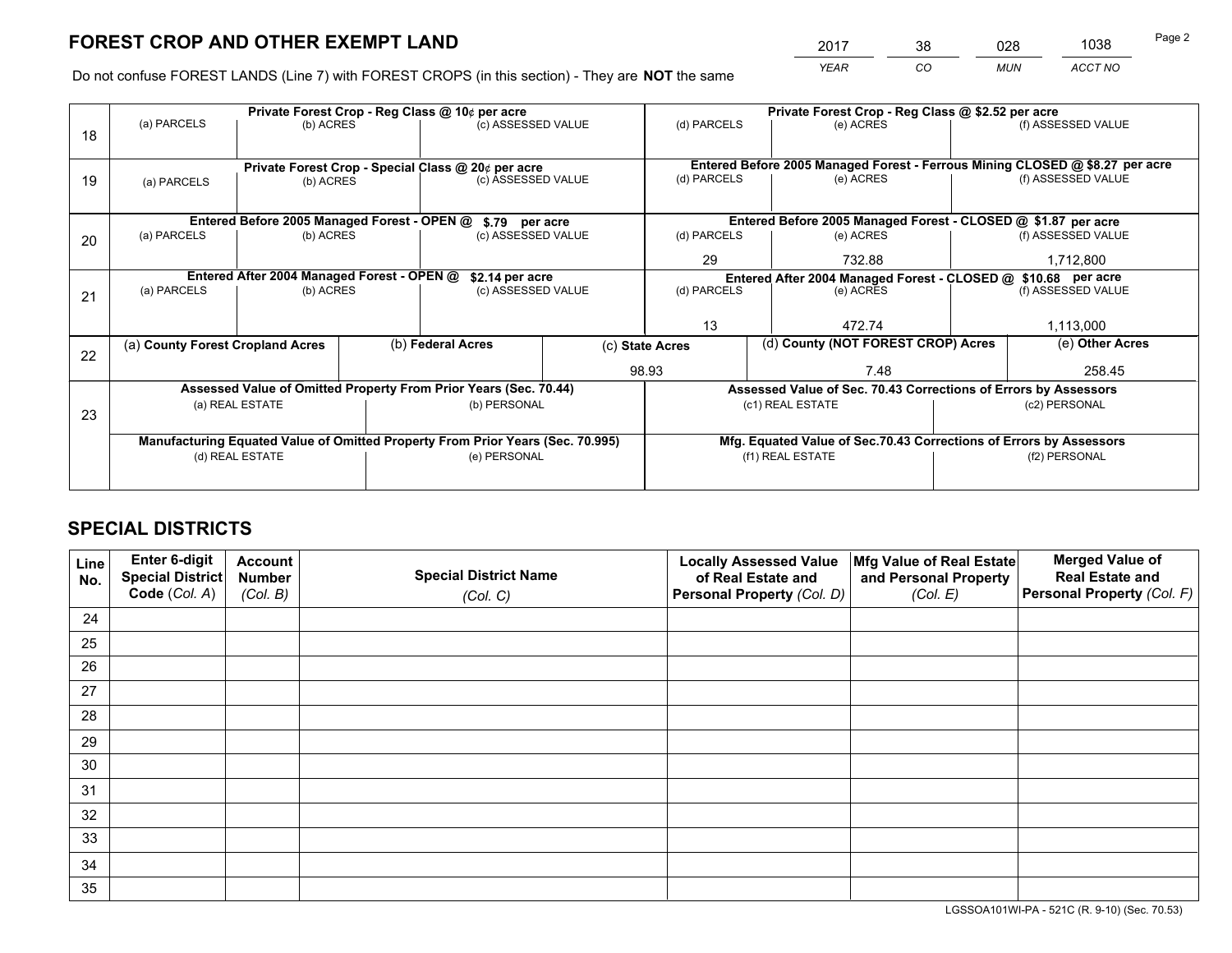# FOREST CROP AND OTHER EXEMPT LAND

| 2017 | 38 | 028 | 1038 |
|---|---|---|---|
| YEAR | CO | MUN | ACCT NO |

Do not confuse FOREST LANDS (Line 7) with FOREST CROPS (in this section) - They are **NOT** the same

| Line | Private Forest Crop - Reg Class @ 10¢ per acre | | | Private Forest Crop - Reg Class @ $2.52 per acre | | |
|---|---|---|---|---|---|---|
| 18 | (a) PARCELS | (b) ACRES | (c) ASSESSED VALUE | (d) PARCELS | (e) ACRES | (f) ASSESSED VALUE |
| | | | | | | |
| | **Private Forest Crop - Special Class @ 20¢ per acre** | | | **Entered Before 2005 Managed Forest - Ferrous Mining CLOSED @ $8.27 per acre** | | |
| 19 | (a) PARCELS | (b) ACRES | (c) ASSESSED VALUE | (d) PARCELS | (e) ACRES | (f) ASSESSED VALUE |
| | | | | | | |
| | **Entered Before 2005 Managed Forest - OPEN @ $.79 per acre** | | | **Entered Before 2005 Managed Forest - CLOSED @ $1.87 per acre** | | |
| 20 | (a) PARCELS | (b) ACRES | (c) ASSESSED VALUE | (d) PARCELS | (e) ACRES | (f) ASSESSED VALUE |
| | | | | 29 | 732.88 | 1,712,800 |
| | **Entered After 2004 Managed Forest - OPEN @ $2.14 per acre** | | | **Entered After 2004 Managed Forest - CLOSED @ $10.68 per acre** | | |
| 21 | (a) PARCELS | (b) ACRES | (c) ASSESSED VALUE | (d) PARCELS | (e) ACRES | (f) ASSESSED VALUE |
| | | | | 13 | 472.74 | 1,113,000 |

| Line | (a) County Forest Cropland Acres | (b) Federal Acres | (c) State Acres | (d) County (NOT FOREST CROP) Acres | (e) Other Acres |
|---|---|---|---|---|---|
| 22 | | | 98.93 | 7.48 | 258.45 |

| Line | Assessed Value of Omitted Property From Prior Years (Sec. 70.44) | | Assessed Value of Sec. 70.43 Corrections of Errors by Assessors | |
|---|---|---|---|---|
| 23 | (a) REAL ESTATE | (b) PERSONAL | (c1) REAL ESTATE | (c2) PERSONAL |
| | | | | |
| | **Manufacturing Equated Value of Omitted Property From Prior Years (Sec. 70.995)** | | **Mfg. Equated Value of Sec.70.43 Corrections of Errors by Assessors** | |
| | (d) REAL ESTATE | (e) PERSONAL | (f1) REAL ESTATE | (f2) PERSONAL |
| | | | | |

# SPECIAL DISTRICTS

| Line No. | Enter 6-digit Special District Code (Col. A) | Account Number (Col. B) | Special District Name (Col. C) | Locally Assessed Value of Real Estate and Personal Property (Col. D) | Mfg Value of Real Estate and Personal Property (Col. E) | Merged Value of Real Estate and Personal Property (Col. F) |
|---|---|---|---|---|---|---|
| 24 | | | | | | |
| 25 | | | | | | |
| 26 | | | | | | |
| 27 | | | | | | |
| 28 | | | | | | |
| 29 | | | | | | |
| 30 | | | | | | |
| 31 | | | | | | |
| 32 | | | | | | |
| 33 | | | | | | |
| 34 | | | | | | |
| 35 | | | | | | |

LGSSOA101WI-PA - 521C (R. 9-10) (Sec. 70.53)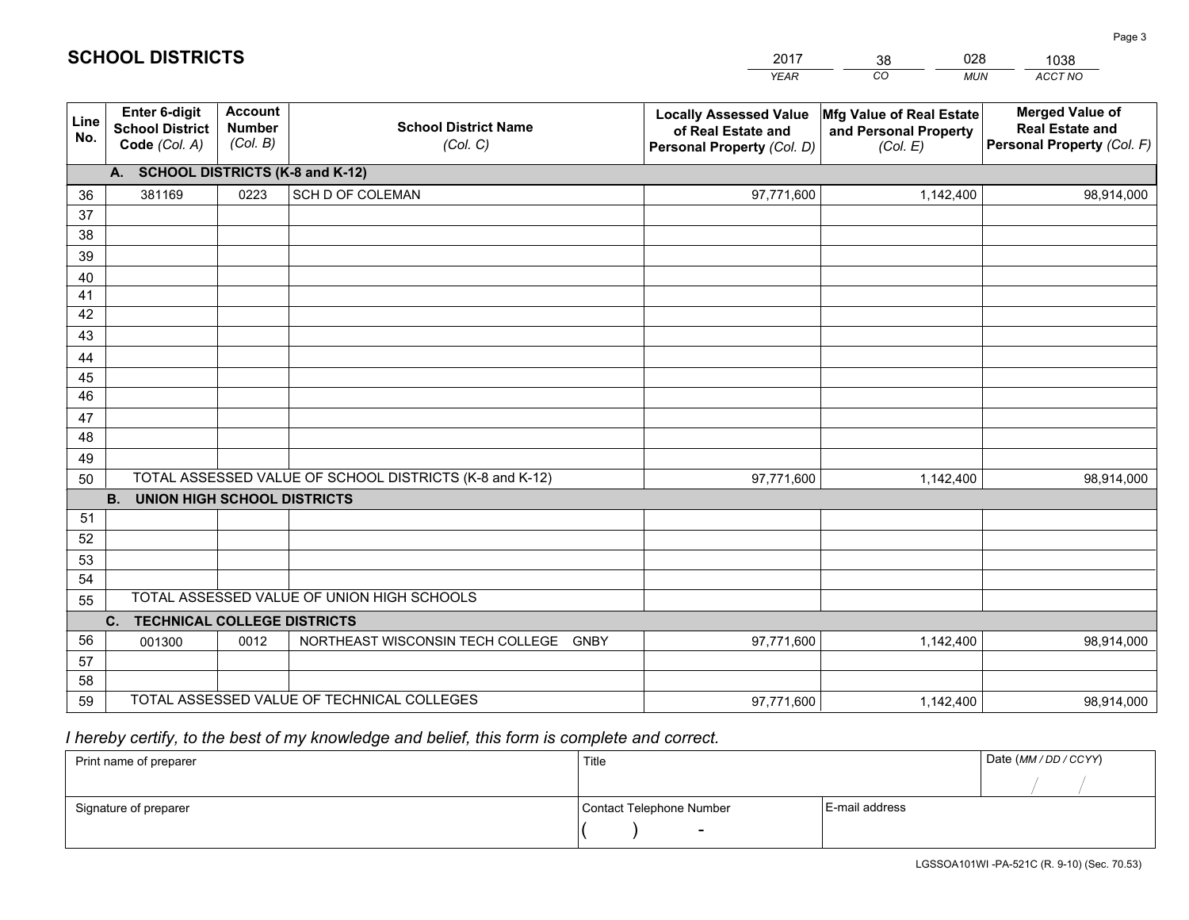# SCHOOL DISTRICTS

| 2017 | 38 | 028 | 1038 |
|---|---|---|---|
| *YEAR* | *CO* | *MUN* | *ACCT NO* |

| Line No. | Enter 6-digit School District Code *(Col. A)* | Account Number *(Col. B)* | School District Name *(Col. C)* | Locally Assessed Value of Real Estate and Personal Property *(Col. D)* | Mfg Value of Real Estate and Personal Property *(Col. E)* | Merged Value of Real Estate and Personal Property *(Col. F)* |
|---|---|---|---|---|---|---|
| | **A. SCHOOL DISTRICTS (K-8 and K-12)** | | | | | |
| 36 | 381169 | 0223 | SCH D OF COLEMAN | 97,771,600 | 1,142,400 | 98,914,000 |
| 37 | | | | | | |
| 38 | | | | | | |
| 39 | | | | | | |
| 40 | | | | | | |
| 41 | | | | | | |
| 42 | | | | | | |
| 43 | | | | | | |
| 44 | | | | | | |
| 45 | | | | | | |
| 46 | | | | | | |
| 47 | | | | | | |
| 48 | | | | | | |
| 49 | | | | | | |
| 50 | TOTAL ASSESSED VALUE OF SCHOOL DISTRICTS (K-8 and K-12) | | | 97,771,600 | 1,142,400 | 98,914,000 |
| | **B. UNION HIGH SCHOOL DISTRICTS** | | | | | |
| 51 | | | | | | |
| 52 | | | | | | |
| 53 | | | | | | |
| 54 | | | | | | |
| 55 | TOTAL ASSESSED VALUE OF UNION HIGH SCHOOLS | | | | | |
| | **C. TECHNICAL COLLEGE DISTRICTS** | | | | | |
| 56 | 001300 | 0012 | NORTHEAST WISCONSIN TECH COLLEGE GNBY | 97,771,600 | 1,142,400 | 98,914,000 |
| 57 | | | | | | |
| 58 | | | | | | |
| 59 | TOTAL ASSESSED VALUE OF TECHNICAL COLLEGES | | | 97,771,600 | 1,142,400 | 98,914,000 |

*I hereby certify, to the best of my knowledge and belief, this form is complete and correct.*

| Print name of preparer | Title | | Date *(MM / DD / CCYY)* |
|---|---|---|---|
| | | | / / |
| Signature of preparer | Contact Telephone Number | E-mail address | |
| | ( ) - | | |

LGSSOA101WI -PA-521C (R. 9-10) (Sec. 70.53)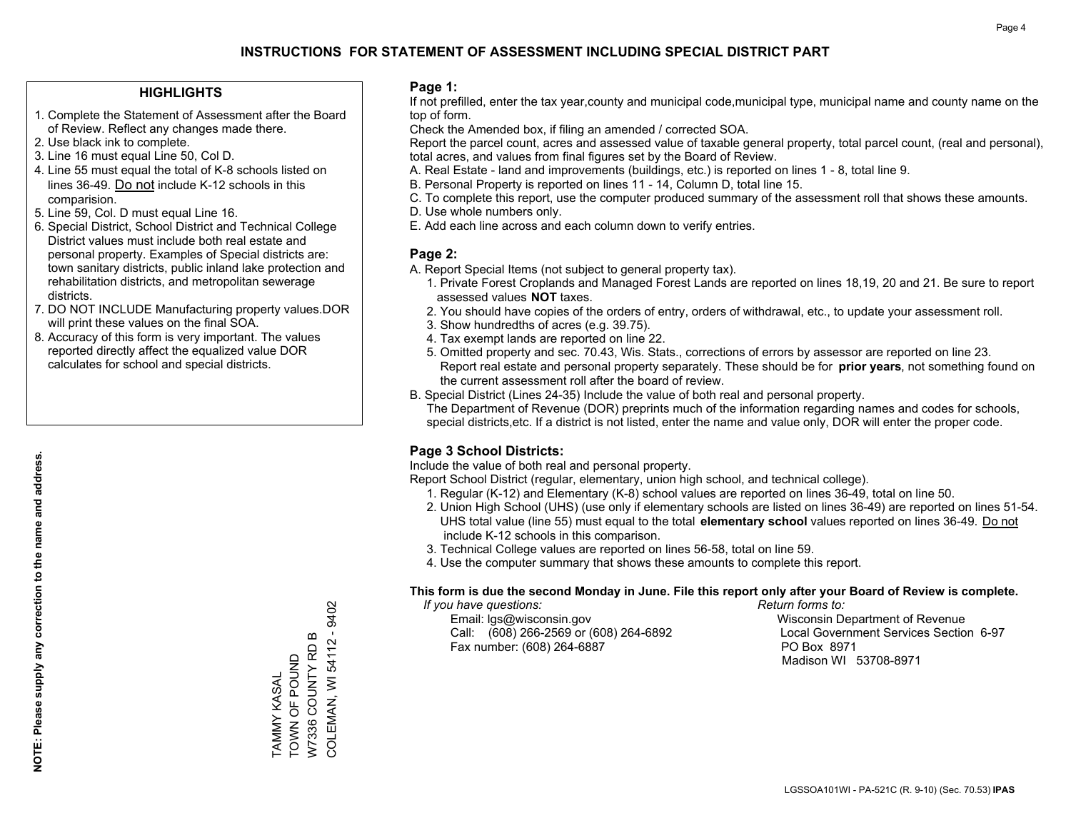# INSTRUCTIONS FOR STATEMENT OF ASSESSMENT INCLUDING SPECIAL DISTRICT PART

## HIGHLIGHTS

1. Complete the Statement of Assessment after the Board of Review. Reflect any changes made there.
2. Use black ink to complete.
3. Line 16 must equal Line 50, Col D.
4. Line 55 must equal the total of K-8 schools listed on lines 36-49. Do not include K-12 schools in this comparision.
5. Line 59, Col. D must equal Line 16.
6. Special District, School District and Technical College District values must include both real estate and personal property. Examples of Special districts are: town sanitary districts, public inland lake protection and rehabilitation districts, and metropolitan sewerage districts.
7. DO NOT INCLUDE Manufacturing property values.DOR will print these values on the final SOA.
8. Accuracy of this form is very important. The values reported directly affect the equalized value DOR calculates for school and special districts.

**NOTE: Please supply any correction to the name and address.**

TAMMY KASAL
TOWN OF POUND
W7336 COUNTY RD B
COLEMAN, WI 54112 - 9402

## Page 1:

If not prefilled, enter the tax year,county and municipal code,municipal type, municipal name and county name on the top of form.

Check the Amended box, if filing an amended / corrected SOA.

Report the parcel count, acres and assessed value of taxable general property, total parcel count, (real and personal), total acres, and values from final figures set by the Board of Review.

A. Real Estate - land and improvements (buildings, etc.) is reported on lines 1 - 8, total line 9.
B. Personal Property is reported on lines 11 - 14, Column D, total line 15.
C. To complete this report, use the computer produced summary of the assessment roll that shows these amounts.
D. Use whole numbers only.
E. Add each line across and each column down to verify entries.

## Page 2:

A. Report Special Items (not subject to general property tax).
   1. Private Forest Croplands and Managed Forest Lands are reported on lines 18,19, 20 and 21. Be sure to report assessed values **NOT** taxes.
   2. You should have copies of the orders of entry, orders of withdrawal, etc., to update your assessment roll.
   3. Show hundredths of acres (e.g. 39.75).
   4. Tax exempt lands are reported on line 22.
   5. Omitted property and sec. 70.43, Wis. Stats., corrections of errors by assessor are reported on line 23. Report real estate and personal property separately. These should be for **prior years**, not something found on the current assessment roll after the board of review.
B. Special District (Lines 24-35) Include the value of both real and personal property.
   The Department of Revenue (DOR) preprints much of the information regarding names and codes for schools, special districts,etc. If a district is not listed, enter the name and value only, DOR will enter the proper code.

## Page 3 School Districts:

Include the value of both real and personal property.

Report School District (regular, elementary, union high school, and technical college).

1. Regular (K-12) and Elementary (K-8) school values are reported on lines 36-49, total on line 50.
2. Union High School (UHS) (use only if elementary schools are listed on lines 36-49) are reported on lines 51-54. UHS total value (line 55) must equal to the total **elementary school** values reported on lines 36-49. Do not include K-12 schools in this comparison.
3. Technical College values are reported on lines 56-58, total on line 59.
4. Use the computer summary that shows these amounts to complete this report.

**This form is due the second Monday in June. File this report only after your Board of Review is complete.**

*If you have questions:*
Email: lgs@wisconsin.gov
Call: (608) 266-2569 or (608) 264-6892
Fax number: (608) 264-6887

*Return forms to:*
Wisconsin Department of Revenue
Local Government Services Section 6-97
PO Box 8971
Madison WI 53708-8971

LGSSOA101WI - PA-521C (R. 9-10) (Sec. 70.53) **IPAS**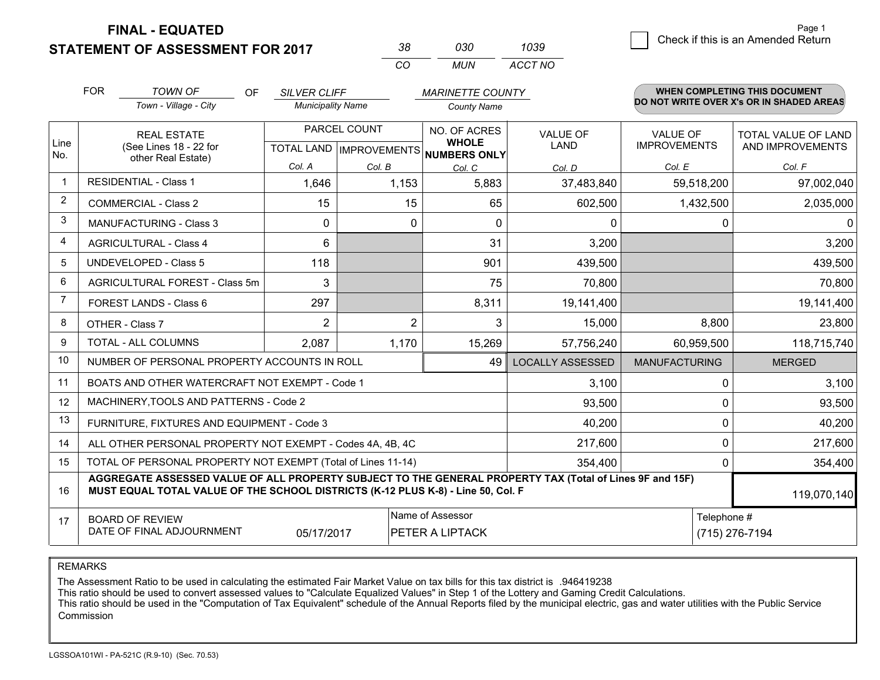# FINAL - EQUATED
## STATEMENT OF ASSESSMENT FOR 2017

| 38 | 030 | 1039 |
|---|---|---|
| CO | MUN | ACCT NO |

Page 1

☐ Check if this is an Amended Return

FOR *TOWN OF* (Town - Village - City) OF *SILVER CLIFF* (Municipality Name) *MARINETTE COUNTY* (County Name)

**WHEN COMPLETING THIS DOCUMENT DO NOT WRITE OVER X's OR IN SHADED AREAS**

| Line No. | REAL ESTATE (See Lines 18 - 22 for other Real Estate) | PARCEL COUNT TOTAL LAND Col. A | IMPROVEMENTS Col. B | NO. OF ACRES WHOLE NUMBERS ONLY Col. C | VALUE OF LAND Col. D | VALUE OF IMPROVEMENTS Col. E | TOTAL VALUE OF LAND AND IMPROVEMENTS Col. F |
|---|---|---|---|---|---|---|---|
| 1 | RESIDENTIAL - Class 1 | 1,646 | 1,153 | 5,883 | 37,483,840 | 59,518,200 | 97,002,040 |
| 2 | COMMERCIAL - Class 2 | 15 | 15 | 65 | 602,500 | 1,432,500 | 2,035,000 |
| 3 | MANUFACTURING - Class 3 | 0 | 0 | 0 | 0 | 0 | 0 |
| 4 | AGRICULTURAL - Class 4 | 6 | | 31 | 3,200 | | 3,200 |
| 5 | UNDEVELOPED - Class 5 | 118 | | 901 | 439,500 | | 439,500 |
| 6 | AGRICULTURAL FOREST - Class 5m | 3 | | 75 | 70,800 | | 70,800 |
| 7 | FOREST LANDS - Class 6 | 297 | | 8,311 | 19,141,400 | | 19,141,400 |
| 8 | OTHER - Class 7 | 2 | 2 | 3 | 15,000 | 8,800 | 23,800 |
| 9 | TOTAL - ALL COLUMNS | 2,087 | 1,170 | 15,269 | 57,756,240 | 60,959,500 | 118,715,740 |
| 10 | NUMBER OF PERSONAL PROPERTY ACCOUNTS IN ROLL | | | 49 | LOCALLY ASSESSED | MANUFACTURING | MERGED |
| 11 | BOATS AND OTHER WATERCRAFT NOT EXEMPT - Code 1 | | | | 3,100 | 0 | 3,100 |
| 12 | MACHINERY,TOOLS AND PATTERNS - Code 2 | | | | 93,500 | 0 | 93,500 |
| 13 | FURNITURE, FIXTURES AND EQUIPMENT - Code 3 | | | | 40,200 | 0 | 40,200 |
| 14 | ALL OTHER PERSONAL PROPERTY NOT EXEMPT - Codes 4A, 4B, 4C | | | | 217,600 | 0 | 217,600 |
| 15 | TOTAL OF PERSONAL PROPERTY NOT EXEMPT (Total of Lines 11-14) | | | | 354,400 | 0 | 354,400 |
| 16 | **AGGREGATE ASSESSED VALUE OF ALL PROPERTY SUBJECT TO THE GENERAL PROPERTY TAX (Total of Lines 9F and 15F) MUST EQUAL TOTAL VALUE OF THE SCHOOL DISTRICTS (K-12 PLUS K-8) - Line 50, Col. F** | | | | | | 119,070,140 |
| 17 | BOARD OF REVIEW DATE OF FINAL ADJOURNMENT | 05/17/2017 | Name of Assessor | PETER A LIPTACK | | Telephone # | (715) 276-7194 |

REMARKS

The Assessment Ratio to be used in calculating the estimated Fair Market Value on tax bills for this tax district is .946419238
This ratio should be used to convert assessed values to "Calculate Equalized Values" in Step 1 of the Lottery and Gaming Credit Calculations.
This ratio should be used in the "Computation of Tax Equivalent" schedule of the Annual Reports filed by the municipal electric, gas and water utilities with the Public Service Commission

LGSSOA101WI - PA-521C (R.9-10) (Sec. 70.53)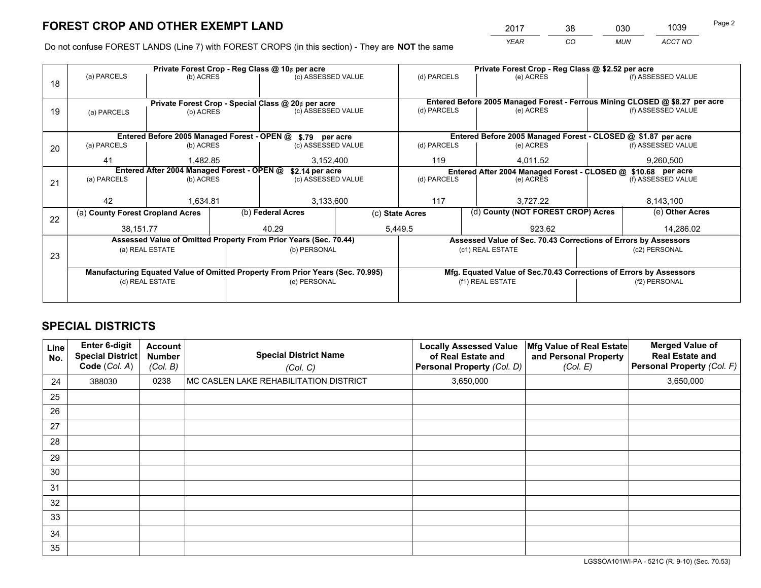# FOREST CROP AND OTHER EXEMPT LAND

| 2017 | 38 | 030 | 1039 |
|---|---|---|---|
| YEAR | CO | MUN | ACCT NO |

Do not confuse FOREST LANDS (Line 7) with FOREST CROPS (in this section) - They are **NOT** the same

| Line | Private Forest Crop - Reg Class @ 10¢ per acre | | | Private Forest Crop - Reg Class @ $2.52 per acre | | |
|---|---|---|---|---|---|---|
| 18 | (a) PARCELS | (b) ACRES | (c) ASSESSED VALUE | (d) PARCELS | (e) ACRES | (f) ASSESSED VALUE |
| | | | | | | |
| | **Private Forest Crop - Special Class @ 20¢ per acre** | | | **Entered Before 2005 Managed Forest - Ferrous Mining CLOSED @ $8.27 per acre** | | |
| 19 | (a) PARCELS | (b) ACRES | (c) ASSESSED VALUE | (d) PARCELS | (e) ACRES | (f) ASSESSED VALUE |
| | | | | | | |
| | **Entered Before 2005 Managed Forest - OPEN @ $.79 per acre** | | | **Entered Before 2005 Managed Forest - CLOSED @ $1.87 per acre** | | |
| 20 | (a) PARCELS | (b) ACRES | (c) ASSESSED VALUE | (d) PARCELS | (e) ACRES | (f) ASSESSED VALUE |
| | 41 | 1,482.85 | 3,152,400 | 119 | 4,011.52 | 9,260,500 |
| | **Entered After 2004 Managed Forest - OPEN @ $2.14 per acre** | | | **Entered After 2004 Managed Forest - CLOSED @ $10.68 per acre** | | |
| 21 | (a) PARCELS | (b) ACRES | (c) ASSESSED VALUE | (d) PARCELS | (e) ACRES | (f) ASSESSED VALUE |
| | 42 | 1,634.81 | 3,133,600 | 117 | 3,727.22 | 8,143,100 |

| Line | (a) County Forest Cropland Acres | (b) Federal Acres | (c) State Acres | (d) County (NOT FOREST CROP) Acres | (e) Other Acres |
|---|---|---|---|---|---|
| 22 | 38,151.77 | 40.29 | 5,449.5 | 923.62 | 14,286.02 |

| Line | Assessed Value of Omitted Property From Prior Years (Sec. 70.44) | | Assessed Value of Sec. 70.43 Corrections of Errors by Assessors | |
|---|---|---|---|---|
| 23 | (a) REAL ESTATE | (b) PERSONAL | (c1) REAL ESTATE | (c2) PERSONAL |
| | | | | |
| | **Manufacturing Equated Value of Omitted Property From Prior Years (Sec. 70.995)** | | **Mfg. Equated Value of Sec.70.43 Corrections of Errors by Assessors** | |
| | (d) REAL ESTATE | (e) PERSONAL | (f1) REAL ESTATE | (f2) PERSONAL |
| | | | | |

# SPECIAL DISTRICTS

| Line No. | Enter 6-digit Special District Code (Col. A) | Account Number (Col. B) | Special District Name (Col. C) | Locally Assessed Value of Real Estate and Personal Property (Col. D) | Mfg Value of Real Estate and Personal Property (Col. E) | Merged Value of Real Estate and Personal Property (Col. F) |
|---|---|---|---|---|---|---|
| 24 | 388030 | 0238 | MC CASLEN LAKE REHABILITATION DISTRICT | 3,650,000 | | 3,650,000 |
| 25 | | | | | | |
| 26 | | | | | | |
| 27 | | | | | | |
| 28 | | | | | | |
| 29 | | | | | | |
| 30 | | | | | | |
| 31 | | | | | | |
| 32 | | | | | | |
| 33 | | | | | | |
| 34 | | | | | | |
| 35 | | | | | | |

LGSSOA101WI-PA - 521C (R. 9-10) (Sec. 70.53)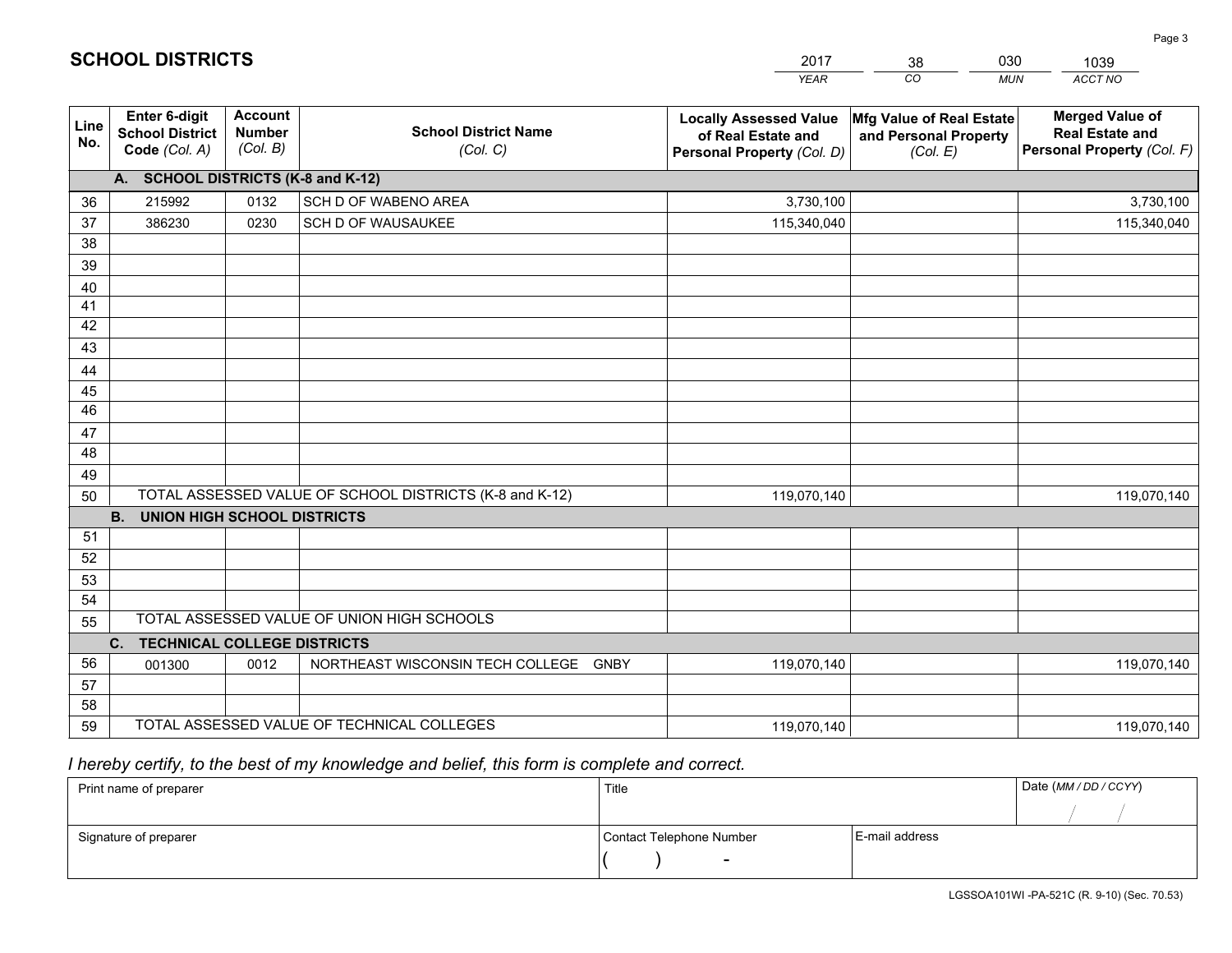# SCHOOL DISTRICTS

| 2017 | 38 | 030 | 1039 |
|---|---|---|---|
| *YEAR* | *CO* | *MUN* | *ACCT NO* |

| Line No. | Enter 6-digit School District Code *(Col. A)* | Account Number *(Col. B)* | School District Name *(Col. C)* | Locally Assessed Value of Real Estate and Personal Property *(Col. D)* | Mfg Value of Real Estate and Personal Property *(Col. E)* | Merged Value of Real Estate and Personal Property *(Col. F)* |
|---|---|---|---|---|---|---|
| | **A. SCHOOL DISTRICTS (K-8 and K-12)** | | | | | |
| 36 | 215992 | 0132 | SCH D OF WABENO AREA | 3,730,100 | | 3,730,100 |
| 37 | 386230 | 0230 | SCH D OF WAUSAUKEE | 115,340,040 | | 115,340,040 |
| 38 | | | | | | |
| 39 | | | | | | |
| 40 | | | | | | |
| 41 | | | | | | |
| 42 | | | | | | |
| 43 | | | | | | |
| 44 | | | | | | |
| 45 | | | | | | |
| 46 | | | | | | |
| 47 | | | | | | |
| 48 | | | | | | |
| 49 | | | | | | |
| 50 | TOTAL ASSESSED VALUE OF SCHOOL DISTRICTS (K-8 and K-12) | | | 119,070,140 | | 119,070,140 |
| | **B. UNION HIGH SCHOOL DISTRICTS** | | | | | |
| 51 | | | | | | |
| 52 | | | | | | |
| 53 | | | | | | |
| 54 | | | | | | |
| 55 | TOTAL ASSESSED VALUE OF UNION HIGH SCHOOLS | | | | | |
| | **C. TECHNICAL COLLEGE DISTRICTS** | | | | | |
| 56 | 001300 | 0012 | NORTHEAST WISCONSIN TECH COLLEGE GNBY | 119,070,140 | | 119,070,140 |
| 57 | | | | | | |
| 58 | | | | | | |
| 59 | TOTAL ASSESSED VALUE OF TECHNICAL COLLEGES | | | 119,070,140 | | 119,070,140 |

*I hereby certify, to the best of my knowledge and belief, this form is complete and correct.*

| Print name of preparer | Title | | Date *(MM / DD / CCYY)* |
|---|---|---|---|
| | | | / / |
| Signature of preparer | Contact Telephone Number | E-mail address | |
| | ( ) - | | |

LGSSOA101WI -PA-521C (R. 9-10) (Sec. 70.53)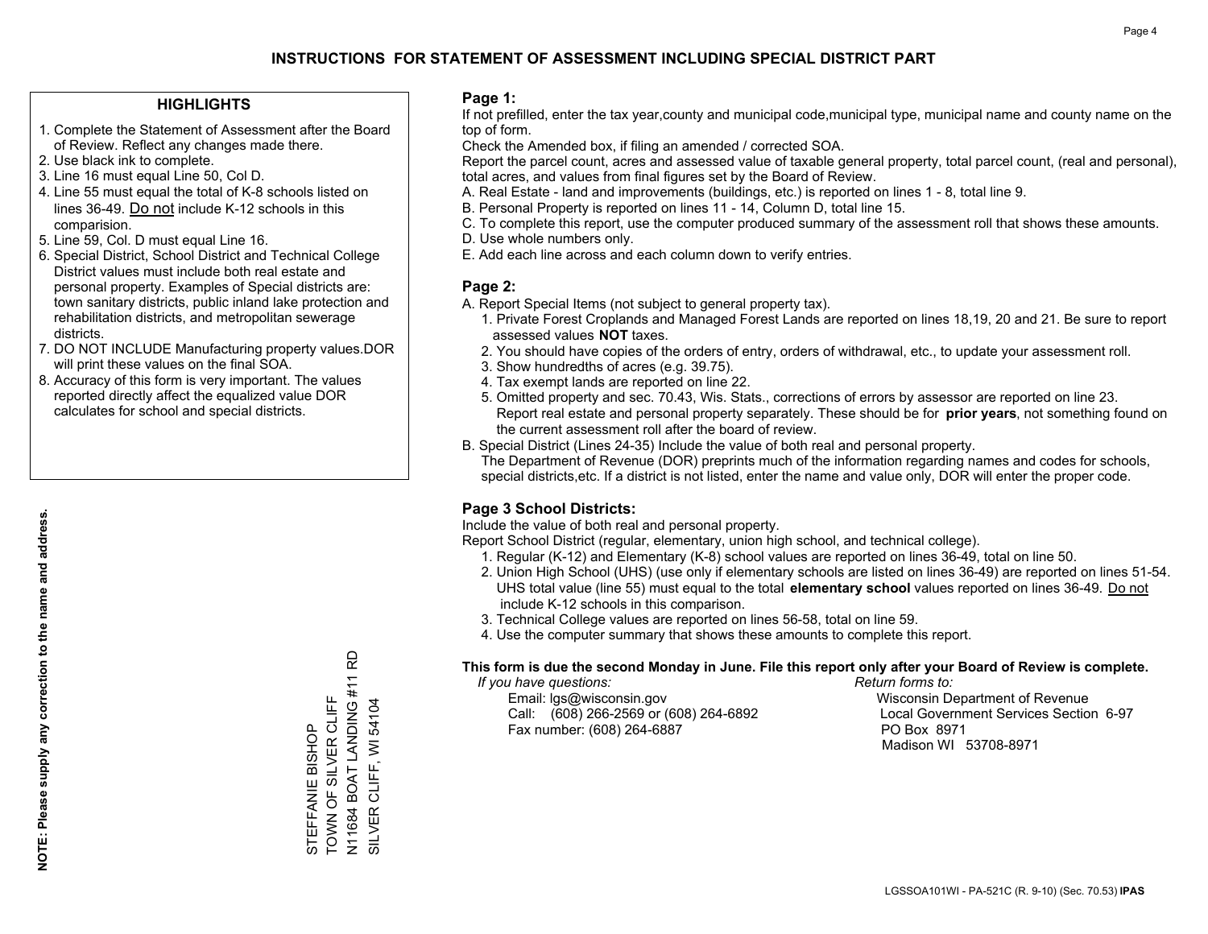# INSTRUCTIONS FOR STATEMENT OF ASSESSMENT INCLUDING SPECIAL DISTRICT PART

## HIGHLIGHTS

1. Complete the Statement of Assessment after the Board of Review. Reflect any changes made there.
2. Use black ink to complete.
3. Line 16 must equal Line 50, Col D.
4. Line 55 must equal the total of K-8 schools listed on lines 36-49. Do not include K-12 schools in this comparision.
5. Line 59, Col. D must equal Line 16.
6. Special District, School District and Technical College District values must include both real estate and personal property. Examples of Special districts are: town sanitary districts, public inland lake protection and rehabilitation districts, and metropolitan sewerage districts.
7. DO NOT INCLUDE Manufacturing property values.DOR will print these values on the final SOA.
8. Accuracy of this form is very important. The values reported directly affect the equalized value DOR calculates for school and special districts.

**NOTE: Please supply any correction to the name and address.**

STEFFANIE BISHOP
TOWN OF SILVER CLIFF
N11684 BOAT LANDING #11 RD
SILVER CLIFF, WI 54104

## Page 1:

If not prefilled, enter the tax year,county and municipal code,municipal type, municipal name and county name on the top of form.

Check the Amended box, if filing an amended / corrected SOA.

Report the parcel count, acres and assessed value of taxable general property, total parcel count, (real and personal), total acres, and values from final figures set by the Board of Review.

A. Real Estate - land and improvements (buildings, etc.) is reported on lines 1 - 8, total line 9.
B. Personal Property is reported on lines 11 - 14, Column D, total line 15.
C. To complete this report, use the computer produced summary of the assessment roll that shows these amounts.
D. Use whole numbers only.
E. Add each line across and each column down to verify entries.

## Page 2:

A. Report Special Items (not subject to general property tax).
   1. Private Forest Croplands and Managed Forest Lands are reported on lines 18,19, 20 and 21. Be sure to report assessed values **NOT** taxes.
   2. You should have copies of the orders of entry, orders of withdrawal, etc., to update your assessment roll.
   3. Show hundredths of acres (e.g. 39.75).
   4. Tax exempt lands are reported on line 22.
   5. Omitted property and sec. 70.43, Wis. Stats., corrections of errors by assessor are reported on line 23. Report real estate and personal property separately. These should be for **prior years**, not something found on the current assessment roll after the board of review.
B. Special District (Lines 24-35) Include the value of both real and personal property.
   The Department of Revenue (DOR) preprints much of the information regarding names and codes for schools, special districts,etc. If a district is not listed, enter the name and value only, DOR will enter the proper code.

## Page 3 School Districts:

Include the value of both real and personal property.

Report School District (regular, elementary, union high school, and technical college).

1. Regular (K-12) and Elementary (K-8) school values are reported on lines 36-49, total on line 50.
2. Union High School (UHS) (use only if elementary schools are listed on lines 36-49) are reported on lines 51-54. UHS total value (line 55) must equal to the total **elementary school** values reported on lines 36-49. Do not include K-12 schools in this comparison.
3. Technical College values are reported on lines 56-58, total on line 59.
4. Use the computer summary that shows these amounts to complete this report.

**This form is due the second Monday in June. File this report only after your Board of Review is complete.**

*If you have questions:*
Email: lgs@wisconsin.gov
Call: (608) 266-2569 or (608) 264-6892
Fax number: (608) 264-6887

*Return forms to:*
Wisconsin Department of Revenue
Local Government Services Section 6-97
PO Box 8971
Madison WI 53708-8971

LGSSOA101WI - PA-521C (R. 9-10) (Sec. 70.53) **IPAS**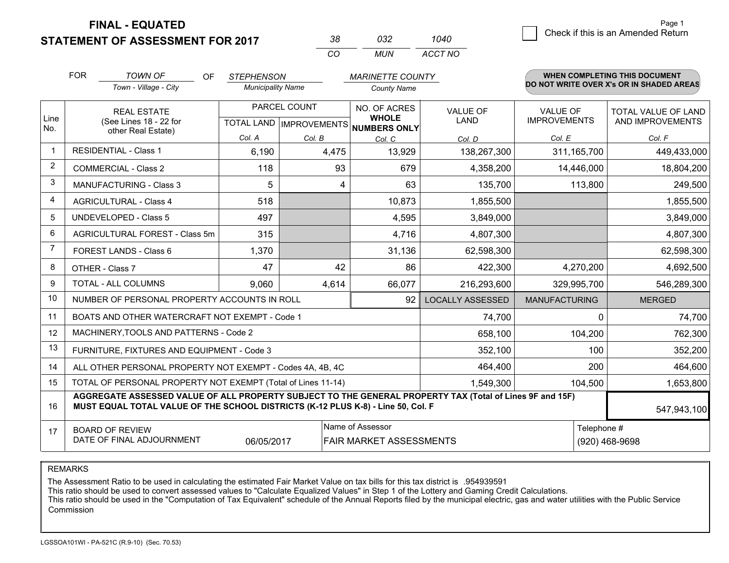**FINAL - EQUATED**
**STATEMENT OF ASSESSMENT FOR 2017**

| 38 | 032 | 1040 |
|---|---|---|
| CO | MUN | ACCT NO |

Page 1

☐ Check if this is an Amended Return

FOR *TOWN OF* (Town - Village - City) OF *STEPHENSON* (Municipality Name) *MARINETTE COUNTY* (County Name)

**WHEN COMPLETING THIS DOCUMENT DO NOT WRITE OVER X's OR IN SHADED AREAS**

| Line No. | REAL ESTATE (See Lines 18 - 22 for other Real Estate) | PARCEL COUNT TOTAL LAND Col. A | PARCEL COUNT IMPROVEMENTS Col. B | NO. OF ACRES WHOLE NUMBERS ONLY Col. C | VALUE OF LAND Col. D | VALUE OF IMPROVEMENTS Col. E | TOTAL VALUE OF LAND AND IMPROVEMENTS Col. F |
|---|---|---|---|---|---|---|---|
| 1 | RESIDENTIAL - Class 1 | 6,190 | 4,475 | 13,929 | 138,267,300 | 311,165,700 | 449,433,000 |
| 2 | COMMERCIAL - Class 2 | 118 | 93 | 679 | 4,358,200 | 14,446,000 | 18,804,200 |
| 3 | MANUFACTURING - Class 3 | 5 | 4 | 63 | 135,700 | 113,800 | 249,500 |
| 4 | AGRICULTURAL - Class 4 | 518 | | 10,873 | 1,855,500 | | 1,855,500 |
| 5 | UNDEVELOPED - Class 5 | 497 | | 4,595 | 3,849,000 | | 3,849,000 |
| 6 | AGRICULTURAL FOREST - Class 5m | 315 | | 4,716 | 4,807,300 | | 4,807,300 |
| 7 | FOREST LANDS - Class 6 | 1,370 | | 31,136 | 62,598,300 | | 62,598,300 |
| 8 | OTHER - Class 7 | 47 | 42 | 86 | 422,300 | 4,270,200 | 4,692,500 |
| 9 | TOTAL - ALL COLUMNS | 9,060 | 4,614 | 66,077 | 216,293,600 | 329,995,700 | 546,289,300 |
| 10 | NUMBER OF PERSONAL PROPERTY ACCOUNTS IN ROLL | | | 92 | LOCALLY ASSESSED | MANUFACTURING | MERGED |
| 11 | BOATS AND OTHER WATERCRAFT NOT EXEMPT - Code 1 | | | | 74,700 | 0 | 74,700 |
| 12 | MACHINERY,TOOLS AND PATTERNS - Code 2 | | | | 658,100 | 104,200 | 762,300 |
| 13 | FURNITURE, FIXTURES AND EQUIPMENT - Code 3 | | | | 352,100 | 100 | 352,200 |
| 14 | ALL OTHER PERSONAL PROPERTY NOT EXEMPT - Codes 4A, 4B, 4C | | | | 464,400 | 200 | 464,600 |
| 15 | TOTAL OF PERSONAL PROPERTY NOT EXEMPT (Total of Lines 11-14) | | | | 1,549,300 | 104,500 | 1,653,800 |
| 16 | **AGGREGATE ASSESSED VALUE OF ALL PROPERTY SUBJECT TO THE GENERAL PROPERTY TAX (Total of Lines 9F and 15F) MUST EQUAL TOTAL VALUE OF THE SCHOOL DISTRICTS (K-12 PLUS K-8) - Line 50, Col. F** | | | | | | 547,943,100 |
| 17 | BOARD OF REVIEW DATE OF FINAL ADJOURNMENT | 06/05/2017 | | Name of Assessor: FAIR MARKET ASSESSMENTS | | Telephone #: (920) 468-9698 | |

REMARKS

The Assessment Ratio to be used in calculating the estimated Fair Market Value on tax bills for this tax district is .954939591
This ratio should be used to convert assessed values to "Calculate Equalized Values" in Step 1 of the Lottery and Gaming Credit Calculations.
This ratio should be used in the "Computation of Tax Equivalent" schedule of the Annual Reports filed by the municipal electric, gas and water utilities with the Public Service Commission

LGSSOA101WI - PA-521C (R.9-10) (Sec. 70.53)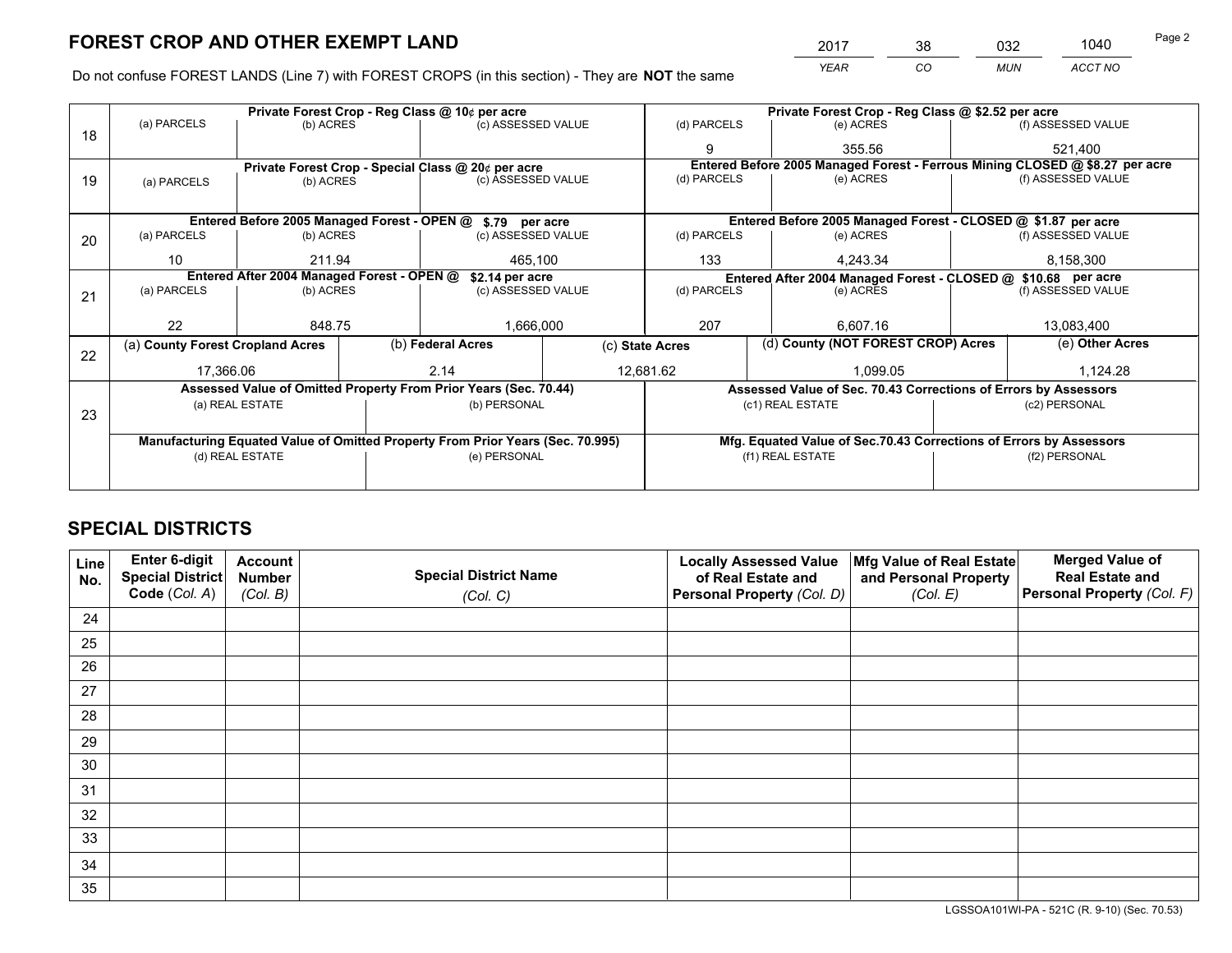# FOREST CROP AND OTHER EXEMPT LAND

| 2017 | 38 | 032 | 1040 |
|---|---|---|---|
| *YEAR* | *CO* | *MUN* | *ACCT NO* |

Do not confuse FOREST LANDS (Line 7) with FOREST CROPS (in this section) - They are **NOT** the same

| Line | Private Forest Crop - Reg Class @ 10¢ per acre | | | Private Forest Crop - Reg Class @ $2.52 per acre | | |
|---|---|---|---|---|---|---|
| 18 | (a) PARCELS | (b) ACRES | (c) ASSESSED VALUE | (d) PARCELS | (e) ACRES | (f) ASSESSED VALUE |
| | | | | 9 | 355.56 | 521,400 |
| | **Private Forest Crop - Special Class @ 20¢ per acre** | | | **Entered Before 2005 Managed Forest - Ferrous Mining CLOSED @ $8.27 per acre** | | |
| 19 | (a) PARCELS | (b) ACRES | (c) ASSESSED VALUE | (d) PARCELS | (e) ACRES | (f) ASSESSED VALUE |
| | | | | | | |
| | **Entered Before 2005 Managed Forest - OPEN @ $.79 per acre** | | | **Entered Before 2005 Managed Forest - CLOSED @ $1.87 per acre** | | |
| 20 | (a) PARCELS | (b) ACRES | (c) ASSESSED VALUE | (d) PARCELS | (e) ACRES | (f) ASSESSED VALUE |
| | 10 | 211.94 | 465,100 | 133 | 4,243.34 | 8,158,300 |
| | **Entered After 2004 Managed Forest - OPEN @ $2.14 per acre** | | | **Entered After 2004 Managed Forest - CLOSED @ $10.68 per acre** | | |
| 21 | (a) PARCELS | (b) ACRES | (c) ASSESSED VALUE | (d) PARCELS | (e) ACRES | (f) ASSESSED VALUE |
| | 22 | 848.75 | 1,666,000 | 207 | 6,607.16 | 13,083,400 |

| Line | (a) County Forest Cropland Acres | (b) Federal Acres | (c) State Acres | (d) County (NOT FOREST CROP) Acres | (e) Other Acres |
|---|---|---|---|---|---|
| 22 | 17,366.06 | 2.14 | 12,681.62 | 1,099.05 | 1,124.28 |

| Line | Assessed Value of Omitted Property From Prior Years (Sec. 70.44) | | Assessed Value of Sec. 70.43 Corrections of Errors by Assessors | |
|---|---|---|---|---|
| 23 | (a) REAL ESTATE | (b) PERSONAL | (c1) REAL ESTATE | (c2) PERSONAL |
| | | | | |
| | **Manufacturing Equated Value of Omitted Property From Prior Years (Sec. 70.995)** | | **Mfg. Equated Value of Sec.70.43 Corrections of Errors by Assessors** | |
| | (d) REAL ESTATE | (e) PERSONAL | (f1) REAL ESTATE | (f2) PERSONAL |
| | | | | |

# SPECIAL DISTRICTS

| Line No. | Enter 6-digit Special District Code (*Col. A*) | Account Number (*Col. B*) | Special District Name (*Col. C*) | Locally Assessed Value of Real Estate and Personal Property (*Col. D*) | Mfg Value of Real Estate and Personal Property (*Col. E*) | Merged Value of Real Estate and Personal Property (*Col. F*) |
|---|---|---|---|---|---|---|
| 24 | | | | | | |
| 25 | | | | | | |
| 26 | | | | | | |
| 27 | | | | | | |
| 28 | | | | | | |
| 29 | | | | | | |
| 30 | | | | | | |
| 31 | | | | | | |
| 32 | | | | | | |
| 33 | | | | | | |
| 34 | | | | | | |
| 35 | | | | | | |

LGSSOA101WI-PA - 521C (R. 9-10) (Sec. 70.53)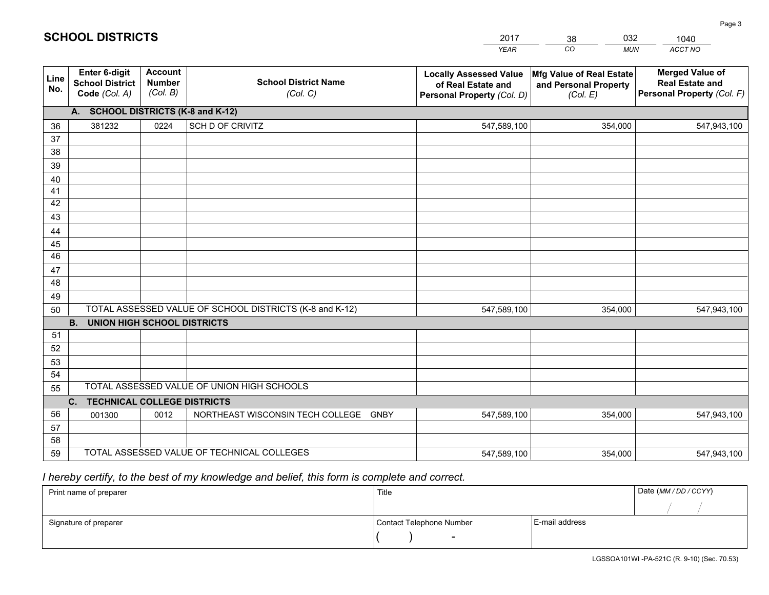# SCHOOL DISTRICTS

| 2017 | 38 | 032 | 1040 |
|---|---|---|---|
| *YEAR* | *CO* | *MUN* | *ACCT NO* |

| Line No. | Enter 6-digit School District Code (Col. A) | Account Number (Col. B) | School District Name (Col. C) | Locally Assessed Value of Real Estate and Personal Property (Col. D) | Mfg Value of Real Estate and Personal Property (Col. E) | Merged Value of Real Estate and Personal Property (Col. F) |
|---|---|---|---|---|---|---|
| | **A. SCHOOL DISTRICTS (K-8 and K-12)** | | | | | |
| 36 | 381232 | 0224 | SCH D OF CRIVITZ | 547,589,100 | 354,000 | 547,943,100 |
| 37 | | | | | | |
| 38 | | | | | | |
| 39 | | | | | | |
| 40 | | | | | | |
| 41 | | | | | | |
| 42 | | | | | | |
| 43 | | | | | | |
| 44 | | | | | | |
| 45 | | | | | | |
| 46 | | | | | | |
| 47 | | | | | | |
| 48 | | | | | | |
| 49 | | | | | | |
| 50 | TOTAL ASSESSED VALUE OF SCHOOL DISTRICTS (K-8 and K-12) | | | 547,589,100 | 354,000 | 547,943,100 |
| | **B. UNION HIGH SCHOOL DISTRICTS** | | | | | |
| 51 | | | | | | |
| 52 | | | | | | |
| 53 | | | | | | |
| 54 | | | | | | |
| 55 | TOTAL ASSESSED VALUE OF UNION HIGH SCHOOLS | | | | | |
| | **C. TECHNICAL COLLEGE DISTRICTS** | | | | | |
| 56 | 001300 | 0012 | NORTHEAST WISCONSIN TECH COLLEGE GNBY | 547,589,100 | 354,000 | 547,943,100 |
| 57 | | | | | | |
| 58 | | | | | | |
| 59 | TOTAL ASSESSED VALUE OF TECHNICAL COLLEGES | | | 547,589,100 | 354,000 | 547,943,100 |

*I hereby certify, to the best of my knowledge and belief, this form is complete and correct.*

| Print name of preparer | Title | | Date (MM / DD / CCYY) |
|---|---|---|---|
| | | | / / |
| Signature of preparer | Contact Telephone Number | E-mail address | |
| | ( ) - | | |

LGSSOA101WI -PA-521C (R. 9-10) (Sec. 70.53)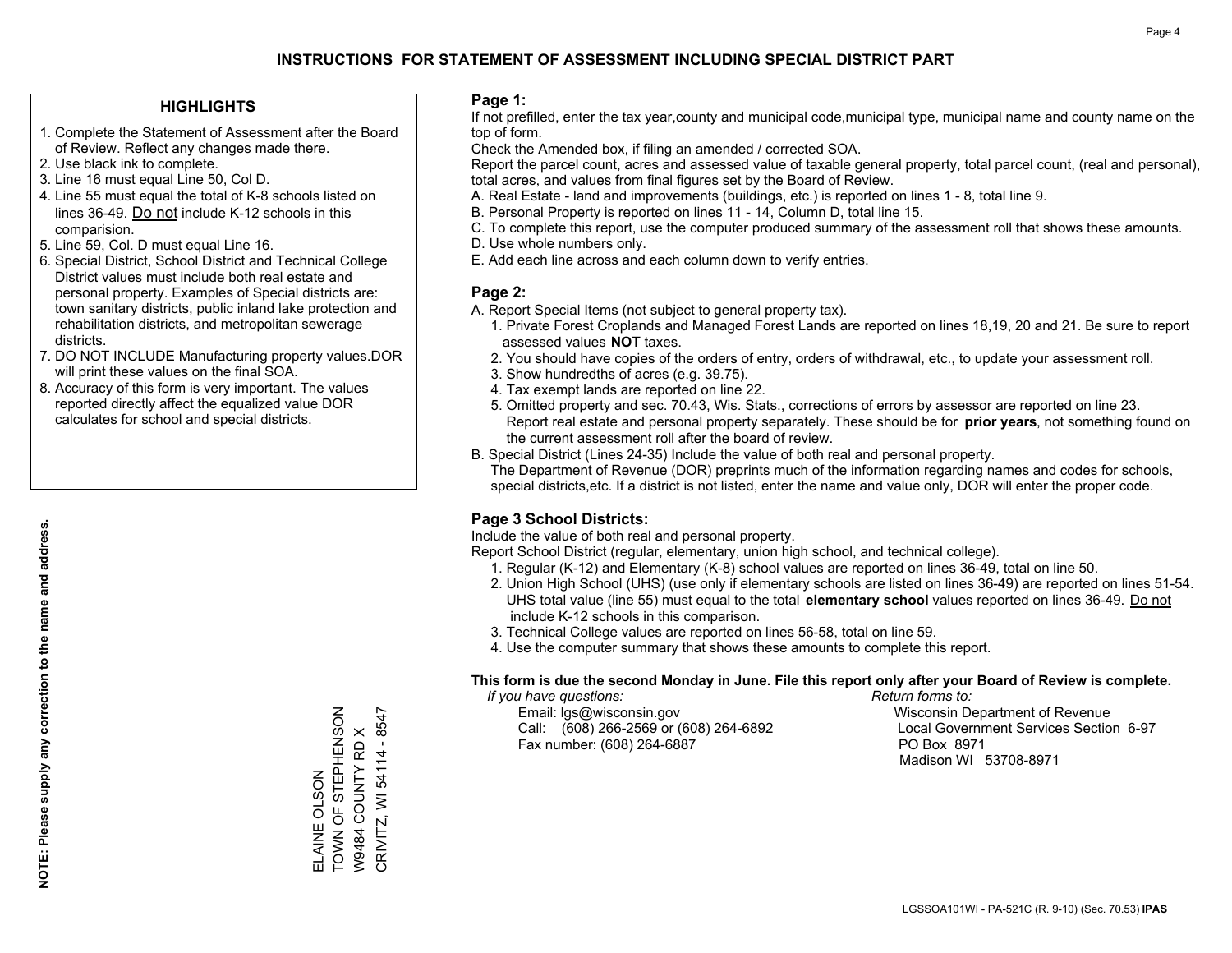# INSTRUCTIONS FOR STATEMENT OF ASSESSMENT INCLUDING SPECIAL DISTRICT PART

## HIGHLIGHTS

1. Complete the Statement of Assessment after the Board of Review. Reflect any changes made there.
2. Use black ink to complete.
3. Line 16 must equal Line 50, Col D.
4. Line 55 must equal the total of K-8 schools listed on lines 36-49. Do not include K-12 schools in this comparision.
5. Line 59, Col. D must equal Line 16.
6. Special District, School District and Technical College District values must include both real estate and personal property. Examples of Special districts are: town sanitary districts, public inland lake protection and rehabilitation districts, and metropolitan sewerage districts.
7. DO NOT INCLUDE Manufacturing property values.DOR will print these values on the final SOA.
8. Accuracy of this form is very important. The values reported directly affect the equalized value DOR calculates for school and special districts.

**NOTE: Please supply any correction to the name and address.**

ELAINE OLSON
TOWN OF STEPHENSON
W9484 COUNTY RD X
CRIVITZ, WI 54114 - 8547

## Page 1:

If not prefilled, enter the tax year,county and municipal code,municipal type, municipal name and county name on the top of form.

Check the Amended box, if filing an amended / corrected SOA.

Report the parcel count, acres and assessed value of taxable general property, total parcel count, (real and personal), total acres, and values from final figures set by the Board of Review.

A. Real Estate - land and improvements (buildings, etc.) is reported on lines 1 - 8, total line 9.
B. Personal Property is reported on lines 11 - 14, Column D, total line 15.
C. To complete this report, use the computer produced summary of the assessment roll that shows these amounts.
D. Use whole numbers only.
E. Add each line across and each column down to verify entries.

## Page 2:

A. Report Special Items (not subject to general property tax).
   1. Private Forest Croplands and Managed Forest Lands are reported on lines 18,19, 20 and 21. Be sure to report assessed values **NOT** taxes.
   2. You should have copies of the orders of entry, orders of withdrawal, etc., to update your assessment roll.
   3. Show hundredths of acres (e.g. 39.75).
   4. Tax exempt lands are reported on line 22.
   5. Omitted property and sec. 70.43, Wis. Stats., corrections of errors by assessor are reported on line 23. Report real estate and personal property separately. These should be for **prior years**, not something found on the current assessment roll after the board of review.
B. Special District (Lines 24-35) Include the value of both real and personal property.
   The Department of Revenue (DOR) preprints much of the information regarding names and codes for schools, special districts,etc. If a district is not listed, enter the name and value only, DOR will enter the proper code.

## Page 3 School Districts:

Include the value of both real and personal property.

Report School District (regular, elementary, union high school, and technical college).

1. Regular (K-12) and Elementary (K-8) school values are reported on lines 36-49, total on line 50.
2. Union High School (UHS) (use only if elementary schools are listed on lines 36-49) are reported on lines 51-54. UHS total value (line 55) must equal to the total **elementary school** values reported on lines 36-49. Do not include K-12 schools in this comparison.
3. Technical College values are reported on lines 56-58, total on line 59.
4. Use the computer summary that shows these amounts to complete this report.

**This form is due the second Monday in June. File this report only after your Board of Review is complete.**

*If you have questions:*
Email: lgs@wisconsin.gov
Call: (608) 266-2569 or (608) 264-6892
Fax number: (608) 264-6887

*Return forms to:*
Wisconsin Department of Revenue
Local Government Services Section 6-97
PO Box 8971
Madison WI 53708-8971

LGSSOA101WI - PA-521C (R. 9-10) (Sec. 70.53) **IPAS**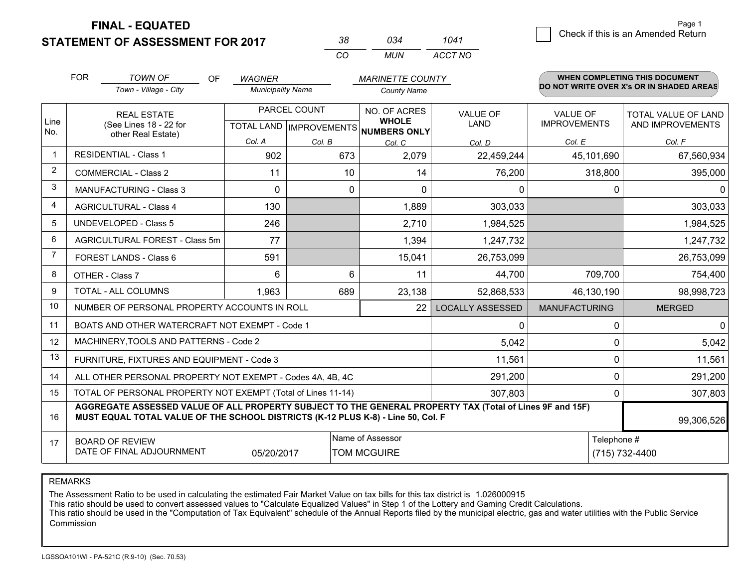**FINAL - EQUATED**
**STATEMENT OF ASSESSMENT FOR 2017**

| 38 | 034 | 1041 |
|---|---|---|
| CO | MUN | ACCT NO |

☐ Check if this is an Amended Return

FOR *TOWN OF* (Town - Village - City) OF *WAGNER* (Municipality Name) *MARINETTE COUNTY* (County Name)

**WHEN COMPLETING THIS DOCUMENT DO NOT WRITE OVER X's OR IN SHADED AREAS**

| Line No. | REAL ESTATE (See Lines 18 - 22 for other Real Estate) | PARCEL COUNT TOTAL LAND Col. A | IMPROVEMENTS Col. B | NO. OF ACRES WHOLE NUMBERS ONLY Col. C | VALUE OF LAND Col. D | VALUE OF IMPROVEMENTS Col. E | TOTAL VALUE OF LAND AND IMPROVEMENTS Col. F |
|---|---|---|---|---|---|---|---|
| 1 | RESIDENTIAL - Class 1 | 902 | 673 | 2,079 | 22,459,244 | 45,101,690 | 67,560,934 |
| 2 | COMMERCIAL - Class 2 | 11 | 10 | 14 | 76,200 | 318,800 | 395,000 |
| 3 | MANUFACTURING - Class 3 | 0 | 0 | 0 | 0 | 0 | 0 |
| 4 | AGRICULTURAL - Class 4 | 130 | | 1,889 | 303,033 | | 303,033 |
| 5 | UNDEVELOPED - Class 5 | 246 | | 2,710 | 1,984,525 | | 1,984,525 |
| 6 | AGRICULTURAL FOREST - Class 5m | 77 | | 1,394 | 1,247,732 | | 1,247,732 |
| 7 | FOREST LANDS - Class 6 | 591 | | 15,041 | 26,753,099 | | 26,753,099 |
| 8 | OTHER - Class 7 | 6 | 6 | 11 | 44,700 | 709,700 | 754,400 |
| 9 | TOTAL - ALL COLUMNS | 1,963 | 689 | 23,138 | 52,868,533 | 46,130,190 | 98,998,723 |
| 10 | NUMBER OF PERSONAL PROPERTY ACCOUNTS IN ROLL | | | 22 | LOCALLY ASSESSED | MANUFACTURING | MERGED |
| 11 | BOATS AND OTHER WATERCRAFT NOT EXEMPT - Code 1 | | | | 0 | 0 | 0 |
| 12 | MACHINERY,TOOLS AND PATTERNS - Code 2 | | | | 5,042 | 0 | 5,042 |
| 13 | FURNITURE, FIXTURES AND EQUIPMENT - Code 3 | | | | 11,561 | 0 | 11,561 |
| 14 | ALL OTHER PERSONAL PROPERTY NOT EXEMPT - Codes 4A, 4B, 4C | | | | 291,200 | 0 | 291,200 |
| 15 | TOTAL OF PERSONAL PROPERTY NOT EXEMPT (Total of Lines 11-14) | | | | 307,803 | 0 | 307,803 |
| 16 | **AGGREGATE ASSESSED VALUE OF ALL PROPERTY SUBJECT TO THE GENERAL PROPERTY TAX (Total of Lines 9F and 15F) MUST EQUAL TOTAL VALUE OF THE SCHOOL DISTRICTS (K-12 PLUS K-8) - Line 50, Col. F** | | | | | | 99,306,526 |
| 17 | BOARD OF REVIEW DATE OF FINAL ADJOURNMENT | 05/20/2017 | | Name of Assessor: TOM MCGUIRE | | | Telephone #: (715) 732-4400 |

REMARKS

The Assessment Ratio to be used in calculating the estimated Fair Market Value on tax bills for this tax district is 1.026000915
This ratio should be used to convert assessed values to "Calculate Equalized Values" in Step 1 of the Lottery and Gaming Credit Calculations.
This ratio should be used in the "Computation of Tax Equivalent" schedule of the Annual Reports filed by the municipal electric, gas and water utilities with the Public Service Commission

LGSSOA101WI - PA-521C (R.9-10) (Sec. 70.53)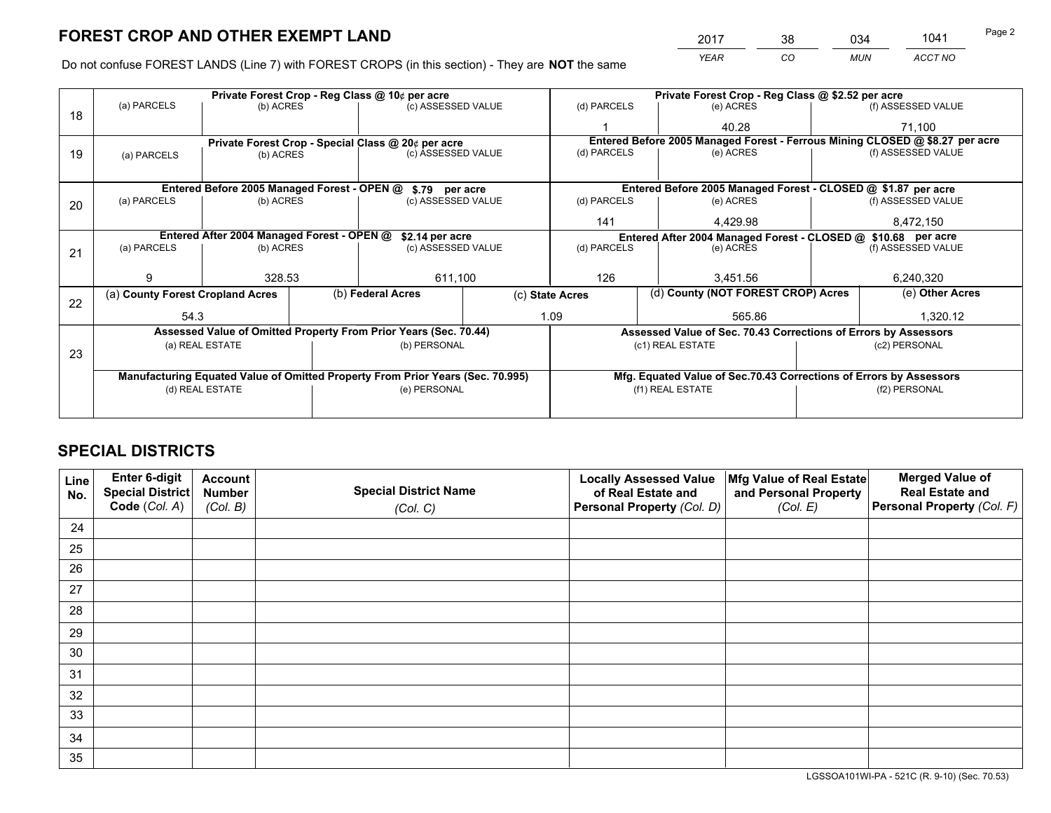# FOREST CROP AND OTHER EXEMPT LAND

| 2017 | 38 | 034 | 1041 |
|---|---|---|---|
| *YEAR* | *CO* | *MUN* | *ACCT NO* |

Do not confuse FOREST LANDS (Line 7) with FOREST CROPS (in this section) - They are **NOT** the same

| Line | Private Forest Crop - Reg Class @ 10¢ per acre | | | Private Forest Crop - Reg Class @ $2.52 per acre | | |
|---|---|---|---|---|---|---|
| | (a) PARCELS | (b) ACRES | (c) ASSESSED VALUE | (d) PARCELS | (e) ACRES | (f) ASSESSED VALUE |
| 18 | | | | 1 | 40.28 | 71,100 |
| | **Private Forest Crop - Special Class @ 20¢ per acre** | | | **Entered Before 2005 Managed Forest - Ferrous Mining CLOSED @ $8.27 per acre** | | |
| | (a) PARCELS | (b) ACRES | (c) ASSESSED VALUE | (d) PARCELS | (e) ACRES | (f) ASSESSED VALUE |
| 19 | | | | | | |
| | **Entered Before 2005 Managed Forest - OPEN @ $.79 per acre** | | | **Entered Before 2005 Managed Forest - CLOSED @ $1.87 per acre** | | |
| | (a) PARCELS | (b) ACRES | (c) ASSESSED VALUE | (d) PARCELS | (e) ACRES | (f) ASSESSED VALUE |
| 20 | | | | 141 | 4,429.98 | 8,472,150 |
| | **Entered After 2004 Managed Forest - OPEN @ $2.14 per acre** | | | **Entered After 2004 Managed Forest - CLOSED @ $10.68 per acre** | | |
| | (a) PARCELS | (b) ACRES | (c) ASSESSED VALUE | (d) PARCELS | (e) ACRES | (f) ASSESSED VALUE |
| 21 | 9 | 328.53 | 611,100 | 126 | 3,451.56 | 6,240,320 |

| Line | (a) County Forest Cropland Acres | (b) Federal Acres | (c) State Acres | (d) County (NOT FOREST CROP) Acres | (e) Other Acres |
|---|---|---|---|---|---|
| 22 | 54.3 | | 1.09 | 565.86 | 1,320.12 |

| Line | Assessed Value of Omitted Property From Prior Years (Sec. 70.44) | | Assessed Value of Sec. 70.43 Corrections of Errors by Assessors | |
|---|---|---|---|---|
| 23 | (a) REAL ESTATE | (b) PERSONAL | (c1) REAL ESTATE | (c2) PERSONAL |
| | | | | |
| | **Manufacturing Equated Value of Omitted Property From Prior Years (Sec. 70.995)** | | **Mfg. Equated Value of Sec.70.43 Corrections of Errors by Assessors** | |
| | (d) REAL ESTATE | (e) PERSONAL | (f1) REAL ESTATE | (f2) PERSONAL |
| | | | | |

# SPECIAL DISTRICTS

| Line No. | Enter 6-digit Special District Code (Col. A) | Account Number (Col. B) | Special District Name (Col. C) | Locally Assessed Value of Real Estate and Personal Property (Col. D) | Mfg Value of Real Estate and Personal Property (Col. E) | Merged Value of Real Estate and Personal Property (Col. F) |
|---|---|---|---|---|---|---|
| 24 | | | | | | |
| 25 | | | | | | |
| 26 | | | | | | |
| 27 | | | | | | |
| 28 | | | | | | |
| 29 | | | | | | |
| 30 | | | | | | |
| 31 | | | | | | |
| 32 | | | | | | |
| 33 | | | | | | |
| 34 | | | | | | |
| 35 | | | | | | |

LGSSOA101WI-PA - 521C (R. 9-10) (Sec. 70.53)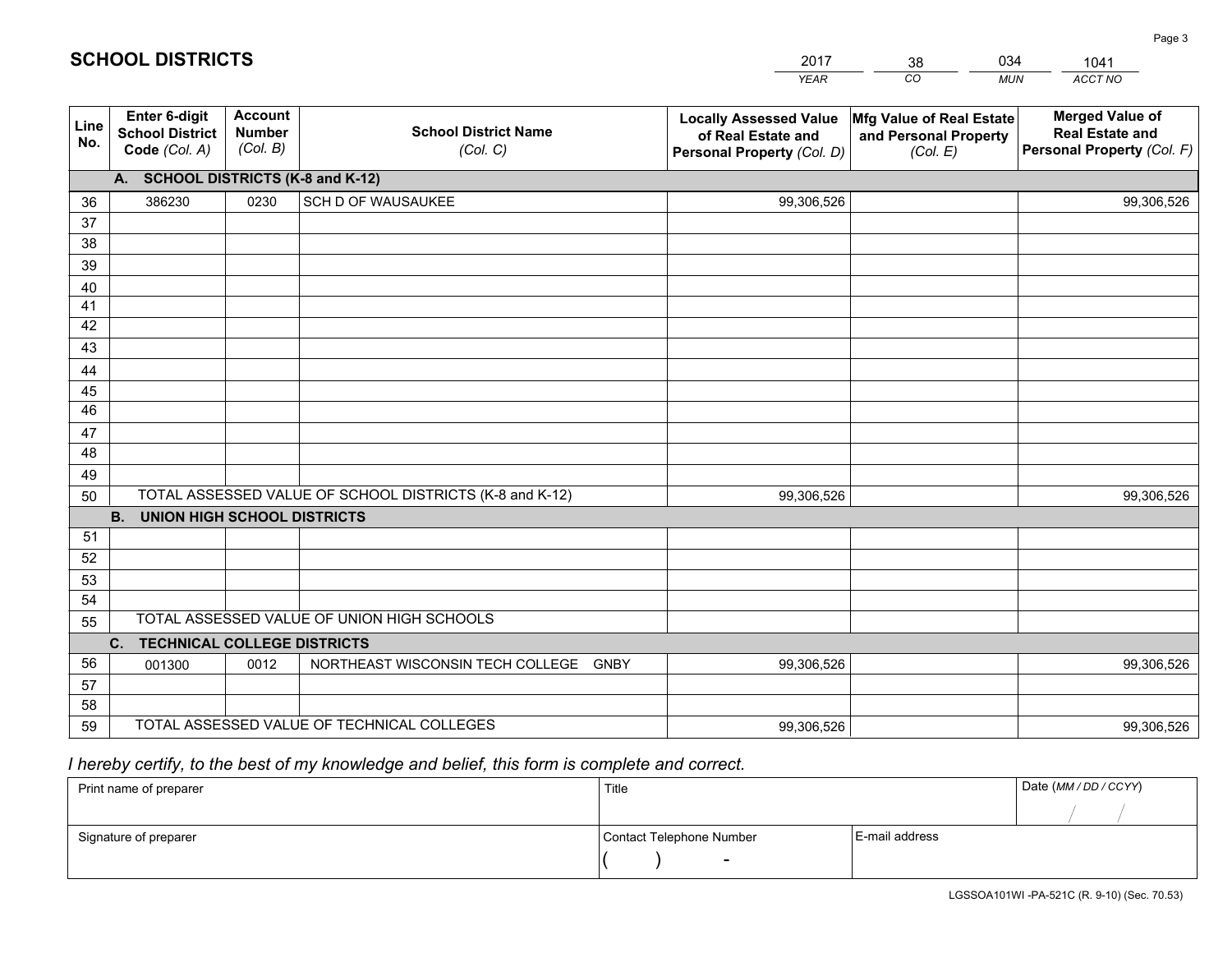# SCHOOL DISTRICTS

| 2017 | 38 | 034 | 1041 |
|---|---|---|---|
| *YEAR* | *CO* | *MUN* | *ACCT NO* |

| Line No. | Enter 6-digit School District Code *(Col. A)* | Account Number *(Col. B)* | School District Name *(Col. C)* | Locally Assessed Value of Real Estate and Personal Property *(Col. D)* | Mfg Value of Real Estate and Personal Property *(Col. E)* | Merged Value of Real Estate and Personal Property *(Col. F)* |
|---|---|---|---|---|---|---|
| | **A. SCHOOL DISTRICTS (K-8 and K-12)** | | | | | |
| 36 | 386230 | 0230 | SCH D OF WAUSAUKEE | 99,306,526 | | 99,306,526 |
| 37 | | | | | | |
| 38 | | | | | | |
| 39 | | | | | | |
| 40 | | | | | | |
| 41 | | | | | | |
| 42 | | | | | | |
| 43 | | | | | | |
| 44 | | | | | | |
| 45 | | | | | | |
| 46 | | | | | | |
| 47 | | | | | | |
| 48 | | | | | | |
| 49 | | | | | | |
| 50 | TOTAL ASSESSED VALUE OF SCHOOL DISTRICTS (K-8 and K-12) | | | 99,306,526 | | 99,306,526 |
| | **B. UNION HIGH SCHOOL DISTRICTS** | | | | | |
| 51 | | | | | | |
| 52 | | | | | | |
| 53 | | | | | | |
| 54 | | | | | | |
| 55 | TOTAL ASSESSED VALUE OF UNION HIGH SCHOOLS | | | | | |
| | **C. TECHNICAL COLLEGE DISTRICTS** | | | | | |
| 56 | 001300 | 0012 | NORTHEAST WISCONSIN TECH COLLEGE GNBY | 99,306,526 | | 99,306,526 |
| 57 | | | | | | |
| 58 | | | | | | |
| 59 | TOTAL ASSESSED VALUE OF TECHNICAL COLLEGES | | | 99,306,526 | | 99,306,526 |

*I hereby certify, to the best of my knowledge and belief, this form is complete and correct.*

| Print name of preparer | Title | | Date *(MM / DD / CCYY)* |
|---|---|---|---|
| | | | / / |
| Signature of preparer | Contact Telephone Number | E-mail address | |
| | ( ) - | | |

LGSSOA101WI -PA-521C (R. 9-10) (Sec. 70.53)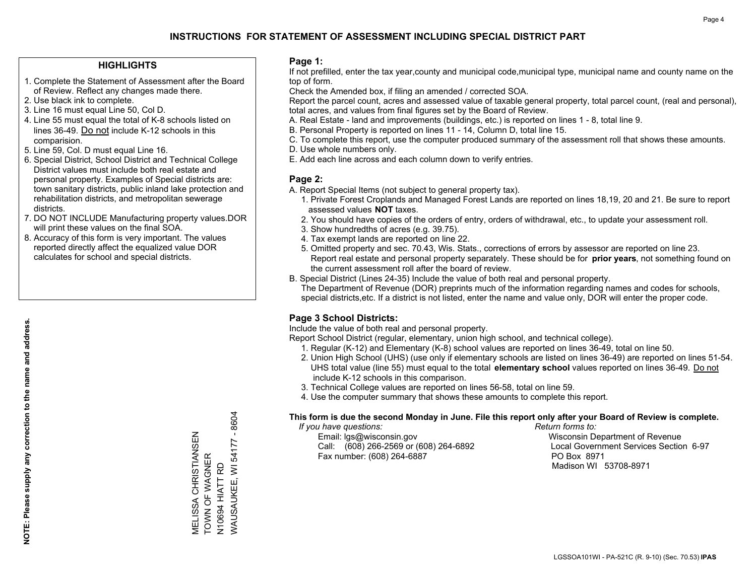# INSTRUCTIONS FOR STATEMENT OF ASSESSMENT INCLUDING SPECIAL DISTRICT PART

## HIGHLIGHTS

1. Complete the Statement of Assessment after the Board of Review. Reflect any changes made there.
2. Use black ink to complete.
3. Line 16 must equal Line 50, Col D.
4. Line 55 must equal the total of K-8 schools listed on lines 36-49. Do not include K-12 schools in this comparision.
5. Line 59, Col. D must equal Line 16.
6. Special District, School District and Technical College District values must include both real estate and personal property. Examples of Special districts are: town sanitary districts, public inland lake protection and rehabilitation districts, and metropolitan sewerage districts.
7. DO NOT INCLUDE Manufacturing property values.DOR will print these values on the final SOA.
8. Accuracy of this form is very important. The values reported directly affect the equalized value DOR calculates for school and special districts.

**NOTE: Please supply any correction to the name and address.**

MELISSA CHRISTIANSEN
TOWN OF WAGNER
N10694 HIATT RD
WAUSAUKEE, WI 54177 - 8604

## Page 1:

If not prefilled, enter the tax year,county and municipal code,municipal type, municipal name and county name on the top of form.

Check the Amended box, if filing an amended / corrected SOA.

Report the parcel count, acres and assessed value of taxable general property, total parcel count, (real and personal), total acres, and values from final figures set by the Board of Review.

A. Real Estate - land and improvements (buildings, etc.) is reported on lines 1 - 8, total line 9.
B. Personal Property is reported on lines 11 - 14, Column D, total line 15.
C. To complete this report, use the computer produced summary of the assessment roll that shows these amounts.
D. Use whole numbers only.
E. Add each line across and each column down to verify entries.

## Page 2:

A. Report Special Items (not subject to general property tax).
1. Private Forest Croplands and Managed Forest Lands are reported on lines 18,19, 20 and 21. Be sure to report assessed values **NOT** taxes.
2. You should have copies of the orders of entry, orders of withdrawal, etc., to update your assessment roll.
3. Show hundredths of acres (e.g. 39.75).
4. Tax exempt lands are reported on line 22.
5. Omitted property and sec. 70.43, Wis. Stats., corrections of errors by assessor are reported on line 23. Report real estate and personal property separately. These should be for **prior years**, not something found on the current assessment roll after the board of review.

B. Special District (Lines 24-35) Include the value of both real and personal property.
The Department of Revenue (DOR) preprints much of the information regarding names and codes for schools, special districts,etc. If a district is not listed, enter the name and value only, DOR will enter the proper code.

## Page 3 School Districts:

Include the value of both real and personal property.

Report School District (regular, elementary, union high school, and technical college).

1. Regular (K-12) and Elementary (K-8) school values are reported on lines 36-49, total on line 50.
2. Union High School (UHS) (use only if elementary schools are listed on lines 36-49) are reported on lines 51-54. UHS total value (line 55) must equal to the total **elementary school** values reported on lines 36-49. Do not include K-12 schools in this comparison.
3. Technical College values are reported on lines 56-58, total on line 59.
4. Use the computer summary that shows these amounts to complete this report.

**This form is due the second Monday in June. File this report only after your Board of Review is complete.**

*If you have questions:*
Email: lgs@wisconsin.gov
Call: (608) 266-2569 or (608) 264-6892
Fax number: (608) 264-6887

*Return forms to:*
Wisconsin Department of Revenue
Local Government Services Section 6-97
PO Box 8971
Madison WI 53708-8971

LGSSOA101WI - PA-521C (R. 9-10) (Sec. 70.53) **IPAS**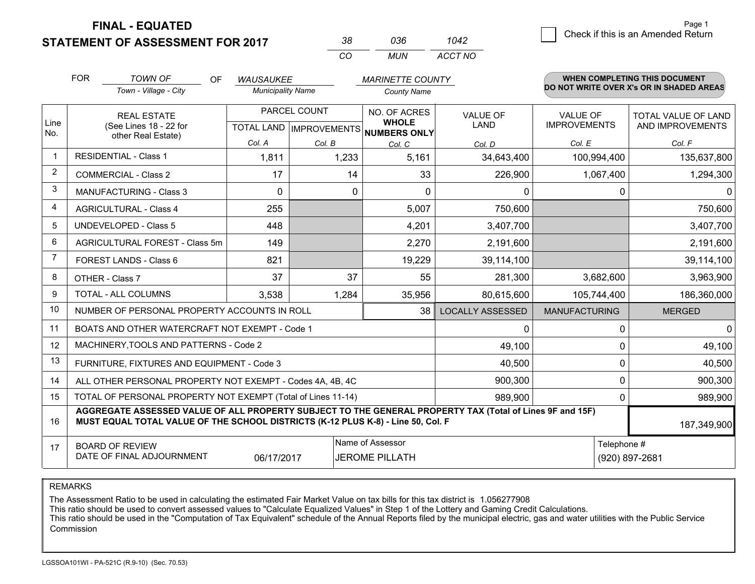**FINAL - EQUATED**
**STATEMENT OF ASSESSMENT FOR 2017**

| 38 | 036 | 1042 |
|---|---|---|
| CO | MUN | ACCT NO |

Page 1

☐ Check if this is an Amended Return

FOR *TOWN OF* (Town - Village - City) OF *WAUSAUKEE* (Municipality Name) *MARINETTE COUNTY* (County Name)

**WHEN COMPLETING THIS DOCUMENT DO NOT WRITE OVER X's OR IN SHADED AREAS**

| Line No. | REAL ESTATE (See Lines 18 - 22 for other Real Estate) | PARCEL COUNT TOTAL LAND Col. A | PARCEL COUNT IMPROVEMENTS Col. B | NO. OF ACRES WHOLE NUMBERS ONLY Col. C | VALUE OF LAND Col. D | VALUE OF IMPROVEMENTS Col. E | TOTAL VALUE OF LAND AND IMPROVEMENTS Col. F |
|---|---|---|---|---|---|---|---|
| 1 | RESIDENTIAL - Class 1 | 1,811 | 1,233 | 5,161 | 34,643,400 | 100,994,400 | 135,637,800 |
| 2 | COMMERCIAL - Class 2 | 17 | 14 | 33 | 226,900 | 1,067,400 | 1,294,300 |
| 3 | MANUFACTURING - Class 3 | 0 | 0 | 0 | 0 | 0 | 0 |
| 4 | AGRICULTURAL - Class 4 | 255 | | 5,007 | 750,600 | | 750,600 |
| 5 | UNDEVELOPED - Class 5 | 448 | | 4,201 | 3,407,700 | | 3,407,700 |
| 6 | AGRICULTURAL FOREST - Class 5m | 149 | | 2,270 | 2,191,600 | | 2,191,600 |
| 7 | FOREST LANDS - Class 6 | 821 | | 19,229 | 39,114,100 | | 39,114,100 |
| 8 | OTHER - Class 7 | 37 | 37 | 55 | 281,300 | 3,682,600 | 3,963,900 |
| 9 | TOTAL - ALL COLUMNS | 3,538 | 1,284 | 35,956 | 80,615,600 | 105,744,400 | 186,360,000 |
| 10 | NUMBER OF PERSONAL PROPERTY ACCOUNTS IN ROLL | | | 38 | LOCALLY ASSESSED | MANUFACTURING | MERGED |
| 11 | BOATS AND OTHER WATERCRAFT NOT EXEMPT - Code 1 | | | | 0 | 0 | 0 |
| 12 | MACHINERY,TOOLS AND PATTERNS - Code 2 | | | | 49,100 | 0 | 49,100 |
| 13 | FURNITURE, FIXTURES AND EQUIPMENT - Code 3 | | | | 40,500 | 0 | 40,500 |
| 14 | ALL OTHER PERSONAL PROPERTY NOT EXEMPT - Codes 4A, 4B, 4C | | | | 900,300 | 0 | 900,300 |
| 15 | TOTAL OF PERSONAL PROPERTY NOT EXEMPT (Total of Lines 11-14) | | | | 989,900 | 0 | 989,900 |
| 16 | **AGGREGATE ASSESSED VALUE OF ALL PROPERTY SUBJECT TO THE GENERAL PROPERTY TAX (Total of Lines 9F and 15F) MUST EQUAL TOTAL VALUE OF THE SCHOOL DISTRICTS (K-12 PLUS K-8) - Line 50, Col. F** | | | | | | 187,349,900 |
| 17 | BOARD OF REVIEW DATE OF FINAL ADJOURNMENT | 06/17/2017 | | Name of Assessor: JEROME PILLATH | | Telephone #: (920) 897-2681 | |

REMARKS

The Assessment Ratio to be used in calculating the estimated Fair Market Value on tax bills for this tax district is 1.056277908
This ratio should be used to convert assessed values to "Calculate Equalized Values" in Step 1 of the Lottery and Gaming Credit Calculations.
This ratio should be used in the "Computation of Tax Equivalent" schedule of the Annual Reports filed by the municipal electric, gas and water utilities with the Public Service Commission

LGSSOA101WI - PA-521C (R.9-10) (Sec. 70.53)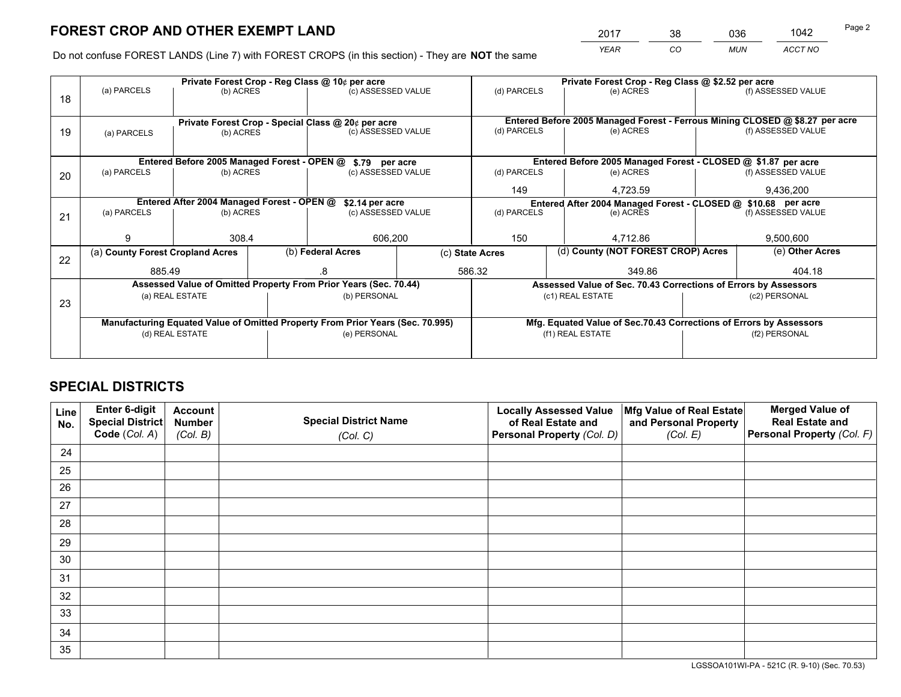# FOREST CROP AND OTHER EXEMPT LAND

| 2017 | 38 | 036 | 1042 |
|---|---|---|---|
| *YEAR* | *CO* | *MUN* | *ACCT NO* |

Do not confuse FOREST LANDS (Line 7) with FOREST CROPS (in this section) - They are **NOT** the same

| Line | | | | | | |
|---|---|---|---|---|---|---|
| 18 | Private Forest Crop - Reg Class @ 10¢ per acre | | | Private Forest Crop - Reg Class @ $2.52 per acre | | |
| | (a) PARCELS | (b) ACRES | (c) ASSESSED VALUE | (d) PARCELS | (e) ACRES | (f) ASSESSED VALUE |
| | | | | | | |
| 19 | Private Forest Crop - Special Class @ 20¢ per acre | | | Entered Before 2005 Managed Forest - Ferrous Mining CLOSED @ $8.27 per acre | | |
| | (a) PARCELS | (b) ACRES | (c) ASSESSED VALUE | (d) PARCELS | (e) ACRES | (f) ASSESSED VALUE |
| | | | | | | |
| 20 | Entered Before 2005 Managed Forest - OPEN @ $.79 per acre | | | Entered Before 2005 Managed Forest - CLOSED @ $1.87 per acre | | |
| | (a) PARCELS | (b) ACRES | (c) ASSESSED VALUE | (d) PARCELS | (e) ACRES | (f) ASSESSED VALUE |
| | | | | 149 | 4,723.59 | 9,436,200 |
| 21 | Entered After 2004 Managed Forest - OPEN @ $2.14 per acre | | | Entered After 2004 Managed Forest - CLOSED @ $10.68 per acre | | |
| | (a) PARCELS | (b) ACRES | (c) ASSESSED VALUE | (d) PARCELS | (e) ACRES | (f) ASSESSED VALUE |
| | 9 | 308.4 | 606,200 | 150 | 4,712.86 | 9,500,600 |

| Line | (a) County Forest Cropland Acres | (b) Federal Acres | (c) State Acres | (d) County (NOT FOREST CROP) Acres | (e) Other Acres |
|---|---|---|---|---|---|
| 22 | 885.49 | .8 | 586.32 | 349.86 | 404.18 |

| Line | Assessed Value of Omitted Property From Prior Years (Sec. 70.44) | | Assessed Value of Sec. 70.43 Corrections of Errors by Assessors | |
|---|---|---|---|---|
| 23 | (a) REAL ESTATE | (b) PERSONAL | (c1) REAL ESTATE | (c2) PERSONAL |
| | | | | |
| | **Manufacturing Equated Value of Omitted Property From Prior Years (Sec. 70.995)** | | **Mfg. Equated Value of Sec.70.43 Corrections of Errors by Assessors** | |
| | (d) REAL ESTATE | (e) PERSONAL | (f1) REAL ESTATE | (f2) PERSONAL |
| | | | | |

# SPECIAL DISTRICTS

| Line No. | Enter 6-digit Special District Code (*Col. A*) | Account Number (*Col. B*) | Special District Name (*Col. C*) | Locally Assessed Value of Real Estate and Personal Property (*Col. D*) | Mfg Value of Real Estate and Personal Property (*Col. E*) | Merged Value of Real Estate and Personal Property (*Col. F*) |
|---|---|---|---|---|---|---|
| 24 | | | | | | |
| 25 | | | | | | |
| 26 | | | | | | |
| 27 | | | | | | |
| 28 | | | | | | |
| 29 | | | | | | |
| 30 | | | | | | |
| 31 | | | | | | |
| 32 | | | | | | |
| 33 | | | | | | |
| 34 | | | | | | |
| 35 | | | | | | |

LGSSOA101WI-PA - 521C (R. 9-10) (Sec. 70.53)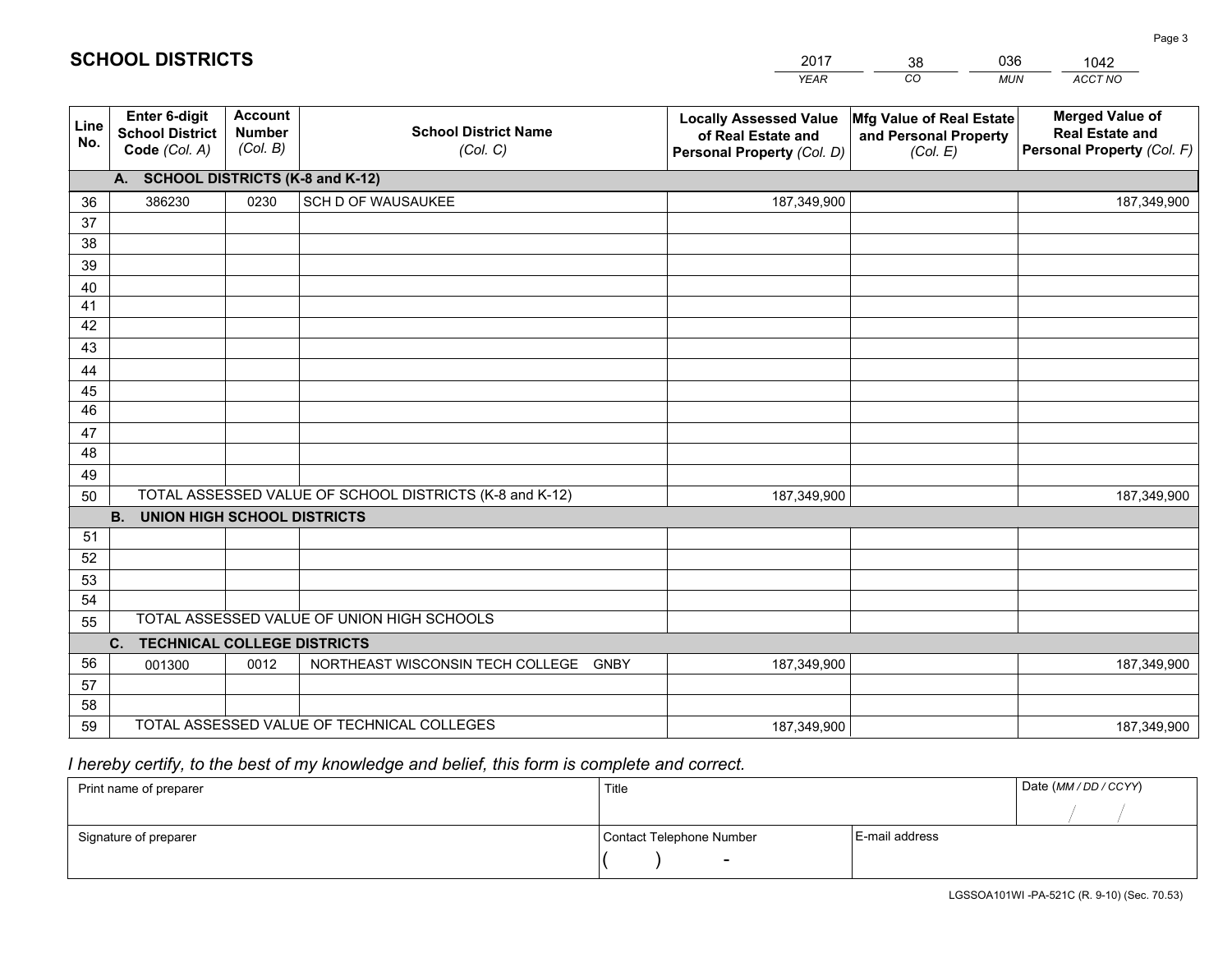# SCHOOL DISTRICTS

| 2017 | 38 | 036 | 1042 |
|---|---|---|---|
| *YEAR* | *CO* | *MUN* | *ACCT NO* |

| Line No. | Enter 6-digit School District Code *(Col. A)* | Account Number *(Col. B)* | School District Name *(Col. C)* | Locally Assessed Value of Real Estate and Personal Property *(Col. D)* | Mfg Value of Real Estate and Personal Property *(Col. E)* | Merged Value of Real Estate and Personal Property *(Col. F)* |
|---|---|---|---|---|---|---|
| | **A. SCHOOL DISTRICTS (K-8 and K-12)** | | | | | |
| 36 | 386230 | 0230 | SCH D OF WAUSAUKEE | 187,349,900 | | 187,349,900 |
| 37 | | | | | | |
| 38 | | | | | | |
| 39 | | | | | | |
| 40 | | | | | | |
| 41 | | | | | | |
| 42 | | | | | | |
| 43 | | | | | | |
| 44 | | | | | | |
| 45 | | | | | | |
| 46 | | | | | | |
| 47 | | | | | | |
| 48 | | | | | | |
| 49 | | | | | | |
| 50 | TOTAL ASSESSED VALUE OF SCHOOL DISTRICTS (K-8 and K-12) | | | 187,349,900 | | 187,349,900 |
| | **B. UNION HIGH SCHOOL DISTRICTS** | | | | | |
| 51 | | | | | | |
| 52 | | | | | | |
| 53 | | | | | | |
| 54 | | | | | | |
| 55 | TOTAL ASSESSED VALUE OF UNION HIGH SCHOOLS | | | | | |
| | **C. TECHNICAL COLLEGE DISTRICTS** | | | | | |
| 56 | 001300 | 0012 | NORTHEAST WISCONSIN TECH COLLEGE GNBY | 187,349,900 | | 187,349,900 |
| 57 | | | | | | |
| 58 | | | | | | |
| 59 | TOTAL ASSESSED VALUE OF TECHNICAL COLLEGES | | | 187,349,900 | | 187,349,900 |

*I hereby certify, to the best of my knowledge and belief, this form is complete and correct.*

| Print name of preparer | Title | | Date *(MM / DD / CCYY)* |
|---|---|---|---|
| | | | / / |
| Signature of preparer | Contact Telephone Number | E-mail address | |
| | ( ) - | | |

LGSSOA101WI -PA-521C (R. 9-10) (Sec. 70.53)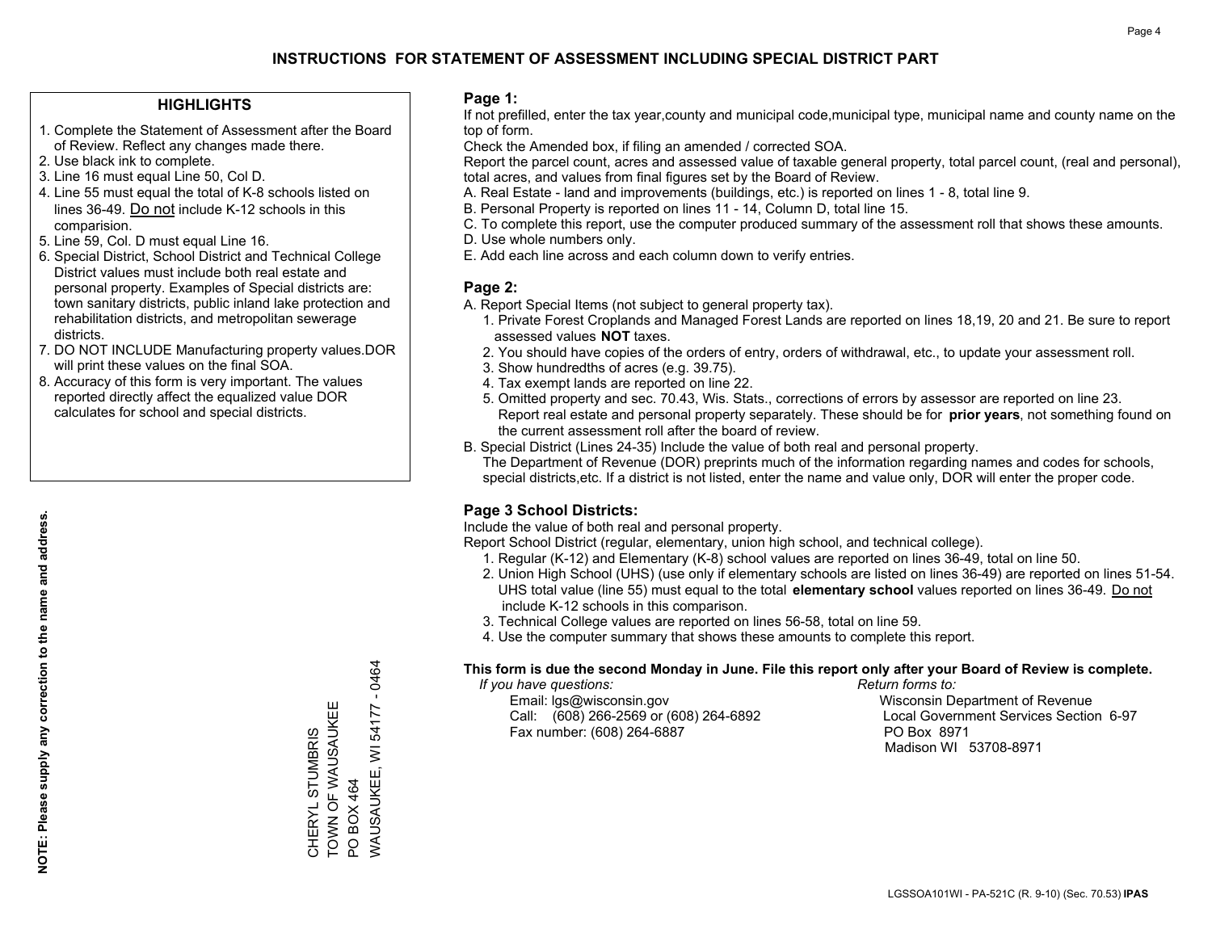# INSTRUCTIONS FOR STATEMENT OF ASSESSMENT INCLUDING SPECIAL DISTRICT PART

## HIGHLIGHTS

1. Complete the Statement of Assessment after the Board of Review. Reflect any changes made there.
2. Use black ink to complete.
3. Line 16 must equal Line 50, Col D.
4. Line 55 must equal the total of K-8 schools listed on lines 36-49. Do not include K-12 schools in this comparision.
5. Line 59, Col. D must equal Line 16.
6. Special District, School District and Technical College District values must include both real estate and personal property. Examples of Special districts are: town sanitary districts, public inland lake protection and rehabilitation districts, and metropolitan sewerage districts.
7. DO NOT INCLUDE Manufacturing property values.DOR will print these values on the final SOA.
8. Accuracy of this form is very important. The values reported directly affect the equalized value DOR calculates for school and special districts.

**NOTE: Please supply any correction to the name and address.**

CHERYL STUMBRIS
TOWN OF WAUSAUKEE
PO BOX 464
WAUSAUKEE, WI 54177 - 0464

## Page 1:

If not prefilled, enter the tax year,county and municipal code,municipal type, municipal name and county name on the top of form.

Check the Amended box, if filing an amended / corrected SOA.

Report the parcel count, acres and assessed value of taxable general property, total parcel count, (real and personal), total acres, and values from final figures set by the Board of Review.

A. Real Estate - land and improvements (buildings, etc.) is reported on lines 1 - 8, total line 9.
B. Personal Property is reported on lines 11 - 14, Column D, total line 15.
C. To complete this report, use the computer produced summary of the assessment roll that shows these amounts.
D. Use whole numbers only.
E. Add each line across and each column down to verify entries.

## Page 2:

A. Report Special Items (not subject to general property tax).
   1. Private Forest Croplands and Managed Forest Lands are reported on lines 18,19, 20 and 21. Be sure to report assessed values **NOT** taxes.
   2. You should have copies of the orders of entry, orders of withdrawal, etc., to update your assessment roll.
   3. Show hundredths of acres (e.g. 39.75).
   4. Tax exempt lands are reported on line 22.
   5. Omitted property and sec. 70.43, Wis. Stats., corrections of errors by assessor are reported on line 23. Report real estate and personal property separately. These should be for **prior years**, not something found on the current assessment roll after the board of review.
B. Special District (Lines 24-35) Include the value of both real and personal property.
   The Department of Revenue (DOR) preprints much of the information regarding names and codes for schools, special districts,etc. If a district is not listed, enter the name and value only, DOR will enter the proper code.

## Page 3 School Districts:

Include the value of both real and personal property.

Report School District (regular, elementary, union high school, and technical college).

1. Regular (K-12) and Elementary (K-8) school values are reported on lines 36-49, total on line 50.
2. Union High School (UHS) (use only if elementary schools are listed on lines 36-49) are reported on lines 51-54. UHS total value (line 55) must equal to the total **elementary school** values reported on lines 36-49. Do not include K-12 schools in this comparison.
3. Technical College values are reported on lines 56-58, total on line 59.
4. Use the computer summary that shows these amounts to complete this report.

**This form is due the second Monday in June. File this report only after your Board of Review is complete.**

*If you have questions:*
Email: lgs@wisconsin.gov
Call: (608) 266-2569 or (608) 264-6892
Fax number: (608) 264-6887

*Return forms to:*
Wisconsin Department of Revenue
Local Government Services Section 6-97
PO Box 8971
Madison WI 53708-8971

LGSSOA101WI - PA-521C (R. 9-10) (Sec. 70.53) **IPAS**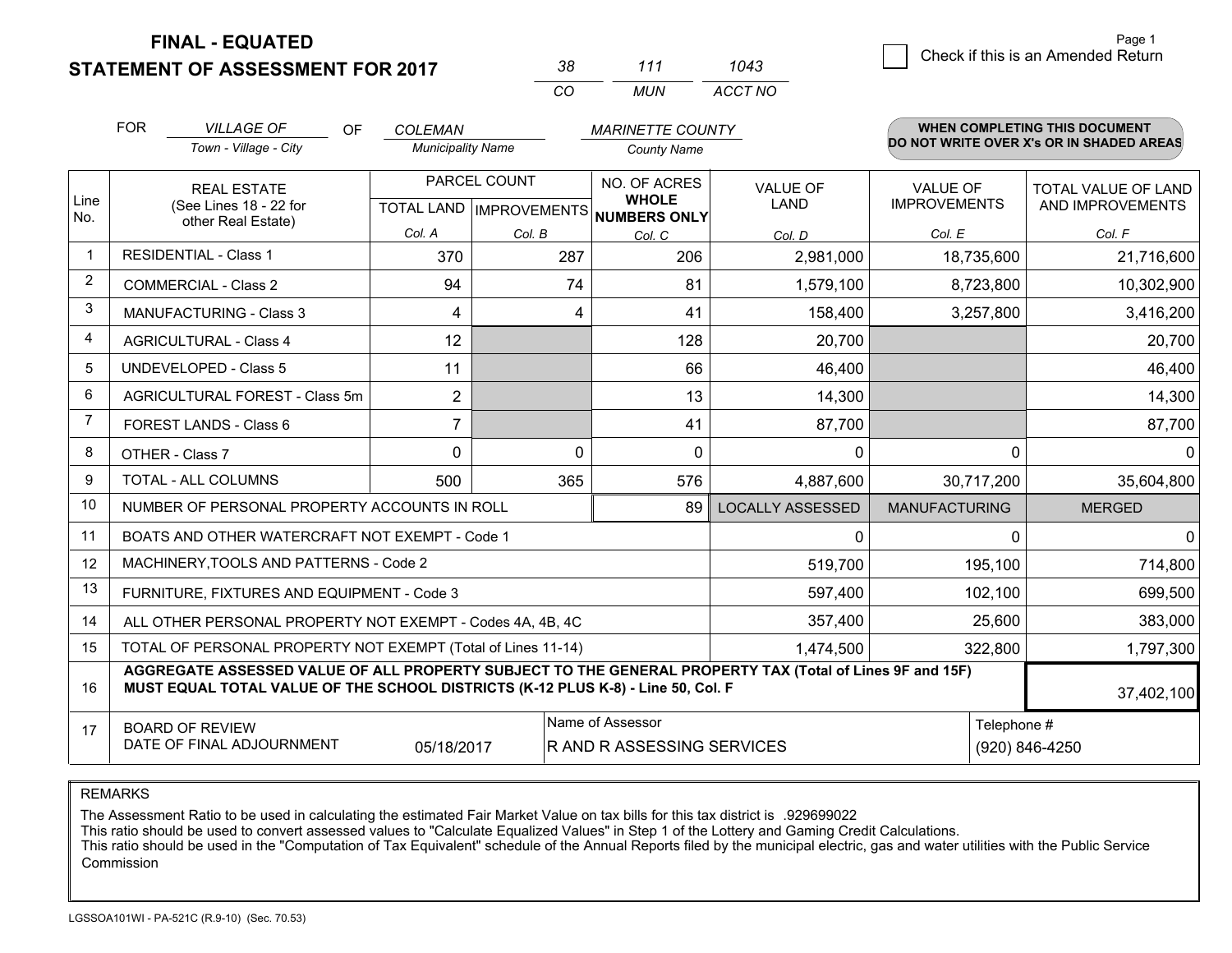# FINAL - EQUATED
## STATEMENT OF ASSESSMENT FOR 2017

| 38 | 111 | 1043 |
|---|---|---|
| CO | MUN | ACCT NO |

Check if this is an Amended Return

FOR *VILLAGE OF* (Town - Village - City) OF *COLEMAN* (Municipality Name) *MARINETTE COUNTY* (County Name)

**WHEN COMPLETING THIS DOCUMENT DO NOT WRITE OVER X's OR IN SHADED AREAS**

| Line No. | REAL ESTATE (See Lines 18 - 22 for other Real Estate) | PARCEL COUNT TOTAL LAND Col. A | PARCEL COUNT IMPROVEMENTS Col. B | NO. OF ACRES WHOLE NUMBERS ONLY Col. C | VALUE OF LAND Col. D | VALUE OF IMPROVEMENTS Col. E | TOTAL VALUE OF LAND AND IMPROVEMENTS Col. F |
|---|---|---|---|---|---|---|---|
| 1 | RESIDENTIAL - Class 1 | 370 | 287 | 206 | 2,981,000 | 18,735,600 | 21,716,600 |
| 2 | COMMERCIAL - Class 2 | 94 | 74 | 81 | 1,579,100 | 8,723,800 | 10,302,900 |
| 3 | MANUFACTURING - Class 3 | 4 | 4 | 41 | 158,400 | 3,257,800 | 3,416,200 |
| 4 | AGRICULTURAL - Class 4 | 12 | | 128 | 20,700 | | 20,700 |
| 5 | UNDEVELOPED - Class 5 | 11 | | 66 | 46,400 | | 46,400 |
| 6 | AGRICULTURAL FOREST - Class 5m | 2 | | 13 | 14,300 | | 14,300 |
| 7 | FOREST LANDS - Class 6 | 7 | | 41 | 87,700 | | 87,700 |
| 8 | OTHER - Class 7 | 0 | 0 | 0 | 0 | 0 | 0 |
| 9 | TOTAL - ALL COLUMNS | 500 | 365 | 576 | 4,887,600 | 30,717,200 | 35,604,800 |
| 10 | NUMBER OF PERSONAL PROPERTY ACCOUNTS IN ROLL | | | 89 | LOCALLY ASSESSED | MANUFACTURING | MERGED |
| 11 | BOATS AND OTHER WATERCRAFT NOT EXEMPT - Code 1 | | | | 0 | 0 | 0 |
| 12 | MACHINERY,TOOLS AND PATTERNS - Code 2 | | | | 519,700 | 195,100 | 714,800 |
| 13 | FURNITURE, FIXTURES AND EQUIPMENT - Code 3 | | | | 597,400 | 102,100 | 699,500 |
| 14 | ALL OTHER PERSONAL PROPERTY NOT EXEMPT - Codes 4A, 4B, 4C | | | | 357,400 | 25,600 | 383,000 |
| 15 | TOTAL OF PERSONAL PROPERTY NOT EXEMPT (Total of Lines 11-14) | | | | 1,474,500 | 322,800 | 1,797,300 |
| 16 | **AGGREGATE ASSESSED VALUE OF ALL PROPERTY SUBJECT TO THE GENERAL PROPERTY TAX (Total of Lines 9F and 15F) MUST EQUAL TOTAL VALUE OF THE SCHOOL DISTRICTS (K-12 PLUS K-8) - Line 50, Col. F** | | | | | | 37,402,100 |
| 17 | BOARD OF REVIEW DATE OF FINAL ADJOURNMENT | 05/18/2017 | | Name of Assessor: R AND R ASSESSING SERVICES | | | Telephone #: (920) 846-4250 |

REMARKS

The Assessment Ratio to be used in calculating the estimated Fair Market Value on tax bills for this tax district is .929699022
This ratio should be used to convert assessed values to "Calculate Equalized Values" in Step 1 of the Lottery and Gaming Credit Calculations.
This ratio should be used in the "Computation of Tax Equivalent" schedule of the Annual Reports filed by the municipal electric, gas and water utilities with the Public Service Commission

LGSSOA101WI - PA-521C (R.9-10) (Sec. 70.53)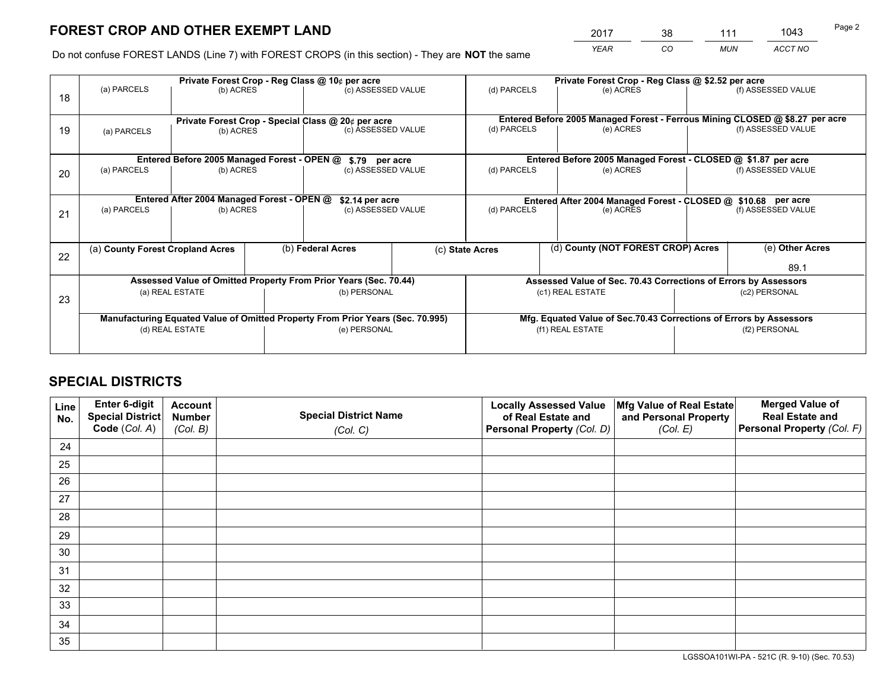# FOREST CROP AND OTHER EXEMPT LAND

| 2017 | 38 | 111 | 1043 |
|---|---|---|---|
| *YEAR* | *CO* | *MUN* | *ACCT NO* |

Do not confuse FOREST LANDS (Line 7) with FOREST CROPS (in this section) - They are **NOT** the same

| Line | Private Forest Crop - Reg Class @ 10¢ per acre | | | Private Forest Crop - Reg Class @ $2.52 per acre | | |
|---|---|---|---|---|---|---|
| 18 | (a) PARCELS | (b) ACRES | (c) ASSESSED VALUE | (d) PARCELS | (e) ACRES | (f) ASSESSED VALUE |
| | **Private Forest Crop - Special Class @ 20¢ per acre** | | | **Entered Before 2005 Managed Forest - Ferrous Mining CLOSED @ $8.27 per acre** | | |
| 19 | (a) PARCELS | (b) ACRES | (c) ASSESSED VALUE | (d) PARCELS | (e) ACRES | (f) ASSESSED VALUE |
| | **Entered Before 2005 Managed Forest - OPEN @ $.79 per acre** | | | **Entered Before 2005 Managed Forest - CLOSED @ $1.87 per acre** | | |
| 20 | (a) PARCELS | (b) ACRES | (c) ASSESSED VALUE | (d) PARCELS | (e) ACRES | (f) ASSESSED VALUE |
| | **Entered After 2004 Managed Forest - OPEN @ $2.14 per acre** | | | **Entered After 2004 Managed Forest - CLOSED @ $10.68 per acre** | | |
| 21 | (a) PARCELS | (b) ACRES | (c) ASSESSED VALUE | (d) PARCELS | (e) ACRES | (f) ASSESSED VALUE |

| Line | (a) County Forest Cropland Acres | (b) Federal Acres | (c) State Acres | (d) County (NOT FOREST CROP) Acres | (e) Other Acres |
|---|---|---|---|---|---|
| 22 | | | | | 89.1 |

| Line | Assessed Value of Omitted Property From Prior Years (Sec. 70.44) | | Assessed Value of Sec. 70.43 Corrections of Errors by Assessors | |
|---|---|---|---|---|
| 23 | (a) REAL ESTATE | (b) PERSONAL | (c1) REAL ESTATE | (c2) PERSONAL |
| | **Manufacturing Equated Value of Omitted Property From Prior Years (Sec. 70.995)** | | **Mfg. Equated Value of Sec.70.43 Corrections of Errors by Assessors** | |
| | (d) REAL ESTATE | (e) PERSONAL | (f1) REAL ESTATE | (f2) PERSONAL |

# SPECIAL DISTRICTS

| Line No. | Enter 6-digit Special District Code (*Col. A*) | Account Number (*Col. B*) | Special District Name (*Col. C*) | Locally Assessed Value of Real Estate and Personal Property (*Col. D*) | Mfg Value of Real Estate and Personal Property (*Col. E*) | Merged Value of Real Estate and Personal Property (*Col. F*) |
|---|---|---|---|---|---|---|
| 24 | | | | | | |
| 25 | | | | | | |
| 26 | | | | | | |
| 27 | | | | | | |
| 28 | | | | | | |
| 29 | | | | | | |
| 30 | | | | | | |
| 31 | | | | | | |
| 32 | | | | | | |
| 33 | | | | | | |
| 34 | | | | | | |
| 35 | | | | | | |

LGSSOA101WI-PA - 521C (R. 9-10) (Sec. 70.53)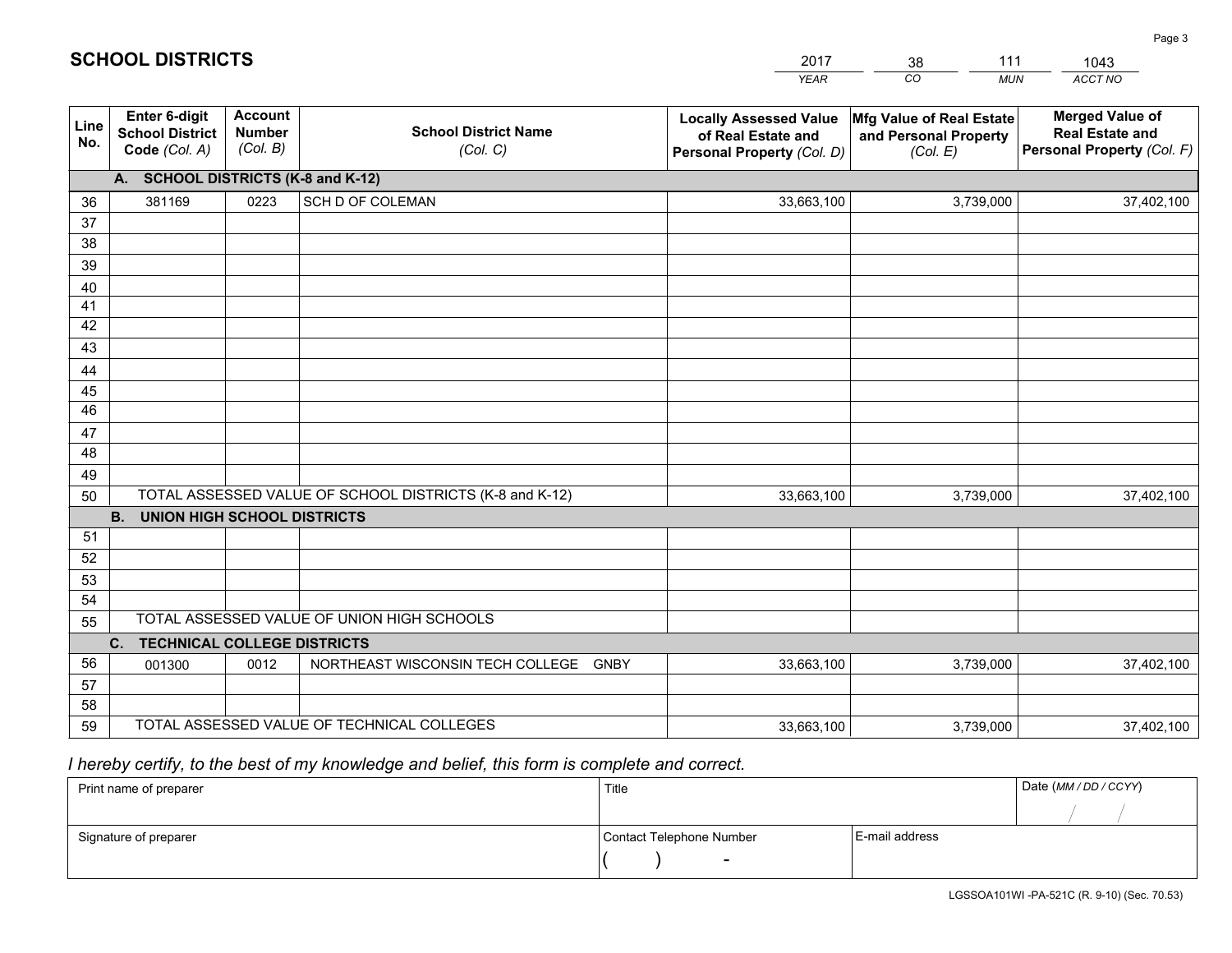# SCHOOL DISTRICTS

| 2017 | 38 | 111 | 1043 |
|---|---|---|---|
| YEAR | CO | MUN | ACCT NO |

| Line No. | Enter 6-digit School District Code (Col. A) | Account Number (Col. B) | School District Name (Col. C) | Locally Assessed Value of Real Estate and Personal Property (Col. D) | Mfg Value of Real Estate and Personal Property (Col. E) | Merged Value of Real Estate and Personal Property (Col. F) |
|---|---|---|---|---|---|---|
| | **A. SCHOOL DISTRICTS (K-8 and K-12)** | | | | | |
| 36 | 381169 | 0223 | SCH D OF COLEMAN | 33,663,100 | 3,739,000 | 37,402,100 |
| 37 | | | | | | |
| 38 | | | | | | |
| 39 | | | | | | |
| 40 | | | | | | |
| 41 | | | | | | |
| 42 | | | | | | |
| 43 | | | | | | |
| 44 | | | | | | |
| 45 | | | | | | |
| 46 | | | | | | |
| 47 | | | | | | |
| 48 | | | | | | |
| 49 | | | | | | |
| 50 | TOTAL ASSESSED VALUE OF SCHOOL DISTRICTS (K-8 and K-12) | | | 33,663,100 | 3,739,000 | 37,402,100 |
| | **B. UNION HIGH SCHOOL DISTRICTS** | | | | | |
| 51 | | | | | | |
| 52 | | | | | | |
| 53 | | | | | | |
| 54 | | | | | | |
| 55 | TOTAL ASSESSED VALUE OF UNION HIGH SCHOOLS | | | | | |
| | **C. TECHNICAL COLLEGE DISTRICTS** | | | | | |
| 56 | 001300 | 0012 | NORTHEAST WISCONSIN TECH COLLEGE GNBY | 33,663,100 | 3,739,000 | 37,402,100 |
| 57 | | | | | | |
| 58 | | | | | | |
| 59 | TOTAL ASSESSED VALUE OF TECHNICAL COLLEGES | | | 33,663,100 | 3,739,000 | 37,402,100 |

*I hereby certify, to the best of my knowledge and belief, this form is complete and correct.*

| Print name of preparer | Title | | Date (MM / DD / CCYY) |
|---|---|---|---|
| | | | / / |
| Signature of preparer | Contact Telephone Number | E-mail address | |
| | ( ) - | | |

LGSSOA101WI -PA-521C (R. 9-10) (Sec. 70.53)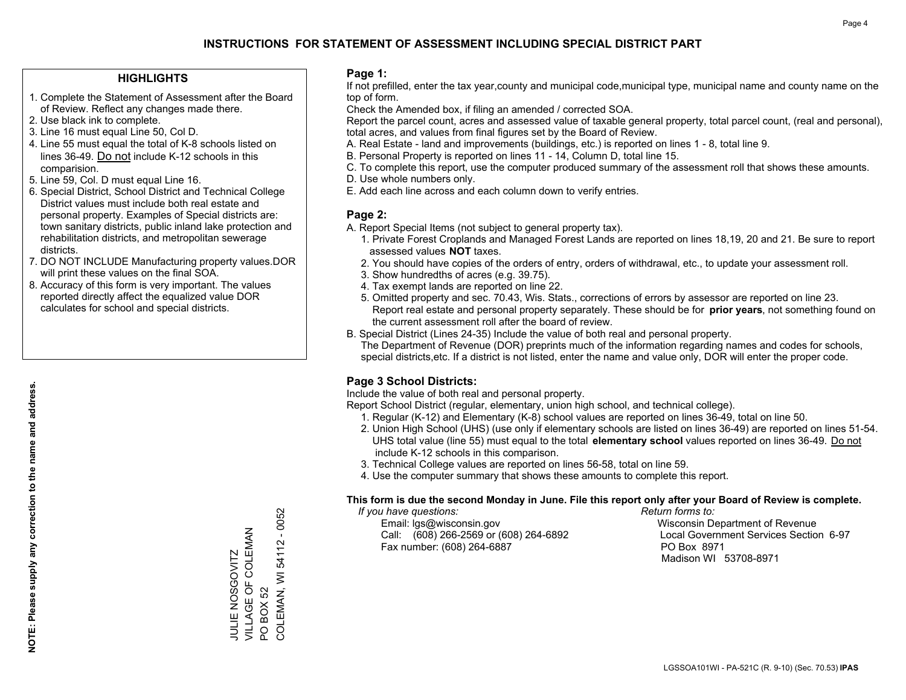# INSTRUCTIONS FOR STATEMENT OF ASSESSMENT INCLUDING SPECIAL DISTRICT PART

## HIGHLIGHTS

1. Complete the Statement of Assessment after the Board of Review. Reflect any changes made there.
2. Use black ink to complete.
3. Line 16 must equal Line 50, Col D.
4. Line 55 must equal the total of K-8 schools listed on lines 36-49. Do not include K-12 schools in this comparision.
5. Line 59, Col. D must equal Line 16.
6. Special District, School District and Technical College District values must include both real estate and personal property. Examples of Special districts are: town sanitary districts, public inland lake protection and rehabilitation districts, and metropolitan sewerage districts.
7. DO NOT INCLUDE Manufacturing property values.DOR will print these values on the final SOA.
8. Accuracy of this form is very important. The values reported directly affect the equalized value DOR calculates for school and special districts.

**NOTE: Please supply any correction to the name and address.**

JULIE NOSGOVITZ
VILLAGE OF COLEMAN
PO BOX 52
COLEMAN, WI 54112 - 0052

## Page 1:

If not prefilled, enter the tax year,county and municipal code,municipal type, municipal name and county name on the top of form.

Check the Amended box, if filing an amended / corrected SOA.

Report the parcel count, acres and assessed value of taxable general property, total parcel count, (real and personal), total acres, and values from final figures set by the Board of Review.

A. Real Estate - land and improvements (buildings, etc.) is reported on lines 1 - 8, total line 9.
B. Personal Property is reported on lines 11 - 14, Column D, total line 15.
C. To complete this report, use the computer produced summary of the assessment roll that shows these amounts.
D. Use whole numbers only.
E. Add each line across and each column down to verify entries.

## Page 2:

A. Report Special Items (not subject to general property tax).
   1. Private Forest Croplands and Managed Forest Lands are reported on lines 18,19, 20 and 21. Be sure to report assessed values **NOT** taxes.
   2. You should have copies of the orders of entry, orders of withdrawal, etc., to update your assessment roll.
   3. Show hundredths of acres (e.g. 39.75).
   4. Tax exempt lands are reported on line 22.
   5. Omitted property and sec. 70.43, Wis. Stats., corrections of errors by assessor are reported on line 23. Report real estate and personal property separately. These should be for **prior years**, not something found on the current assessment roll after the board of review.

B. Special District (Lines 24-35) Include the value of both real and personal property.
   The Department of Revenue (DOR) preprints much of the information regarding names and codes for schools, special districts,etc. If a district is not listed, enter the name and value only, DOR will enter the proper code.

## Page 3 School Districts:

Include the value of both real and personal property.

Report School District (regular, elementary, union high school, and technical college).

1. Regular (K-12) and Elementary (K-8) school values are reported on lines 36-49, total on line 50.
2. Union High School (UHS) (use only if elementary schools are listed on lines 36-49) are reported on lines 51-54. UHS total value (line 55) must equal to the total **elementary school** values reported on lines 36-49. Do not include K-12 schools in this comparison.
3. Technical College values are reported on lines 56-58, total on line 59.
4. Use the computer summary that shows these amounts to complete this report.

**This form is due the second Monday in June. File this report only after your Board of Review is complete.**

*If you have questions:*
Email: lgs@wisconsin.gov
Call: (608) 266-2569 or (608) 264-6892
Fax number: (608) 264-6887

*Return forms to:*
Wisconsin Department of Revenue
Local Government Services Section 6-97
PO Box 8971
Madison WI 53708-8971

LGSSOA101WI - PA-521C (R. 9-10) (Sec. 70.53) **IPAS**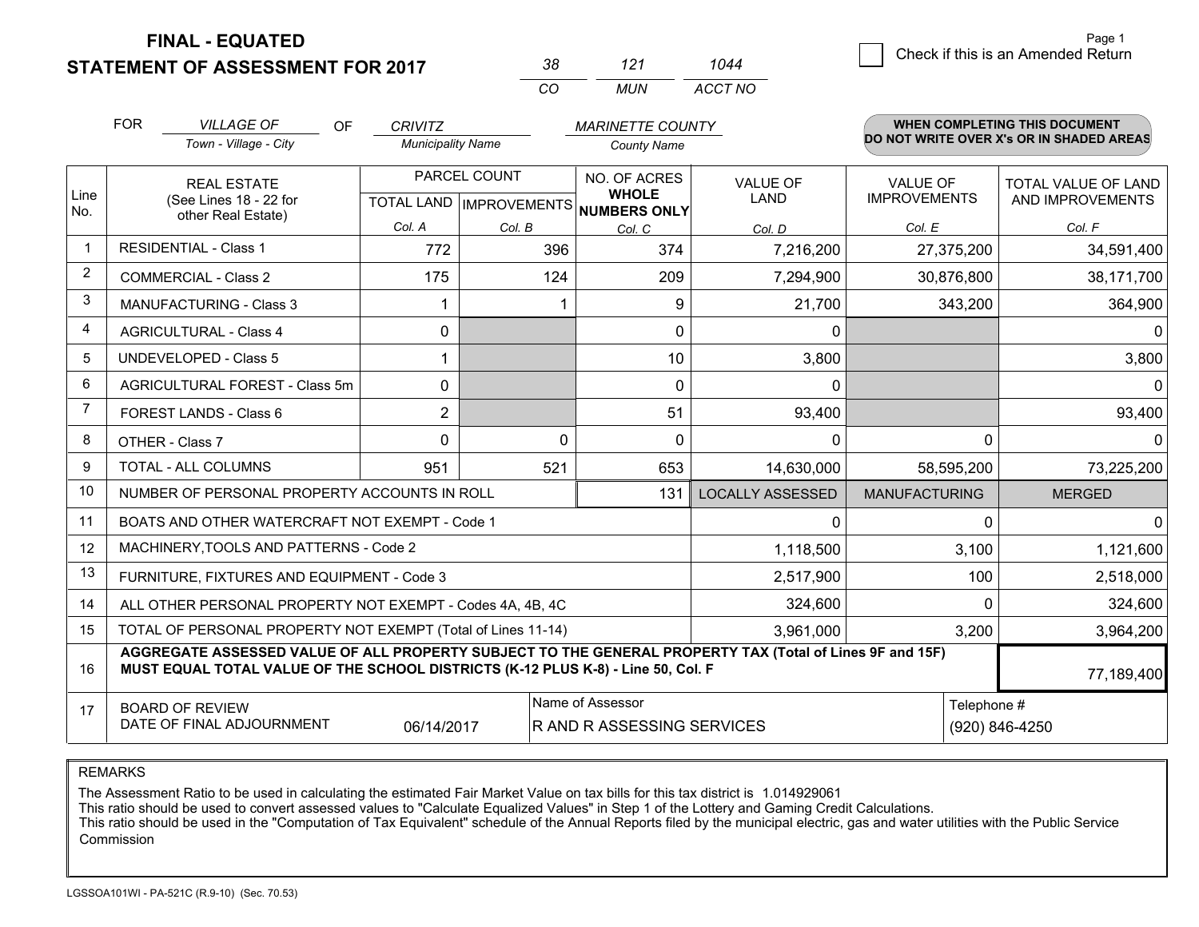**FINAL - EQUATED**
**STATEMENT OF ASSESSMENT FOR 2017**

| 38 | 121 | 1044 |
|---|---|---|
| CO | MUN | ACCT NO |

Page 1

☐ Check if this is an Amended Return

FOR *VILLAGE OF* (Town - Village - City) OF *CRIVITZ* (Municipality Name) *MARINETTE COUNTY* (County Name)

**WHEN COMPLETING THIS DOCUMENT DO NOT WRITE OVER X's OR IN SHADED AREAS**

| Line No. | REAL ESTATE (See Lines 18 - 22 for other Real Estate) | PARCEL COUNT TOTAL LAND Col. A | PARCEL COUNT IMPROVEMENTS Col. B | NO. OF ACRES WHOLE NUMBERS ONLY Col. C | VALUE OF LAND Col. D | VALUE OF IMPROVEMENTS Col. E | TOTAL VALUE OF LAND AND IMPROVEMENTS Col. F |
|---|---|---|---|---|---|---|---|
| 1 | RESIDENTIAL - Class 1 | 772 | 396 | 374 | 7,216,200 | 27,375,200 | 34,591,400 |
| 2 | COMMERCIAL - Class 2 | 175 | 124 | 209 | 7,294,900 | 30,876,800 | 38,171,700 |
| 3 | MANUFACTURING - Class 3 | 1 | 1 | 9 | 21,700 | 343,200 | 364,900 |
| 4 | AGRICULTURAL - Class 4 | 0 | | 0 | 0 | | 0 |
| 5 | UNDEVELOPED - Class 5 | 1 | | 10 | 3,800 | | 3,800 |
| 6 | AGRICULTURAL FOREST - Class 5m | 0 | | 0 | 0 | | 0 |
| 7 | FOREST LANDS - Class 6 | 2 | | 51 | 93,400 | | 93,400 |
| 8 | OTHER - Class 7 | 0 | 0 | 0 | 0 | 0 | 0 |
| 9 | TOTAL - ALL COLUMNS | 951 | 521 | 653 | 14,630,000 | 58,595,200 | 73,225,200 |
| 10 | NUMBER OF PERSONAL PROPERTY ACCOUNTS IN ROLL | | | 131 | LOCALLY ASSESSED | MANUFACTURING | MERGED |
| 11 | BOATS AND OTHER WATERCRAFT NOT EXEMPT - Code 1 | | | | 0 | 0 | 0 |
| 12 | MACHINERY,TOOLS AND PATTERNS - Code 2 | | | | 1,118,500 | 3,100 | 1,121,600 |
| 13 | FURNITURE, FIXTURES AND EQUIPMENT - Code 3 | | | | 2,517,900 | 100 | 2,518,000 |
| 14 | ALL OTHER PERSONAL PROPERTY NOT EXEMPT - Codes 4A, 4B, 4C | | | | 324,600 | 0 | 324,600 |
| 15 | TOTAL OF PERSONAL PROPERTY NOT EXEMPT (Total of Lines 11-14) | | | | 3,961,000 | 3,200 | 3,964,200 |
| 16 | **AGGREGATE ASSESSED VALUE OF ALL PROPERTY SUBJECT TO THE GENERAL PROPERTY TAX (Total of Lines 9F and 15F) MUST EQUAL TOTAL VALUE OF THE SCHOOL DISTRICTS (K-12 PLUS K-8) - Line 50, Col. F** | | | | | | 77,189,400 |
| 17 | BOARD OF REVIEW DATE OF FINAL ADJOURNMENT | 06/14/2017 | | Name of Assessor: R AND R ASSESSING SERVICES | | | Telephone #: (920) 846-4250 |

REMARKS

The Assessment Ratio to be used in calculating the estimated Fair Market Value on tax bills for this tax district is 1.014929061
This ratio should be used to convert assessed values to "Calculate Equalized Values" in Step 1 of the Lottery and Gaming Credit Calculations.
This ratio should be used in the "Computation of Tax Equivalent" schedule of the Annual Reports filed by the municipal electric, gas and water utilities with the Public Service Commission

LGSSOA101WI - PA-521C (R.9-10) (Sec. 70.53)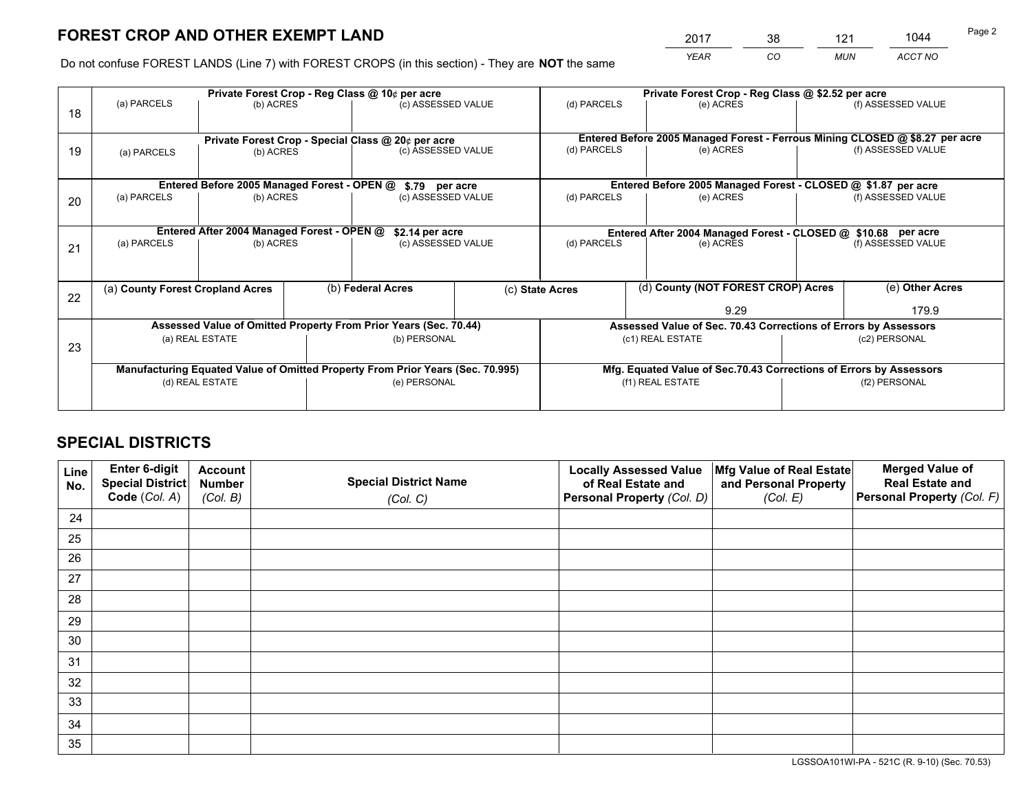# FOREST CROP AND OTHER EXEMPT LAND

| 2017 | 38 | 121 | 1044 |
|---|---|---|---|
| *YEAR* | *CO* | *MUN* | *ACCT NO* |

Do not confuse FOREST LANDS (Line 7) with FOREST CROPS (in this section) - They are **NOT** the same

| Line | Private Forest Crop - Reg Class @ 10¢ per acre | | | Private Forest Crop - Reg Class @ $2.52 per acre | | |
|---|---|---|---|---|---|---|
| 18 | (a) PARCELS | (b) ACRES | (c) ASSESSED VALUE | (d) PARCELS | (e) ACRES | (f) ASSESSED VALUE |
| | **Private Forest Crop - Special Class @ 20¢ per acre** | | | **Entered Before 2005 Managed Forest - Ferrous Mining CLOSED @ $8.27 per acre** | | |
| 19 | (a) PARCELS | (b) ACRES | (c) ASSESSED VALUE | (d) PARCELS | (e) ACRES | (f) ASSESSED VALUE |
| | **Entered Before 2005 Managed Forest - OPEN @ $.79 per acre** | | | **Entered Before 2005 Managed Forest - CLOSED @ $1.87 per acre** | | |
| 20 | (a) PARCELS | (b) ACRES | (c) ASSESSED VALUE | (d) PARCELS | (e) ACRES | (f) ASSESSED VALUE |
| | **Entered After 2004 Managed Forest - OPEN @ $2.14 per acre** | | | **Entered After 2004 Managed Forest - CLOSED @ $10.68 per acre** | | |
| 21 | (a) PARCELS | (b) ACRES | (c) ASSESSED VALUE | (d) PARCELS | (e) ACRES | (f) ASSESSED VALUE |

| Line | (a) County Forest Cropland Acres | (b) Federal Acres | (c) State Acres | (d) County (NOT FOREST CROP) Acres | (e) Other Acres |
|---|---|---|---|---|---|
| 22 | | | | 9.29 | 179.9 |

| Line | Assessed Value of Omitted Property From Prior Years (Sec. 70.44) | | Assessed Value of Sec. 70.43 Corrections of Errors by Assessors | |
|---|---|---|---|---|
| 23 | (a) REAL ESTATE | (b) PERSONAL | (c1) REAL ESTATE | (c2) PERSONAL |
| | **Manufacturing Equated Value of Omitted Property From Prior Years (Sec. 70.995)** | | **Mfg. Equated Value of Sec.70.43 Corrections of Errors by Assessors** | |
| | (d) REAL ESTATE | (e) PERSONAL | (f1) REAL ESTATE | (f2) PERSONAL |

# SPECIAL DISTRICTS

| Line No. | Enter 6-digit Special District Code (*Col. A*) | Account Number (*Col. B*) | Special District Name (*Col. C*) | Locally Assessed Value of Real Estate and Personal Property (*Col. D*) | Mfg Value of Real Estate and Personal Property (*Col. E*) | Merged Value of Real Estate and Personal Property (*Col. F*) |
|---|---|---|---|---|---|---|
| 24 | | | | | | |
| 25 | | | | | | |
| 26 | | | | | | |
| 27 | | | | | | |
| 28 | | | | | | |
| 29 | | | | | | |
| 30 | | | | | | |
| 31 | | | | | | |
| 32 | | | | | | |
| 33 | | | | | | |
| 34 | | | | | | |
| 35 | | | | | | |

LGSSOA101WI-PA - 521C (R. 9-10) (Sec. 70.53)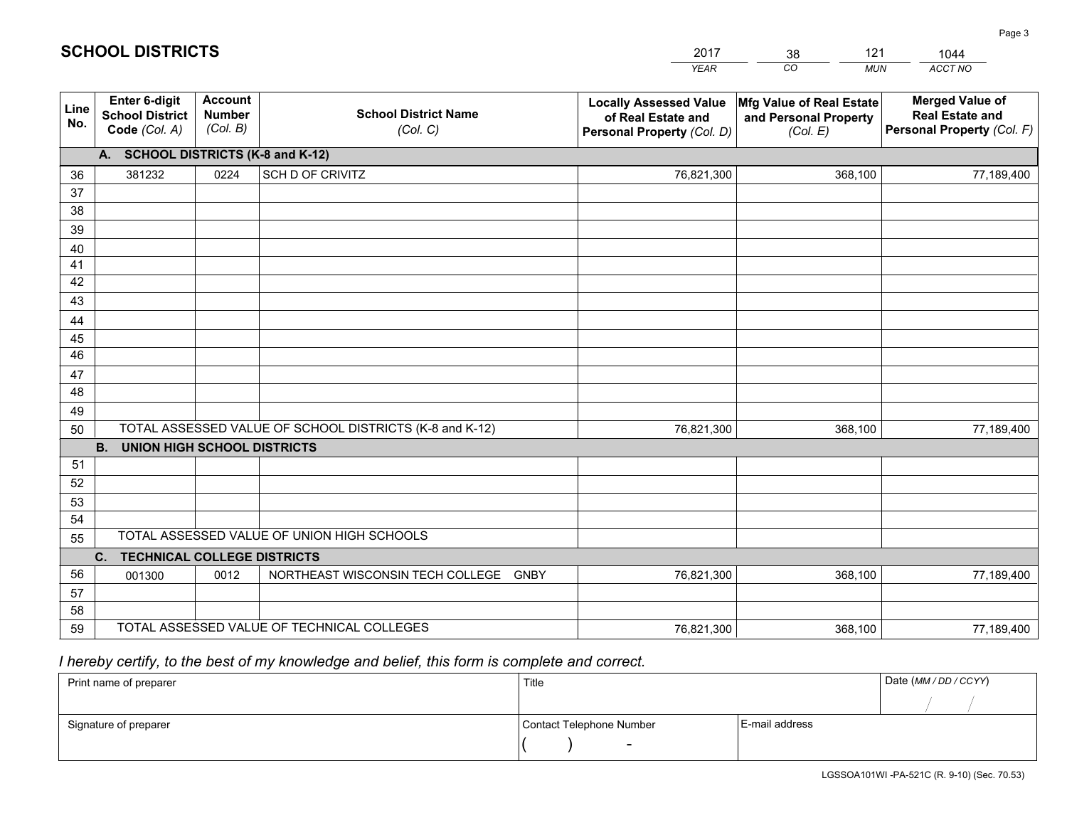# SCHOOL DISTRICTS

| 2017 | 38 | 121 | 1044 |
|---|---|---|---|
| *YEAR* | *CO* | *MUN* | *ACCT NO* |

| Line No. | Enter 6-digit School District Code (Col. A) | Account Number (Col. B) | School District Name (Col. C) | Locally Assessed Value of Real Estate and Personal Property (Col. D) | Mfg Value of Real Estate and Personal Property (Col. E) | Merged Value of Real Estate and Personal Property (Col. F) |
|---|---|---|---|---|---|---|
| | **A. SCHOOL DISTRICTS (K-8 and K-12)** | | | | | |
| 36 | 381232 | 0224 | SCH D OF CRIVITZ | 76,821,300 | 368,100 | 77,189,400 |
| 37 | | | | | | |
| 38 | | | | | | |
| 39 | | | | | | |
| 40 | | | | | | |
| 41 | | | | | | |
| 42 | | | | | | |
| 43 | | | | | | |
| 44 | | | | | | |
| 45 | | | | | | |
| 46 | | | | | | |
| 47 | | | | | | |
| 48 | | | | | | |
| 49 | | | | | | |
| 50 | TOTAL ASSESSED VALUE OF SCHOOL DISTRICTS (K-8 and K-12) | | | 76,821,300 | 368,100 | 77,189,400 |
| | **B. UNION HIGH SCHOOL DISTRICTS** | | | | | |
| 51 | | | | | | |
| 52 | | | | | | |
| 53 | | | | | | |
| 54 | | | | | | |
| 55 | TOTAL ASSESSED VALUE OF UNION HIGH SCHOOLS | | | | | |
| | **C. TECHNICAL COLLEGE DISTRICTS** | | | | | |
| 56 | 001300 | 0012 | NORTHEAST WISCONSIN TECH COLLEGE GNBY | 76,821,300 | 368,100 | 77,189,400 |
| 57 | | | | | | |
| 58 | | | | | | |
| 59 | TOTAL ASSESSED VALUE OF TECHNICAL COLLEGES | | | 76,821,300 | 368,100 | 77,189,400 |

*I hereby certify, to the best of my knowledge and belief, this form is complete and correct.*

| Print name of preparer | Title | | Date (MM / DD / CCYY) |
|---|---|---|---|
| | | | / / |
| Signature of preparer | Contact Telephone Number | E-mail address | |
| | ( ) - | | |

LGSSOA101WI -PA-521C (R. 9-10) (Sec. 70.53)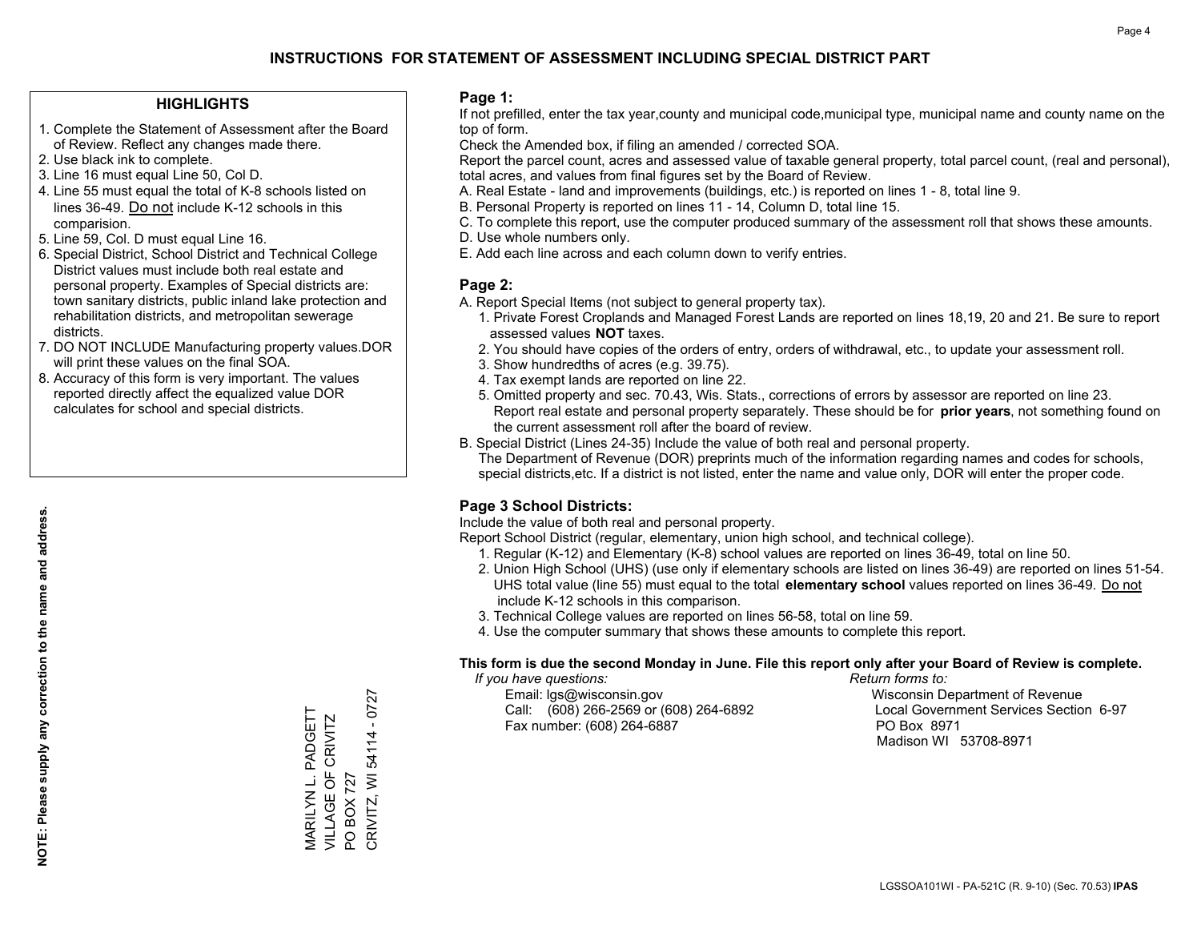# INSTRUCTIONS FOR STATEMENT OF ASSESSMENT INCLUDING SPECIAL DISTRICT PART

## HIGHLIGHTS

1. Complete the Statement of Assessment after the Board of Review. Reflect any changes made there.
2. Use black ink to complete.
3. Line 16 must equal Line 50, Col D.
4. Line 55 must equal the total of K-8 schools listed on lines 36-49. Do not include K-12 schools in this comparision.
5. Line 59, Col. D must equal Line 16.
6. Special District, School District and Technical College District values must include both real estate and personal property. Examples of Special districts are: town sanitary districts, public inland lake protection and rehabilitation districts, and metropolitan sewerage districts.
7. DO NOT INCLUDE Manufacturing property values.DOR will print these values on the final SOA.
8. Accuracy of this form is very important. The values reported directly affect the equalized value DOR calculates for school and special districts.

**NOTE: Please supply any correction to the name and address.**

MARILYN L. PADGETT
VILLAGE OF CRIVITZ
PO BOX 727
CRIVITZ, WI 54114 - 0727

## Page 1:

If not prefilled, enter the tax year,county and municipal code,municipal type, municipal name and county name on the top of form.

Check the Amended box, if filing an amended / corrected SOA.

Report the parcel count, acres and assessed value of taxable general property, total parcel count, (real and personal), total acres, and values from final figures set by the Board of Review.

A. Real Estate - land and improvements (buildings, etc.) is reported on lines 1 - 8, total line 9.
B. Personal Property is reported on lines 11 - 14, Column D, total line 15.
C. To complete this report, use the computer produced summary of the assessment roll that shows these amounts.
D. Use whole numbers only.
E. Add each line across and each column down to verify entries.

## Page 2:

A. Report Special Items (not subject to general property tax).
   1. Private Forest Croplands and Managed Forest Lands are reported on lines 18,19, 20 and 21. Be sure to report assessed values **NOT** taxes.
   2. You should have copies of the orders of entry, orders of withdrawal, etc., to update your assessment roll.
   3. Show hundredths of acres (e.g. 39.75).
   4. Tax exempt lands are reported on line 22.
   5. Omitted property and sec. 70.43, Wis. Stats., corrections of errors by assessor are reported on line 23. Report real estate and personal property separately. These should be for **prior years**, not something found on the current assessment roll after the board of review.
B. Special District (Lines 24-35) Include the value of both real and personal property.
   The Department of Revenue (DOR) preprints much of the information regarding names and codes for schools, special districts,etc. If a district is not listed, enter the name and value only, DOR will enter the proper code.

## Page 3 School Districts:

Include the value of both real and personal property.

Report School District (regular, elementary, union high school, and technical college).

1. Regular (K-12) and Elementary (K-8) school values are reported on lines 36-49, total on line 50.
2. Union High School (UHS) (use only if elementary schools are listed on lines 36-49) are reported on lines 51-54. UHS total value (line 55) must equal to the total **elementary school** values reported on lines 36-49. Do not include K-12 schools in this comparison.
3. Technical College values are reported on lines 56-58, total on line 59.
4. Use the computer summary that shows these amounts to complete this report.

**This form is due the second Monday in June. File this report only after your Board of Review is complete.**

*If you have questions:*
Email: lgs@wisconsin.gov
Call: (608) 266-2569 or (608) 264-6892
Fax number: (608) 264-6887

*Return forms to:*
Wisconsin Department of Revenue
Local Government Services Section 6-97
PO Box 8971
Madison WI 53708-8971

LGSSOA101WI - PA-521C (R. 9-10) (Sec. 70.53) **IPAS**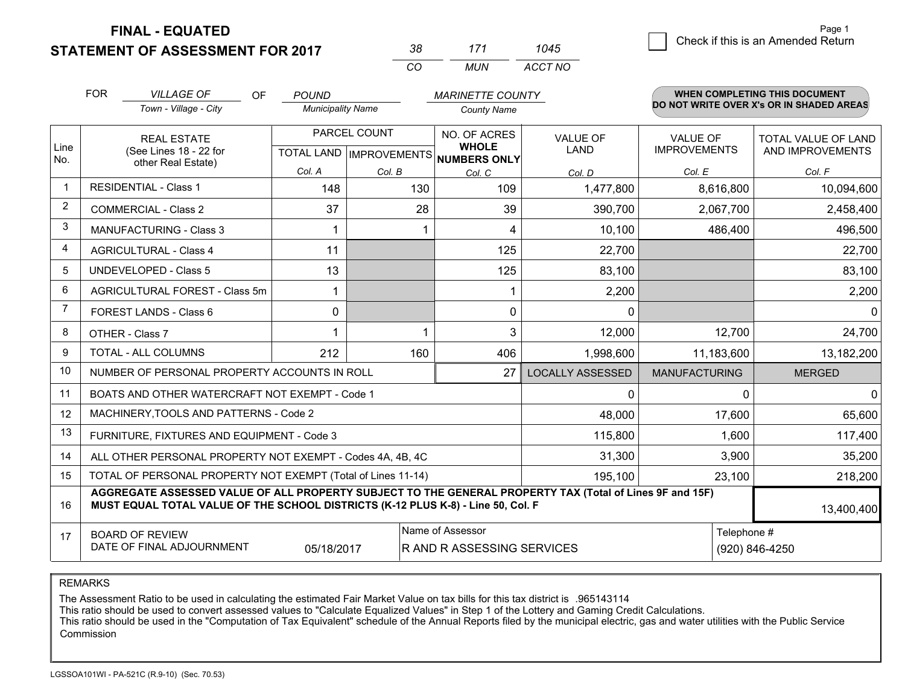# FINAL - EQUATED
## STATEMENT OF ASSESSMENT FOR 2017

| 38 | 171 | 1045 |
|---|---|---|
| CO | MUN | ACCT NO |

Check if this is an Amended Return

FOR *VILLAGE OF* (Town - Village - City) OF *POUND* (Municipality Name) *MARINETTE COUNTY* (County Name)

**WHEN COMPLETING THIS DOCUMENT DO NOT WRITE OVER X's OR IN SHADED AREAS**

| Line No. | REAL ESTATE (See Lines 18 - 22 for other Real Estate) | PARCEL COUNT TOTAL LAND Col. A | PARCEL COUNT IMPROVEMENTS Col. B | NO. OF ACRES WHOLE NUMBERS ONLY Col. C | VALUE OF LAND Col. D | VALUE OF IMPROVEMENTS Col. E | TOTAL VALUE OF LAND AND IMPROVEMENTS Col. F |
|---|---|---|---|---|---|---|---|
| 1 | RESIDENTIAL - Class 1 | 148 | 130 | 109 | 1,477,800 | 8,616,800 | 10,094,600 |
| 2 | COMMERCIAL - Class 2 | 37 | 28 | 39 | 390,700 | 2,067,700 | 2,458,400 |
| 3 | MANUFACTURING - Class 3 | 1 | 1 | 4 | 10,100 | 486,400 | 496,500 |
| 4 | AGRICULTURAL - Class 4 | 11 | | 125 | 22,700 | | 22,700 |
| 5 | UNDEVELOPED - Class 5 | 13 | | 125 | 83,100 | | 83,100 |
| 6 | AGRICULTURAL FOREST - Class 5m | 1 | | 1 | 2,200 | | 2,200 |
| 7 | FOREST LANDS - Class 6 | 0 | | 0 | 0 | | 0 |
| 8 | OTHER - Class 7 | 1 | 1 | 3 | 12,000 | 12,700 | 24,700 |
| 9 | TOTAL - ALL COLUMNS | 212 | 160 | 406 | 1,998,600 | 11,183,600 | 13,182,200 |
| 10 | NUMBER OF PERSONAL PROPERTY ACCOUNTS IN ROLL | | | 27 | LOCALLY ASSESSED | MANUFACTURING | MERGED |
| 11 | BOATS AND OTHER WATERCRAFT NOT EXEMPT - Code 1 | | | | 0 | 0 | 0 |
| 12 | MACHINERY,TOOLS AND PATTERNS - Code 2 | | | | 48,000 | 17,600 | 65,600 |
| 13 | FURNITURE, FIXTURES AND EQUIPMENT - Code 3 | | | | 115,800 | 1,600 | 117,400 |
| 14 | ALL OTHER PERSONAL PROPERTY NOT EXEMPT - Codes 4A, 4B, 4C | | | | 31,300 | 3,900 | 35,200 |
| 15 | TOTAL OF PERSONAL PROPERTY NOT EXEMPT (Total of Lines 11-14) | | | | 195,100 | 23,100 | 218,200 |
| 16 | AGGREGATE ASSESSED VALUE OF ALL PROPERTY SUBJECT TO THE GENERAL PROPERTY TAX (Total of Lines 9F and 15F) MUST EQUAL TOTAL VALUE OF THE SCHOOL DISTRICTS (K-12 PLUS K-8) - Line 50, Col. F | | | | | | 13,400,400 |
| 17 | BOARD OF REVIEW DATE OF FINAL ADJOURNMENT | 05/18/2017 | Name of Assessor | R AND R ASSESSING SERVICES | | Telephone # | (920) 846-4250 |

REMARKS

The Assessment Ratio to be used in calculating the estimated Fair Market Value on tax bills for this tax district is .965143114

This ratio should be used to convert assessed values to "Calculate Equalized Values" in Step 1 of the Lottery and Gaming Credit Calculations.

This ratio should be used in the "Computation of Tax Equivalent" schedule of the Annual Reports filed by the municipal electric, gas and water utilities with the Public Service Commission

LGSSOA101WI - PA-521C (R.9-10) (Sec. 70.53)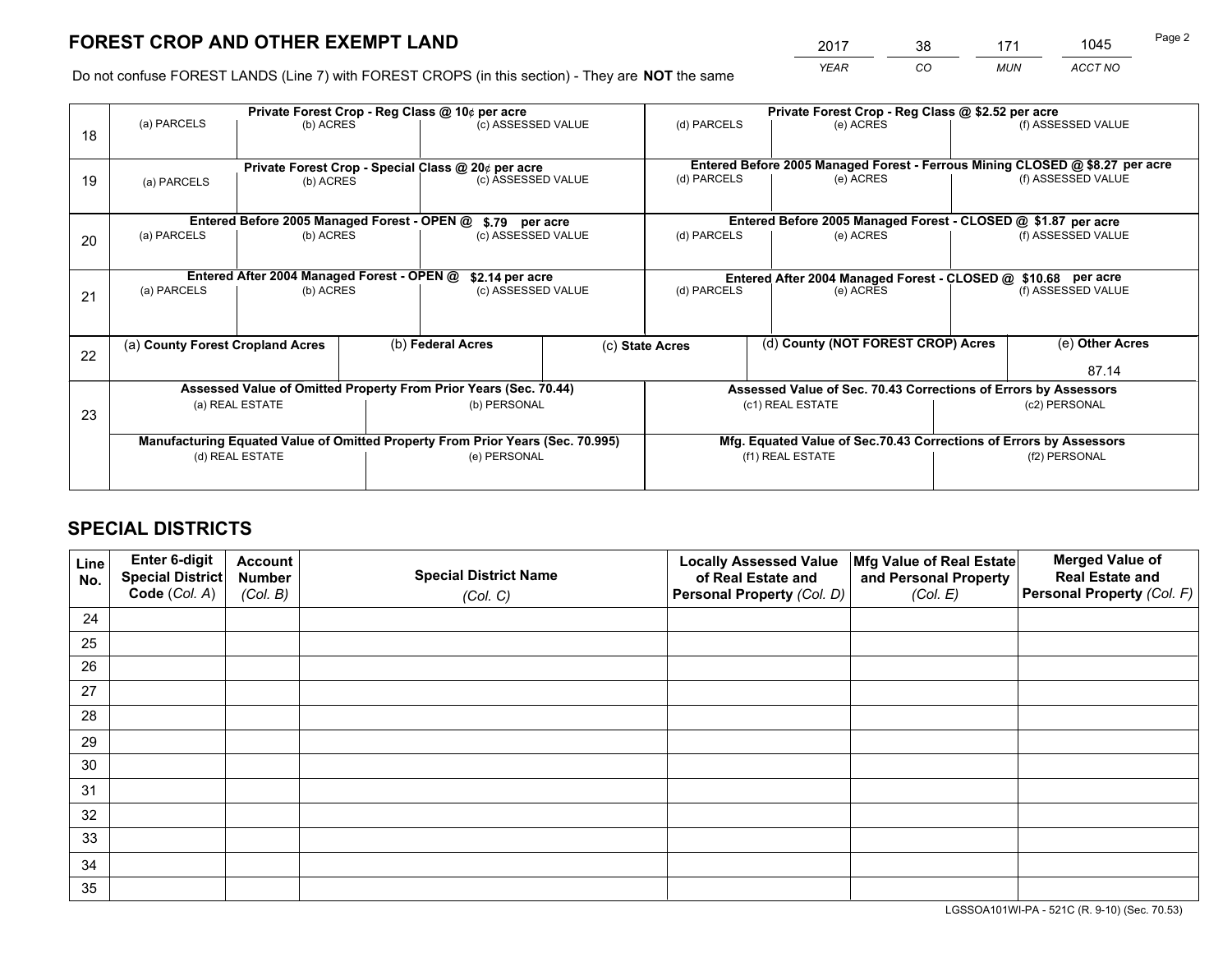# FOREST CROP AND OTHER EXEMPT LAND

| 2017 | 38 | 171 | 1045 |
|---|---|---|---|
| *YEAR* | *CO* | *MUN* | *ACCT NO* |

Do not confuse FOREST LANDS (Line 7) with FOREST CROPS (in this section) - They are **NOT** the same

| Line | Private Forest Crop - Reg Class @ 10¢ per acre | | | Private Forest Crop - Reg Class @ $2.52 per acre | | |
|---|---|---|---|---|---|---|
| 18 | (a) PARCELS | (b) ACRES | (c) ASSESSED VALUE | (d) PARCELS | (e) ACRES | (f) ASSESSED VALUE |
| | **Private Forest Crop - Special Class @ 20¢ per acre** | | | **Entered Before 2005 Managed Forest - Ferrous Mining CLOSED @ $8.27 per acre** | | |
| 19 | (a) PARCELS | (b) ACRES | (c) ASSESSED VALUE | (d) PARCELS | (e) ACRES | (f) ASSESSED VALUE |
| | **Entered Before 2005 Managed Forest - OPEN @ $.79 per acre** | | | **Entered Before 2005 Managed Forest - CLOSED @ $1.87 per acre** | | |
| 20 | (a) PARCELS | (b) ACRES | (c) ASSESSED VALUE | (d) PARCELS | (e) ACRES | (f) ASSESSED VALUE |
| | **Entered After 2004 Managed Forest - OPEN @ $2.14 per acre** | | | **Entered After 2004 Managed Forest - CLOSED @ $10.68 per acre** | | |
| 21 | (a) PARCELS | (b) ACRES | (c) ASSESSED VALUE | (d) PARCELS | (e) ACRES | (f) ASSESSED VALUE |

| Line | (a) County Forest Cropland Acres | (b) Federal Acres | (c) State Acres | (d) County (NOT FOREST CROP) Acres | (e) Other Acres |
|---|---|---|---|---|---|
| 22 | | | | | 87.14 |

| Line | Assessed Value of Omitted Property From Prior Years (Sec. 70.44) | | Assessed Value of Sec. 70.43 Corrections of Errors by Assessors | |
|---|---|---|---|---|
| 23 | (a) REAL ESTATE | (b) PERSONAL | (c1) REAL ESTATE | (c2) PERSONAL |
| | **Manufacturing Equated Value of Omitted Property From Prior Years (Sec. 70.995)** | | **Mfg. Equated Value of Sec.70.43 Corrections of Errors by Assessors** | |
| | (d) REAL ESTATE | (e) PERSONAL | (f1) REAL ESTATE | (f2) PERSONAL |

# SPECIAL DISTRICTS

| Line No. | Enter 6-digit Special District Code (*Col. A*) | Account Number (*Col. B*) | Special District Name (*Col. C*) | Locally Assessed Value of Real Estate and Personal Property (*Col. D*) | Mfg Value of Real Estate and Personal Property (*Col. E*) | Merged Value of Real Estate and Personal Property (*Col. F*) |
|---|---|---|---|---|---|---|
| 24 | | | | | | |
| 25 | | | | | | |
| 26 | | | | | | |
| 27 | | | | | | |
| 28 | | | | | | |
| 29 | | | | | | |
| 30 | | | | | | |
| 31 | | | | | | |
| 32 | | | | | | |
| 33 | | | | | | |
| 34 | | | | | | |
| 35 | | | | | | |

LGSSOA101WI-PA - 521C (R. 9-10) (Sec. 70.53)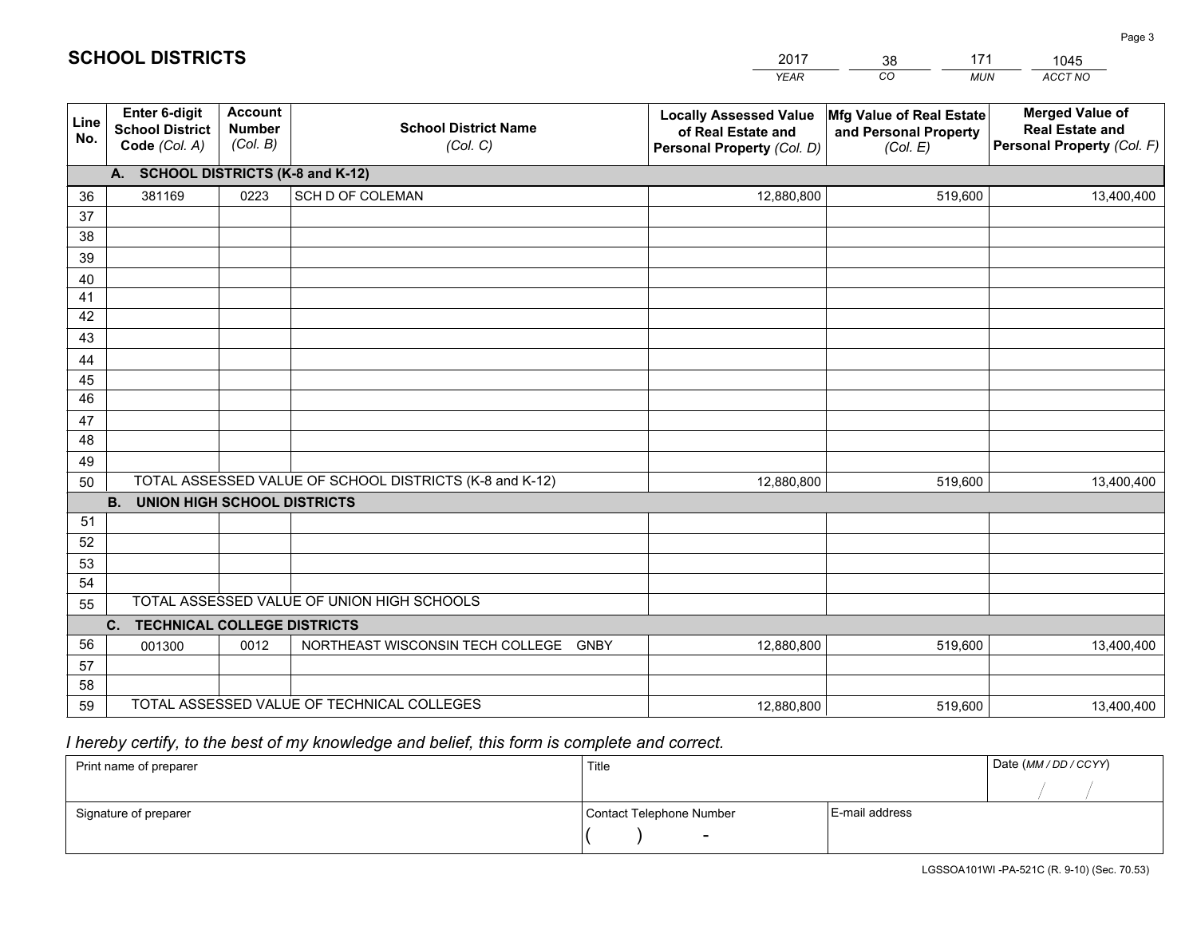# SCHOOL DISTRICTS

| 2017 | 38 | 171 | 1045 |
|---|---|---|---|
| *YEAR* | *CO* | *MUN* | *ACCT NO* |

| Line No. | Enter 6-digit School District Code *(Col. A)* | Account Number *(Col. B)* | School District Name *(Col. C)* | Locally Assessed Value of Real Estate and Personal Property *(Col. D)* | Mfg Value of Real Estate and Personal Property *(Col. E)* | Merged Value of Real Estate and Personal Property *(Col. F)* |
|---|---|---|---|---|---|---|
| **A. SCHOOL DISTRICTS (K-8 and K-12)** | | | | | | |
| 36 | 381169 | 0223 | SCH D OF COLEMAN | 12,880,800 | 519,600 | 13,400,400 |
| 37 | | | | | | |
| 38 | | | | | | |
| 39 | | | | | | |
| 40 | | | | | | |
| 41 | | | | | | |
| 42 | | | | | | |
| 43 | | | | | | |
| 44 | | | | | | |
| 45 | | | | | | |
| 46 | | | | | | |
| 47 | | | | | | |
| 48 | | | | | | |
| 49 | | | | | | |
| 50 | TOTAL ASSESSED VALUE OF SCHOOL DISTRICTS (K-8 and K-12) | | | 12,880,800 | 519,600 | 13,400,400 |
| **B. UNION HIGH SCHOOL DISTRICTS** | | | | | | |
| 51 | | | | | | |
| 52 | | | | | | |
| 53 | | | | | | |
| 54 | | | | | | |
| 55 | TOTAL ASSESSED VALUE OF UNION HIGH SCHOOLS | | | | | |
| **C. TECHNICAL COLLEGE DISTRICTS** | | | | | | |
| 56 | 001300 | 0012 | NORTHEAST WISCONSIN TECH COLLEGE GNBY | 12,880,800 | 519,600 | 13,400,400 |
| 57 | | | | | | |
| 58 | | | | | | |
| 59 | TOTAL ASSESSED VALUE OF TECHNICAL COLLEGES | | | 12,880,800 | 519,600 | 13,400,400 |

*I hereby certify, to the best of my knowledge and belief, this form is complete and correct.*

| Print name of preparer | Title | | Date *(MM / DD / CCYY)* |
|---|---|---|---|
| | | | / / |
| Signature of preparer | Contact Telephone Number | E-mail address | |
| | ( ) - | | |

LGSSOA101WI -PA-521C (R. 9-10) (Sec. 70.53)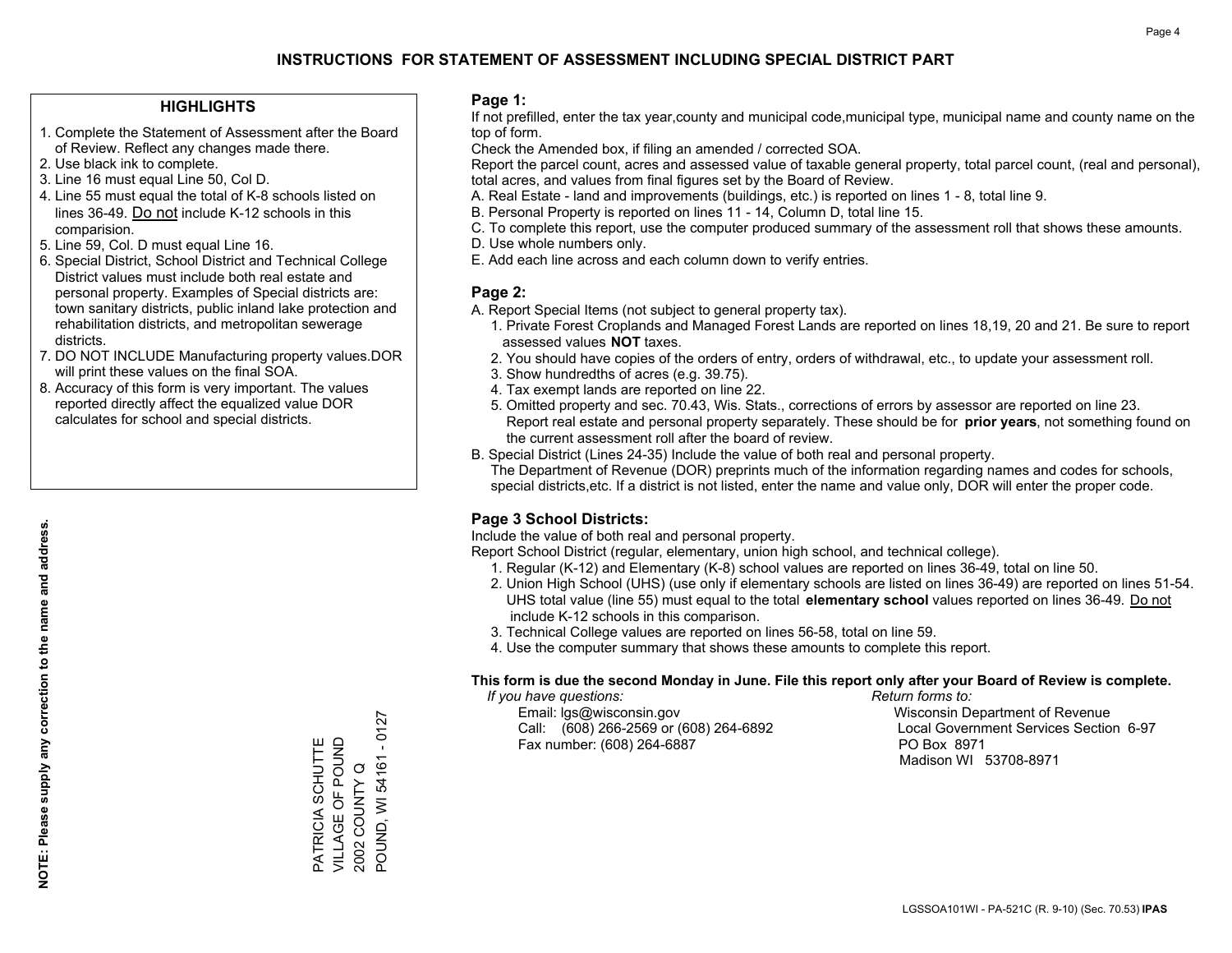# INSTRUCTIONS FOR STATEMENT OF ASSESSMENT INCLUDING SPECIAL DISTRICT PART

## HIGHLIGHTS

1. Complete the Statement of Assessment after the Board of Review. Reflect any changes made there.
2. Use black ink to complete.
3. Line 16 must equal Line 50, Col D.
4. Line 55 must equal the total of K-8 schools listed on lines 36-49. Do not include K-12 schools in this comparision.
5. Line 59, Col. D must equal Line 16.
6. Special District, School District and Technical College District values must include both real estate and personal property. Examples of Special districts are: town sanitary districts, public inland lake protection and rehabilitation districts, and metropolitan sewerage districts.
7. DO NOT INCLUDE Manufacturing property values.DOR will print these values on the final SOA.
8. Accuracy of this form is very important. The values reported directly affect the equalized value DOR calculates for school and special districts.

**NOTE: Please supply any correction to the name and address.**

PATRICIA SCHUTTE
VILLAGE OF POUND
2002 COUNTY Q
POUND, WI 54161 - 0127

## Page 1:

If not prefilled, enter the tax year,county and municipal code,municipal type, municipal name and county name on the top of form.

Check the Amended box, if filing an amended / corrected SOA.

Report the parcel count, acres and assessed value of taxable general property, total parcel count, (real and personal), total acres, and values from final figures set by the Board of Review.

A. Real Estate - land and improvements (buildings, etc.) is reported on lines 1 - 8, total line 9.
B. Personal Property is reported on lines 11 - 14, Column D, total line 15.
C. To complete this report, use the computer produced summary of the assessment roll that shows these amounts.
D. Use whole numbers only.
E. Add each line across and each column down to verify entries.

## Page 2:

A. Report Special Items (not subject to general property tax).
   1. Private Forest Croplands and Managed Forest Lands are reported on lines 18,19, 20 and 21. Be sure to report assessed values **NOT** taxes.
   2. You should have copies of the orders of entry, orders of withdrawal, etc., to update your assessment roll.
   3. Show hundredths of acres (e.g. 39.75).
   4. Tax exempt lands are reported on line 22.
   5. Omitted property and sec. 70.43, Wis. Stats., corrections of errors by assessor are reported on line 23. Report real estate and personal property separately. These should be for **prior years**, not something found on the current assessment roll after the board of review.
B. Special District (Lines 24-35) Include the value of both real and personal property.
   The Department of Revenue (DOR) preprints much of the information regarding names and codes for schools, special districts,etc. If a district is not listed, enter the name and value only, DOR will enter the proper code.

## Page 3 School Districts:

Include the value of both real and personal property.

Report School District (regular, elementary, union high school, and technical college).

1. Regular (K-12) and Elementary (K-8) school values are reported on lines 36-49, total on line 50.
2. Union High School (UHS) (use only if elementary schools are listed on lines 36-49) are reported on lines 51-54. UHS total value (line 55) must equal to the total **elementary school** values reported on lines 36-49. Do not include K-12 schools in this comparison.
3. Technical College values are reported on lines 56-58, total on line 59.
4. Use the computer summary that shows these amounts to complete this report.

**This form is due the second Monday in June. File this report only after your Board of Review is complete.**

*If you have questions:*
Email: lgs@wisconsin.gov
Call: (608) 266-2569 or (608) 264-6892
Fax number: (608) 264-6887

*Return forms to:*
Wisconsin Department of Revenue
Local Government Services Section 6-97
PO Box 8971
Madison WI 53708-8971

LGSSOA101WI - PA-521C (R. 9-10) (Sec. 70.53) **IPAS**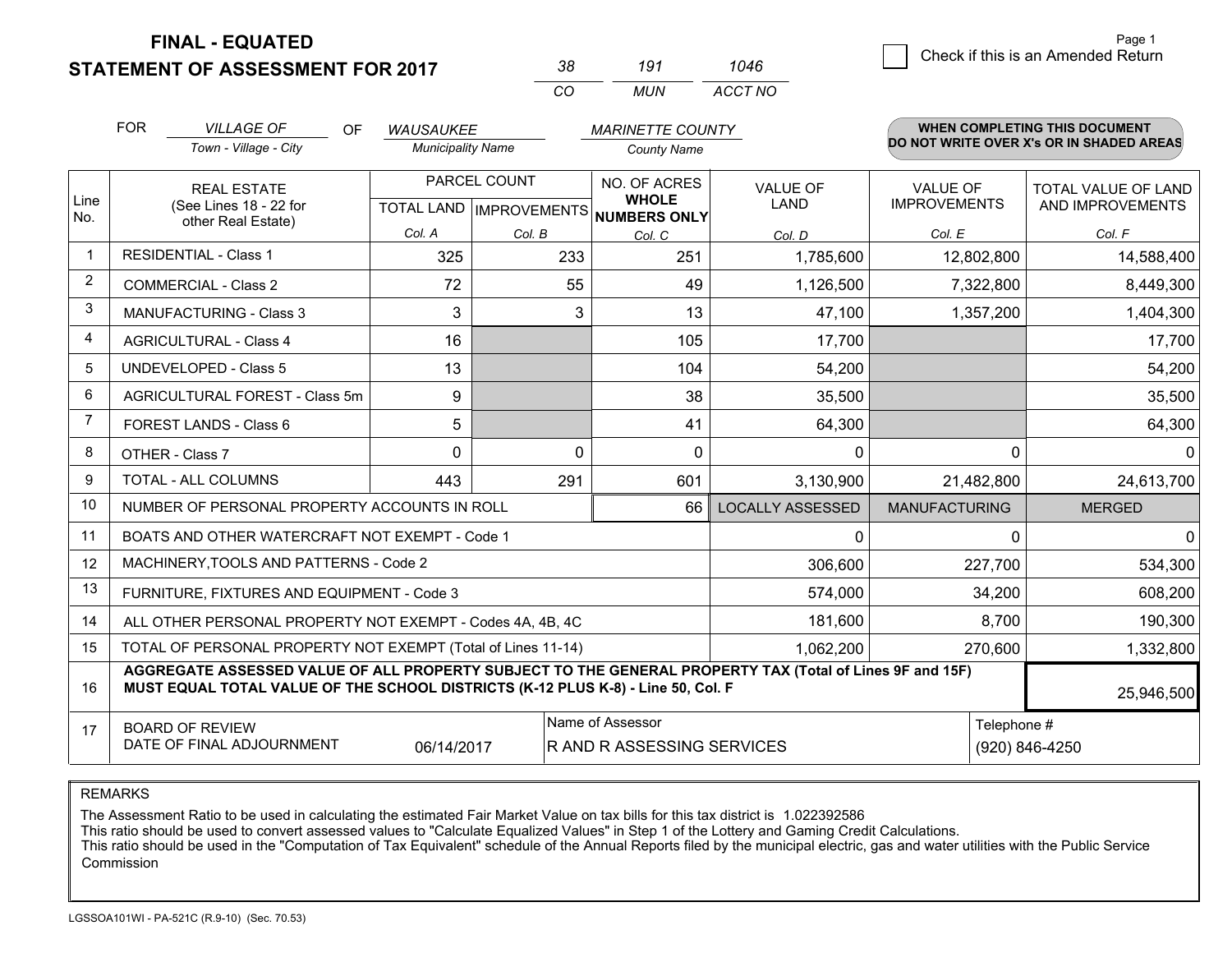**FINAL - EQUATED**
**STATEMENT OF ASSESSMENT FOR 2017**

| 38 | 191 | 1046 |
|---|---|---|
| CO | MUN | ACCT NO |

☐ Check if this is an Amended Return

FOR *VILLAGE OF* (Town - Village - City) OF *WAUSAUKEE* (Municipality Name) *MARINETTE COUNTY* (County Name)

**WHEN COMPLETING THIS DOCUMENT DO NOT WRITE OVER X's OR IN SHADED AREAS**

| Line No. | REAL ESTATE (See Lines 18 - 22 for other Real Estate) | PARCEL COUNT TOTAL LAND Col. A | PARCEL COUNT IMPROVEMENTS Col. B | NO. OF ACRES WHOLE NUMBERS ONLY Col. C | VALUE OF LAND Col. D | VALUE OF IMPROVEMENTS Col. E | TOTAL VALUE OF LAND AND IMPROVEMENTS Col. F |
|---|---|---|---|---|---|---|---|
| 1 | RESIDENTIAL - Class 1 | 325 | 233 | 251 | 1,785,600 | 12,802,800 | 14,588,400 |
| 2 | COMMERCIAL - Class 2 | 72 | 55 | 49 | 1,126,500 | 7,322,800 | 8,449,300 |
| 3 | MANUFACTURING - Class 3 | 3 | 3 | 13 | 47,100 | 1,357,200 | 1,404,300 |
| 4 | AGRICULTURAL - Class 4 | 16 | | 105 | 17,700 | | 17,700 |
| 5 | UNDEVELOPED - Class 5 | 13 | | 104 | 54,200 | | 54,200 |
| 6 | AGRICULTURAL FOREST - Class 5m | 9 | | 38 | 35,500 | | 35,500 |
| 7 | FOREST LANDS - Class 6 | 5 | | 41 | 64,300 | | 64,300 |
| 8 | OTHER - Class 7 | 0 | 0 | 0 | 0 | 0 | 0 |
| 9 | TOTAL - ALL COLUMNS | 443 | 291 | 601 | 3,130,900 | 21,482,800 | 24,613,700 |
| 10 | NUMBER OF PERSONAL PROPERTY ACCOUNTS IN ROLL | | | 66 | LOCALLY ASSESSED | MANUFACTURING | MERGED |
| 11 | BOATS AND OTHER WATERCRAFT NOT EXEMPT - Code 1 | | | | 0 | 0 | 0 |
| 12 | MACHINERY,TOOLS AND PATTERNS - Code 2 | | | | 306,600 | 227,700 | 534,300 |
| 13 | FURNITURE, FIXTURES AND EQUIPMENT - Code 3 | | | | 574,000 | 34,200 | 608,200 |
| 14 | ALL OTHER PERSONAL PROPERTY NOT EXEMPT - Codes 4A, 4B, 4C | | | | 181,600 | 8,700 | 190,300 |
| 15 | TOTAL OF PERSONAL PROPERTY NOT EXEMPT (Total of Lines 11-14) | | | | 1,062,200 | 270,600 | 1,332,800 |
| 16 | **AGGREGATE ASSESSED VALUE OF ALL PROPERTY SUBJECT TO THE GENERAL PROPERTY TAX (Total of Lines 9F and 15F) MUST EQUAL TOTAL VALUE OF THE SCHOOL DISTRICTS (K-12 PLUS K-8) - Line 50, Col. F** | | | | | | 25,946,500 |
| 17 | BOARD OF REVIEW DATE OF FINAL ADJOURNMENT | 06/14/2017 | Name of Assessor: R AND R ASSESSING SERVICES | | | Telephone #: (920) 846-4250 | |

REMARKS

The Assessment Ratio to be used in calculating the estimated Fair Market Value on tax bills for this tax district is 1.022392586
This ratio should be used to convert assessed values to "Calculate Equalized Values" in Step 1 of the Lottery and Gaming Credit Calculations.
This ratio should be used in the "Computation of Tax Equivalent" schedule of the Annual Reports filed by the municipal electric, gas and water utilities with the Public Service Commission

LGSSOA101WI - PA-521C (R.9-10) (Sec. 70.53)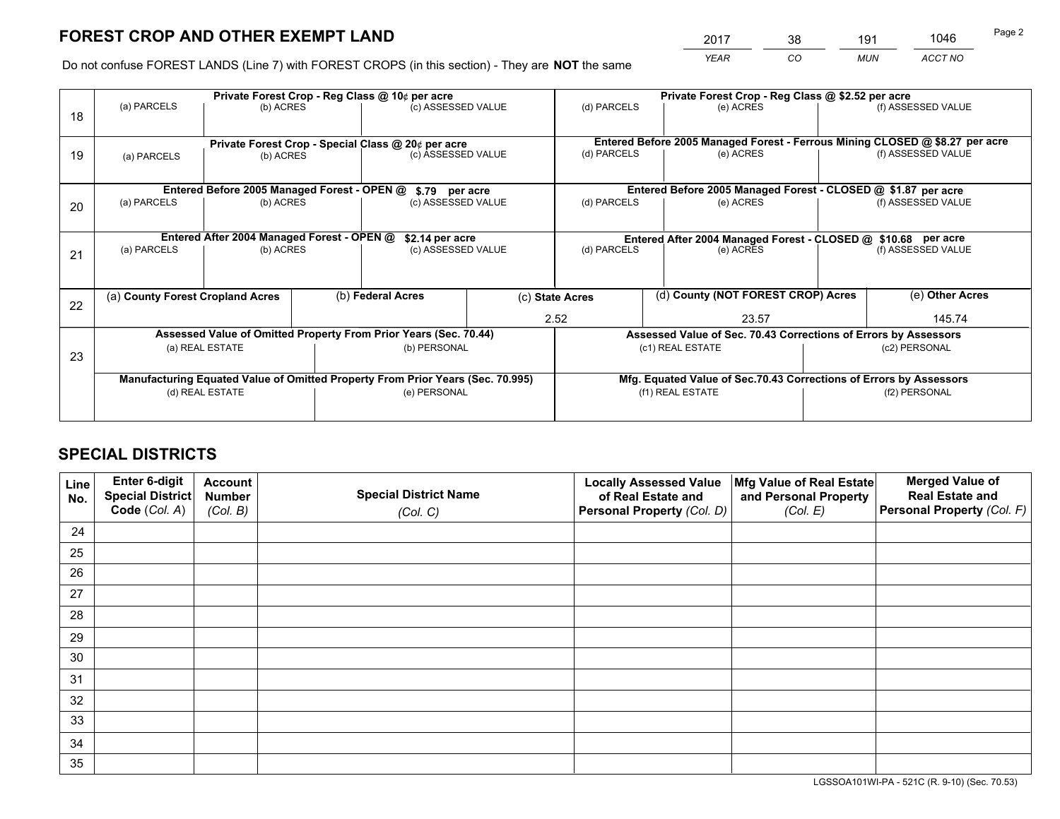# FOREST CROP AND OTHER EXEMPT LAND

| 2017 | 38 | 191 | 1046 |
|---|---|---|---|
| *YEAR* | *CO* | *MUN* | *ACCT NO* |

Do not confuse FOREST LANDS (Line 7) with FOREST CROPS (in this section) - They are **NOT** the same

| Line | Private Forest Crop - Reg Class @ 10¢ per acre | | | Private Forest Crop - Reg Class @ $2.52 per acre | | |
|---|---|---|---|---|---|---|
| 18 | (a) PARCELS | (b) ACRES | (c) ASSESSED VALUE | (d) PARCELS | (e) ACRES | (f) ASSESSED VALUE |
| | | | | | | |

| Line | Private Forest Crop - Special Class @ 20¢ per acre | | | Entered Before 2005 Managed Forest - Ferrous Mining CLOSED @ $8.27 per acre | | |
|---|---|---|---|---|---|---|
| 19 | (a) PARCELS | (b) ACRES | (c) ASSESSED VALUE | (d) PARCELS | (e) ACRES | (f) ASSESSED VALUE |
| | | | | | | |

| Line | Entered Before 2005 Managed Forest - OPEN @ $.79 per acre | | | Entered Before 2005 Managed Forest - CLOSED @ $1.87 per acre | | |
|---|---|---|---|---|---|---|
| 20 | (a) PARCELS | (b) ACRES | (c) ASSESSED VALUE | (d) PARCELS | (e) ACRES | (f) ASSESSED VALUE |
| | | | | | | |

| Line | Entered After 2004 Managed Forest - OPEN @ $2.14 per acre | | | Entered After 2004 Managed Forest - CLOSED @ $10.68 per acre | | |
|---|---|---|---|---|---|---|
| 21 | (a) PARCELS | (b) ACRES | (c) ASSESSED VALUE | (d) PARCELS | (e) ACRES | (f) ASSESSED VALUE |
| | | | | | | |

| Line | (a) **County Forest Cropland Acres** | (b) **Federal Acres** | (c) **State Acres** | (d) **County (NOT FOREST CROP) Acres** | (e) **Other Acres** |
|---|---|---|---|---|---|
| 22 | | | 2.52 | 23.57 | 145.74 |

| Line | Assessed Value of Omitted Property From Prior Years (Sec. 70.44) | | Assessed Value of Sec. 70.43 Corrections of Errors by Assessors | |
|---|---|---|---|---|
| 23 | (a) REAL ESTATE | (b) PERSONAL | (c1) REAL ESTATE | (c2) PERSONAL |
| | | | | |
| | **Manufacturing Equated Value of Omitted Property From Prior Years (Sec. 70.995)** | | **Mfg. Equated Value of Sec.70.43 Corrections of Errors by Assessors** | |
| | (d) REAL ESTATE | (e) PERSONAL | (f1) REAL ESTATE | (f2) PERSONAL |
| | | | | |

# SPECIAL DISTRICTS

| Line No. | Enter 6-digit Special District Code (*Col. A*) | Account Number (*Col. B*) | Special District Name (*Col. C*) | Locally Assessed Value of Real Estate and Personal Property (*Col. D*) | Mfg Value of Real Estate and Personal Property (*Col. E*) | Merged Value of Real Estate and Personal Property (*Col. F*) |
|---|---|---|---|---|---|---|
| 24 | | | | | | |
| 25 | | | | | | |
| 26 | | | | | | |
| 27 | | | | | | |
| 28 | | | | | | |
| 29 | | | | | | |
| 30 | | | | | | |
| 31 | | | | | | |
| 32 | | | | | | |
| 33 | | | | | | |
| 34 | | | | | | |
| 35 | | | | | | |

LGSSOA101WI-PA - 521C (R. 9-10) (Sec. 70.53)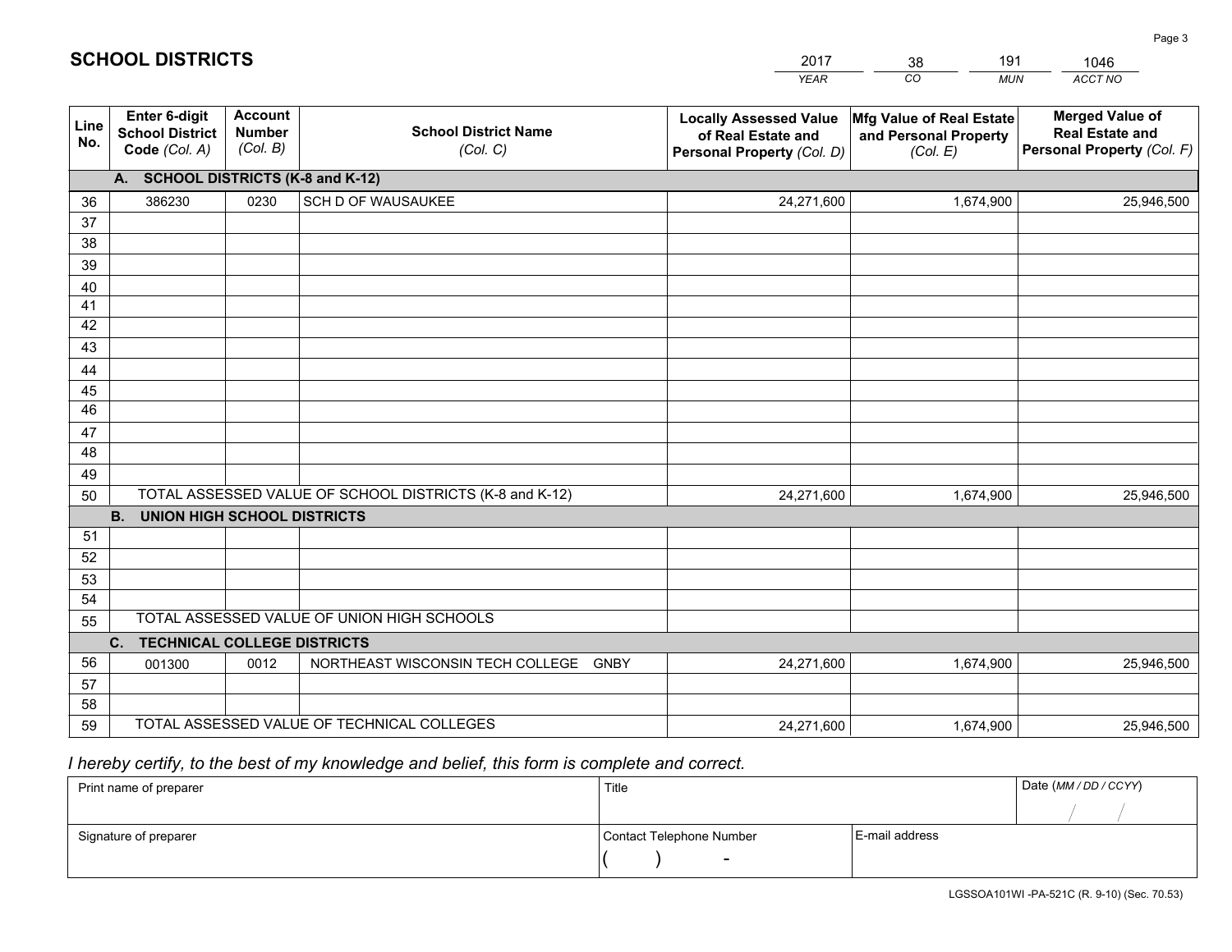# SCHOOL DISTRICTS

| 2017 | 38 | 191 | 1046 |
|---|---|---|---|
| *YEAR* | *CO* | *MUN* | *ACCT NO* |

| Line No. | Enter 6-digit School District Code *(Col. A)* | Account Number *(Col. B)* | School District Name *(Col. C)* | Locally Assessed Value of Real Estate and Personal Property *(Col. D)* | Mfg Value of Real Estate and Personal Property *(Col. E)* | Merged Value of Real Estate and Personal Property *(Col. F)* |
|---|---|---|---|---|---|---|
| **A. SCHOOL DISTRICTS (K-8 and K-12)** | | | | | | |
| 36 | 386230 | 0230 | SCH D OF WAUSAUKEE | 24,271,600 | 1,674,900 | 25,946,500 |
| 37 | | | | | | |
| 38 | | | | | | |
| 39 | | | | | | |
| 40 | | | | | | |
| 41 | | | | | | |
| 42 | | | | | | |
| 43 | | | | | | |
| 44 | | | | | | |
| 45 | | | | | | |
| 46 | | | | | | |
| 47 | | | | | | |
| 48 | | | | | | |
| 49 | | | | | | |
| 50 | TOTAL ASSESSED VALUE OF SCHOOL DISTRICTS (K-8 and K-12) | | | 24,271,600 | 1,674,900 | 25,946,500 |
| **B. UNION HIGH SCHOOL DISTRICTS** | | | | | | |
| 51 | | | | | | |
| 52 | | | | | | |
| 53 | | | | | | |
| 54 | | | | | | |
| 55 | TOTAL ASSESSED VALUE OF UNION HIGH SCHOOLS | | | | | |
| **C. TECHNICAL COLLEGE DISTRICTS** | | | | | | |
| 56 | 001300 | 0012 | NORTHEAST WISCONSIN TECH COLLEGE GNBY | 24,271,600 | 1,674,900 | 25,946,500 |
| 57 | | | | | | |
| 58 | | | | | | |
| 59 | TOTAL ASSESSED VALUE OF TECHNICAL COLLEGES | | | 24,271,600 | 1,674,900 | 25,946,500 |

*I hereby certify, to the best of my knowledge and belief, this form is complete and correct.*

| Print name of preparer | Title | | Date *(MM / DD / CCYY)* |
|---|---|---|---|
| | | | / / |
| Signature of preparer | Contact Telephone Number | E-mail address | |
| | ( ) - | | |

LGSSOA101WI -PA-521C (R. 9-10) (Sec. 70.53)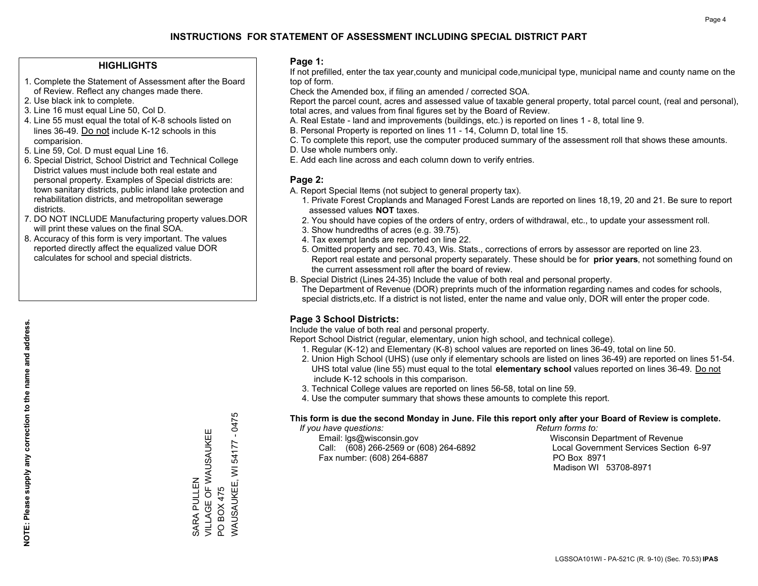# INSTRUCTIONS FOR STATEMENT OF ASSESSMENT INCLUDING SPECIAL DISTRICT PART

## HIGHLIGHTS

1. Complete the Statement of Assessment after the Board of Review. Reflect any changes made there.
2. Use black ink to complete.
3. Line 16 must equal Line 50, Col D.
4. Line 55 must equal the total of K-8 schools listed on lines 36-49. Do not include K-12 schools in this comparision.
5. Line 59, Col. D must equal Line 16.
6. Special District, School District and Technical College District values must include both real estate and personal property. Examples of Special districts are: town sanitary districts, public inland lake protection and rehabilitation districts, and metropolitan sewerage districts.
7. DO NOT INCLUDE Manufacturing property values.DOR will print these values on the final SOA.
8. Accuracy of this form is very important. The values reported directly affect the equalized value DOR calculates for school and special districts.

**NOTE: Please supply any correction to the name and address.**

SARA PULLEN
VILLAGE OF WAUSAUKEE
PO BOX 475
WAUSAUKEE, WI 54177 - 0475

## Page 1:

If not prefilled, enter the tax year,county and municipal code,municipal type, municipal name and county name on the top of form.

Check the Amended box, if filing an amended / corrected SOA.

Report the parcel count, acres and assessed value of taxable general property, total parcel count, (real and personal), total acres, and values from final figures set by the Board of Review.

A. Real Estate - land and improvements (buildings, etc.) is reported on lines 1 - 8, total line 9.
B. Personal Property is reported on lines 11 - 14, Column D, total line 15.
C. To complete this report, use the computer produced summary of the assessment roll that shows these amounts.
D. Use whole numbers only.
E. Add each line across and each column down to verify entries.

## Page 2:

A. Report Special Items (not subject to general property tax).
1. Private Forest Croplands and Managed Forest Lands are reported on lines 18,19, 20 and 21. Be sure to report assessed values **NOT** taxes.
2. You should have copies of the orders of entry, orders of withdrawal, etc., to update your assessment roll.
3. Show hundredths of acres (e.g. 39.75).
4. Tax exempt lands are reported on line 22.
5. Omitted property and sec. 70.43, Wis. Stats., corrections of errors by assessor are reported on line 23. Report real estate and personal property separately. These should be for **prior years**, not something found on the current assessment roll after the board of review.

B. Special District (Lines 24-35) Include the value of both real and personal property.
The Department of Revenue (DOR) preprints much of the information regarding names and codes for schools, special districts,etc. If a district is not listed, enter the name and value only, DOR will enter the proper code.

## Page 3 School Districts:

Include the value of both real and personal property.

Report School District (regular, elementary, union high school, and technical college).

1. Regular (K-12) and Elementary (K-8) school values are reported on lines 36-49, total on line 50.
2. Union High School (UHS) (use only if elementary schools are listed on lines 36-49) are reported on lines 51-54. UHS total value (line 55) must equal to the total **elementary school** values reported on lines 36-49. Do not include K-12 schools in this comparison.
3. Technical College values are reported on lines 56-58, total on line 59.
4. Use the computer summary that shows these amounts to complete this report.

**This form is due the second Monday in June. File this report only after your Board of Review is complete.**

*If you have questions:*
Email: lgs@wisconsin.gov
Call: (608) 266-2569 or (608) 264-6892
Fax number: (608) 264-6887

*Return forms to:*
Wisconsin Department of Revenue
Local Government Services Section 6-97
PO Box 8971
Madison WI 53708-8971

LGSSOA101WI - PA-521C (R. 9-10) (Sec. 70.53) **IPAS**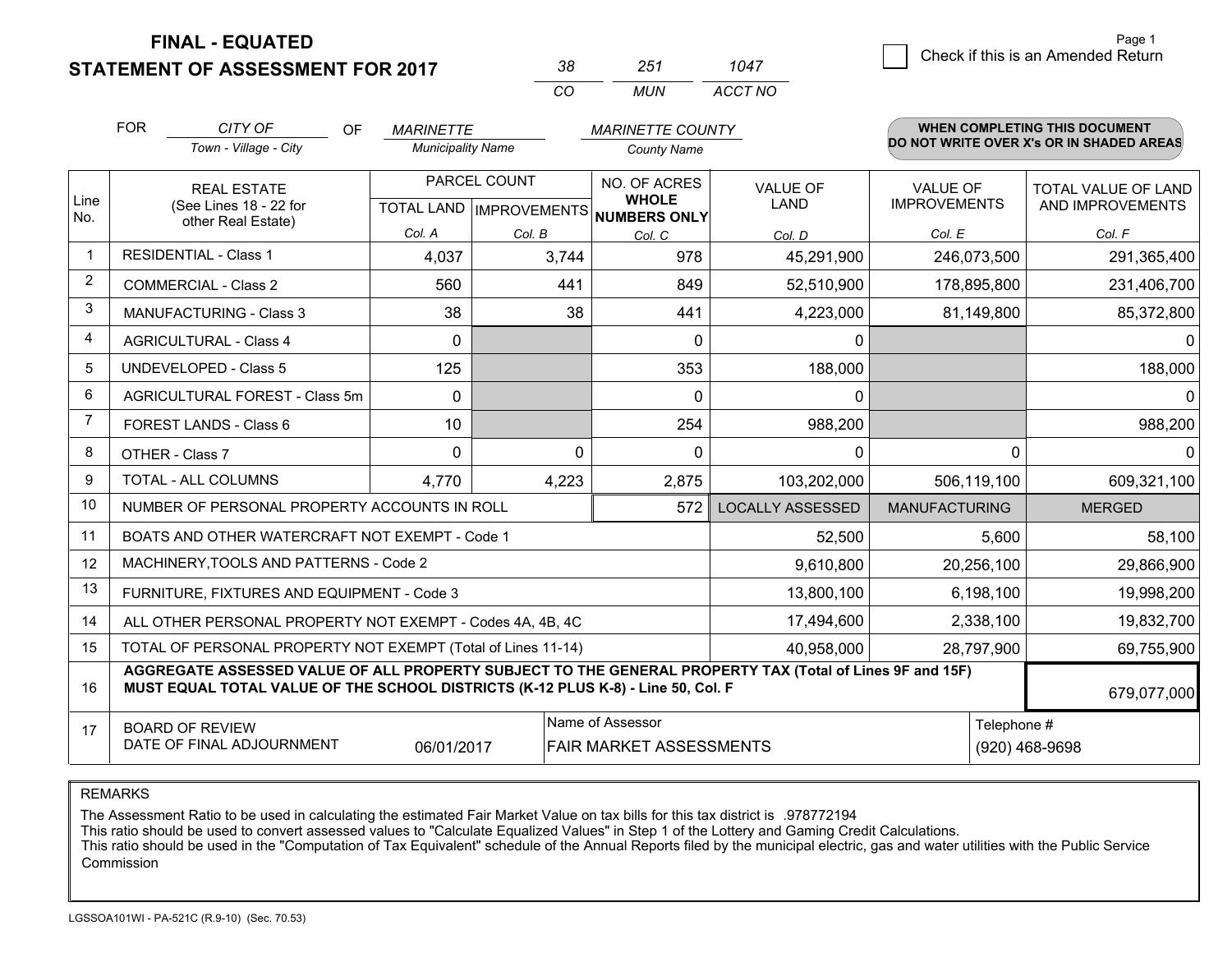# FINAL - EQUATED
# STATEMENT OF ASSESSMENT FOR 2017

| 38 | 251 | 1047 |
|---|---|---|
| CO | MUN | ACCT NO |

Page 1

☐ Check if this is an Amended Return

FOR *CITY OF* (Town - Village - City) OF *MARINETTE* (Municipality Name) *MARINETTE COUNTY* (County Name)

**WHEN COMPLETING THIS DOCUMENT DO NOT WRITE OVER X's OR IN SHADED AREAS**

| Line No. | REAL ESTATE (See Lines 18 - 22 for other Real Estate) | PARCEL COUNT TOTAL LAND Col. A | PARCEL COUNT IMPROVEMENTS Col. B | NO. OF ACRES WHOLE NUMBERS ONLY Col. C | VALUE OF LAND Col. D | VALUE OF IMPROVEMENTS Col. E | TOTAL VALUE OF LAND AND IMPROVEMENTS Col. F |
|---|---|---|---|---|---|---|---|
| 1 | RESIDENTIAL - Class 1 | 4,037 | 3,744 | 978 | 45,291,900 | 246,073,500 | 291,365,400 |
| 2 | COMMERCIAL - Class 2 | 560 | 441 | 849 | 52,510,900 | 178,895,800 | 231,406,700 |
| 3 | MANUFACTURING - Class 3 | 38 | 38 | 441 | 4,223,000 | 81,149,800 | 85,372,800 |
| 4 | AGRICULTURAL - Class 4 | 0 | | 0 | 0 | | 0 |
| 5 | UNDEVELOPED - Class 5 | 125 | | 353 | 188,000 | | 188,000 |
| 6 | AGRICULTURAL FOREST - Class 5m | 0 | | 0 | 0 | | 0 |
| 7 | FOREST LANDS - Class 6 | 10 | | 254 | 988,200 | | 988,200 |
| 8 | OTHER - Class 7 | 0 | 0 | 0 | 0 | 0 | 0 |
| 9 | TOTAL - ALL COLUMNS | 4,770 | 4,223 | 2,875 | 103,202,000 | 506,119,100 | 609,321,100 |
| 10 | NUMBER OF PERSONAL PROPERTY ACCOUNTS IN ROLL | | | 572 | LOCALLY ASSESSED | MANUFACTURING | MERGED |
| 11 | BOATS AND OTHER WATERCRAFT NOT EXEMPT - Code 1 | | | | 52,500 | 5,600 | 58,100 |
| 12 | MACHINERY,TOOLS AND PATTERNS - Code 2 | | | | 9,610,800 | 20,256,100 | 29,866,900 |
| 13 | FURNITURE, FIXTURES AND EQUIPMENT - Code 3 | | | | 13,800,100 | 6,198,100 | 19,998,200 |
| 14 | ALL OTHER PERSONAL PROPERTY NOT EXEMPT - Codes 4A, 4B, 4C | | | | 17,494,600 | 2,338,100 | 19,832,700 |
| 15 | TOTAL OF PERSONAL PROPERTY NOT EXEMPT (Total of Lines 11-14) | | | | 40,958,000 | 28,797,900 | 69,755,900 |
| 16 | **AGGREGATE ASSESSED VALUE OF ALL PROPERTY SUBJECT TO THE GENERAL PROPERTY TAX (Total of Lines 9F and 15F) MUST EQUAL TOTAL VALUE OF THE SCHOOL DISTRICTS (K-12 PLUS K-8) - Line 50, Col. F** | | | | | | 679,077,000 |
| 17 | BOARD OF REVIEW DATE OF FINAL ADJOURNMENT | 06/01/2017 | | Name of Assessor: FAIR MARKET ASSESSMENTS | | Telephone #: (920) 468-9698 | |

REMARKS

The Assessment Ratio to be used in calculating the estimated Fair Market Value on tax bills for this tax district is .978772194
This ratio should be used to convert assessed values to "Calculate Equalized Values" in Step 1 of the Lottery and Gaming Credit Calculations.
This ratio should be used in the "Computation of Tax Equivalent" schedule of the Annual Reports filed by the municipal electric, gas and water utilities with the Public Service Commission

LGSSOA101WI - PA-521C (R.9-10) (Sec. 70.53)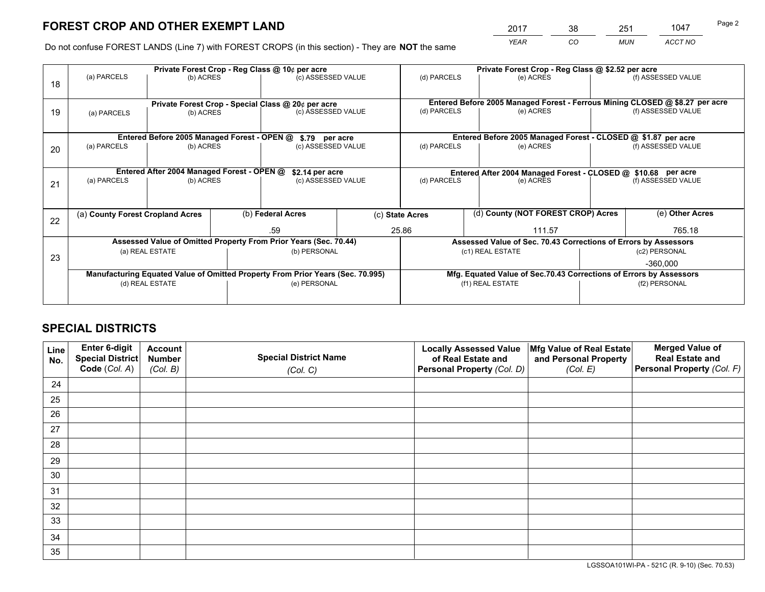# FOREST CROP AND OTHER EXEMPT LAND

| 2017 | 38 | 251 | 1047 |
|---|---|---|---|
| *YEAR* | *CO* | *MUN* | *ACCT NO* |

Do not confuse FOREST LANDS (Line 7) with FOREST CROPS (in this section) - They are **NOT** the same

| | Private Forest Crop - Reg Class @ 10¢ per acre | | | Private Forest Crop - Reg Class @ $2.52 per acre | | |
|---|---|---|---|---|---|---|
| 18 | (a) PARCELS | (b) ACRES | (c) ASSESSED VALUE | (d) PARCELS | (e) ACRES | (f) ASSESSED VALUE |
| | | | | | | |
| | **Private Forest Crop - Special Class @ 20¢ per acre** | | | **Entered Before 2005 Managed Forest - Ferrous Mining CLOSED @ $8.27 per acre** | | |
| 19 | (a) PARCELS | (b) ACRES | (c) ASSESSED VALUE | (d) PARCELS | (e) ACRES | (f) ASSESSED VALUE |
| | | | | | | |
| | **Entered Before 2005 Managed Forest - OPEN @ $.79 per acre** | | | **Entered Before 2005 Managed Forest - CLOSED @ $1.87 per acre** | | |
| 20 | (a) PARCELS | (b) ACRES | (c) ASSESSED VALUE | (d) PARCELS | (e) ACRES | (f) ASSESSED VALUE |
| | | | | | | |
| | **Entered After 2004 Managed Forest - OPEN @ $2.14 per acre** | | | **Entered After 2004 Managed Forest - CLOSED @ $10.68 per acre** | | |
| 21 | (a) PARCELS | (b) ACRES | (c) ASSESSED VALUE | (d) PARCELS | (e) ACRES | (f) ASSESSED VALUE |
| | | | | | | |

| | (a) County Forest Cropland Acres | (b) Federal Acres | (c) State Acres | (d) County (NOT FOREST CROP) Acres | (e) Other Acres |
|---|---|---|---|---|---|
| 22 | | .59 | 25.86 | 111.57 | 765.18 |

| | Assessed Value of Omitted Property From Prior Years (Sec. 70.44) | | Assessed Value of Sec. 70.43 Corrections of Errors by Assessors | |
|---|---|---|---|---|
| 23 | (a) REAL ESTATE | (b) PERSONAL | (c1) REAL ESTATE | (c2) PERSONAL |
| | | | | -360,000 |
| | **Manufacturing Equated Value of Omitted Property From Prior Years (Sec. 70.995)** | | **Mfg. Equated Value of Sec.70.43 Corrections of Errors by Assessors** | |
| | (d) REAL ESTATE | (e) PERSONAL | (f1) REAL ESTATE | (f2) PERSONAL |
| | | | | |

# SPECIAL DISTRICTS

| Line No. | Enter 6-digit Special District Code (Col. A) | Account Number (Col. B) | Special District Name (Col. C) | Locally Assessed Value of Real Estate and Personal Property (Col. D) | Mfg Value of Real Estate and Personal Property (Col. E) | Merged Value of Real Estate and Personal Property (Col. F) |
|---|---|---|---|---|---|---|
| 24 | | | | | | |
| 25 | | | | | | |
| 26 | | | | | | |
| 27 | | | | | | |
| 28 | | | | | | |
| 29 | | | | | | |
| 30 | | | | | | |
| 31 | | | | | | |
| 32 | | | | | | |
| 33 | | | | | | |
| 34 | | | | | | |
| 35 | | | | | | |

LGSSOA101WI-PA - 521C (R. 9-10) (Sec. 70.53)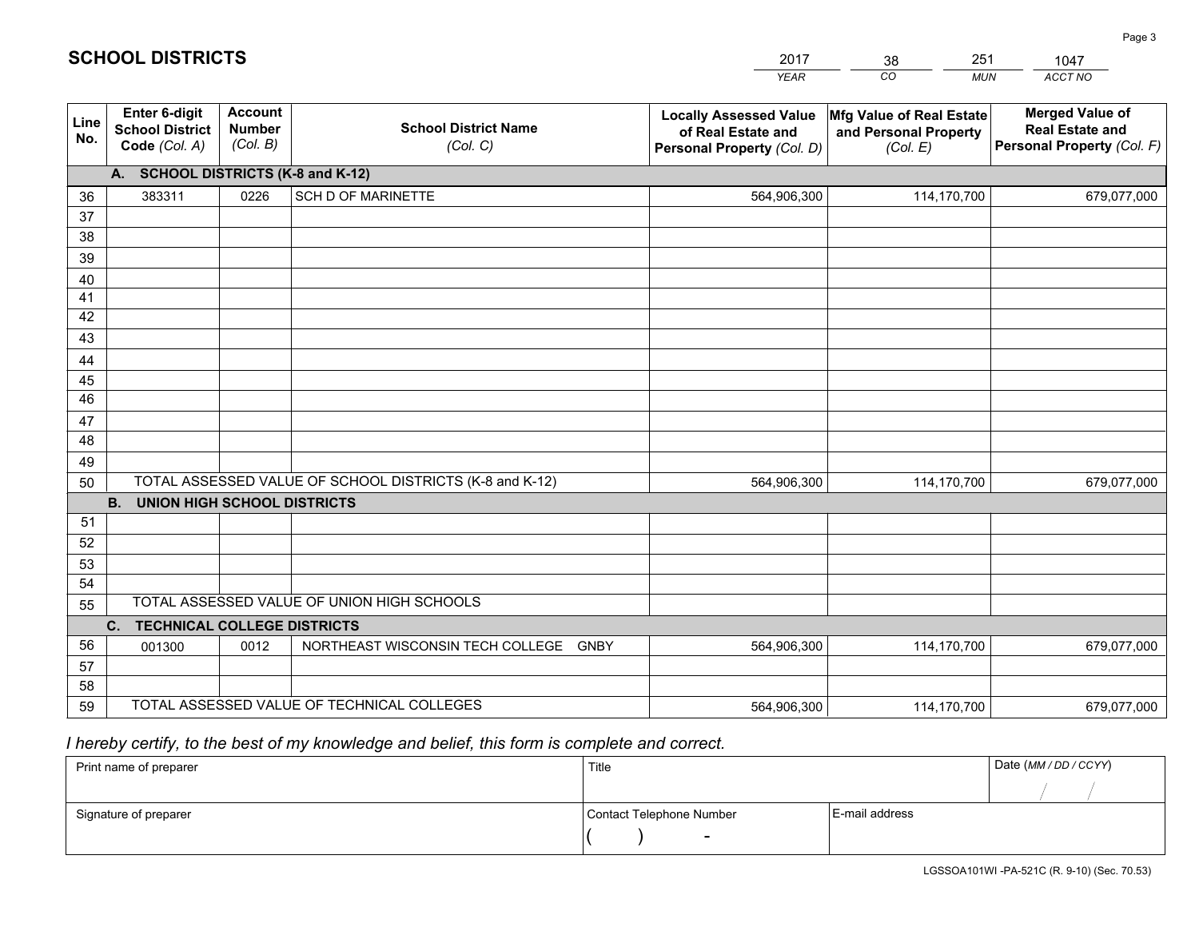# SCHOOL DISTRICTS

| 2017 | 38 | 251 | 1047 |
|---|---|---|---|
| *YEAR* | *CO* | *MUN* | *ACCT NO* |

| Line No. | Enter 6-digit School District Code *(Col. A)* | Account Number *(Col. B)* | School District Name *(Col. C)* | Locally Assessed Value of Real Estate and Personal Property *(Col. D)* | Mfg Value of Real Estate and Personal Property *(Col. E)* | Merged Value of Real Estate and Personal Property *(Col. F)* |
|---|---|---|---|---|---|---|
| **A.** | **SCHOOL DISTRICTS (K-8 and K-12)** | | | | | |
| 36 | 383311 | 0226 | SCH D OF MARINETTE | 564,906,300 | 114,170,700 | 679,077,000 |
| 37 | | | | | | |
| 38 | | | | | | |
| 39 | | | | | | |
| 40 | | | | | | |
| 41 | | | | | | |
| 42 | | | | | | |
| 43 | | | | | | |
| 44 | | | | | | |
| 45 | | | | | | |
| 46 | | | | | | |
| 47 | | | | | | |
| 48 | | | | | | |
| 49 | | | | | | |
| 50 | TOTAL ASSESSED VALUE OF SCHOOL DISTRICTS (K-8 and K-12) | | | 564,906,300 | 114,170,700 | 679,077,000 |
| **B.** | **UNION HIGH SCHOOL DISTRICTS** | | | | | |
| 51 | | | | | | |
| 52 | | | | | | |
| 53 | | | | | | |
| 54 | | | | | | |
| 55 | TOTAL ASSESSED VALUE OF UNION HIGH SCHOOLS | | | | | |
| **C.** | **TECHNICAL COLLEGE DISTRICTS** | | | | | |
| 56 | 001300 | 0012 | NORTHEAST WISCONSIN TECH COLLEGE GNBY | 564,906,300 | 114,170,700 | 679,077,000 |
| 57 | | | | | | |
| 58 | | | | | | |
| 59 | TOTAL ASSESSED VALUE OF TECHNICAL COLLEGES | | | 564,906,300 | 114,170,700 | 679,077,000 |

*I hereby certify, to the best of my knowledge and belief, this form is complete and correct.*

| Print name of preparer | Title | | Date *(MM / DD / CCYY)* |
|---|---|---|---|
| | | | / / |
| Signature of preparer | Contact Telephone Number | E-mail address | |
| | ( ) - | | |

LGSSOA101WI -PA-521C (R. 9-10) (Sec. 70.53)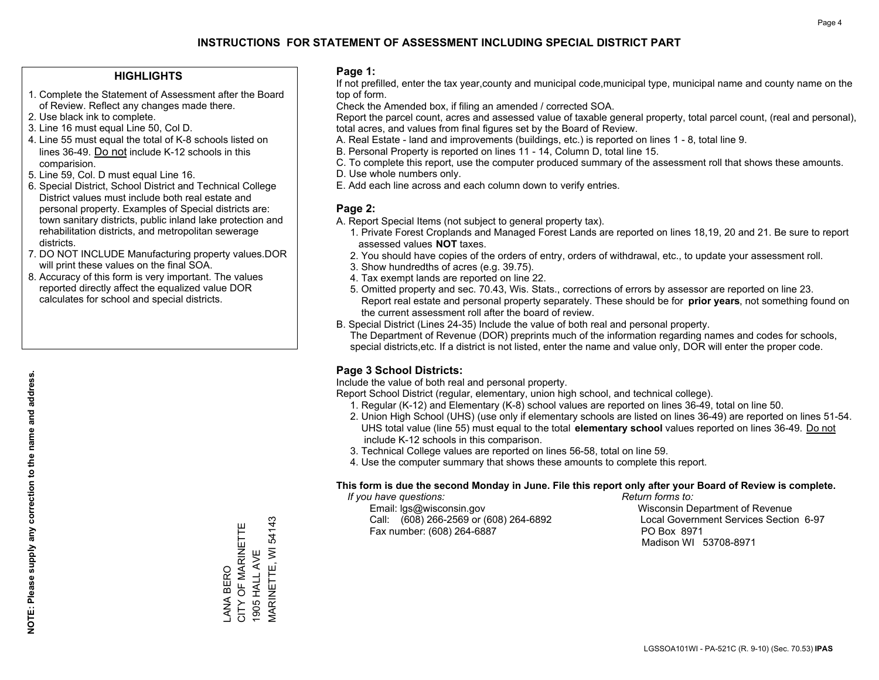# INSTRUCTIONS FOR STATEMENT OF ASSESSMENT INCLUDING SPECIAL DISTRICT PART

## HIGHLIGHTS

1. Complete the Statement of Assessment after the Board of Review. Reflect any changes made there.
2. Use black ink to complete.
3. Line 16 must equal Line 50, Col D.
4. Line 55 must equal the total of K-8 schools listed on lines 36-49. Do not include K-12 schools in this comparision.
5. Line 59, Col. D must equal Line 16.
6. Special District, School District and Technical College District values must include both real estate and personal property. Examples of Special districts are: town sanitary districts, public inland lake protection and rehabilitation districts, and metropolitan sewerage districts.
7. DO NOT INCLUDE Manufacturing property values.DOR will print these values on the final SOA.
8. Accuracy of this form is very important. The values reported directly affect the equalized value DOR calculates for school and special districts.

**NOTE: Please supply any correction to the name and address.**

LANA BERO
CITY OF MARINETTE
1905 HALL AVE
MARINETTE, WI 54143

## Page 1:

If not prefilled, enter the tax year,county and municipal code,municipal type, municipal name and county name on the top of form.

Check the Amended box, if filing an amended / corrected SOA.

Report the parcel count, acres and assessed value of taxable general property, total parcel count, (real and personal), total acres, and values from final figures set by the Board of Review.

A. Real Estate - land and improvements (buildings, etc.) is reported on lines 1 - 8, total line 9.
B. Personal Property is reported on lines 11 - 14, Column D, total line 15.
C. To complete this report, use the computer produced summary of the assessment roll that shows these amounts.
D. Use whole numbers only.
E. Add each line across and each column down to verify entries.

## Page 2:

A. Report Special Items (not subject to general property tax).
   1. Private Forest Croplands and Managed Forest Lands are reported on lines 18,19, 20 and 21. Be sure to report assessed values **NOT** taxes.
   2. You should have copies of the orders of entry, orders of withdrawal, etc., to update your assessment roll.
   3. Show hundredths of acres (e.g. 39.75).
   4. Tax exempt lands are reported on line 22.
   5. Omitted property and sec. 70.43, Wis. Stats., corrections of errors by assessor are reported on line 23. Report real estate and personal property separately. These should be for **prior years**, not something found on the current assessment roll after the board of review.

B. Special District (Lines 24-35) Include the value of both real and personal property.
   The Department of Revenue (DOR) preprints much of the information regarding names and codes for schools, special districts,etc. If a district is not listed, enter the name and value only, DOR will enter the proper code.

## Page 3 School Districts:

Include the value of both real and personal property.

Report School District (regular, elementary, union high school, and technical college).

1. Regular (K-12) and Elementary (K-8) school values are reported on lines 36-49, total on line 50.
2. Union High School (UHS) (use only if elementary schools are listed on lines 36-49) are reported on lines 51-54. UHS total value (line 55) must equal to the total **elementary school** values reported on lines 36-49. Do not include K-12 schools in this comparison.
3. Technical College values are reported on lines 56-58, total on line 59.
4. Use the computer summary that shows these amounts to complete this report.

**This form is due the second Monday in June. File this report only after your Board of Review is complete.**

*If you have questions:*
Email: lgs@wisconsin.gov
Call: (608) 266-2569 or (608) 264-6892
Fax number: (608) 264-6887

*Return forms to:*
Wisconsin Department of Revenue
Local Government Services Section 6-97
PO Box 8971
Madison WI 53708-8971

LGSSOA101WI - PA-521C (R. 9-10) (Sec. 70.53) **IPAS**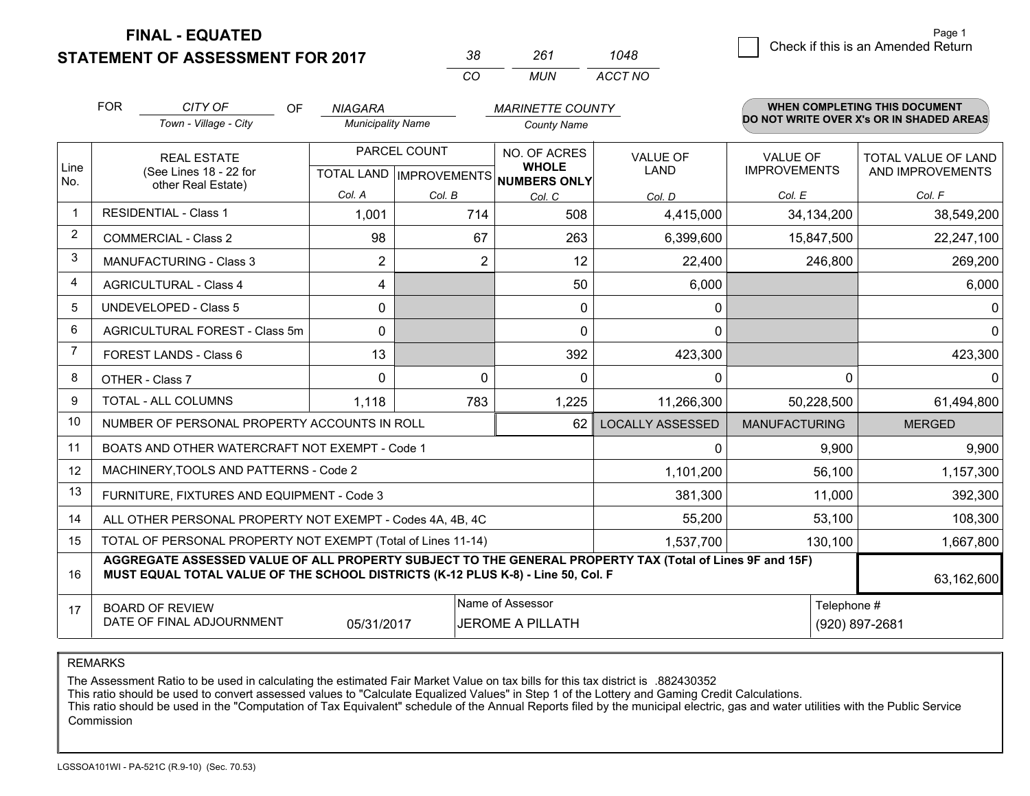# FINAL - EQUATED
# STATEMENT OF ASSESSMENT FOR 2017

| 38 | 261 | 1048 |
|---|---|---|
| CO | MUN | ACCT NO |

☐ Check if this is an Amended Return

FOR *CITY OF* (Town - Village - City) OF *NIAGARA* (Municipality Name) *MARINETTE COUNTY* (County Name)

**WHEN COMPLETING THIS DOCUMENT DO NOT WRITE OVER X's OR IN SHADED AREAS**

| Line No. | REAL ESTATE (See Lines 18 - 22 for other Real Estate) | PARCEL COUNT TOTAL LAND Col. A | PARCEL COUNT IMPROVEMENTS Col. B | NO. OF ACRES WHOLE NUMBERS ONLY Col. C | VALUE OF LAND Col. D | VALUE OF IMPROVEMENTS Col. E | TOTAL VALUE OF LAND AND IMPROVEMENTS Col. F |
|---|---|---|---|---|---|---|---|
| 1 | RESIDENTIAL - Class 1 | 1,001 | 714 | 508 | 4,415,000 | 34,134,200 | 38,549,200 |
| 2 | COMMERCIAL - Class 2 | 98 | 67 | 263 | 6,399,600 | 15,847,500 | 22,247,100 |
| 3 | MANUFACTURING - Class 3 | 2 | 2 | 12 | 22,400 | 246,800 | 269,200 |
| 4 | AGRICULTURAL - Class 4 | 4 | | 50 | 6,000 | | 6,000 |
| 5 | UNDEVELOPED - Class 5 | 0 | | 0 | 0 | | 0 |
| 6 | AGRICULTURAL FOREST - Class 5m | 0 | | 0 | 0 | | 0 |
| 7 | FOREST LANDS - Class 6 | 13 | | 392 | 423,300 | | 423,300 |
| 8 | OTHER - Class 7 | 0 | 0 | 0 | 0 | 0 | 0 |
| 9 | TOTAL - ALL COLUMNS | 1,118 | 783 | 1,225 | 11,266,300 | 50,228,500 | 61,494,800 |
| 10 | NUMBER OF PERSONAL PROPERTY ACCOUNTS IN ROLL | | | 62 | LOCALLY ASSESSED | MANUFACTURING | MERGED |
| 11 | BOATS AND OTHER WATERCRAFT NOT EXEMPT - Code 1 | | | | 0 | 9,900 | 9,900 |
| 12 | MACHINERY,TOOLS AND PATTERNS - Code 2 | | | | 1,101,200 | 56,100 | 1,157,300 |
| 13 | FURNITURE, FIXTURES AND EQUIPMENT - Code 3 | | | | 381,300 | 11,000 | 392,300 |
| 14 | ALL OTHER PERSONAL PROPERTY NOT EXEMPT - Codes 4A, 4B, 4C | | | | 55,200 | 53,100 | 108,300 |
| 15 | TOTAL OF PERSONAL PROPERTY NOT EXEMPT (Total of Lines 11-14) | | | | 1,537,700 | 130,100 | 1,667,800 |
| 16 | **AGGREGATE ASSESSED VALUE OF ALL PROPERTY SUBJECT TO THE GENERAL PROPERTY TAX (Total of Lines 9F and 15F) MUST EQUAL TOTAL VALUE OF THE SCHOOL DISTRICTS (K-12 PLUS K-8) - Line 50, Col. F** | | | | | | 63,162,600 |
| 17 | BOARD OF REVIEW DATE OF FINAL ADJOURNMENT | 05/31/2017 | Name of Assessor: JEROME A PILLATH | | | Telephone #: (920) 897-2681 | |

REMARKS

The Assessment Ratio to be used in calculating the estimated Fair Market Value on tax bills for this tax district is .882430352
This ratio should be used to convert assessed values to "Calculate Equalized Values" in Step 1 of the Lottery and Gaming Credit Calculations.
This ratio should be used in the "Computation of Tax Equivalent" schedule of the Annual Reports filed by the municipal electric, gas and water utilities with the Public Service Commission

LGSSOA101WI - PA-521C (R.9-10) (Sec. 70.53)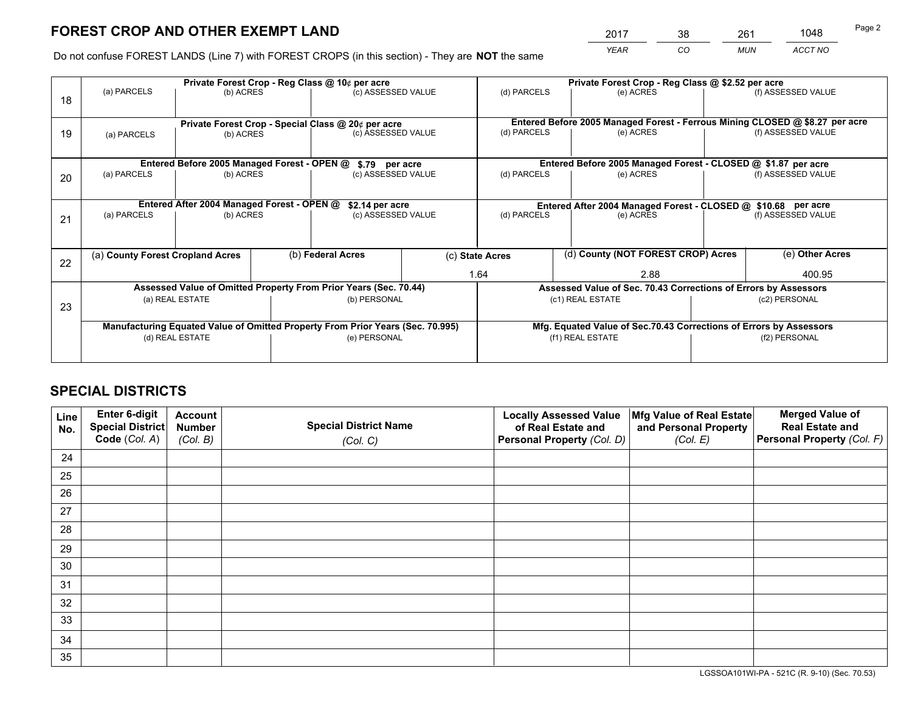# FOREST CROP AND OTHER EXEMPT LAND

| 2017 | 38 | 261 | 1048 |
|---|---|---|---|
| *YEAR* | *CO* | *MUN* | *ACCT NO* |

Do not confuse FOREST LANDS (Line 7) with FOREST CROPS (in this section) - They are **NOT** the same

| Line | Private Forest Crop - Reg Class @ 10¢ per acre | | | Private Forest Crop - Reg Class @ $2.52 per acre | | |
|---|---|---|---|---|---|---|
| 18 | (a) PARCELS | (b) ACRES | (c) ASSESSED VALUE | (d) PARCELS | (e) ACRES | (f) ASSESSED VALUE |
| | | | | | | |
| | **Private Forest Crop - Special Class @ 20¢ per acre** | | | **Entered Before 2005 Managed Forest - Ferrous Mining CLOSED @ $8.27 per acre** | | |
| 19 | (a) PARCELS | (b) ACRES | (c) ASSESSED VALUE | (d) PARCELS | (e) ACRES | (f) ASSESSED VALUE |
| | | | | | | |
| | **Entered Before 2005 Managed Forest - OPEN @ $.79 per acre** | | | **Entered Before 2005 Managed Forest - CLOSED @ $1.87 per acre** | | |
| 20 | (a) PARCELS | (b) ACRES | (c) ASSESSED VALUE | (d) PARCELS | (e) ACRES | (f) ASSESSED VALUE |
| | | | | | | |
| | **Entered After 2004 Managed Forest - OPEN @ $2.14 per acre** | | | **Entered After 2004 Managed Forest - CLOSED @ $10.68 per acre** | | |
| 21 | (a) PARCELS | (b) ACRES | (c) ASSESSED VALUE | (d) PARCELS | (e) ACRES | (f) ASSESSED VALUE |
| | | | | | | |

| Line | (a) County Forest Cropland Acres | (b) Federal Acres | (c) State Acres | (d) County (NOT FOREST CROP) Acres | (e) Other Acres |
|---|---|---|---|---|---|
| 22 | | | 1.64 | 2.88 | 400.95 |

| Line | Assessed Value of Omitted Property From Prior Years (Sec. 70.44) | | Assessed Value of Sec. 70.43 Corrections of Errors by Assessors | |
|---|---|---|---|---|
| 23 | (a) REAL ESTATE | (b) PERSONAL | (c1) REAL ESTATE | (c2) PERSONAL |
| | | | | |
| | **Manufacturing Equated Value of Omitted Property From Prior Years (Sec. 70.995)** | | **Mfg. Equated Value of Sec.70.43 Corrections of Errors by Assessors** | |
| | (d) REAL ESTATE | (e) PERSONAL | (f1) REAL ESTATE | (f2) PERSONAL |
| | | | | |

# SPECIAL DISTRICTS

| Line No. | Enter 6-digit Special District Code (*Col. A*) | Account Number (*Col. B*) | Special District Name (*Col. C*) | Locally Assessed Value of Real Estate and Personal Property (*Col. D*) | Mfg Value of Real Estate and Personal Property (*Col. E*) | Merged Value of Real Estate and Personal Property (*Col. F*) |
|---|---|---|---|---|---|---|
| 24 | | | | | | |
| 25 | | | | | | |
| 26 | | | | | | |
| 27 | | | | | | |
| 28 | | | | | | |
| 29 | | | | | | |
| 30 | | | | | | |
| 31 | | | | | | |
| 32 | | | | | | |
| 33 | | | | | | |
| 34 | | | | | | |
| 35 | | | | | | |

LGSSOA101WI-PA - 521C (R. 9-10) (Sec. 70.53)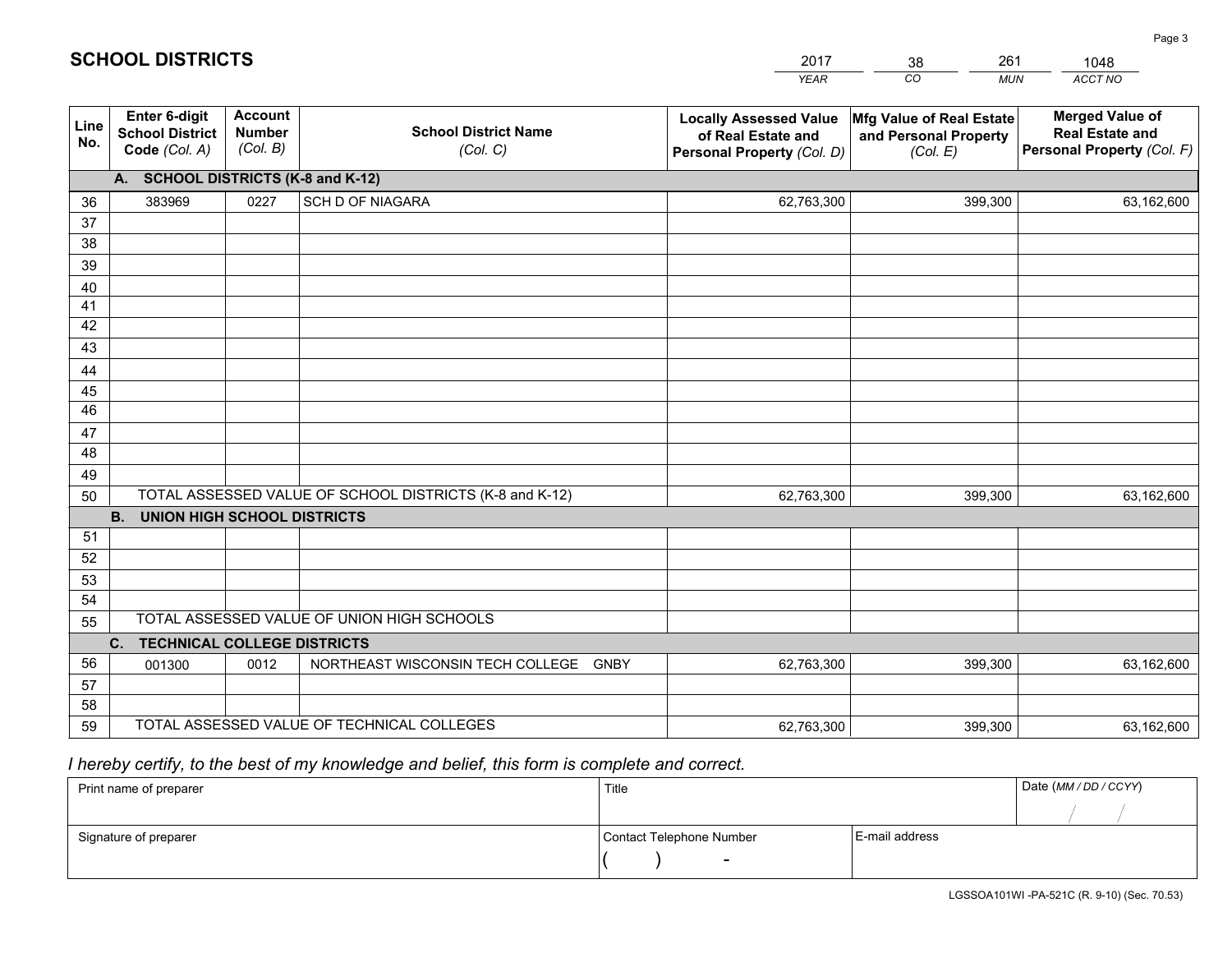# SCHOOL DISTRICTS

| 2017 | 38 | 261 | 1048 |
|---|---|---|---|
| *YEAR* | *CO* | *MUN* | *ACCT NO* |

| Line No. | Enter 6-digit School District Code (Col. A) | Account Number (Col. B) | School District Name (Col. C) | Locally Assessed Value of Real Estate and Personal Property (Col. D) | Mfg Value of Real Estate and Personal Property (Col. E) | Merged Value of Real Estate and Personal Property (Col. F) |
|---|---|---|---|---|---|---|
| | **A. SCHOOL DISTRICTS (K-8 and K-12)** | | | | | |
| 36 | 383969 | 0227 | SCH D OF NIAGARA | 62,763,300 | 399,300 | 63,162,600 |
| 37 | | | | | | |
| 38 | | | | | | |
| 39 | | | | | | |
| 40 | | | | | | |
| 41 | | | | | | |
| 42 | | | | | | |
| 43 | | | | | | |
| 44 | | | | | | |
| 45 | | | | | | |
| 46 | | | | | | |
| 47 | | | | | | |
| 48 | | | | | | |
| 49 | | | | | | |
| 50 | TOTAL ASSESSED VALUE OF SCHOOL DISTRICTS (K-8 and K-12) | | | 62,763,300 | 399,300 | 63,162,600 |
| | **B. UNION HIGH SCHOOL DISTRICTS** | | | | | |
| 51 | | | | | | |
| 52 | | | | | | |
| 53 | | | | | | |
| 54 | | | | | | |
| 55 | TOTAL ASSESSED VALUE OF UNION HIGH SCHOOLS | | | | | |
| | **C. TECHNICAL COLLEGE DISTRICTS** | | | | | |
| 56 | 001300 | 0012 | NORTHEAST WISCONSIN TECH COLLEGE GNBY | 62,763,300 | 399,300 | 63,162,600 |
| 57 | | | | | | |
| 58 | | | | | | |
| 59 | TOTAL ASSESSED VALUE OF TECHNICAL COLLEGES | | | 62,763,300 | 399,300 | 63,162,600 |

*I hereby certify, to the best of my knowledge and belief, this form is complete and correct.*

| Print name of preparer | Title | | Date (MM / DD / CCYY) |
|---|---|---|---|
| | | | / / |
| Signature of preparer | Contact Telephone Number | E-mail address | |
| | ( ) - | | |

LGSSOA101WI -PA-521C (R. 9-10) (Sec. 70.53)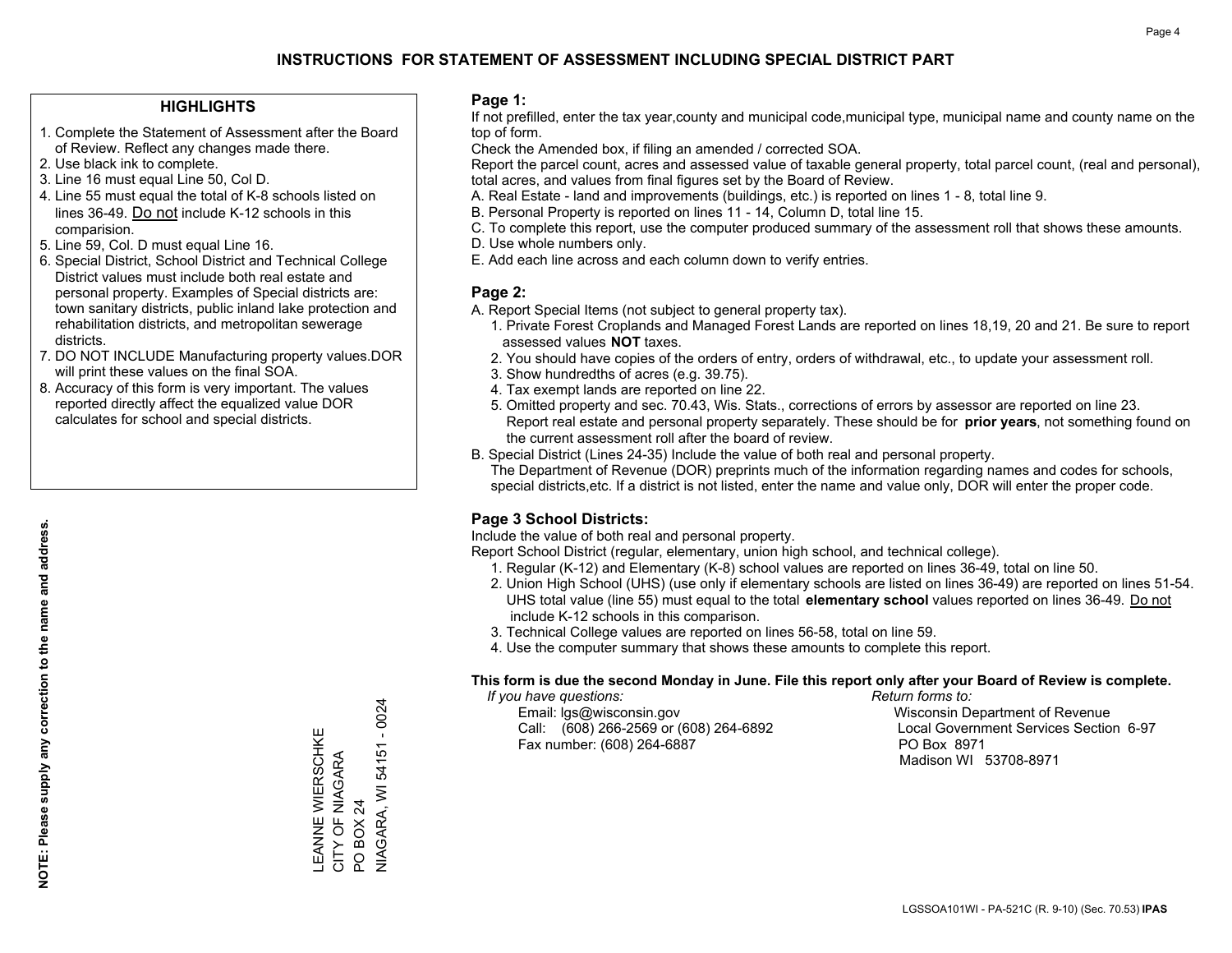# INSTRUCTIONS FOR STATEMENT OF ASSESSMENT INCLUDING SPECIAL DISTRICT PART

## HIGHLIGHTS

1. Complete the Statement of Assessment after the Board of Review. Reflect any changes made there.
2. Use black ink to complete.
3. Line 16 must equal Line 50, Col D.
4. Line 55 must equal the total of K-8 schools listed on lines 36-49. Do not include K-12 schools in this comparision.
5. Line 59, Col. D must equal Line 16.
6. Special District, School District and Technical College District values must include both real estate and personal property. Examples of Special districts are: town sanitary districts, public inland lake protection and rehabilitation districts, and metropolitan sewerage districts.
7. DO NOT INCLUDE Manufacturing property values.DOR will print these values on the final SOA.
8. Accuracy of this form is very important. The values reported directly affect the equalized value DOR calculates for school and special districts.

**NOTE: Please supply any correction to the name and address.**

LEANNE WIERSCHKE
CITY OF NIAGARA
PO BOX 24
NIAGARA, WI 54151 - 0024

## Page 1:

If not prefilled, enter the tax year,county and municipal code,municipal type, municipal name and county name on the top of form.

Check the Amended box, if filing an amended / corrected SOA.

Report the parcel count, acres and assessed value of taxable general property, total parcel count, (real and personal), total acres, and values from final figures set by the Board of Review.

A. Real Estate - land and improvements (buildings, etc.) is reported on lines 1 - 8, total line 9.
B. Personal Property is reported on lines 11 - 14, Column D, total line 15.
C. To complete this report, use the computer produced summary of the assessment roll that shows these amounts.
D. Use whole numbers only.
E. Add each line across and each column down to verify entries.

## Page 2:

A. Report Special Items (not subject to general property tax).
   1. Private Forest Croplands and Managed Forest Lands are reported on lines 18,19, 20 and 21. Be sure to report assessed values **NOT** taxes.
   2. You should have copies of the orders of entry, orders of withdrawal, etc., to update your assessment roll.
   3. Show hundredths of acres (e.g. 39.75).
   4. Tax exempt lands are reported on line 22.
   5. Omitted property and sec. 70.43, Wis. Stats., corrections of errors by assessor are reported on line 23. Report real estate and personal property separately. These should be for **prior years**, not something found on the current assessment roll after the board of review.
B. Special District (Lines 24-35) Include the value of both real and personal property.
   The Department of Revenue (DOR) preprints much of the information regarding names and codes for schools, special districts,etc. If a district is not listed, enter the name and value only, DOR will enter the proper code.

## Page 3 School Districts:

Include the value of both real and personal property.

Report School District (regular, elementary, union high school, and technical college).

1. Regular (K-12) and Elementary (K-8) school values are reported on lines 36-49, total on line 50.
2. Union High School (UHS) (use only if elementary schools are listed on lines 36-49) are reported on lines 51-54. UHS total value (line 55) must equal to the total **elementary school** values reported on lines 36-49. Do not include K-12 schools in this comparison.
3. Technical College values are reported on lines 56-58, total on line 59.
4. Use the computer summary that shows these amounts to complete this report.

**This form is due the second Monday in June. File this report only after your Board of Review is complete.**

*If you have questions:*
Email: lgs@wisconsin.gov
Call: (608) 266-2569 or (608) 264-6892
Fax number: (608) 264-6887

*Return forms to:*
Wisconsin Department of Revenue
Local Government Services Section 6-97
PO Box 8971
Madison WI 53708-8971

LGSSOA101WI - PA-521C (R. 9-10) (Sec. 70.53) **IPAS**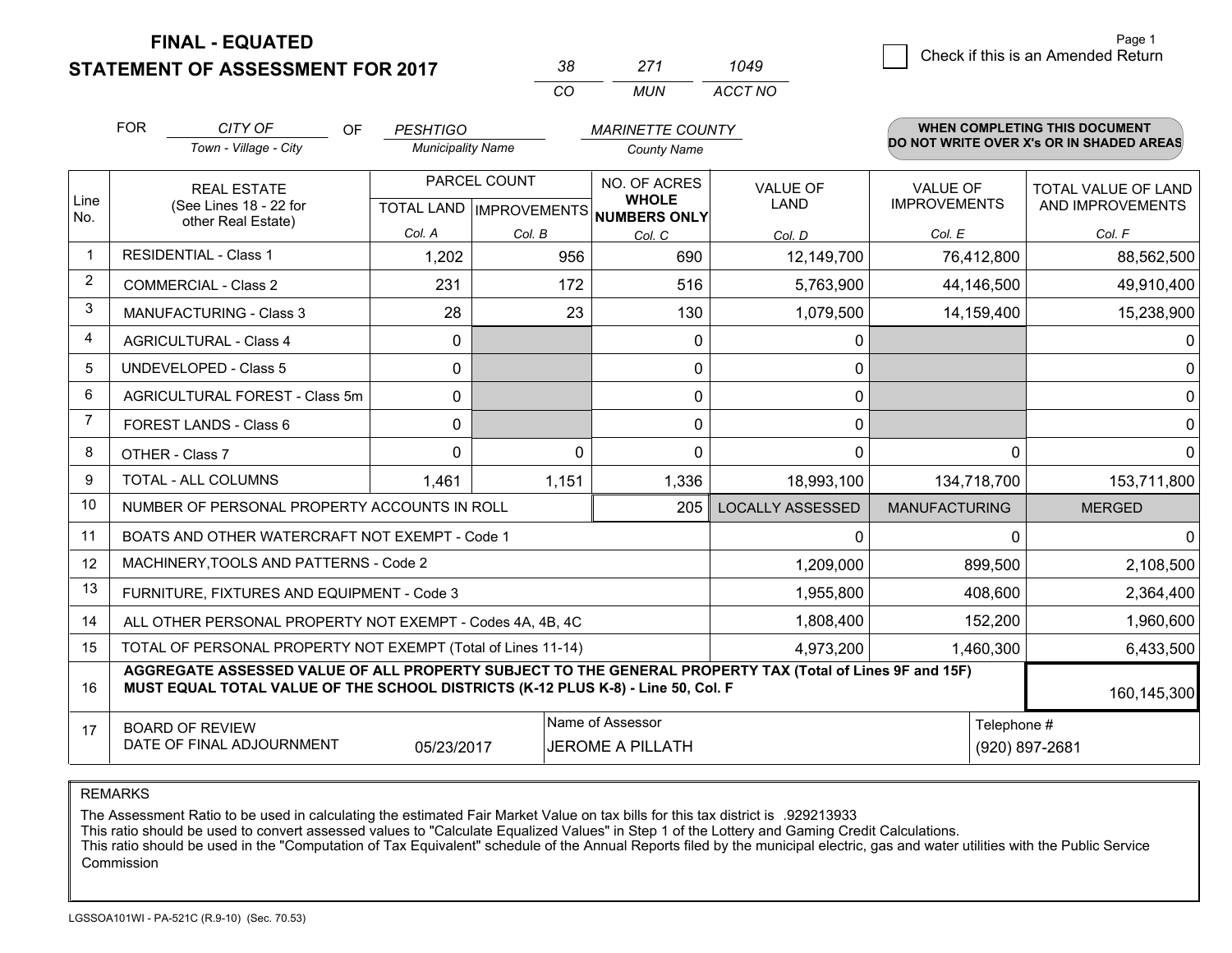# FINAL - EQUATED
## STATEMENT OF ASSESSMENT FOR 2017

| 38 | 271 | 1049 |
|---|---|---|
| CO | MUN | ACCT NO |

Page 1

☐ Check if this is an Amended Return

FOR *CITY OF* (Town - Village - City) OF *PESHTIGO* (Municipality Name) *MARINETTE COUNTY* (County Name)

**WHEN COMPLETING THIS DOCUMENT DO NOT WRITE OVER X's OR IN SHADED AREAS**

| Line No. | REAL ESTATE (See Lines 18 - 22 for other Real Estate) | PARCEL COUNT TOTAL LAND Col. A | PARCEL COUNT IMPROVEMENTS Col. B | NO. OF ACRES WHOLE NUMBERS ONLY Col. C | VALUE OF LAND Col. D | VALUE OF IMPROVEMENTS Col. E | TOTAL VALUE OF LAND AND IMPROVEMENTS Col. F |
|---|---|---|---|---|---|---|---|
| 1 | RESIDENTIAL - Class 1 | 1,202 | 956 | 690 | 12,149,700 | 76,412,800 | 88,562,500 |
| 2 | COMMERCIAL - Class 2 | 231 | 172 | 516 | 5,763,900 | 44,146,500 | 49,910,400 |
| 3 | MANUFACTURING - Class 3 | 28 | 23 | 130 | 1,079,500 | 14,159,400 | 15,238,900 |
| 4 | AGRICULTURAL - Class 4 | 0 | | 0 | 0 | | 0 |
| 5 | UNDEVELOPED - Class 5 | 0 | | 0 | 0 | | 0 |
| 6 | AGRICULTURAL FOREST - Class 5m | 0 | | 0 | 0 | | 0 |
| 7 | FOREST LANDS - Class 6 | 0 | | 0 | 0 | | 0 |
| 8 | OTHER - Class 7 | 0 | 0 | 0 | 0 | 0 | 0 |
| 9 | TOTAL - ALL COLUMNS | 1,461 | 1,151 | 1,336 | 18,993,100 | 134,718,700 | 153,711,800 |
| 10 | NUMBER OF PERSONAL PROPERTY ACCOUNTS IN ROLL | | | 205 | LOCALLY ASSESSED | MANUFACTURING | MERGED |
| 11 | BOATS AND OTHER WATERCRAFT NOT EXEMPT - Code 1 | | | | 0 | 0 | 0 |
| 12 | MACHINERY,TOOLS AND PATTERNS - Code 2 | | | | 1,209,000 | 899,500 | 2,108,500 |
| 13 | FURNITURE, FIXTURES AND EQUIPMENT - Code 3 | | | | 1,955,800 | 408,600 | 2,364,400 |
| 14 | ALL OTHER PERSONAL PROPERTY NOT EXEMPT - Codes 4A, 4B, 4C | | | | 1,808,400 | 152,200 | 1,960,600 |
| 15 | TOTAL OF PERSONAL PROPERTY NOT EXEMPT (Total of Lines 11-14) | | | | 4,973,200 | 1,460,300 | 6,433,500 |
| 16 | **AGGREGATE ASSESSED VALUE OF ALL PROPERTY SUBJECT TO THE GENERAL PROPERTY TAX (Total of Lines 9F and 15F) MUST EQUAL TOTAL VALUE OF THE SCHOOL DISTRICTS (K-12 PLUS K-8) - Line 50, Col. F** | | | | | | 160,145,300 |
| 17 | BOARD OF REVIEW DATE OF FINAL ADJOURNMENT | 05/23/2017 | | Name of Assessor: JEROME A PILLATH | | Telephone #: (920) 897-2681 | |

REMARKS

The Assessment Ratio to be used in calculating the estimated Fair Market Value on tax bills for this tax district is .929213933
This ratio should be used to convert assessed values to "Calculate Equalized Values" in Step 1 of the Lottery and Gaming Credit Calculations.
This ratio should be used in the "Computation of Tax Equivalent" schedule of the Annual Reports filed by the municipal electric, gas and water utilities with the Public Service Commission

LGSSOA101WI - PA-521C (R.9-10) (Sec. 70.53)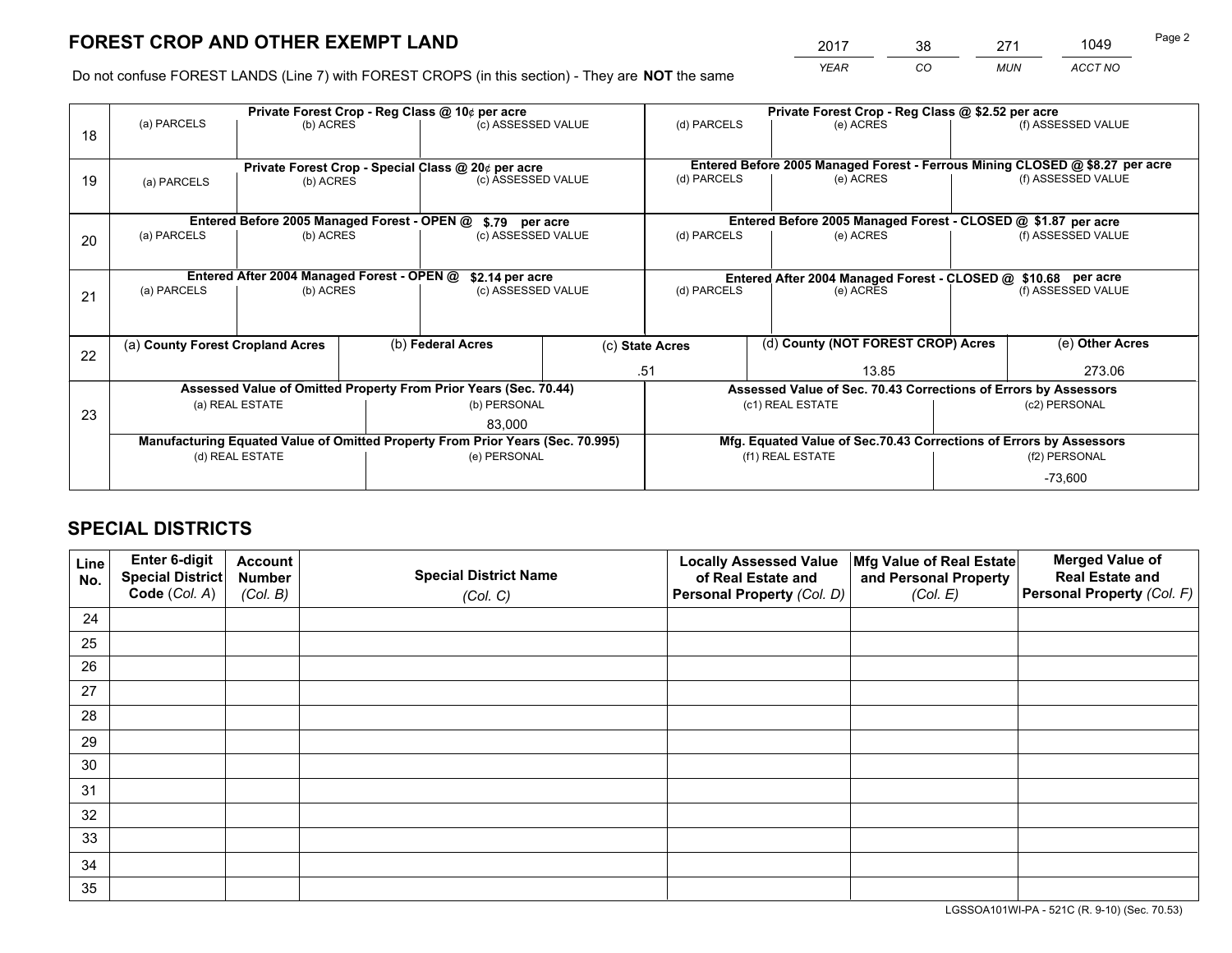# FOREST CROP AND OTHER EXEMPT LAND

| 2017 | 38 | 271 | 1049 |
|---|---|---|---|
| *YEAR* | *CO* | *MUN* | *ACCT NO* |

Do not confuse FOREST LANDS (Line 7) with FOREST CROPS (in this section) - They are **NOT** the same

| Line | Private Forest Crop - Reg Class @ 10¢ per acre | | | Private Forest Crop - Reg Class @ $2.52 per acre | | |
|---|---|---|---|---|---|---|
| 18 | (a) PARCELS | (b) ACRES | (c) ASSESSED VALUE | (d) PARCELS | (e) ACRES | (f) ASSESSED VALUE |
| | **Private Forest Crop - Special Class @ 20¢ per acre** | | | **Entered Before 2005 Managed Forest - Ferrous Mining CLOSED @ $8.27 per acre** | | |
| 19 | (a) PARCELS | (b) ACRES | (c) ASSESSED VALUE | (d) PARCELS | (e) ACRES | (f) ASSESSED VALUE |
| | **Entered Before 2005 Managed Forest - OPEN @ $.79 per acre** | | | **Entered Before 2005 Managed Forest - CLOSED @ $1.87 per acre** | | |
| 20 | (a) PARCELS | (b) ACRES | (c) ASSESSED VALUE | (d) PARCELS | (e) ACRES | (f) ASSESSED VALUE |
| | **Entered After 2004 Managed Forest - OPEN @ $2.14 per acre** | | | **Entered After 2004 Managed Forest - CLOSED @ $10.68 per acre** | | |
| 21 | (a) PARCELS | (b) ACRES | (c) ASSESSED VALUE | (d) PARCELS | (e) ACRES | (f) ASSESSED VALUE |

| Line | (a) **County Forest Cropland Acres** | (b) **Federal Acres** | (c) **State Acres** | (d) **County (NOT FOREST CROP) Acres** | (e) **Other Acres** |
|---|---|---|---|---|---|
| 22 | | | .51 | 13.85 | 273.06 |

| Line | Assessed Value of Omitted Property From Prior Years (Sec. 70.44) | | Assessed Value of Sec. 70.43 Corrections of Errors by Assessors | |
|---|---|---|---|---|
| 23 | (a) REAL ESTATE | (b) PERSONAL | (c1) REAL ESTATE | (c2) PERSONAL |
| | | 83,000 | | |
| | **Manufacturing Equated Value of Omitted Property From Prior Years (Sec. 70.995)** | | **Mfg. Equated Value of Sec.70.43 Corrections of Errors by Assessors** | |
| | (d) REAL ESTATE | (e) PERSONAL | (f1) REAL ESTATE | (f2) PERSONAL |
| | | | | -73,600 |

# SPECIAL DISTRICTS

| Line No. | Enter 6-digit Special District Code (*Col. A*) | Account Number (*Col. B*) | Special District Name (*Col. C*) | Locally Assessed Value of Real Estate and Personal Property (*Col. D*) | Mfg Value of Real Estate and Personal Property (*Col. E*) | Merged Value of Real Estate and Personal Property (*Col. F*) |
|---|---|---|---|---|---|---|
| 24 | | | | | | |
| 25 | | | | | | |
| 26 | | | | | | |
| 27 | | | | | | |
| 28 | | | | | | |
| 29 | | | | | | |
| 30 | | | | | | |
| 31 | | | | | | |
| 32 | | | | | | |
| 33 | | | | | | |
| 34 | | | | | | |
| 35 | | | | | | |

LGSSOA101WI-PA - 521C (R. 9-10) (Sec. 70.53)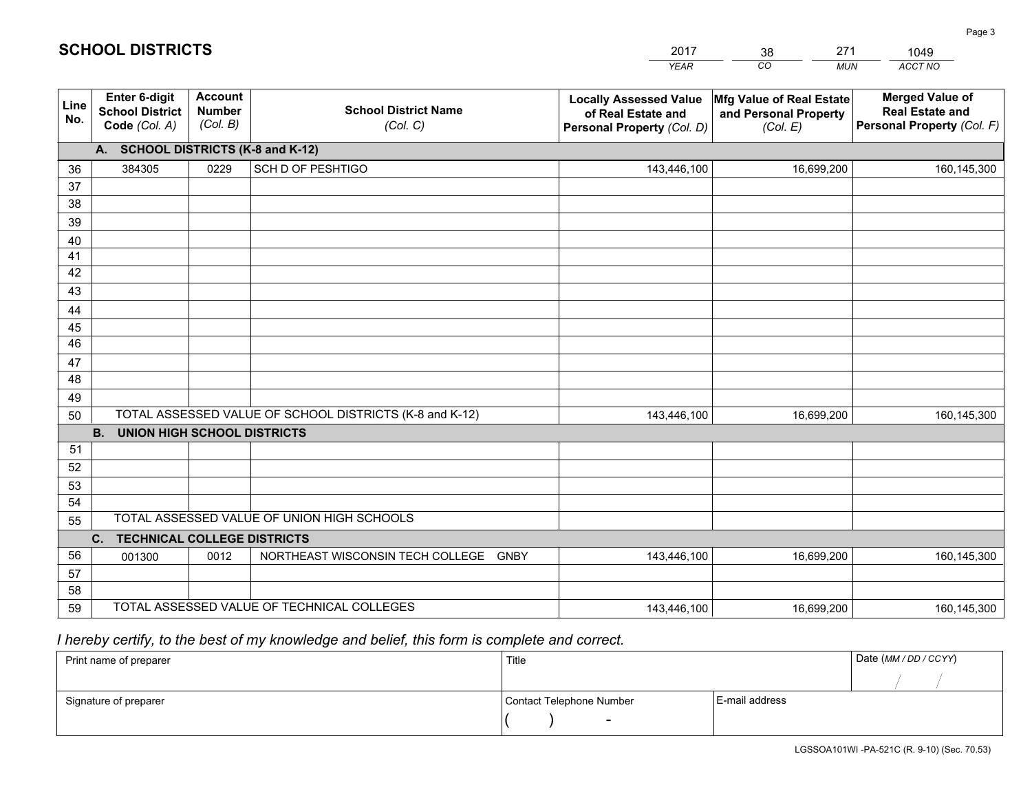# SCHOOL DISTRICTS

| 2017 | 38 | 271 | 1049 |
|---|---|---|---|
| *YEAR* | *CO* | *MUN* | *ACCT NO* |

| Line No. | Enter 6-digit School District Code *(Col. A)* | Account Number *(Col. B)* | School District Name *(Col. C)* | Locally Assessed Value of Real Estate and Personal Property *(Col. D)* | Mfg Value of Real Estate and Personal Property *(Col. E)* | Merged Value of Real Estate and Personal Property *(Col. F)* |
|---|---|---|---|---|---|---|
| | **A. SCHOOL DISTRICTS (K-8 and K-12)** | | | | | |
| 36 | 384305 | 0229 | SCH D OF PESHTIGO | 143,446,100 | 16,699,200 | 160,145,300 |
| 37 | | | | | | |
| 38 | | | | | | |
| 39 | | | | | | |
| 40 | | | | | | |
| 41 | | | | | | |
| 42 | | | | | | |
| 43 | | | | | | |
| 44 | | | | | | |
| 45 | | | | | | |
| 46 | | | | | | |
| 47 | | | | | | |
| 48 | | | | | | |
| 49 | | | | | | |
| 50 | TOTAL ASSESSED VALUE OF SCHOOL DISTRICTS (K-8 and K-12) | | | 143,446,100 | 16,699,200 | 160,145,300 |
| | **B. UNION HIGH SCHOOL DISTRICTS** | | | | | |
| 51 | | | | | | |
| 52 | | | | | | |
| 53 | | | | | | |
| 54 | | | | | | |
| 55 | TOTAL ASSESSED VALUE OF UNION HIGH SCHOOLS | | | | | |
| | **C. TECHNICAL COLLEGE DISTRICTS** | | | | | |
| 56 | 001300 | 0012 | NORTHEAST WISCONSIN TECH COLLEGE GNBY | 143,446,100 | 16,699,200 | 160,145,300 |
| 57 | | | | | | |
| 58 | | | | | | |
| 59 | TOTAL ASSESSED VALUE OF TECHNICAL COLLEGES | | | 143,446,100 | 16,699,200 | 160,145,300 |

*I hereby certify, to the best of my knowledge and belief, this form is complete and correct.*

| Print name of preparer | Title | | Date *(MM / DD / CCYY)* |
|---|---|---|---|
| | | | / / |
| Signature of preparer | Contact Telephone Number | E-mail address | |
| | ( ) - | | |

LGSSOA101WI -PA-521C (R. 9-10) (Sec. 70.53)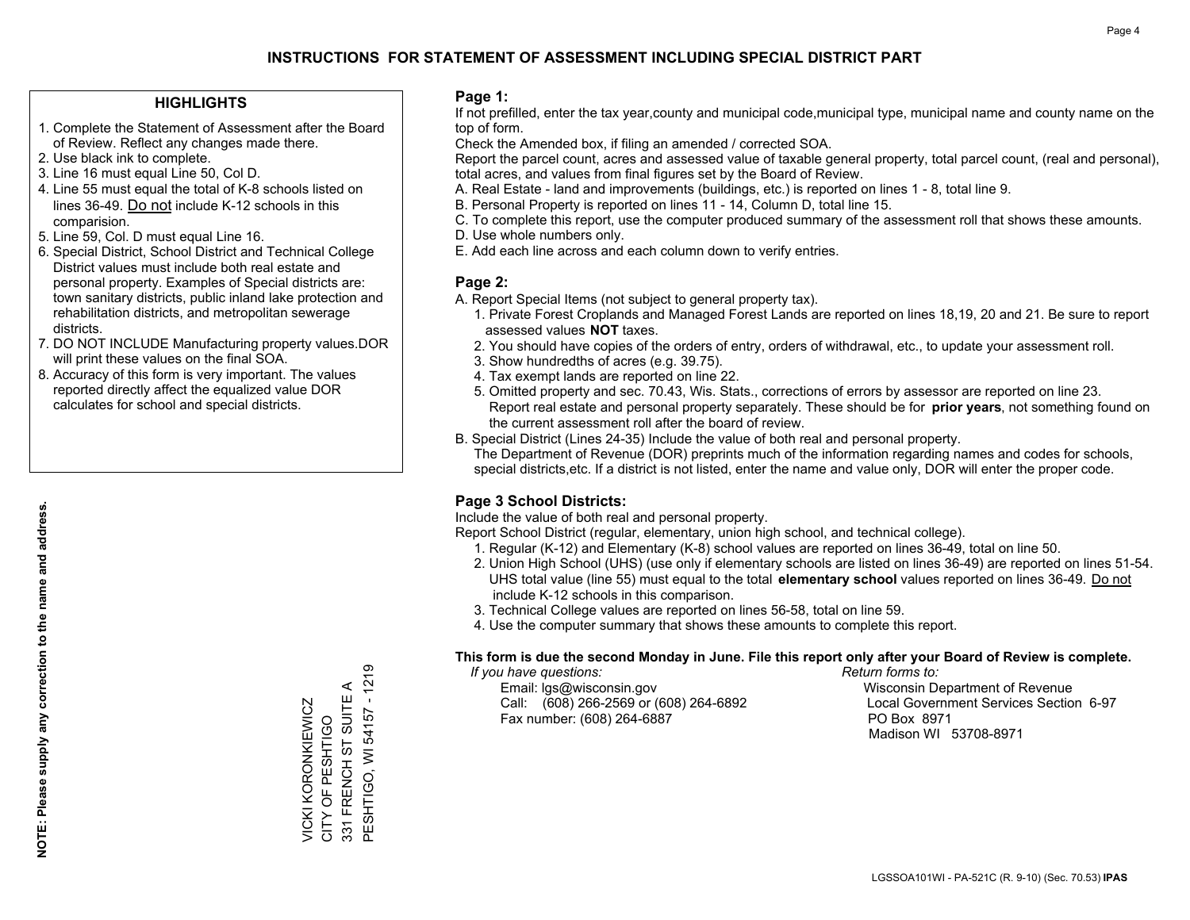# INSTRUCTIONS FOR STATEMENT OF ASSESSMENT INCLUDING SPECIAL DISTRICT PART

## HIGHLIGHTS

1. Complete the Statement of Assessment after the Board of Review. Reflect any changes made there.
2. Use black ink to complete.
3. Line 16 must equal Line 50, Col D.
4. Line 55 must equal the total of K-8 schools listed on lines 36-49. Do not include K-12 schools in this comparision.
5. Line 59, Col. D must equal Line 16.
6. Special District, School District and Technical College District values must include both real estate and personal property. Examples of Special districts are: town sanitary districts, public inland lake protection and rehabilitation districts, and metropolitan sewerage districts.
7. DO NOT INCLUDE Manufacturing property values.DOR will print these values on the final SOA.
8. Accuracy of this form is very important. The values reported directly affect the equalized value DOR calculates for school and special districts.

**NOTE: Please supply any correction to the name and address.**

VICKI KORONKIEWICZ
CITY OF PESHTIGO
331 FRENCH ST SUITE A
PESHTIGO, WI 54157 - 1219

## Page 1:

If not prefilled, enter the tax year,county and municipal code,municipal type, municipal name and county name on the top of form.

Check the Amended box, if filing an amended / corrected SOA.

Report the parcel count, acres and assessed value of taxable general property, total parcel count, (real and personal), total acres, and values from final figures set by the Board of Review.

A. Real Estate - land and improvements (buildings, etc.) is reported on lines 1 - 8, total line 9.
B. Personal Property is reported on lines 11 - 14, Column D, total line 15.
C. To complete this report, use the computer produced summary of the assessment roll that shows these amounts.
D. Use whole numbers only.
E. Add each line across and each column down to verify entries.

## Page 2:

A. Report Special Items (not subject to general property tax).
   1. Private Forest Croplands and Managed Forest Lands are reported on lines 18,19, 20 and 21. Be sure to report assessed values **NOT** taxes.
   2. You should have copies of the orders of entry, orders of withdrawal, etc., to update your assessment roll.
   3. Show hundredths of acres (e.g. 39.75).
   4. Tax exempt lands are reported on line 22.
   5. Omitted property and sec. 70.43, Wis. Stats., corrections of errors by assessor are reported on line 23. Report real estate and personal property separately. These should be for **prior years**, not something found on the current assessment roll after the board of review.

B. Special District (Lines 24-35) Include the value of both real and personal property.
The Department of Revenue (DOR) preprints much of the information regarding names and codes for schools, special districts,etc. If a district is not listed, enter the name and value only, DOR will enter the proper code.

## Page 3 School Districts:

Include the value of both real and personal property.

Report School District (regular, elementary, union high school, and technical college).

1. Regular (K-12) and Elementary (K-8) school values are reported on lines 36-49, total on line 50.
2. Union High School (UHS) (use only if elementary schools are listed on lines 36-49) are reported on lines 51-54. UHS total value (line 55) must equal to the total **elementary school** values reported on lines 36-49. Do not include K-12 schools in this comparison.
3. Technical College values are reported on lines 56-58, total on line 59.
4. Use the computer summary that shows these amounts to complete this report.

**This form is due the second Monday in June. File this report only after your Board of Review is complete.**

*If you have questions:*
Email: lgs@wisconsin.gov
Call: (608) 266-2569 or (608) 264-6892
Fax number: (608) 264-6887

*Return forms to:*
Wisconsin Department of Revenue
Local Government Services Section 6-97
PO Box 8971
Madison WI 53708-8971

LGSSOA101WI - PA-521C (R. 9-10) (Sec. 70.53) **IPAS**